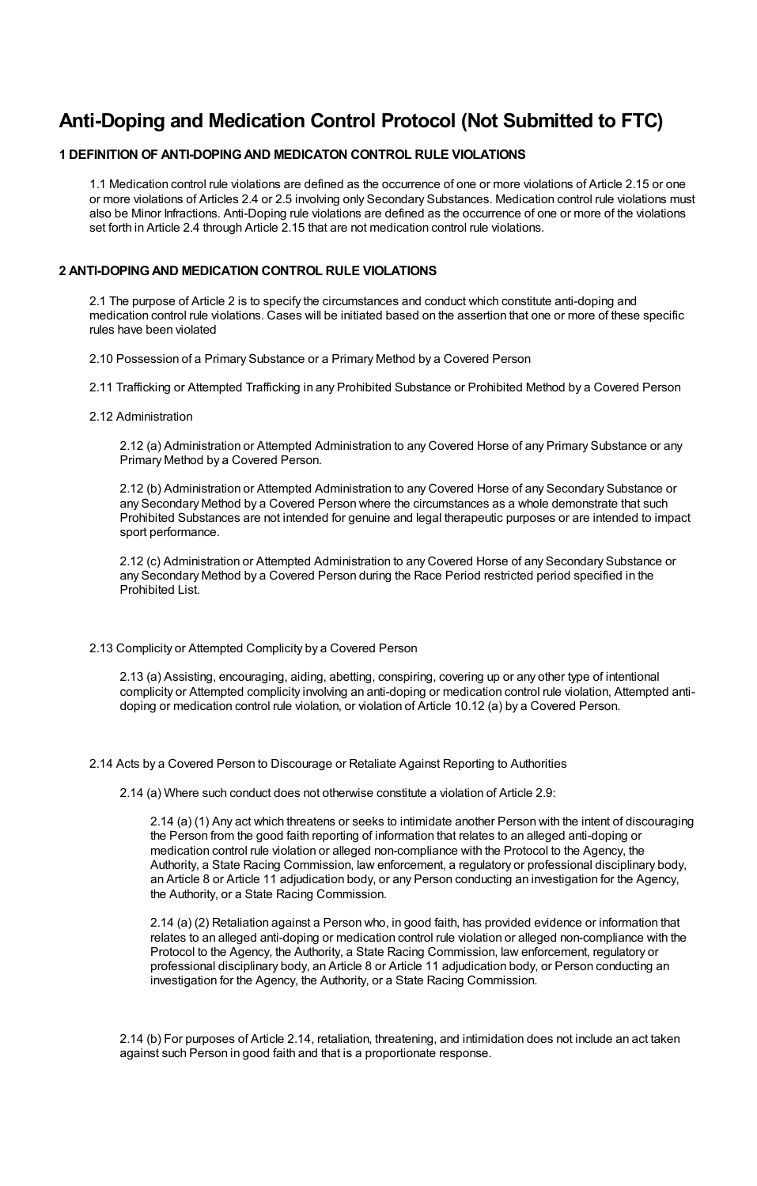# Anti-Doping and Medication Control Protocol (Not Submitted to FTC)

## 1 DEFINITION OF ANTI-DOPING AND MEDICATON CONTROL RULE VIOLATIONS

1.1 Medication control rule violations are defined as the occurrence of one or more violations of Article 2.15 or one or more violations of Articles 2.4 or 2.5 involving only Secondary Substances. Medication control rule violations must also be Minor Infractions. Anti-Doping rule violations are defined as the occurrence of one or more of the violations set forth in Article 2.4 through Article 2.15 that are not medication control rule violations.

## 2 ANTI-DOPING AND MEDICATION CONTROL RULE VIOLATIONS

2.1 The purpose of Article 2 is to specify the circumstances and conduct which constitute anti-doping and medication control rule violations. Cases will be initiated based on the assertion that one or more of these specific rules have been violated

2.10 Possession of a Primary Substance or a Primary Method by a Covered Person

2.11 Trafficking or Attempted Trafficking in any Prohibited Substance or Prohibited Method by a Covered Person

2.12 Administration

2.12 (a) Administration or Attempted Administration to any Covered Horse of any Primary Substance or any Primary Method by a Covered Person.

2.12 (b) Administration or Attempted Administration to any Covered Horse of any Secondary Substance or any Secondary Method by a Covered Person where the circumstances as a whole demonstrate that such Prohibited Substances are not intended for genuine and legal therapeutic purposes or are intended to impact sport performance.

2.12 (c) Administration or Attempted Administration to any Covered Horse of any Secondary Substance or any Secondary Method by a Covered Person during the Race Period restricted period specified in the Prohibited List.

2.13 Complicity or Attempted Complicity by a Covered Person

2.13 (a) Assisting, encouraging, aiding, abetting, conspiring, covering up or any other type of intentional complicity or Attempted complicity involving an anti-doping or medication control rule violation, Attempted anti-doping or medication control rule violation, or violation of Article 10.12 (a) by a Covered Person.

2.14 Acts by a Covered Person to Discourage or Retaliate Against Reporting to Authorities

2.14 (a) Where such conduct does not otherwise constitute a violation of Article 2.9:

2.14 (a) (1) Any act which threatens or seeks to intimidate another Person with the intent of discouraging the Person from the good faith reporting of information that relates to an alleged anti-doping or medication control rule violation or alleged non-compliance with the Protocol to the Agency, the Authority, a State Racing Commission, law enforcement, a regulatory or professional disciplinary body, an Article 8 or Article 11 adjudication body, or any Person conducting an investigation for the Agency, the Authority, or a State Racing Commission.

2.14 (a) (2) Retaliation against a Person who, in good faith, has provided evidence or information that relates to an alleged anti-doping or medication control rule violation or alleged non-compliance with the Protocol to the Agency, the Authority, a State Racing Commission, law enforcement, regulatory or professional disciplinary body, an Article 8 or Article 11 adjudication body, or Person conducting an investigation for the Agency, the Authority, or a State Racing Commission.

2.14 (b) For purposes of Article 2.14, retaliation, threatening, and intimidation does not include an act taken against such Person in good faith and that is a proportionate response.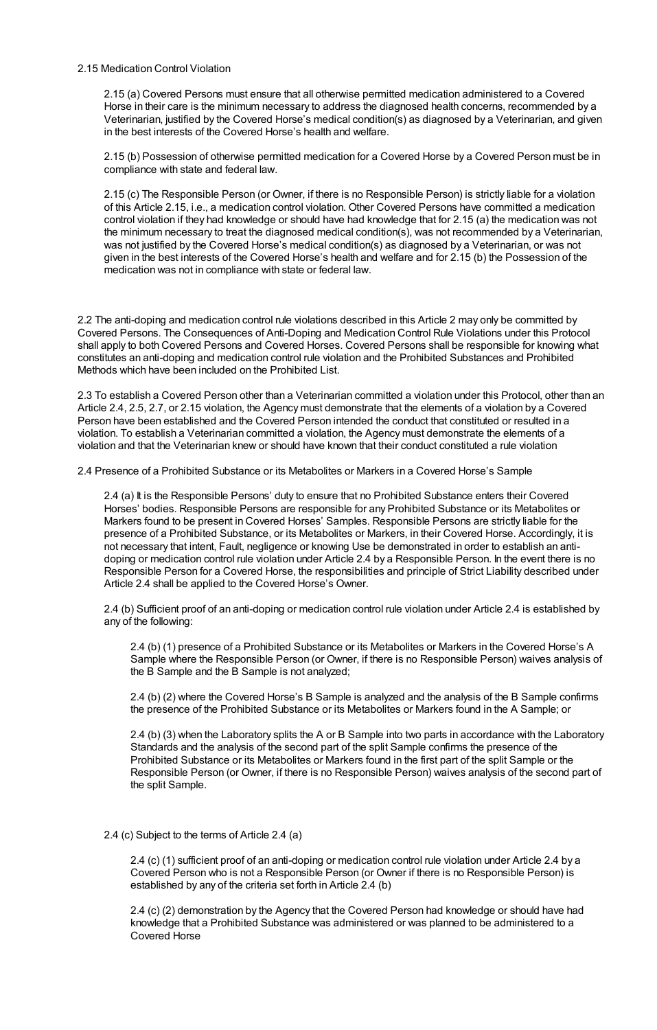2.15 Medication Control Violation

2.15 (a) Covered Persons must ensure that all otherwise permitted medication administered to a Covered Horse in their care is the minimum necessary to address the diagnosed health concerns, recommended by a Veterinarian, justified by the Covered Horse's medical condition(s) as diagnosed by a Veterinarian, and given in the best interests of the Covered Horse's health and welfare.

2.15 (b) Possession of otherwise permitted medication for a Covered Horse by a Covered Person must be in compliance with state and federal law.

2.15 (c) The Responsible Person (or Owner, if there is no Responsible Person) is strictly liable for a violation of this Article 2.15, i.e., a medication control violation. Other Covered Persons have committed a medication control violation if they had knowledge or should have had knowledge that for 2.15 (a) the medication was not the minimum necessary to treat the diagnosed medical condition(s), was not recommended by a Veterinarian, was not justified by the Covered Horse's medical condition(s) as diagnosed by a Veterinarian, or was not given in the best interests of the Covered Horse's health and welfare and for 2.15 (b) the Possession of the medication was not in compliance with state or federal law.

2.2 The anti-doping and medication control rule violations described in this Article 2 may only be committed by Covered Persons. The Consequences of Anti-Doping and Medication Control Rule Violations under this Protocol shall apply to both Covered Persons and Covered Horses. Covered Persons shall be responsible for knowing what constitutes an anti-doping and medication control rule violation and the Prohibited Substances and Prohibited Methods which have been included on the Prohibited List.

2.3 To establish a Covered Person other than a Veterinarian committed a violation under this Protocol, other than an Article 2.4, 2.5, 2.7, or 2.15 violation, the Agency must demonstrate that the elements of a violation by a Covered Person have been established and the Covered Person intended the conduct that constituted or resulted in a violation. To establish a Veterinarian committed a violation, the Agency must demonstrate the elements of a violation and that the Veterinarian knew or should have known that their conduct constituted a rule violation

2.4 Presence of a Prohibited Substance or its Metabolites or Markers in a Covered Horse's Sample

2.4 (a) It is the Responsible Persons' duty to ensure that no Prohibited Substance enters their Covered Horses' bodies. Responsible Persons are responsible for any Prohibited Substance or its Metabolites or Markers found to be present in Covered Horses' Samples. Responsible Persons are strictly liable for the presence of a Prohibited Substance, or its Metabolites or Markers, in their Covered Horse. Accordingly, it is not necessary that intent, Fault, negligence or knowing Use be demonstrated in order to establish an anti-doping or medication control rule violation under Article 2.4 by a Responsible Person. In the event there is no Responsible Person for a Covered Horse, the responsibilities and principle of Strict Liability described under Article 2.4 shall be applied to the Covered Horse's Owner.

2.4 (b) Sufficient proof of an anti-doping or medication control rule violation under Article 2.4 is established by any of the following:

2.4 (b) (1) presence of a Prohibited Substance or its Metabolites or Markers in the Covered Horse's A Sample where the Responsible Person (or Owner, if there is no Responsible Person) waives analysis of the B Sample and the B Sample is not analyzed;

2.4 (b) (2) where the Covered Horse's B Sample is analyzed and the analysis of the B Sample confirms the presence of the Prohibited Substance or its Metabolites or Markers found in the A Sample; or

2.4 (b) (3) when the Laboratory splits the A or B Sample into two parts in accordance with the Laboratory Standards and the analysis of the second part of the split Sample confirms the presence of the Prohibited Substance or its Metabolites or Markers found in the first part of the split Sample or the Responsible Person (or Owner, if there is no Responsible Person) waives analysis of the second part of the split Sample.

2.4 (c) Subject to the terms of Article 2.4 (a)

2.4 (c) (1) sufficient proof of an anti-doping or medication control rule violation under Article 2.4 by a Covered Person who is not a Responsible Person (or Owner if there is no Responsible Person) is established by any of the criteria set forth in Article 2.4 (b)

2.4 (c) (2) demonstration by the Agency that the Covered Person had knowledge or should have had knowledge that a Prohibited Substance was administered or was planned to be administered to a Covered Horse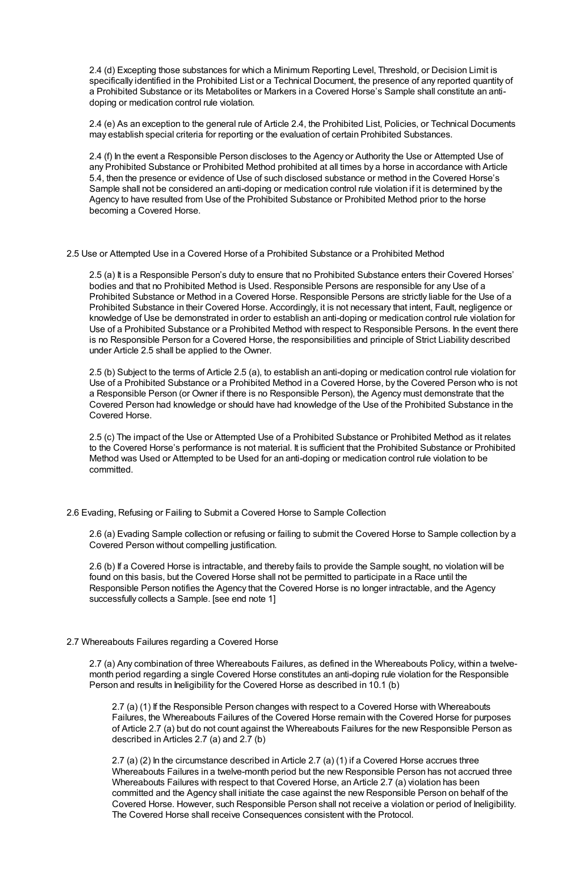2.4 (d) Excepting those substances for which a Minimum Reporting Level, Threshold, or Decision Limit is specifically identified in the Prohibited List or a Technical Document, the presence of any reported quantity of a Prohibited Substance or its Metabolites or Markers in a Covered Horse's Sample shall constitute an anti-doping or medication control rule violation.

2.4 (e) As an exception to the general rule of Article 2.4, the Prohibited List, Policies, or Technical Documents may establish special criteria for reporting or the evaluation of certain Prohibited Substances.

2.4 (f) In the event a Responsible Person discloses to the Agency or Authority the Use or Attempted Use of any Prohibited Substance or Prohibited Method prohibited at all times by a horse in accordance with Article 5.4, then the presence or evidence of Use of such disclosed substance or method in the Covered Horse's Sample shall not be considered an anti-doping or medication control rule violation if it is determined by the Agency to have resulted from Use of the Prohibited Substance or Prohibited Method prior to the horse becoming a Covered Horse.

## 2.5 Use or Attempted Use in a Covered Horse of a Prohibited Substance or a Prohibited Method

2.5 (a) It is a Responsible Person's duty to ensure that no Prohibited Substance enters their Covered Horses' bodies and that no Prohibited Method is Used. Responsible Persons are responsible for any Use of a Prohibited Substance or Method in a Covered Horse. Responsible Persons are strictly liable for the Use of a Prohibited Substance in their Covered Horse. Accordingly, it is not necessary that intent, Fault, negligence or knowledge of Use be demonstrated in order to establish an anti-doping or medication control rule violation for Use of a Prohibited Substance or a Prohibited Method with respect to Responsible Persons. In the event there is no Responsible Person for a Covered Horse, the responsibilities and principle of Strict Liability described under Article 2.5 shall be applied to the Owner.

2.5 (b) Subject to the terms of Article 2.5 (a), to establish an anti-doping or medication control rule violation for Use of a Prohibited Substance or a Prohibited Method in a Covered Horse, by the Covered Person who is not a Responsible Person (or Owner if there is no Responsible Person), the Agency must demonstrate that the Covered Person had knowledge or should have had knowledge of the Use of the Prohibited Substance in the Covered Horse.

2.5 (c) The impact of the Use or Attempted Use of a Prohibited Substance or Prohibited Method as it relates to the Covered Horse's performance is not material. It is sufficient that the Prohibited Substance or Prohibited Method was Used or Attempted to be Used for an anti-doping or medication control rule violation to be committed.

## 2.6 Evading, Refusing or Failing to Submit a Covered Horse to Sample Collection

2.6 (a) Evading Sample collection or refusing or failing to submit the Covered Horse to Sample collection by a Covered Person without compelling justification.

2.6 (b) If a Covered Horse is intractable, and thereby fails to provide the Sample sought, no violation will be found on this basis, but the Covered Horse shall not be permitted to participate in a Race until the Responsible Person notifies the Agency that the Covered Horse is no longer intractable, and the Agency successfully collects a Sample. [see end note 1]

## 2.7 Whereabouts Failures regarding a Covered Horse

2.7 (a) Any combination of three Whereabouts Failures, as defined in the Whereabouts Policy, within a twelve-month period regarding a single Covered Horse constitutes an anti-doping rule violation for the Responsible Person and results in Ineligibility for the Covered Horse as described in 10.1 (b)

2.7 (a) (1) If the Responsible Person changes with respect to a Covered Horse with Whereabouts Failures, the Whereabouts Failures of the Covered Horse remain with the Covered Horse for purposes of Article 2.7 (a) but do not count against the Whereabouts Failures for the new Responsible Person as described in Articles 2.7 (a) and 2.7 (b)

2.7 (a) (2) In the circumstance described in Article 2.7 (a) (1) if a Covered Horse accrues three Whereabouts Failures in a twelve-month period but the new Responsible Person has not accrued three Whereabouts Failures with respect to that Covered Horse, an Article 2.7 (a) violation has been committed and the Agency shall initiate the case against the new Responsible Person on behalf of the Covered Horse. However, such Responsible Person shall not receive a violation or period of Ineligibility. The Covered Horse shall receive Consequences consistent with the Protocol.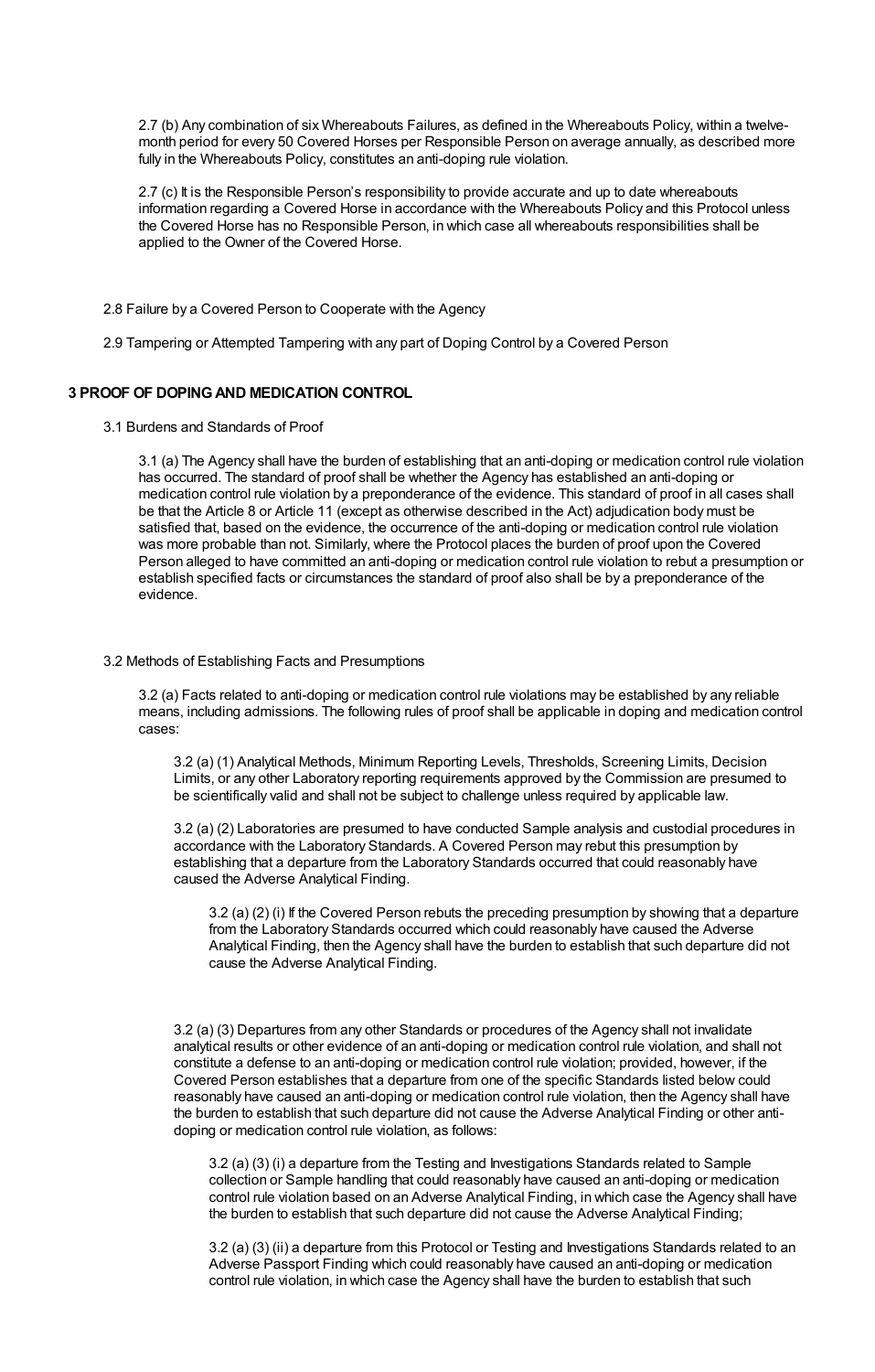2.7 (b) Any combination of six Whereabouts Failures, as defined in the Whereabouts Policy, within a twelve-month period for every 50 Covered Horses per Responsible Person on average annually, as described more fully in the Whereabouts Policy, constitutes an anti-doping rule violation.

2.7 (c) It is the Responsible Person's responsibility to provide accurate and up to date whereabouts information regarding a Covered Horse in accordance with the Whereabouts Policy and this Protocol unless the Covered Horse has no Responsible Person, in which case all whereabouts responsibilities shall be applied to the Owner of the Covered Horse.

2.8 Failure by a Covered Person to Cooperate with the Agency

2.9 Tampering or Attempted Tampering with any part of Doping Control by a Covered Person

## 3 PROOF OF DOPING AND MEDICATION CONTROL

3.1 Burdens and Standards of Proof

3.1 (a) The Agency shall have the burden of establishing that an anti-doping or medication control rule violation has occurred. The standard of proof shall be whether the Agency has established an anti-doping or medication control rule violation by a preponderance of the evidence. This standard of proof in all cases shall be that the Article 8 or Article 11 (except as otherwise described in the Act) adjudication body must be satisfied that, based on the evidence, the occurrence of the anti-doping or medication control rule violation was more probable than not. Similarly, where the Protocol places the burden of proof upon the Covered Person alleged to have committed an anti-doping or medication control rule violation to rebut a presumption or establish specified facts or circumstances the standard of proof also shall be by a preponderance of the evidence.

3.2 Methods of Establishing Facts and Presumptions

3.2 (a) Facts related to anti-doping or medication control rule violations may be established by any reliable means, including admissions. The following rules of proof shall be applicable in doping and medication control cases:

3.2 (a) (1) Analytical Methods, Minimum Reporting Levels, Thresholds, Screening Limits, Decision Limits, or any other Laboratory reporting requirements approved by the Commission are presumed to be scientifically valid and shall not be subject to challenge unless required by applicable law.

3.2 (a) (2) Laboratories are presumed to have conducted Sample analysis and custodial procedures in accordance with the Laboratory Standards. A Covered Person may rebut this presumption by establishing that a departure from the Laboratory Standards occurred that could reasonably have caused the Adverse Analytical Finding.

3.2 (a) (2) (i) If the Covered Person rebuts the preceding presumption by showing that a departure from the Laboratory Standards occurred which could reasonably have caused the Adverse Analytical Finding, then the Agency shall have the burden to establish that such departure did not cause the Adverse Analytical Finding.

3.2 (a) (3) Departures from any other Standards or procedures of the Agency shall not invalidate analytical results or other evidence of an anti-doping or medication control rule violation, and shall not constitute a defense to an anti-doping or medication control rule violation; provided, however, if the Covered Person establishes that a departure from one of the specific Standards listed below could reasonably have caused an anti-doping or medication control rule violation, then the Agency shall have the burden to establish that such departure did not cause the Adverse Analytical Finding or other anti-doping or medication control rule violation, as follows:

3.2 (a) (3) (i) a departure from the Testing and Investigations Standards related to Sample collection or Sample handling that could reasonably have caused an anti-doping or medication control rule violation based on an Adverse Analytical Finding, in which case the Agency shall have the burden to establish that such departure did not cause the Adverse Analytical Finding;

3.2 (a) (3) (ii) a departure from this Protocol or Testing and Investigations Standards related to an Adverse Passport Finding which could reasonably have caused an anti-doping or medication control rule violation, in which case the Agency shall have the burden to establish that such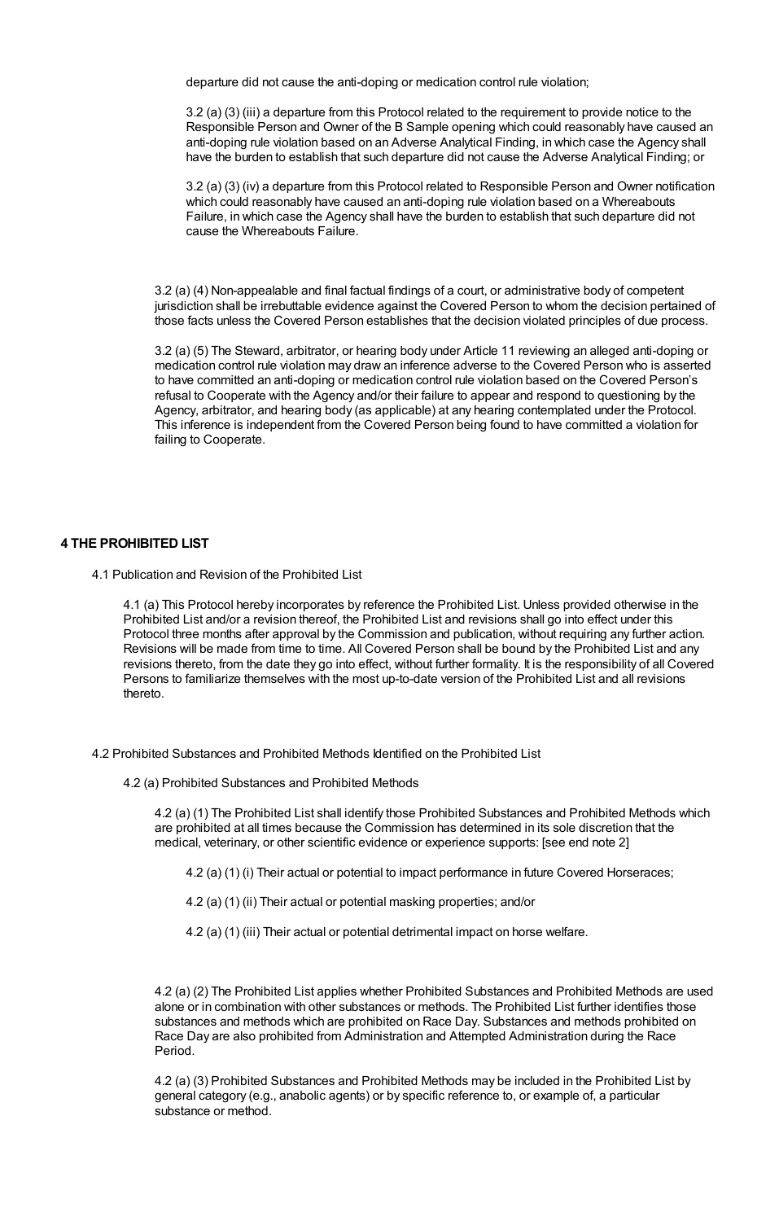departure did not cause the anti-doping or medication control rule violation;

3.2 (a) (3) (iii) a departure from this Protocol related to the requirement to provide notice to the Responsible Person and Owner of the B Sample opening which could reasonably have caused an anti-doping rule violation based on an Adverse Analytical Finding, in which case the Agency shall have the burden to establish that such departure did not cause the Adverse Analytical Finding; or

3.2 (a) (3) (iv) a departure from this Protocol related to Responsible Person and Owner notification which could reasonably have caused an anti-doping rule violation based on a Whereabouts Failure, in which case the Agency shall have the burden to establish that such departure did not cause the Whereabouts Failure.

3.2 (a) (4) Non-appealable and final factual findings of a court, or administrative body of competent jurisdiction shall be irrebuttable evidence against the Covered Person to whom the decision pertained of those facts unless the Covered Person establishes that the decision violated principles of due process.

3.2 (a) (5) The Steward, arbitrator, or hearing body under Article 11 reviewing an alleged anti-doping or medication control rule violation may draw an inference adverse to the Covered Person who is asserted to have committed an anti-doping or medication control rule violation based on the Covered Person's refusal to Cooperate with the Agency and/or their failure to appear and respond to questioning by the Agency, arbitrator, and hearing body (as applicable) at any hearing contemplated under the Protocol. This inference is independent from the Covered Person being found to have committed a violation for failing to Cooperate.

## 4 THE PROHIBITED LIST

4.1 Publication and Revision of the Prohibited List

4.1 (a) This Protocol hereby incorporates by reference the Prohibited List. Unless provided otherwise in the Prohibited List and/or a revision thereof, the Prohibited List and revisions shall go into effect under this Protocol three months after approval by the Commission and publication, without requiring any further action. Revisions will be made from time to time. All Covered Person shall be bound by the Prohibited List and any revisions thereto, from the date they go into effect, without further formality. It is the responsibility of all Covered Persons to familiarize themselves with the most up-to-date version of the Prohibited List and all revisions thereto.

4.2 Prohibited Substances and Prohibited Methods Identified on the Prohibited List

4.2 (a) Prohibited Substances and Prohibited Methods

4.2 (a) (1) The Prohibited List shall identify those Prohibited Substances and Prohibited Methods which are prohibited at all times because the Commission has determined in its sole discretion that the medical, veterinary, or other scientific evidence or experience supports: [see end note 2]

4.2 (a) (1) (i) Their actual or potential to impact performance in future Covered Horseraces;

4.2 (a) (1) (ii) Their actual or potential masking properties; and/or

4.2 (a) (1) (iii) Their actual or potential detrimental impact on horse welfare.

4.2 (a) (2) The Prohibited List applies whether Prohibited Substances and Prohibited Methods are used alone or in combination with other substances or methods. The Prohibited List further identifies those substances and methods which are prohibited on Race Day. Substances and methods prohibited on Race Day are also prohibited from Administration and Attempted Administration during the Race Period.

4.2 (a) (3) Prohibited Substances and Prohibited Methods may be included in the Prohibited List by general category (e.g., anabolic agents) or by specific reference to, or example of, a particular substance or method.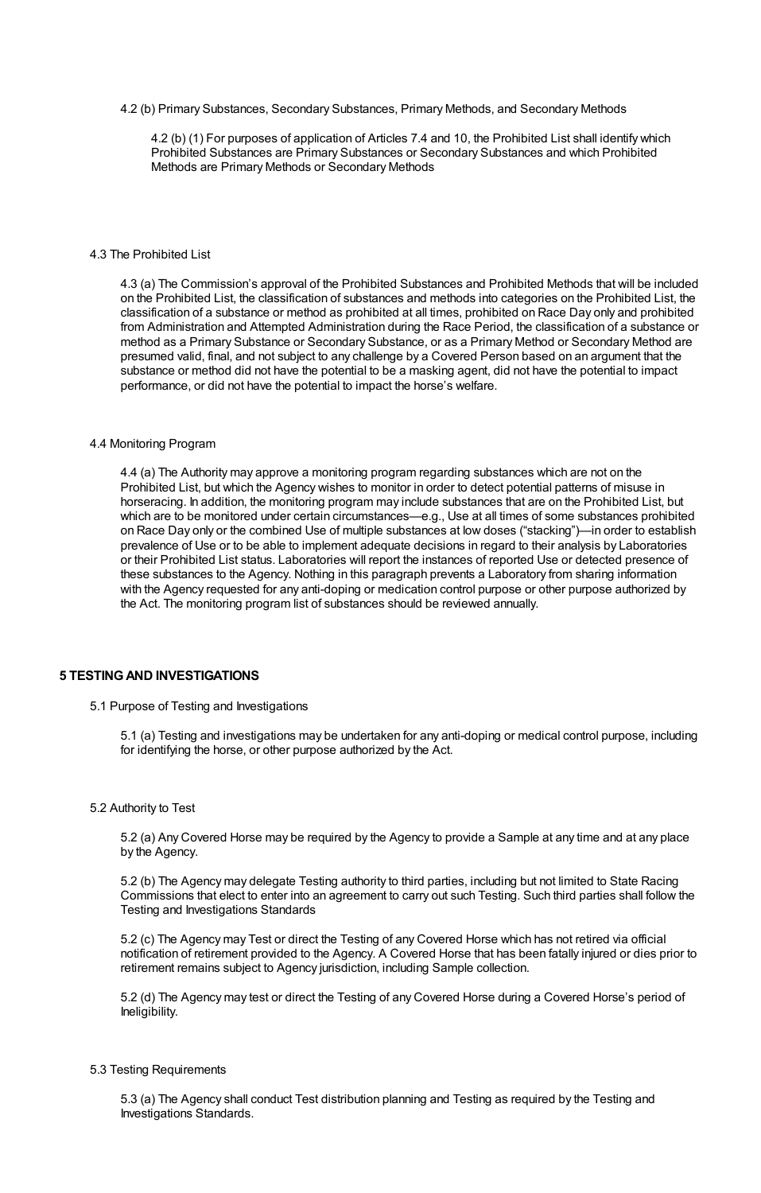4.2 (b) Primary Substances, Secondary Substances, Primary Methods, and Secondary Methods

4.2 (b) (1) For purposes of application of Articles 7.4 and 10, the Prohibited List shall identify which Prohibited Substances are Primary Substances or Secondary Substances and which Prohibited Methods are Primary Methods or Secondary Methods

4.3 The Prohibited List

4.3 (a) The Commission's approval of the Prohibited Substances and Prohibited Methods that will be included on the Prohibited List, the classification of substances and methods into categories on the Prohibited List, the classification of a substance or method as prohibited at all times, prohibited on Race Day only and prohibited from Administration and Attempted Administration during the Race Period, the classification of a substance or method as a Primary Substance or Secondary Substance, or as a Primary Method or Secondary Method are presumed valid, final, and not subject to any challenge by a Covered Person based on an argument that the substance or method did not have the potential to be a masking agent, did not have the potential to impact performance, or did not have the potential to impact the horse's welfare.

4.4 Monitoring Program

4.4 (a) The Authority may approve a monitoring program regarding substances which are not on the Prohibited List, but which the Agency wishes to monitor in order to detect potential patterns of misuse in horseracing. In addition, the monitoring program may include substances that are on the Prohibited List, but which are to be monitored under certain circumstances—e.g., Use at all times of some substances prohibited on Race Day only or the combined Use of multiple substances at low doses ("stacking")—in order to establish prevalence of Use or to be able to implement adequate decisions in regard to their analysis by Laboratories or their Prohibited List status. Laboratories will report the instances of reported Use or detected presence of these substances to the Agency. Nothing in this paragraph prevents a Laboratory from sharing information with the Agency requested for any anti-doping or medication control purpose or other purpose authorized by the Act. The monitoring program list of substances should be reviewed annually.

## 5 TESTING AND INVESTIGATIONS

5.1 Purpose of Testing and Investigations

5.1 (a) Testing and investigations may be undertaken for any anti-doping or medical control purpose, including for identifying the horse, or other purpose authorized by the Act.

5.2 Authority to Test

5.2 (a) Any Covered Horse may be required by the Agency to provide a Sample at any time and at any place by the Agency.

5.2 (b) The Agency may delegate Testing authority to third parties, including but not limited to State Racing Commissions that elect to enter into an agreement to carry out such Testing. Such third parties shall follow the Testing and Investigations Standards

5.2 (c) The Agency may Test or direct the Testing of any Covered Horse which has not retired via official notification of retirement provided to the Agency. A Covered Horse that has been fatally injured or dies prior to retirement remains subject to Agency jurisdiction, including Sample collection.

5.2 (d) The Agency may test or direct the Testing of any Covered Horse during a Covered Horse's period of Ineligibility.

5.3 Testing Requirements

5.3 (a) The Agency shall conduct Test distribution planning and Testing as required by the Testing and Investigations Standards.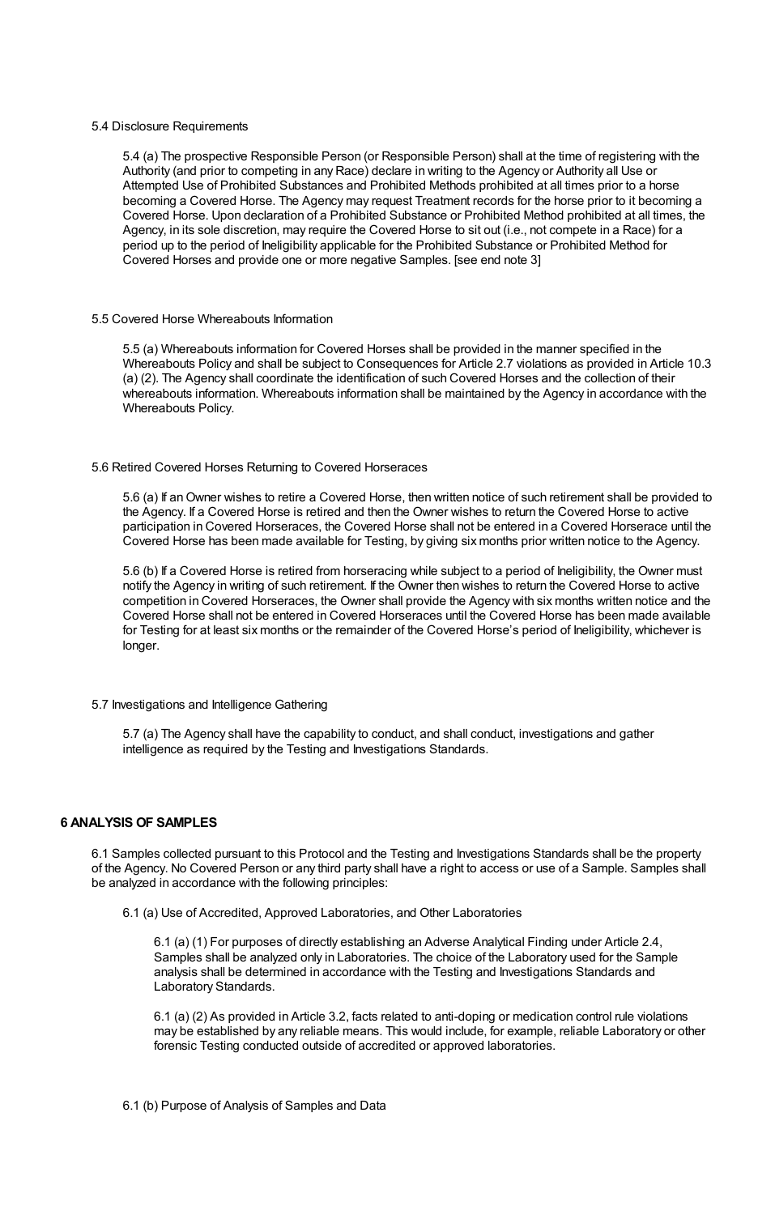5.4 Disclosure Requirements

5.4 (a) The prospective Responsible Person (or Responsible Person) shall at the time of registering with the Authority (and prior to competing in any Race) declare in writing to the Agency or Authority all Use or Attempted Use of Prohibited Substances and Prohibited Methods prohibited at all times prior to a horse becoming a Covered Horse. The Agency may request Treatment records for the horse prior to it becoming a Covered Horse. Upon declaration of a Prohibited Substance or Prohibited Method prohibited at all times, the Agency, in its sole discretion, may require the Covered Horse to sit out (i.e., not compete in a Race) for a period up to the period of Ineligibility applicable for the Prohibited Substance or Prohibited Method for Covered Horses and provide one or more negative Samples. [see end note 3]

5.5 Covered Horse Whereabouts Information

5.5 (a) Whereabouts information for Covered Horses shall be provided in the manner specified in the Whereabouts Policy and shall be subject to Consequences for Article 2.7 violations as provided in Article 10.3 (a) (2). The Agency shall coordinate the identification of such Covered Horses and the collection of their whereabouts information. Whereabouts information shall be maintained by the Agency in accordance with the Whereabouts Policy.

5.6 Retired Covered Horses Returning to Covered Horseraces

5.6 (a) If an Owner wishes to retire a Covered Horse, then written notice of such retirement shall be provided to the Agency. If a Covered Horse is retired and then the Owner wishes to return the Covered Horse to active participation in Covered Horseraces, the Covered Horse shall not be entered in a Covered Horserace until the Covered Horse has been made available for Testing, by giving six months prior written notice to the Agency.

5.6 (b) If a Covered Horse is retired from horseracing while subject to a period of Ineligibility, the Owner must notify the Agency in writing of such retirement. If the Owner then wishes to return the Covered Horse to active competition in Covered Horseraces, the Owner shall provide the Agency with six months written notice and the Covered Horse shall not be entered in Covered Horseraces until the Covered Horse has been made available for Testing for at least six months or the remainder of the Covered Horse's period of Ineligibility, whichever is longer.

5.7 Investigations and Intelligence Gathering

5.7 (a) The Agency shall have the capability to conduct, and shall conduct, investigations and gather intelligence as required by the Testing and Investigations Standards.

## 6 ANALYSIS OF SAMPLES

6.1 Samples collected pursuant to this Protocol and the Testing and Investigations Standards shall be the property of the Agency. No Covered Person or any third party shall have a right to access or use of a Sample. Samples shall be analyzed in accordance with the following principles:

6.1 (a) Use of Accredited, Approved Laboratories, and Other Laboratories

6.1 (a) (1) For purposes of directly establishing an Adverse Analytical Finding under Article 2.4, Samples shall be analyzed only in Laboratories. The choice of the Laboratory used for the Sample analysis shall be determined in accordance with the Testing and Investigations Standards and Laboratory Standards.

6.1 (a) (2) As provided in Article 3.2, facts related to anti-doping or medication control rule violations may be established by any reliable means. This would include, for example, reliable Laboratory or other forensic Testing conducted outside of accredited or approved laboratories.

6.1 (b) Purpose of Analysis of Samples and Data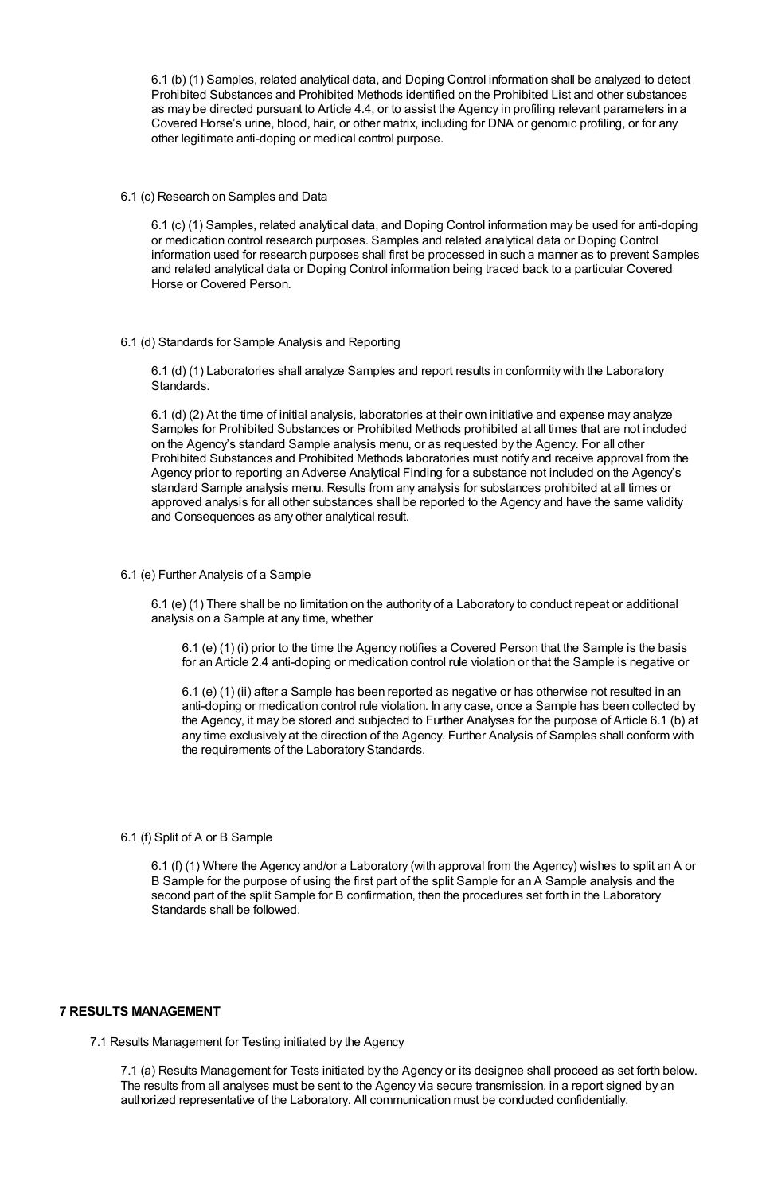6.1 (b) (1) Samples, related analytical data, and Doping Control information shall be analyzed to detect Prohibited Substances and Prohibited Methods identified on the Prohibited List and other substances as may be directed pursuant to Article 4.4, or to assist the Agency in profiling relevant parameters in a Covered Horse's urine, blood, hair, or other matrix, including for DNA or genomic profiling, or for any other legitimate anti-doping or medical control purpose.

6.1 (c) Research on Samples and Data

6.1 (c) (1) Samples, related analytical data, and Doping Control information may be used for anti-doping or medication control research purposes. Samples and related analytical data or Doping Control information used for research purposes shall first be processed in such a manner as to prevent Samples and related analytical data or Doping Control information being traced back to a particular Covered Horse or Covered Person.

6.1 (d) Standards for Sample Analysis and Reporting

6.1 (d) (1) Laboratories shall analyze Samples and report results in conformity with the Laboratory Standards.

6.1 (d) (2) At the time of initial analysis, laboratories at their own initiative and expense may analyze Samples for Prohibited Substances or Prohibited Methods prohibited at all times that are not included on the Agency's standard Sample analysis menu, or as requested by the Agency. For all other Prohibited Substances and Prohibited Methods laboratories must notify and receive approval from the Agency prior to reporting an Adverse Analytical Finding for a substance not included on the Agency's standard Sample analysis menu. Results from any analysis for substances prohibited at all times or approved analysis for all other substances shall be reported to the Agency and have the same validity and Consequences as any other analytical result.

6.1 (e) Further Analysis of a Sample

6.1 (e) (1) There shall be no limitation on the authority of a Laboratory to conduct repeat or additional analysis on a Sample at any time, whether

6.1 (e) (1) (i) prior to the time the Agency notifies a Covered Person that the Sample is the basis for an Article 2.4 anti-doping or medication control rule violation or that the Sample is negative or

6.1 (e) (1) (ii) after a Sample has been reported as negative or has otherwise not resulted in an anti-doping or medication control rule violation. In any case, once a Sample has been collected by the Agency, it may be stored and subjected to Further Analyses for the purpose of Article 6.1 (b) at any time exclusively at the direction of the Agency. Further Analysis of Samples shall conform with the requirements of the Laboratory Standards.

6.1 (f) Split of A or B Sample

6.1 (f) (1) Where the Agency and/or a Laboratory (with approval from the Agency) wishes to split an A or B Sample for the purpose of using the first part of the split Sample for an A Sample analysis and the second part of the split Sample for B confirmation, then the procedures set forth in the Laboratory Standards shall be followed.

## 7 RESULTS MANAGEMENT

7.1 Results Management for Testing initiated by the Agency

7.1 (a) Results Management for Tests initiated by the Agency or its designee shall proceed as set forth below. The results from all analyses must be sent to the Agency via secure transmission, in a report signed by an authorized representative of the Laboratory. All communication must be conducted confidentially.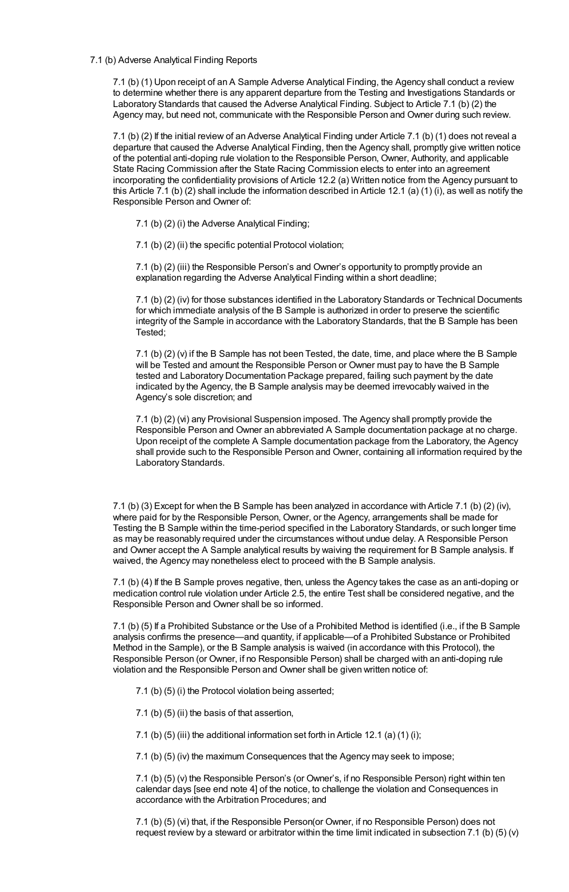7.1 (b) Adverse Analytical Finding Reports

7.1 (b) (1) Upon receipt of an A Sample Adverse Analytical Finding, the Agency shall conduct a review to determine whether there is any apparent departure from the Testing and Investigations Standards or Laboratory Standards that caused the Adverse Analytical Finding. Subject to Article 7.1 (b) (2) the Agency may, but need not, communicate with the Responsible Person and Owner during such review.

7.1 (b) (2) If the initial review of an Adverse Analytical Finding under Article 7.1 (b) (1) does not reveal a departure that caused the Adverse Analytical Finding, then the Agency shall, promptly give written notice of the potential anti-doping rule violation to the Responsible Person, Owner, Authority, and applicable State Racing Commission after the State Racing Commission elects to enter into an agreement incorporating the confidentiality provisions of Article 12.2 (a) Written notice from the Agency pursuant to this Article 7.1 (b) (2) shall include the information described in Article 12.1 (a) (1) (i), as well as notify the Responsible Person and Owner of:

7.1 (b) (2) (i) the Adverse Analytical Finding;

7.1 (b) (2) (ii) the specific potential Protocol violation;

7.1 (b) (2) (iii) the Responsible Person's and Owner's opportunity to promptly provide an explanation regarding the Adverse Analytical Finding within a short deadline;

7.1 (b) (2) (iv) for those substances identified in the Laboratory Standards or Technical Documents for which immediate analysis of the B Sample is authorized in order to preserve the scientific integrity of the Sample in accordance with the Laboratory Standards, that the B Sample has been Tested;

7.1 (b) (2) (v) if the B Sample has not been Tested, the date, time, and place where the B Sample will be Tested and amount the Responsible Person or Owner must pay to have the B Sample tested and Laboratory Documentation Package prepared, failing such payment by the date indicated by the Agency, the B Sample analysis may be deemed irrevocably waived in the Agency's sole discretion; and

7.1 (b) (2) (vi) any Provisional Suspension imposed. The Agency shall promptly provide the Responsible Person and Owner an abbreviated A Sample documentation package at no charge. Upon receipt of the complete A Sample documentation package from the Laboratory, the Agency shall provide such to the Responsible Person and Owner, containing all information required by the Laboratory Standards.

7.1 (b) (3) Except for when the B Sample has been analyzed in accordance with Article 7.1 (b) (2) (iv), where paid for by the Responsible Person, Owner, or the Agency, arrangements shall be made for Testing the B Sample within the time-period specified in the Laboratory Standards, or such longer time as may be reasonably required under the circumstances without undue delay. A Responsible Person and Owner accept the A Sample analytical results by waiving the requirement for B Sample analysis. If waived, the Agency may nonetheless elect to proceed with the B Sample analysis.

7.1 (b) (4) If the B Sample proves negative, then, unless the Agency takes the case as an anti-doping or medication control rule violation under Article 2.5, the entire Test shall be considered negative, and the Responsible Person and Owner shall be so informed.

7.1 (b) (5) If a Prohibited Substance or the Use of a Prohibited Method is identified (i.e., if the B Sample analysis confirms the presence—and quantity, if applicable—of a Prohibited Substance or Prohibited Method in the Sample), or the B Sample analysis is waived (in accordance with this Protocol), the Responsible Person (or Owner, if no Responsible Person) shall be charged with an anti-doping rule violation and the Responsible Person and Owner shall be given written notice of:

7.1 (b) (5) (i) the Protocol violation being asserted;

7.1 (b) (5) (ii) the basis of that assertion,

7.1 (b) (5) (iii) the additional information set forth in Article 12.1 (a) (1) (i);

7.1 (b) (5) (iv) the maximum Consequences that the Agency may seek to impose;

7.1 (b) (5) (v) the Responsible Person's (or Owner's, if no Responsible Person) right within ten calendar days [see end note 4] of the notice, to challenge the violation and Consequences in accordance with the Arbitration Procedures; and

7.1 (b) (5) (vi) that, if the Responsible Person(or Owner, if no Responsible Person) does not request review by a steward or arbitrator within the time limit indicated in subsection 7.1 (b) (5) (v)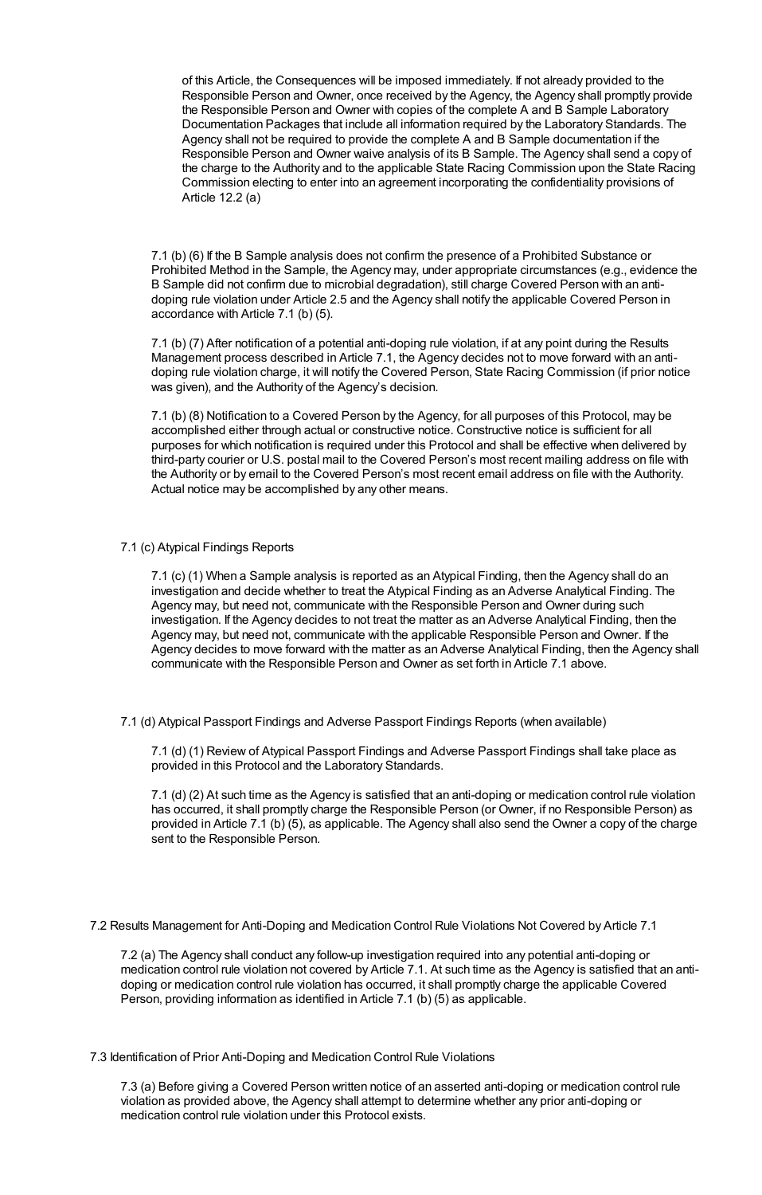of this Article, the Consequences will be imposed immediately. If not already provided to the Responsible Person and Owner, once received by the Agency, the Agency shall promptly provide the Responsible Person and Owner with copies of the complete A and B Sample Laboratory Documentation Packages that include all information required by the Laboratory Standards. The Agency shall not be required to provide the complete A and B Sample documentation if the Responsible Person and Owner waive analysis of its B Sample. The Agency shall send a copy of the charge to the Authority and to the applicable State Racing Commission upon the State Racing Commission electing to enter into an agreement incorporating the confidentiality provisions of Article 12.2 (a)

7.1 (b) (6) If the B Sample analysis does not confirm the presence of a Prohibited Substance or Prohibited Method in the Sample, the Agency may, under appropriate circumstances (e.g., evidence the B Sample did not confirm due to microbial degradation), still charge Covered Person with an anti-doping rule violation under Article 2.5 and the Agency shall notify the applicable Covered Person in accordance with Article 7.1 (b) (5).

7.1 (b) (7) After notification of a potential anti-doping rule violation, if at any point during the Results Management process described in Article 7.1, the Agency decides not to move forward with an anti-doping rule violation charge, it will notify the Covered Person, State Racing Commission (if prior notice was given), and the Authority of the Agency's decision.

7.1 (b) (8) Notification to a Covered Person by the Agency, for all purposes of this Protocol, may be accomplished either through actual or constructive notice. Constructive notice is sufficient for all purposes for which notification is required under this Protocol and shall be effective when delivered by third-party courier or U.S. postal mail to the Covered Person's most recent mailing address on file with the Authority or by email to the Covered Person's most recent email address on file with the Authority. Actual notice may be accomplished by any other means.

7.1 (c) Atypical Findings Reports

7.1 (c) (1) When a Sample analysis is reported as an Atypical Finding, then the Agency shall do an investigation and decide whether to treat the Atypical Finding as an Adverse Analytical Finding. The Agency may, but need not, communicate with the Responsible Person and Owner during such investigation. If the Agency decides to not treat the matter as an Adverse Analytical Finding, then the Agency may, but need not, communicate with the applicable Responsible Person and Owner. If the Agency decides to move forward with the matter as an Adverse Analytical Finding, then the Agency shall communicate with the Responsible Person and Owner as set forth in Article 7.1 above.

7.1 (d) Atypical Passport Findings and Adverse Passport Findings Reports (when available)

7.1 (d) (1) Review of Atypical Passport Findings and Adverse Passport Findings shall take place as provided in this Protocol and the Laboratory Standards.

7.1 (d) (2) At such time as the Agency is satisfied that an anti-doping or medication control rule violation has occurred, it shall promptly charge the Responsible Person (or Owner, if no Responsible Person) as provided in Article 7.1 (b) (5), as applicable. The Agency shall also send the Owner a copy of the charge sent to the Responsible Person.

7.2 Results Management for Anti-Doping and Medication Control Rule Violations Not Covered by Article 7.1

7.2 (a) The Agency shall conduct any follow-up investigation required into any potential anti-doping or medication control rule violation not covered by Article 7.1. At such time as the Agency is satisfied that an anti-doping or medication control rule violation has occurred, it shall promptly charge the applicable Covered Person, providing information as identified in Article 7.1 (b) (5) as applicable.

7.3 Identification of Prior Anti-Doping and Medication Control Rule Violations

7.3 (a) Before giving a Covered Person written notice of an asserted anti-doping or medication control rule violation as provided above, the Agency shall attempt to determine whether any prior anti-doping or medication control rule violation under this Protocol exists.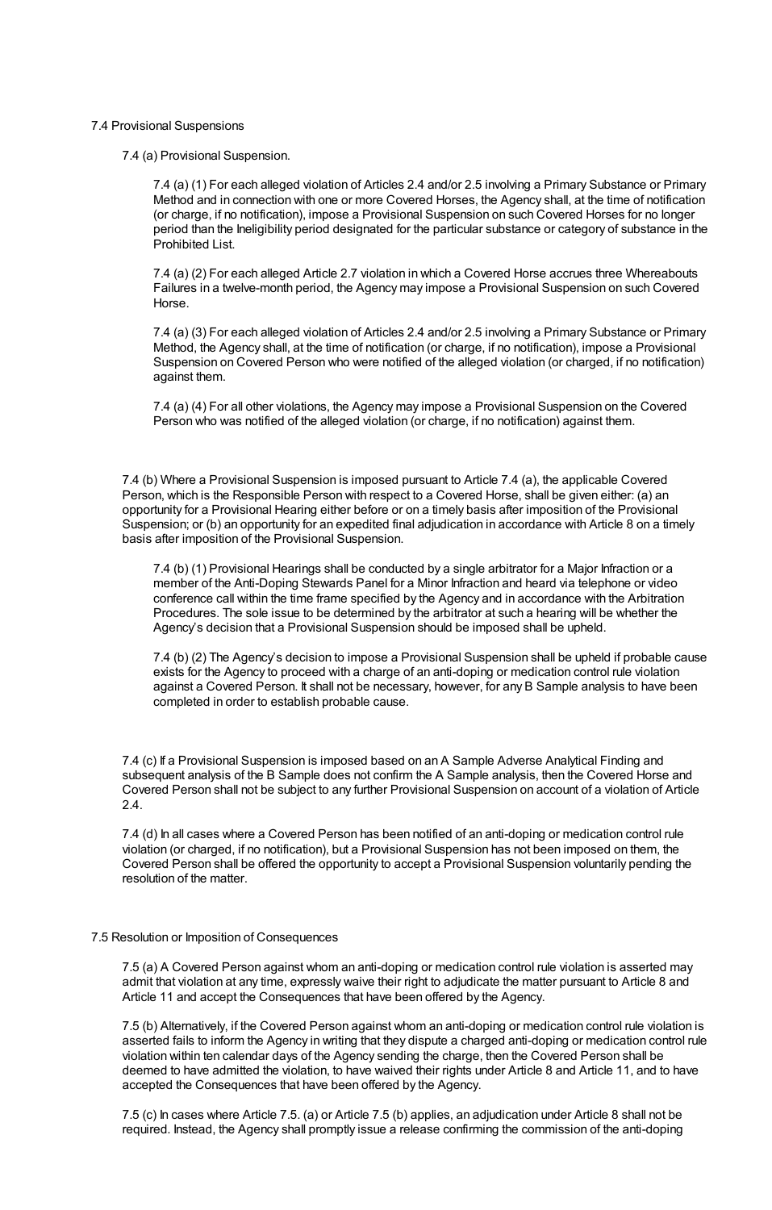7.4 Provisional Suspensions

7.4 (a) Provisional Suspension.

7.4 (a) (1) For each alleged violation of Articles 2.4 and/or 2.5 involving a Primary Substance or Primary Method and in connection with one or more Covered Horses, the Agency shall, at the time of notification (or charge, if no notification), impose a Provisional Suspension on such Covered Horses for no longer period than the Ineligibility period designated for the particular substance or category of substance in the Prohibited List.

7.4 (a) (2) For each alleged Article 2.7 violation in which a Covered Horse accrues three Whereabouts Failures in a twelve-month period, the Agency may impose a Provisional Suspension on such Covered Horse.

7.4 (a) (3) For each alleged violation of Articles 2.4 and/or 2.5 involving a Primary Substance or Primary Method, the Agency shall, at the time of notification (or charge, if no notification), impose a Provisional Suspension on Covered Person who were notified of the alleged violation (or charged, if no notification) against them.

7.4 (a) (4) For all other violations, the Agency may impose a Provisional Suspension on the Covered Person who was notified of the alleged violation (or charge, if no notification) against them.

7.4 (b) Where a Provisional Suspension is imposed pursuant to Article 7.4 (a), the applicable Covered Person, which is the Responsible Person with respect to a Covered Horse, shall be given either: (a) an opportunity for a Provisional Hearing either before or on a timely basis after imposition of the Provisional Suspension; or (b) an opportunity for an expedited final adjudication in accordance with Article 8 on a timely basis after imposition of the Provisional Suspension.

7.4 (b) (1) Provisional Hearings shall be conducted by a single arbitrator for a Major Infraction or a member of the Anti-Doping Stewards Panel for a Minor Infraction and heard via telephone or video conference call within the time frame specified by the Agency and in accordance with the Arbitration Procedures. The sole issue to be determined by the arbitrator at such a hearing will be whether the Agency's decision that a Provisional Suspension should be imposed shall be upheld.

7.4 (b) (2) The Agency's decision to impose a Provisional Suspension shall be upheld if probable cause exists for the Agency to proceed with a charge of an anti-doping or medication control rule violation against a Covered Person. It shall not be necessary, however, for any B Sample analysis to have been completed in order to establish probable cause.

7.4 (c) If a Provisional Suspension is imposed based on an A Sample Adverse Analytical Finding and subsequent analysis of the B Sample does not confirm the A Sample analysis, then the Covered Horse and Covered Person shall not be subject to any further Provisional Suspension on account of a violation of Article 2.4.

7.4 (d) In all cases where a Covered Person has been notified of an anti-doping or medication control rule violation (or charged, if no notification), but a Provisional Suspension has not been imposed on them, the Covered Person shall be offered the opportunity to accept a Provisional Suspension voluntarily pending the resolution of the matter.

7.5 Resolution or Imposition of Consequences

7.5 (a) A Covered Person against whom an anti-doping or medication control rule violation is asserted may admit that violation at any time, expressly waive their right to adjudicate the matter pursuant to Article 8 and Article 11 and accept the Consequences that have been offered by the Agency.

7.5 (b) Alternatively, if the Covered Person against whom an anti-doping or medication control rule violation is asserted fails to inform the Agency in writing that they dispute a charged anti-doping or medication control rule violation within ten calendar days of the Agency sending the charge, then the Covered Person shall be deemed to have admitted the violation, to have waived their rights under Article 8 and Article 11, and to have accepted the Consequences that have been offered by the Agency.

7.5 (c) In cases where Article 7.5. (a) or Article 7.5 (b) applies, an adjudication under Article 8 shall not be required. Instead, the Agency shall promptly issue a release confirming the commission of the anti-doping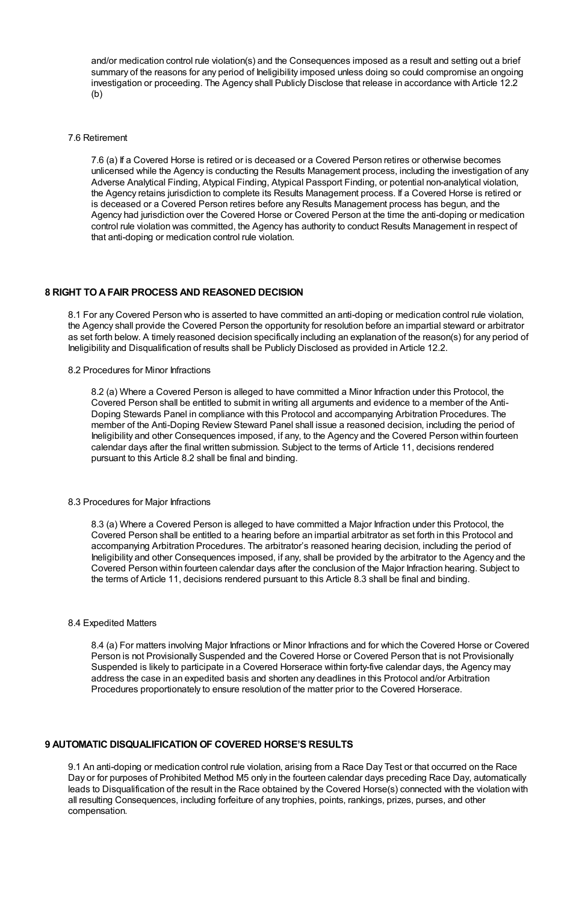and/or medication control rule violation(s) and the Consequences imposed as a result and setting out a brief summary of the reasons for any period of Ineligibility imposed unless doing so could compromise an ongoing investigation or proceeding. The Agency shall Publicly Disclose that release in accordance with Article 12.2 (b)

7.6 Retirement

7.6 (a) If a Covered Horse is retired or is deceased or a Covered Person retires or otherwise becomes unlicensed while the Agency is conducting the Results Management process, including the investigation of any Adverse Analytical Finding, Atypical Finding, Atypical Passport Finding, or potential non-analytical violation, the Agency retains jurisdiction to complete its Results Management process. If a Covered Horse is retired or is deceased or a Covered Person retires before any Results Management process has begun, and the Agency had jurisdiction over the Covered Horse or Covered Person at the time the anti-doping or medication control rule violation was committed, the Agency has authority to conduct Results Management in respect of that anti-doping or medication control rule violation.

## 8 RIGHT TO A FAIR PROCESS AND REASONED DECISION

8.1 For any Covered Person who is asserted to have committed an anti-doping or medication control rule violation, the Agency shall provide the Covered Person the opportunity for resolution before an impartial steward or arbitrator as set forth below. A timely reasoned decision specifically including an explanation of the reason(s) for any period of Ineligibility and Disqualification of results shall be Publicly Disclosed as provided in Article 12.2.

8.2 Procedures for Minor Infractions

8.2 (a) Where a Covered Person is alleged to have committed a Minor Infraction under this Protocol, the Covered Person shall be entitled to submit in writing all arguments and evidence to a member of the Anti-Doping Stewards Panel in compliance with this Protocol and accompanying Arbitration Procedures. The member of the Anti-Doping Review Steward Panel shall issue a reasoned decision, including the period of Ineligibility and other Consequences imposed, if any, to the Agency and the Covered Person within fourteen calendar days after the final written submission. Subject to the terms of Article 11, decisions rendered pursuant to this Article 8.2 shall be final and binding.

8.3 Procedures for Major Infractions

8.3 (a) Where a Covered Person is alleged to have committed a Major Infraction under this Protocol, the Covered Person shall be entitled to a hearing before an impartial arbitrator as set forth in this Protocol and accompanying Arbitration Procedures. The arbitrator's reasoned hearing decision, including the period of Ineligibility and other Consequences imposed, if any, shall be provided by the arbitrator to the Agency and the Covered Person within fourteen calendar days after the conclusion of the Major Infraction hearing. Subject to the terms of Article 11, decisions rendered pursuant to this Article 8.3 shall be final and binding.

8.4 Expedited Matters

8.4 (a) For matters involving Major Infractions or Minor Infractions and for which the Covered Horse or Covered Person is not Provisionally Suspended and the Covered Horse or Covered Person that is not Provisionally Suspended is likely to participate in a Covered Horserace within forty-five calendar days, the Agency may address the case in an expedited basis and shorten any deadlines in this Protocol and/or Arbitration Procedures proportionately to ensure resolution of the matter prior to the Covered Horserace.

## 9 AUTOMATIC DISQUALIFICATION OF COVERED HORSE'S RESULTS

9.1 An anti-doping or medication control rule violation, arising from a Race Day Test or that occurred on the Race Day or for purposes of Prohibited Method M5 only in the fourteen calendar days preceding Race Day, automatically leads to Disqualification of the result in the Race obtained by the Covered Horse(s) connected with the violation with all resulting Consequences, including forfeiture of any trophies, points, rankings, prizes, purses, and other compensation.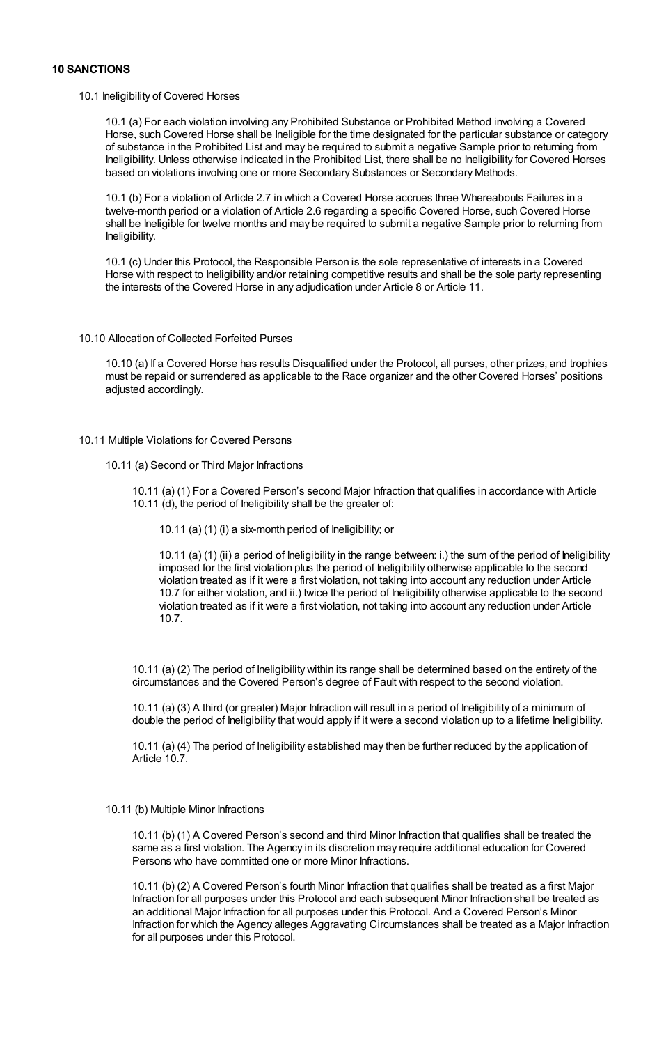## 10 SANCTIONS

10.1 Ineligibility of Covered Horses

10.1 (a) For each violation involving any Prohibited Substance or Prohibited Method involving a Covered Horse, such Covered Horse shall be Ineligible for the time designated for the particular substance or category of substance in the Prohibited List and may be required to submit a negative Sample prior to returning from Ineligibility. Unless otherwise indicated in the Prohibited List, there shall be no Ineligibility for Covered Horses based on violations involving one or more Secondary Substances or Secondary Methods.

10.1 (b) For a violation of Article 2.7 in which a Covered Horse accrues three Whereabouts Failures in a twelve-month period or a violation of Article 2.6 regarding a specific Covered Horse, such Covered Horse shall be Ineligible for twelve months and may be required to submit a negative Sample prior to returning from Ineligibility.

10.1 (c) Under this Protocol, the Responsible Person is the sole representative of interests in a Covered Horse with respect to Ineligibility and/or retaining competitive results and shall be the sole party representing the interests of the Covered Horse in any adjudication under Article 8 or Article 11.

10.10 Allocation of Collected Forfeited Purses

10.10 (a) If a Covered Horse has results Disqualified under the Protocol, all purses, other prizes, and trophies must be repaid or surrendered as applicable to the Race organizer and the other Covered Horses' positions adjusted accordingly.

10.11 Multiple Violations for Covered Persons

10.11 (a) Second or Third Major Infractions

10.11 (a) (1) For a Covered Person's second Major Infraction that qualifies in accordance with Article 10.11 (d), the period of Ineligibility shall be the greater of:

10.11 (a) (1) (i) a six-month period of Ineligibility; or

10.11 (a) (1) (ii) a period of Ineligibility in the range between: i.) the sum of the period of Ineligibility imposed for the first violation plus the period of Ineligibility otherwise applicable to the second violation treated as if it were a first violation, not taking into account any reduction under Article 10.7 for either violation, and ii.) twice the period of Ineligibility otherwise applicable to the second violation treated as if it were a first violation, not taking into account any reduction under Article 10.7.

10.11 (a) (2) The period of Ineligibility within its range shall be determined based on the entirety of the circumstances and the Covered Person's degree of Fault with respect to the second violation.

10.11 (a) (3) A third (or greater) Major Infraction will result in a period of Ineligibility of a minimum of double the period of Ineligibility that would apply if it were a second violation up to a lifetime Ineligibility.

10.11 (a) (4) The period of Ineligibility established may then be further reduced by the application of Article 10.7.

10.11 (b) Multiple Minor Infractions

10.11 (b) (1) A Covered Person's second and third Minor Infraction that qualifies shall be treated the same as a first violation. The Agency in its discretion may require additional education for Covered Persons who have committed one or more Minor Infractions.

10.11 (b) (2) A Covered Person's fourth Minor Infraction that qualifies shall be treated as a first Major Infraction for all purposes under this Protocol and each subsequent Minor Infraction shall be treated as an additional Major Infraction for all purposes under this Protocol. And a Covered Person's Minor Infraction for which the Agency alleges Aggravating Circumstances shall be treated as a Major Infraction for all purposes under this Protocol.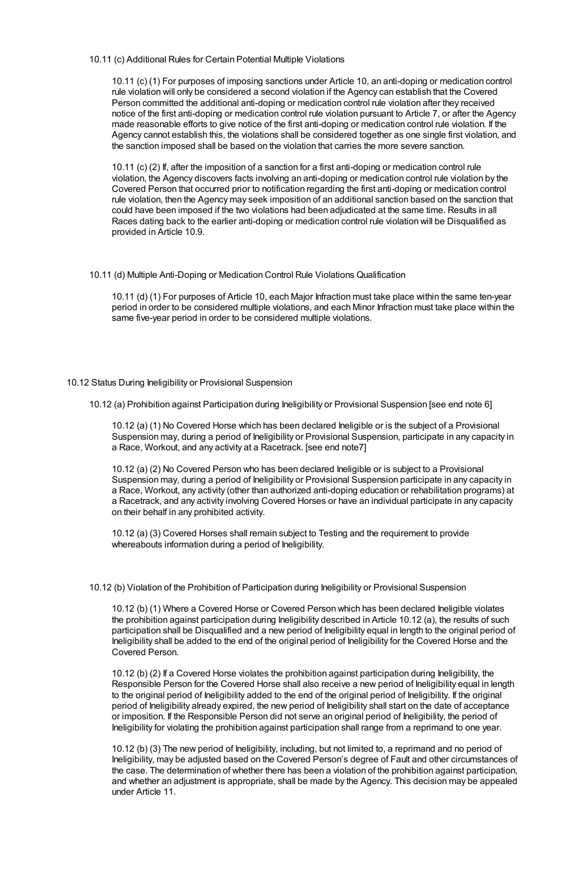10.11 (c) Additional Rules for Certain Potential Multiple Violations

10.11 (c) (1) For purposes of imposing sanctions under Article 10, an anti-doping or medication control rule violation will only be considered a second violation if the Agency can establish that the Covered Person committed the additional anti-doping or medication control rule violation after they received notice of the first anti-doping or medication control rule violation pursuant to Article 7, or after the Agency made reasonable efforts to give notice of the first anti-doping or medication control rule violation. If the Agency cannot establish this, the violations shall be considered together as one single first violation, and the sanction imposed shall be based on the violation that carries the more severe sanction.

10.11 (c) (2) If, after the imposition of a sanction for a first anti-doping or medication control rule violation, the Agency discovers facts involving an anti-doping or medication control rule violation by the Covered Person that occurred prior to notification regarding the first anti-doping or medication control rule violation, then the Agency may seek imposition of an additional sanction based on the sanction that could have been imposed if the two violations had been adjudicated at the same time. Results in all Races dating back to the earlier anti-doping or medication control rule violation will be Disqualified as provided in Article 10.9.

10.11 (d) Multiple Anti-Doping or Medication Control Rule Violations Qualification

10.11 (d) (1) For purposes of Article 10, each Major Infraction must take place within the same ten-year period in order to be considered multiple violations, and each Minor Infraction must take place within the same five-year period in order to be considered multiple violations.

10.12 Status During Ineligibility or Provisional Suspension

10.12 (a) Prohibition against Participation during Ineligibility or Provisional Suspension [see end note 6]

10.12 (a) (1) No Covered Horse which has been declared Ineligible or is the subject of a Provisional Suspension may, during a period of Ineligibility or Provisional Suspension, participate in any capacity in a Race, Workout, and any activity at a Racetrack. [see end note7]

10.12 (a) (2) No Covered Person who has been declared Ineligible or is subject to a Provisional Suspension may, during a period of Ineligibility or Provisional Suspension participate in any capacity in a Race, Workout, any activity (other than authorized anti-doping education or rehabilitation programs) at a Racetrack, and any activity involving Covered Horses or have an individual participate in any capacity on their behalf in any prohibited activity.

10.12 (a) (3) Covered Horses shall remain subject to Testing and the requirement to provide whereabouts information during a period of Ineligibility.

10.12 (b) Violation of the Prohibition of Participation during Ineligibility or Provisional Suspension

10.12 (b) (1) Where a Covered Horse or Covered Person which has been declared Ineligible violates the prohibition against participation during Ineligibility described in Article 10.12 (a), the results of such participation shall be Disqualified and a new period of Ineligibility equal in length to the original period of Ineligibility shall be added to the end of the original period of Ineligibility for the Covered Horse and the Covered Person.

10.12 (b) (2) If a Covered Horse violates the prohibition against participation during Ineligibility, the Responsible Person for the Covered Horse shall also receive a new period of Ineligibility equal in length to the original period of Ineligibility added to the end of the original period of Ineligibility. If the original period of Ineligibility already expired, the new period of Ineligibility shall start on the date of acceptance or imposition. If the Responsible Person did not serve an original period of Ineligibility, the period of Ineligibility for violating the prohibition against participation shall range from a reprimand to one year.

10.12 (b) (3) The new period of Ineligibility, including, but not limited to, a reprimand and no period of Ineligibility, may be adjusted based on the Covered Person's degree of Fault and other circumstances of the case. The determination of whether there has been a violation of the prohibition against participation, and whether an adjustment is appropriate, shall be made by the Agency. This decision may be appealed under Article 11.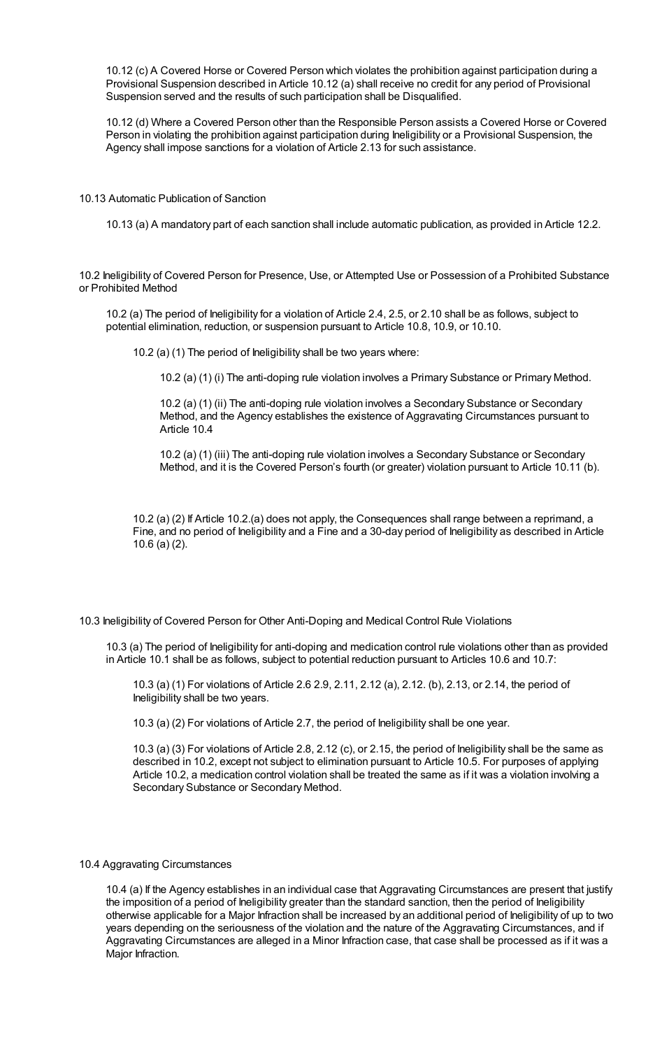10.12 (c) A Covered Horse or Covered Person which violates the prohibition against participation during a Provisional Suspension described in Article 10.12 (a) shall receive no credit for any period of Provisional Suspension served and the results of such participation shall be Disqualified.

10.12 (d) Where a Covered Person other than the Responsible Person assists a Covered Horse or Covered Person in violating the prohibition against participation during Ineligibility or a Provisional Suspension, the Agency shall impose sanctions for a violation of Article 2.13 for such assistance.

## 10.13 Automatic Publication of Sanction

10.13 (a) A mandatory part of each sanction shall include automatic publication, as provided in Article 12.2.

## 10.2 Ineligibility of Covered Person for Presence, Use, or Attempted Use or Possession of a Prohibited Substance or Prohibited Method

10.2 (a) The period of Ineligibility for a violation of Article 2.4, 2.5, or 2.10 shall be as follows, subject to potential elimination, reduction, or suspension pursuant to Article 10.8, 10.9, or 10.10.

10.2 (a) (1) The period of Ineligibility shall be two years where:

10.2 (a) (1) (i) The anti-doping rule violation involves a Primary Substance or Primary Method.

10.2 (a) (1) (ii) The anti-doping rule violation involves a Secondary Substance or Secondary Method, and the Agency establishes the existence of Aggravating Circumstances pursuant to Article 10.4

10.2 (a) (1) (iii) The anti-doping rule violation involves a Secondary Substance or Secondary Method, and it is the Covered Person's fourth (or greater) violation pursuant to Article 10.11 (b).

10.2 (a) (2) If Article 10.2.(a) does not apply, the Consequences shall range between a reprimand, a Fine, and no period of Ineligibility and a Fine and a 30-day period of Ineligibility as described in Article 10.6 (a) (2).

## 10.3 Ineligibility of Covered Person for Other Anti-Doping and Medical Control Rule Violations

10.3 (a) The period of Ineligibility for anti-doping and medication control rule violations other than as provided in Article 10.1 shall be as follows, subject to potential reduction pursuant to Articles 10.6 and 10.7:

10.3 (a) (1) For violations of Article 2.6 2.9, 2.11, 2.12 (a), 2.12. (b), 2.13, or 2.14, the period of Ineligibility shall be two years.

10.3 (a) (2) For violations of Article 2.7, the period of Ineligibility shall be one year.

10.3 (a) (3) For violations of Article 2.8, 2.12 (c), or 2.15, the period of Ineligibility shall be the same as described in 10.2, except not subject to elimination pursuant to Article 10.5. For purposes of applying Article 10.2, a medication control violation shall be treated the same as if it was a violation involving a Secondary Substance or Secondary Method.

## 10.4 Aggravating Circumstances

10.4 (a) If the Agency establishes in an individual case that Aggravating Circumstances are present that justify the imposition of a period of Ineligibility greater than the standard sanction, then the period of Ineligibility otherwise applicable for a Major Infraction shall be increased by an additional period of Ineligibility of up to two years depending on the seriousness of the violation and the nature of the Aggravating Circumstances, and if Aggravating Circumstances are alleged in a Minor Infraction case, that case shall be processed as if it was a Major Infraction.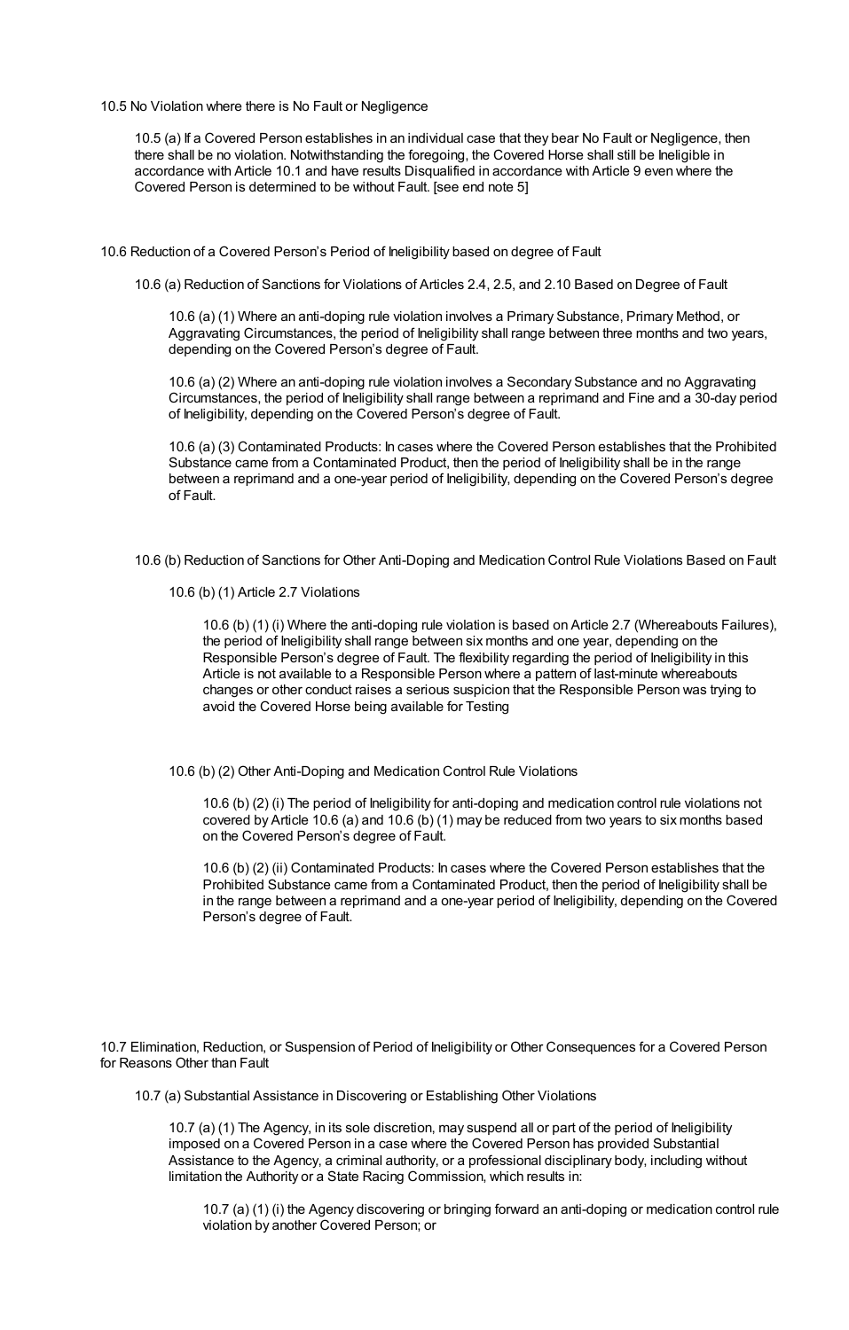10.5 No Violation where there is No Fault or Negligence

10.5 (a) If a Covered Person establishes in an individual case that they bear No Fault or Negligence, then there shall be no violation. Notwithstanding the foregoing, the Covered Horse shall still be Ineligible in accordance with Article 10.1 and have results Disqualified in accordance with Article 9 even where the Covered Person is determined to be without Fault. [see end note 5]

10.6 Reduction of a Covered Person's Period of Ineligibility based on degree of Fault

10.6 (a) Reduction of Sanctions for Violations of Articles 2.4, 2.5, and 2.10 Based on Degree of Fault

10.6 (a) (1) Where an anti-doping rule violation involves a Primary Substance, Primary Method, or Aggravating Circumstances, the period of Ineligibility shall range between three months and two years, depending on the Covered Person's degree of Fault.

10.6 (a) (2) Where an anti-doping rule violation involves a Secondary Substance and no Aggravating Circumstances, the period of Ineligibility shall range between a reprimand and Fine and a 30-day period of Ineligibility, depending on the Covered Person's degree of Fault.

10.6 (a) (3) Contaminated Products: In cases where the Covered Person establishes that the Prohibited Substance came from a Contaminated Product, then the period of Ineligibility shall be in the range between a reprimand and a one-year period of Ineligibility, depending on the Covered Person's degree of Fault.

10.6 (b) Reduction of Sanctions for Other Anti-Doping and Medication Control Rule Violations Based on Fault

10.6 (b) (1) Article 2.7 Violations

10.6 (b) (1) (i) Where the anti-doping rule violation is based on Article 2.7 (Whereabouts Failures), the period of Ineligibility shall range between six months and one year, depending on the Responsible Person's degree of Fault. The flexibility regarding the period of Ineligibility in this Article is not available to a Responsible Person where a pattern of last-minute whereabouts changes or other conduct raises a serious suspicion that the Responsible Person was trying to avoid the Covered Horse being available for Testing

10.6 (b) (2) Other Anti-Doping and Medication Control Rule Violations

10.6 (b) (2) (i) The period of Ineligibility for anti-doping and medication control rule violations not covered by Article 10.6 (a) and 10.6 (b) (1) may be reduced from two years to six months based on the Covered Person's degree of Fault.

10.6 (b) (2) (ii) Contaminated Products: In cases where the Covered Person establishes that the Prohibited Substance came from a Contaminated Product, then the period of Ineligibility shall be in the range between a reprimand and a one-year period of Ineligibility, depending on the Covered Person's degree of Fault.

10.7 Elimination, Reduction, or Suspension of Period of Ineligibility or Other Consequences for a Covered Person for Reasons Other than Fault

10.7 (a) Substantial Assistance in Discovering or Establishing Other Violations

10.7 (a) (1) The Agency, in its sole discretion, may suspend all or part of the period of Ineligibility imposed on a Covered Person in a case where the Covered Person has provided Substantial Assistance to the Agency, a criminal authority, or a professional disciplinary body, including without limitation the Authority or a State Racing Commission, which results in:

10.7 (a) (1) (i) the Agency discovering or bringing forward an anti-doping or medication control rule violation by another Covered Person; or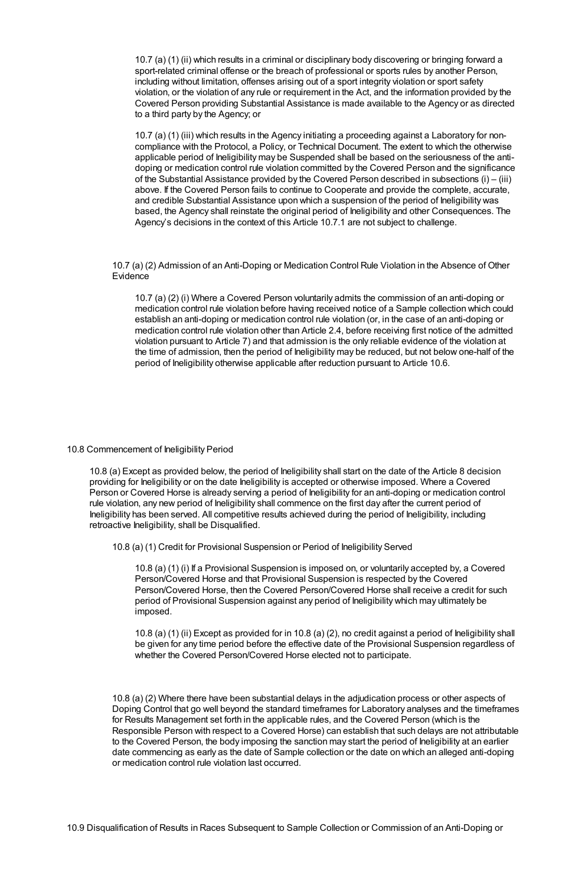10.7 (a) (1) (ii) which results in a criminal or disciplinary body discovering or bringing forward a sport-related criminal offense or the breach of professional or sports rules by another Person, including without limitation, offenses arising out of a sport integrity violation or sport safety violation, or the violation of any rule or requirement in the Act, and the information provided by the Covered Person providing Substantial Assistance is made available to the Agency or as directed to a third party by the Agency; or

10.7 (a) (1) (iii) which results in the Agency initiating a proceeding against a Laboratory for non-compliance with the Protocol, a Policy, or Technical Document. The extent to which the otherwise applicable period of Ineligibility may be Suspended shall be based on the seriousness of the anti-doping or medication control rule violation committed by the Covered Person and the significance of the Substantial Assistance provided by the Covered Person described in subsections (i) – (iii) above. If the Covered Person fails to continue to Cooperate and provide the complete, accurate, and credible Substantial Assistance upon which a suspension of the period of Ineligibility was based, the Agency shall reinstate the original period of Ineligibility and other Consequences. The Agency's decisions in the context of this Article 10.7.1 are not subject to challenge.

10.7 (a) (2) Admission of an Anti-Doping or Medication Control Rule Violation in the Absence of Other Evidence

10.7 (a) (2) (i) Where a Covered Person voluntarily admits the commission of an anti-doping or medication control rule violation before having received notice of a Sample collection which could establish an anti-doping or medication control rule violation (or, in the case of an anti-doping or medication control rule violation other than Article 2.4, before receiving first notice of the admitted violation pursuant to Article 7) and that admission is the only reliable evidence of the violation at the time of admission, then the period of Ineligibility may be reduced, but not below one-half of the period of Ineligibility otherwise applicable after reduction pursuant to Article 10.6.

10.8 Commencement of Ineligibility Period

10.8 (a) Except as provided below, the period of Ineligibility shall start on the date of the Article 8 decision providing for Ineligibility or on the date Ineligibility is accepted or otherwise imposed. Where a Covered Person or Covered Horse is already serving a period of Ineligibility for an anti-doping or medication control rule violation, any new period of Ineligibility shall commence on the first day after the current period of Ineligibility has been served. All competitive results achieved during the period of Ineligibility, including retroactive Ineligibility, shall be Disqualified.

10.8 (a) (1) Credit for Provisional Suspension or Period of Ineligibility Served

10.8 (a) (1) (i) If a Provisional Suspension is imposed on, or voluntarily accepted by, a Covered Person/Covered Horse and that Provisional Suspension is respected by the Covered Person/Covered Horse, then the Covered Person/Covered Horse shall receive a credit for such period of Provisional Suspension against any period of Ineligibility which may ultimately be imposed.

10.8 (a) (1) (ii) Except as provided for in 10.8 (a) (2), no credit against a period of Ineligibility shall be given for any time period before the effective date of the Provisional Suspension regardless of whether the Covered Person/Covered Horse elected not to participate.

10.8 (a) (2) Where there have been substantial delays in the adjudication process or other aspects of Doping Control that go well beyond the standard timeframes for Laboratory analyses and the timeframes for Results Management set forth in the applicable rules, and the Covered Person (which is the Responsible Person with respect to a Covered Horse) can establish that such delays are not attributable to the Covered Person, the body imposing the sanction may start the period of Ineligibility at an earlier date commencing as early as the date of Sample collection or the date on which an alleged anti-doping or medication control rule violation last occurred.

10.9 Disqualification of Results in Races Subsequent to Sample Collection or Commission of an Anti-Doping or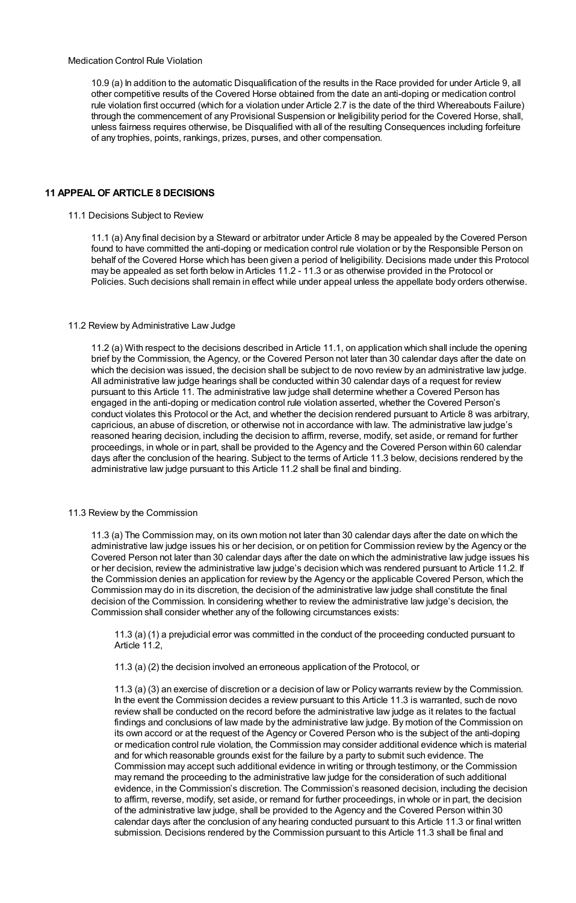Medication Control Rule Violation

10.9 (a) In addition to the automatic Disqualification of the results in the Race provided for under Article 9, all other competitive results of the Covered Horse obtained from the date an anti-doping or medication control rule violation first occurred (which for a violation under Article 2.7 is the date of the third Whereabouts Failure) through the commencement of any Provisional Suspension or Ineligibility period for the Covered Horse, shall, unless fairness requires otherwise, be Disqualified with all of the resulting Consequences including forfeiture of any trophies, points, rankings, prizes, purses, and other compensation.

## 11 APPEAL OF ARTICLE 8 DECISIONS

11.1 Decisions Subject to Review

11.1 (a) Any final decision by a Steward or arbitrator under Article 8 may be appealed by the Covered Person found to have committed the anti-doping or medication control rule violation or by the Responsible Person on behalf of the Covered Horse which has been given a period of Ineligibility. Decisions made under this Protocol may be appealed as set forth below in Articles 11.2 - 11.3 or as otherwise provided in the Protocol or Policies. Such decisions shall remain in effect while under appeal unless the appellate body orders otherwise.

11.2 Review by Administrative Law Judge

11.2 (a) With respect to the decisions described in Article 11.1, on application which shall include the opening brief by the Commission, the Agency, or the Covered Person not later than 30 calendar days after the date on which the decision was issued, the decision shall be subject to de novo review by an administrative law judge. All administrative law judge hearings shall be conducted within 30 calendar days of a request for review pursuant to this Article 11. The administrative law judge shall determine whether a Covered Person has engaged in the anti-doping or medication control rule violation asserted, whether the Covered Person's conduct violates this Protocol or the Act, and whether the decision rendered pursuant to Article 8 was arbitrary, capricious, an abuse of discretion, or otherwise not in accordance with law. The administrative law judge's reasoned hearing decision, including the decision to affirm, reverse, modify, set aside, or remand for further proceedings, in whole or in part, shall be provided to the Agency and the Covered Person within 60 calendar days after the conclusion of the hearing. Subject to the terms of Article 11.3 below, decisions rendered by the administrative law judge pursuant to this Article 11.2 shall be final and binding.

11.3 Review by the Commission

11.3 (a) The Commission may, on its own motion not later than 30 calendar days after the date on which the administrative law judge issues his or her decision, or on petition for Commission review by the Agency or the Covered Person not later than 30 calendar days after the date on which the administrative law judge issues his or her decision, review the administrative law judge's decision which was rendered pursuant to Article 11.2. If the Commission denies an application for review by the Agency or the applicable Covered Person, which the Commission may do in its discretion, the decision of the administrative law judge shall constitute the final decision of the Commission. In considering whether to review the administrative law judge's decision, the Commission shall consider whether any of the following circumstances exists:

11.3 (a) (1) a prejudicial error was committed in the conduct of the proceeding conducted pursuant to Article 11.2,

11.3 (a) (2) the decision involved an erroneous application of the Protocol, or

11.3 (a) (3) an exercise of discretion or a decision of law or Policy warrants review by the Commission. In the event the Commission decides a review pursuant to this Article 11.3 is warranted, such de novo review shall be conducted on the record before the administrative law judge as it relates to the factual findings and conclusions of law made by the administrative law judge. By motion of the Commission on its own accord or at the request of the Agency or Covered Person who is the subject of the anti-doping or medication control rule violation, the Commission may consider additional evidence which is material and for which reasonable grounds exist for the failure by a party to submit such evidence. The Commission may accept such additional evidence in writing or through testimony, or the Commission may remand the proceeding to the administrative law judge for the consideration of such additional evidence, in the Commission's discretion. The Commission's reasoned decision, including the decision to affirm, reverse, modify, set aside, or remand for further proceedings, in whole or in part, the decision of the administrative law judge, shall be provided to the Agency and the Covered Person within 30 calendar days after the conclusion of any hearing conducted pursuant to this Article 11.3 or final written submission. Decisions rendered by the Commission pursuant to this Article 11.3 shall be final and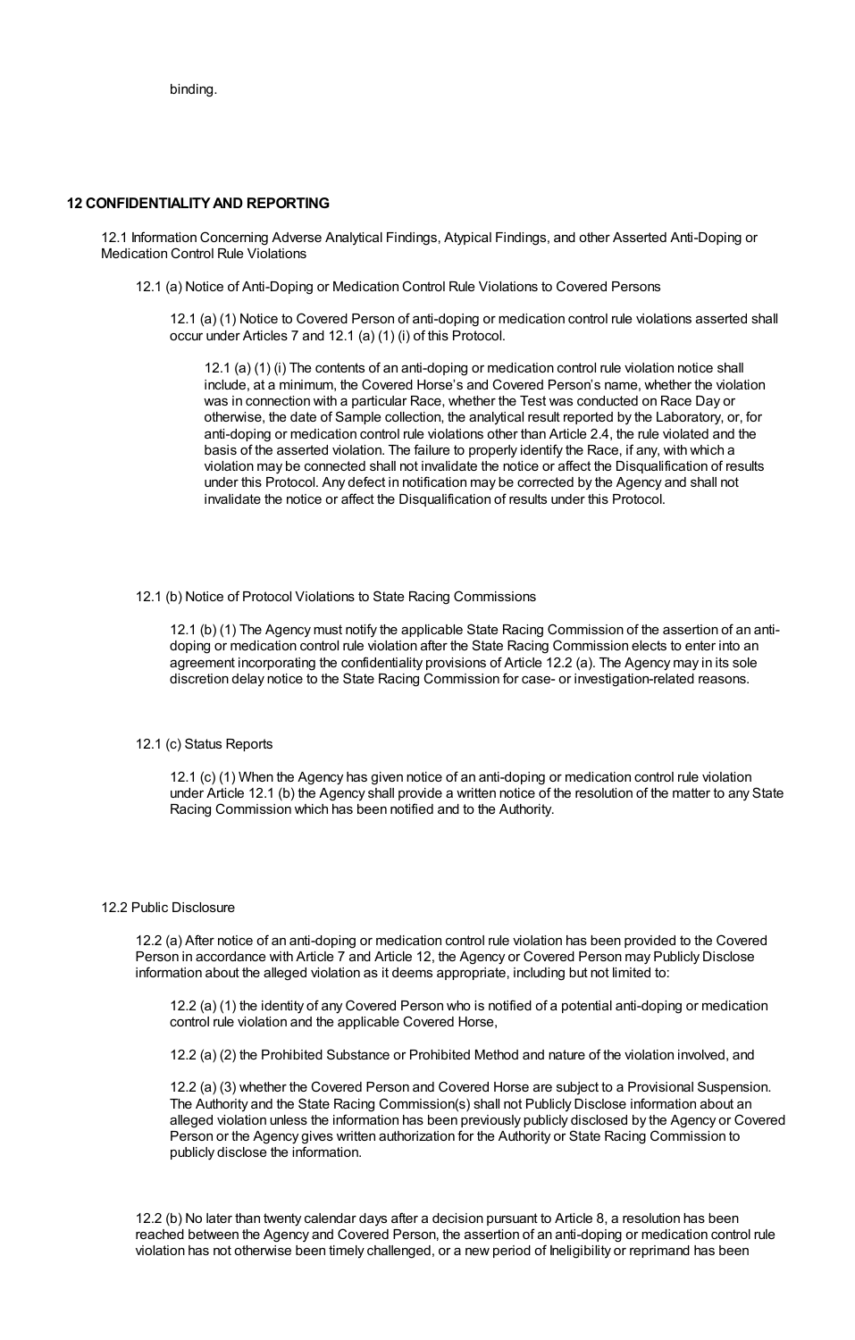binding.

## 12 CONFIDENTIALITY AND REPORTING

12.1 Information Concerning Adverse Analytical Findings, Atypical Findings, and other Asserted Anti-Doping or Medication Control Rule Violations

12.1 (a) Notice of Anti-Doping or Medication Control Rule Violations to Covered Persons

12.1 (a) (1) Notice to Covered Person of anti-doping or medication control rule violations asserted shall occur under Articles 7 and 12.1 (a) (1) (i) of this Protocol.

12.1 (a) (1) (i) The contents of an anti-doping or medication control rule violation notice shall include, at a minimum, the Covered Horse's and Covered Person's name, whether the violation was in connection with a particular Race, whether the Test was conducted on Race Day or otherwise, the date of Sample collection, the analytical result reported by the Laboratory, or, for anti-doping or medication control rule violations other than Article 2.4, the rule violated and the basis of the asserted violation. The failure to properly identify the Race, if any, with which a violation may be connected shall not invalidate the notice or affect the Disqualification of results under this Protocol. Any defect in notification may be corrected by the Agency and shall not invalidate the notice or affect the Disqualification of results under this Protocol.

12.1 (b) Notice of Protocol Violations to State Racing Commissions

12.1 (b) (1) The Agency must notify the applicable State Racing Commission of the assertion of an anti-doping or medication control rule violation after the State Racing Commission elects to enter into an agreement incorporating the confidentiality provisions of Article 12.2 (a). The Agency may in its sole discretion delay notice to the State Racing Commission for case- or investigation-related reasons.

12.1 (c) Status Reports

12.1 (c) (1) When the Agency has given notice of an anti-doping or medication control rule violation under Article 12.1 (b) the Agency shall provide a written notice of the resolution of the matter to any State Racing Commission which has been notified and to the Authority.

12.2 Public Disclosure

12.2 (a) After notice of an anti-doping or medication control rule violation has been provided to the Covered Person in accordance with Article 7 and Article 12, the Agency or Covered Person may Publicly Disclose information about the alleged violation as it deems appropriate, including but not limited to:

12.2 (a) (1) the identity of any Covered Person who is notified of a potential anti-doping or medication control rule violation and the applicable Covered Horse,

12.2 (a) (2) the Prohibited Substance or Prohibited Method and nature of the violation involved, and

12.2 (a) (3) whether the Covered Person and Covered Horse are subject to a Provisional Suspension. The Authority and the State Racing Commission(s) shall not Publicly Disclose information about an alleged violation unless the information has been previously publicly disclosed by the Agency or Covered Person or the Agency gives written authorization for the Authority or State Racing Commission to publicly disclose the information.

12.2 (b) No later than twenty calendar days after a decision pursuant to Article 8, a resolution has been reached between the Agency and Covered Person, the assertion of an anti-doping or medication control rule violation has not otherwise been timely challenged, or a new period of Ineligibility or reprimand has been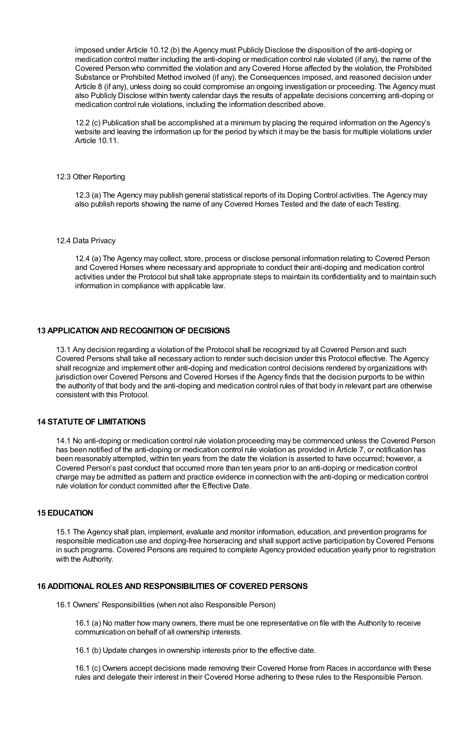imposed under Article 10.12 (b) the Agency must Publicly Disclose the disposition of the anti-doping or medication control matter including the anti-doping or medication control rule violated (if any), the name of the Covered Person who committed the violation and any Covered Horse affected by the violation, the Prohibited Substance or Prohibited Method involved (if any), the Consequences imposed, and reasoned decision under Article 8 (if any), unless doing so could compromise an ongoing investigation or proceeding. The Agency must also Publicly Disclose within twenty calendar days the results of appellate decisions concerning anti-doping or medication control rule violations, including the information described above.

12.2 (c) Publication shall be accomplished at a minimum by placing the required information on the Agency's website and leaving the information up for the period by which it may be the basis for multiple violations under Article 10.11.

12.3 Other Reporting

12.3 (a) The Agency may publish general statistical reports of its Doping Control activities. The Agency may also publish reports showing the name of any Covered Horses Tested and the date of each Testing.

12.4 Data Privacy

12.4 (a) The Agency may collect, store, process or disclose personal information relating to Covered Person and Covered Horses where necessary and appropriate to conduct their anti-doping and medication control activities under the Protocol but shall take appropriate steps to maintain its confidentiality and to maintain such information in compliance with applicable law.

## 13 APPLICATION AND RECOGNITION OF DECISIONS

13.1 Any decision regarding a violation of the Protocol shall be recognized by all Covered Person and such Covered Persons shall take all necessary action to render such decision under this Protocol effective. The Agency shall recognize and implement other anti-doping and medication control decisions rendered by organizations with jurisdiction over Covered Persons and Covered Horses if the Agency finds that the decision purports to be within the authority of that body and the anti-doping and medication control rules of that body in relevant part are otherwise consistent with this Protocol.

## 14 STATUTE OF LIMITATIONS

14.1 No anti-doping or medication control rule violation proceeding may be commenced unless the Covered Person has been notified of the anti-doping or medication control rule violation as provided in Article 7, or notification has been reasonably attempted, within ten years from the date the violation is asserted to have occurred; however, a Covered Person's past conduct that occurred more than ten years prior to an anti-doping or medication control charge may be admitted as pattern and practice evidence in connection with the anti-doping or medication control rule violation for conduct committed after the Effective Date.

## 15 EDUCATION

15.1 The Agency shall plan, implement, evaluate and monitor information, education, and prevention programs for responsible medication use and doping-free horseracing and shall support active participation by Covered Persons in such programs. Covered Persons are required to complete Agency provided education yearly prior to registration with the Authority.

## 16 ADDITIONAL ROLES AND RESPONSIBILITIES OF COVERED PERSONS

16.1 Owners' Responsibilities (when not also Responsible Person)

16.1 (a) No matter how many owners, there must be one representative on file with the Authority to receive communication on behalf of all ownership interests.

16.1 (b) Update changes in ownership interests prior to the effective date.

16.1 (c) Owners accept decisions made removing their Covered Horse from Races in accordance with these rules and delegate their interest in their Covered Horse adhering to these rules to the Responsible Person.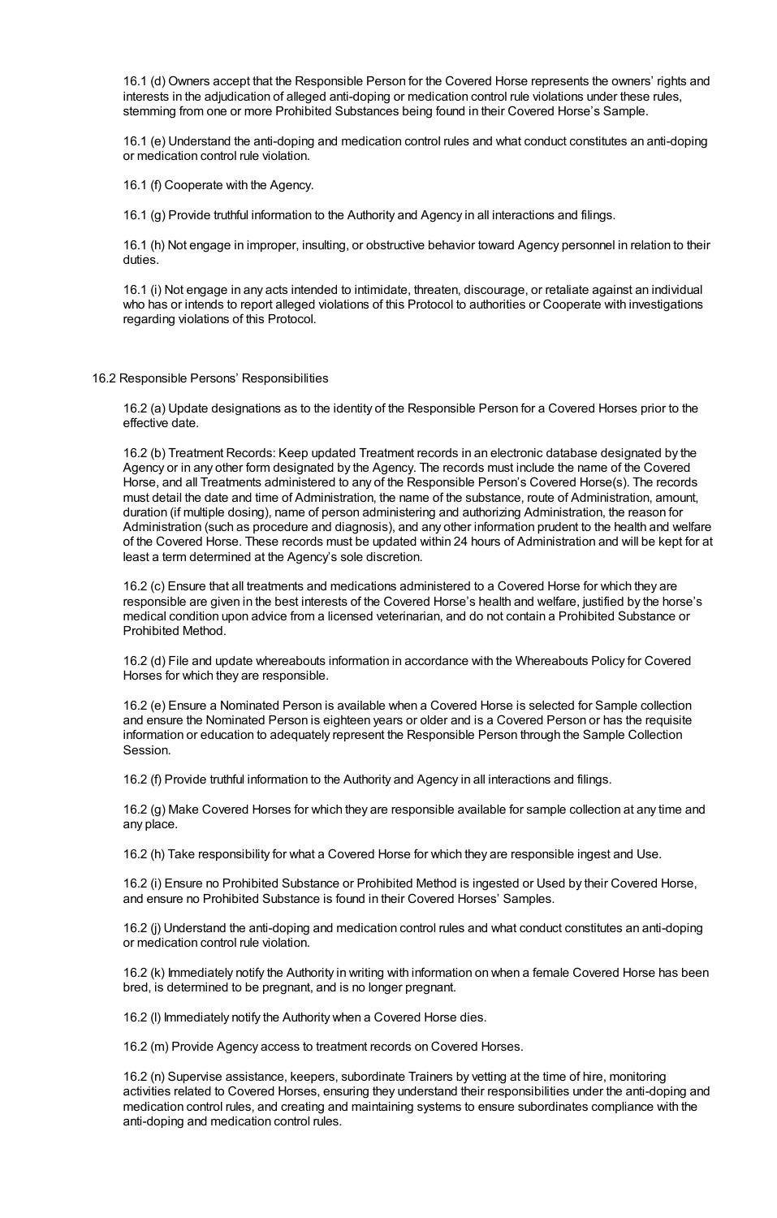16.1 (d) Owners accept that the Responsible Person for the Covered Horse represents the owners' rights and interests in the adjudication of alleged anti-doping or medication control rule violations under these rules, stemming from one or more Prohibited Substances being found in their Covered Horse's Sample.

16.1 (e) Understand the anti-doping and medication control rules and what conduct constitutes an anti-doping or medication control rule violation.

16.1 (f) Cooperate with the Agency.

16.1 (g) Provide truthful information to the Authority and Agency in all interactions and filings.

16.1 (h) Not engage in improper, insulting, or obstructive behavior toward Agency personnel in relation to their duties.

16.1 (i) Not engage in any acts intended to intimidate, threaten, discourage, or retaliate against an individual who has or intends to report alleged violations of this Protocol to authorities or Cooperate with investigations regarding violations of this Protocol.

16.2 Responsible Persons' Responsibilities

16.2 (a) Update designations as to the identity of the Responsible Person for a Covered Horses prior to the effective date.

16.2 (b) Treatment Records: Keep updated Treatment records in an electronic database designated by the Agency or in any other form designated by the Agency. The records must include the name of the Covered Horse, and all Treatments administered to any of the Responsible Person's Covered Horse(s). The records must detail the date and time of Administration, the name of the substance, route of Administration, amount, duration (if multiple dosing), name of person administering and authorizing Administration, the reason for Administration (such as procedure and diagnosis), and any other information prudent to the health and welfare of the Covered Horse. These records must be updated within 24 hours of Administration and will be kept for at least a term determined at the Agency's sole discretion.

16.2 (c) Ensure that all treatments and medications administered to a Covered Horse for which they are responsible are given in the best interests of the Covered Horse's health and welfare, justified by the horse's medical condition upon advice from a licensed veterinarian, and do not contain a Prohibited Substance or Prohibited Method.

16.2 (d) File and update whereabouts information in accordance with the Whereabouts Policy for Covered Horses for which they are responsible.

16.2 (e) Ensure a Nominated Person is available when a Covered Horse is selected for Sample collection and ensure the Nominated Person is eighteen years or older and is a Covered Person or has the requisite information or education to adequately represent the Responsible Person through the Sample Collection Session.

16.2 (f) Provide truthful information to the Authority and Agency in all interactions and filings.

16.2 (g) Make Covered Horses for which they are responsible available for sample collection at any time and any place.

16.2 (h) Take responsibility for what a Covered Horse for which they are responsible ingest and Use.

16.2 (i) Ensure no Prohibited Substance or Prohibited Method is ingested or Used by their Covered Horse, and ensure no Prohibited Substance is found in their Covered Horses' Samples.

16.2 (j) Understand the anti-doping and medication control rules and what conduct constitutes an anti-doping or medication control rule violation.

16.2 (k) Immediately notify the Authority in writing with information on when a female Covered Horse has been bred, is determined to be pregnant, and is no longer pregnant.

16.2 (l) Immediately notify the Authority when a Covered Horse dies.

16.2 (m) Provide Agency access to treatment records on Covered Horses.

16.2 (n) Supervise assistance, keepers, subordinate Trainers by vetting at the time of hire, monitoring activities related to Covered Horses, ensuring they understand their responsibilities under the anti-doping and medication control rules, and creating and maintaining systems to ensure subordinates compliance with the anti-doping and medication control rules.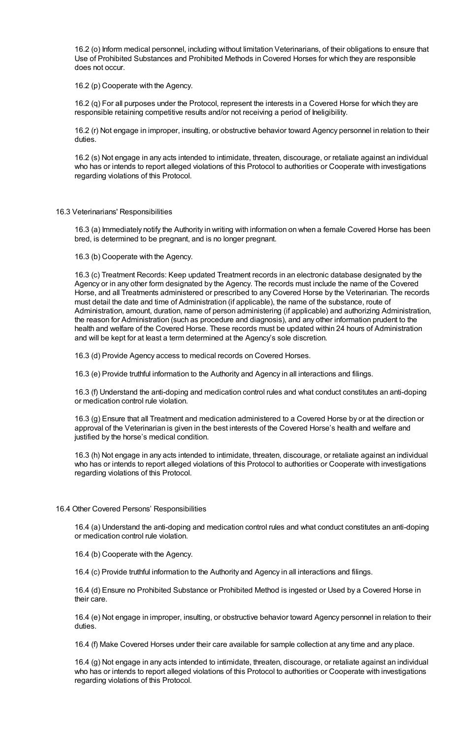16.2 (o) Inform medical personnel, including without limitation Veterinarians, of their obligations to ensure that Use of Prohibited Substances and Prohibited Methods in Covered Horses for which they are responsible does not occur.

16.2 (p) Cooperate with the Agency.

16.2 (q) For all purposes under the Protocol, represent the interests in a Covered Horse for which they are responsible retaining competitive results and/or not receiving a period of Ineligibility.

16.2 (r) Not engage in improper, insulting, or obstructive behavior toward Agency personnel in relation to their duties.

16.2 (s) Not engage in any acts intended to intimidate, threaten, discourage, or retaliate against an individual who has or intends to report alleged violations of this Protocol to authorities or Cooperate with investigations regarding violations of this Protocol.

16.3 Veterinarians' Responsibilities

16.3 (a) Immediately notify the Authority in writing with information on when a female Covered Horse has been bred, is determined to be pregnant, and is no longer pregnant.

16.3 (b) Cooperate with the Agency.

16.3 (c) Treatment Records: Keep updated Treatment records in an electronic database designated by the Agency or in any other form designated by the Agency. The records must include the name of the Covered Horse, and all Treatments administered or prescribed to any Covered Horse by the Veterinarian. The records must detail the date and time of Administration (if applicable), the name of the substance, route of Administration, amount, duration, name of person administering (if applicable) and authorizing Administration, the reason for Administration (such as procedure and diagnosis), and any other information prudent to the health and welfare of the Covered Horse. These records must be updated within 24 hours of Administration and will be kept for at least a term determined at the Agency's sole discretion.

16.3 (d) Provide Agency access to medical records on Covered Horses.

16.3 (e) Provide truthful information to the Authority and Agency in all interactions and filings.

16.3 (f) Understand the anti-doping and medication control rules and what conduct constitutes an anti-doping or medication control rule violation.

16.3 (g) Ensure that all Treatment and medication administered to a Covered Horse by or at the direction or approval of the Veterinarian is given in the best interests of the Covered Horse's health and welfare and justified by the horse's medical condition.

16.3 (h) Not engage in any acts intended to intimidate, threaten, discourage, or retaliate against an individual who has or intends to report alleged violations of this Protocol to authorities or Cooperate with investigations regarding violations of this Protocol.

16.4 Other Covered Persons' Responsibilities

16.4 (a) Understand the anti-doping and medication control rules and what conduct constitutes an anti-doping or medication control rule violation.

16.4 (b) Cooperate with the Agency.

16.4 (c) Provide truthful information to the Authority and Agency in all interactions and filings.

16.4 (d) Ensure no Prohibited Substance or Prohibited Method is ingested or Used by a Covered Horse in their care.

16.4 (e) Not engage in improper, insulting, or obstructive behavior toward Agency personnel in relation to their duties.

16.4 (f) Make Covered Horses under their care available for sample collection at any time and any place.

16.4 (g) Not engage in any acts intended to intimidate, threaten, discourage, or retaliate against an individual who has or intends to report alleged violations of this Protocol to authorities or Cooperate with investigations regarding violations of this Protocol.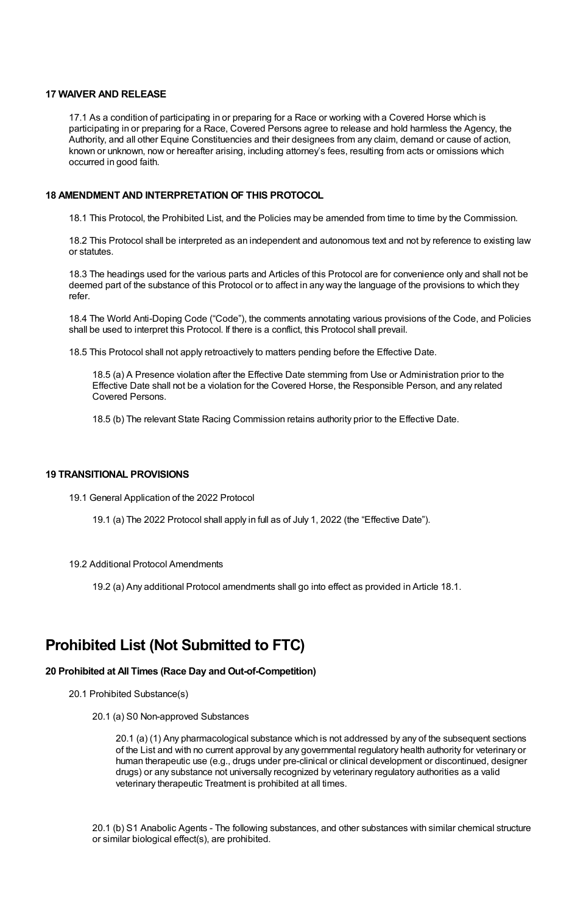**17 WAIVER AND RELEASE**

17.1 As a condition of participating in or preparing for a Race or working with a Covered Horse which is participating in or preparing for a Race, Covered Persons agree to release and hold harmless the Agency, the Authority, and all other Equine Constituencies and their designees from any claim, demand or cause of action, known or unknown, now or hereafter arising, including attorney's fees, resulting from acts or omissions which occurred in good faith.

**18 AMENDMENT AND INTERPRETATION OF THIS PROTOCOL**

18.1 This Protocol, the Prohibited List, and the Policies may be amended from time to time by the Commission.

18.2 This Protocol shall be interpreted as an independent and autonomous text and not by reference to existing law or statutes.

18.3 The headings used for the various parts and Articles of this Protocol are for convenience only and shall not be deemed part of the substance of this Protocol or to affect in any way the language of the provisions to which they refer.

18.4 The World Anti-Doping Code ("Code"), the comments annotating various provisions of the Code, and Policies shall be used to interpret this Protocol. If there is a conflict, this Protocol shall prevail.

18.5 This Protocol shall not apply retroactively to matters pending before the Effective Date.

18.5 (a) A Presence violation after the Effective Date stemming from Use or Administration prior to the Effective Date shall not be a violation for the Covered Horse, the Responsible Person, and any related Covered Persons.

18.5 (b) The relevant State Racing Commission retains authority prior to the Effective Date.

**19 TRANSITIONAL PROVISIONS**

19.1 General Application of the 2022 Protocol

19.1 (a) The 2022 Protocol shall apply in full as of July 1, 2022 (the "Effective Date").

19.2 Additional Protocol Amendments

19.2 (a) Any additional Protocol amendments shall go into effect as provided in Article 18.1.

# Prohibited List (Not Submitted to FTC)

**20 Prohibited at All Times (Race Day and Out-of-Competition)**

20.1 Prohibited Substance(s)

20.1 (a) S0 Non-approved Substances

20.1 (a) (1) Any pharmacological substance which is not addressed by any of the subsequent sections of the List and with no current approval by any governmental regulatory health authority for veterinary or human therapeutic use (e.g., drugs under pre-clinical or clinical development or discontinued, designer drugs) or any substance not universally recognized by veterinary regulatory authorities as a valid veterinary therapeutic Treatment is prohibited at all times.

20.1 (b) S1 Anabolic Agents - The following substances, and other substances with similar chemical structure or similar biological effect(s), are prohibited.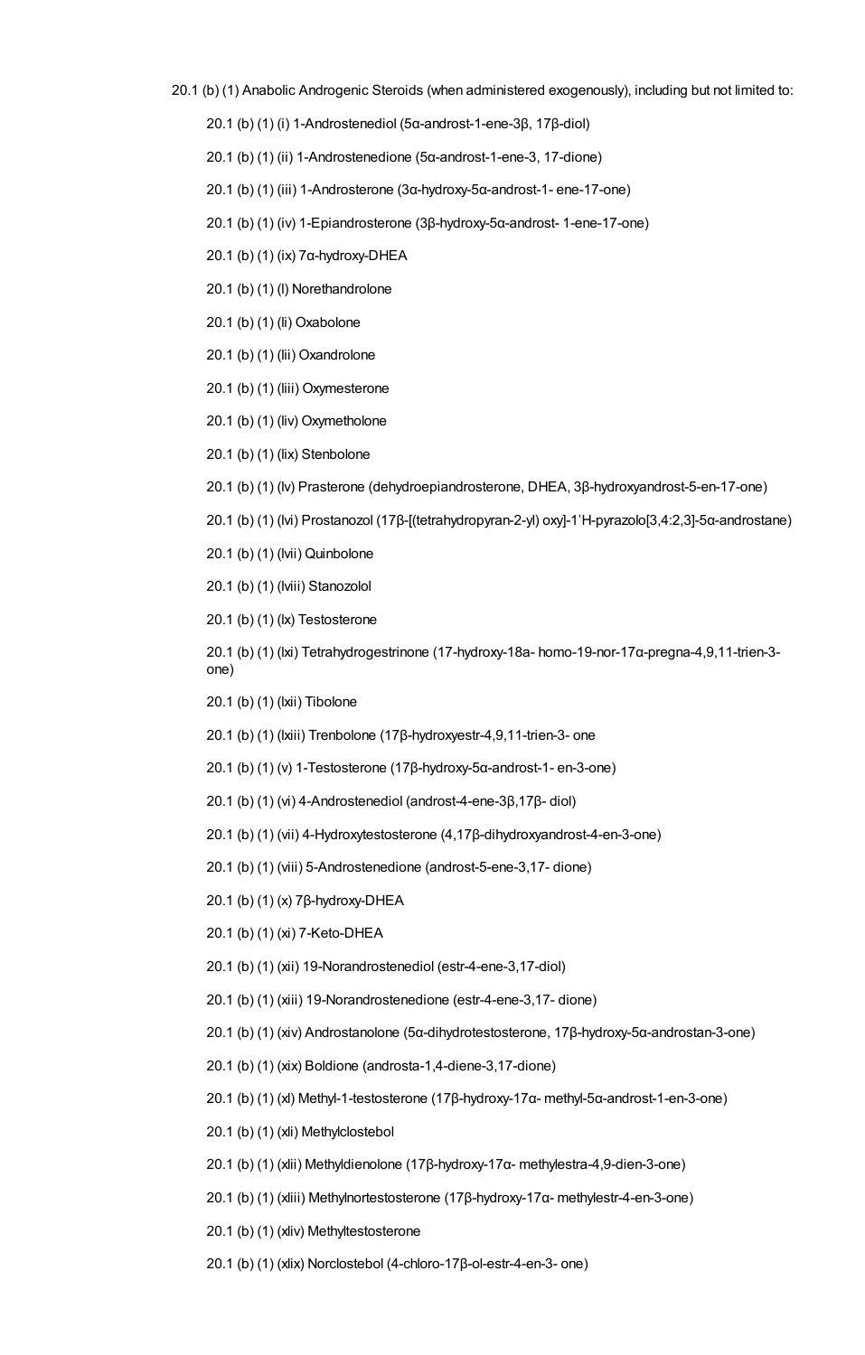20.1 (b) (1) Anabolic Androgenic Steroids (when administered exogenously), including but not limited to:

- 20.1 (b) (1) (i) 1-Androstenediol (5α-androst-1-ene-3β, 17β-diol)
- 20.1 (b) (1) (ii) 1-Androstenedione (5α-androst-1-ene-3, 17-dione)
- 20.1 (b) (1) (iii) 1-Androsterone (3α-hydroxy-5α-androst-1- ene-17-one)
- 20.1 (b) (1) (iv) 1-Epiandrosterone (3β-hydroxy-5α-androst- 1-ene-17-one)
- 20.1 (b) (1) (ix) 7α-hydroxy-DHEA
- 20.1 (b) (1) (l) Norethandrolone
- 20.1 (b) (1) (li) Oxabolone
- 20.1 (b) (1) (lii) Oxandrolone
- 20.1 (b) (1) (liii) Oxymesterone
- 20.1 (b) (1) (liv) Oxymetholone
- 20.1 (b) (1) (lix) Stenbolone
- 20.1 (b) (1) (lv) Prasterone (dehydroepiandrosterone, DHEA, 3β-hydroxyandrost-5-en-17-one)
- 20.1 (b) (1) (lvi) Prostanozol (17β-[(tetrahydropyran-2-yl) oxy]-1'H-pyrazolo[3,4:2,3]-5α-androstane)
- 20.1 (b) (1) (lvii) Quinbolone
- 20.1 (b) (1) (lviii) Stanozolol
- 20.1 (b) (1) (lx) Testosterone
- 20.1 (b) (1) (lxi) Tetrahydrogestrinone (17-hydroxy-18a- homo-19-nor-17α-pregna-4,9,11-trien-3-one)
- 20.1 (b) (1) (lxii) Tibolone
- 20.1 (b) (1) (lxiii) Trenbolone (17β-hydroxyestr-4,9,11-trien-3- one
- 20.1 (b) (1) (v) 1-Testosterone (17β-hydroxy-5α-androst-1- en-3-one)
- 20.1 (b) (1) (vi) 4-Androstenediol (androst-4-ene-3β,17β- diol)
- 20.1 (b) (1) (vii) 4-Hydroxytestosterone (4,17β-dihydroxyandrost-4-en-3-one)
- 20.1 (b) (1) (viii) 5-Androstenedione (androst-5-ene-3,17- dione)
- 20.1 (b) (1) (x) 7β-hydroxy-DHEA
- 20.1 (b) (1) (xi) 7-Keto-DHEA
- 20.1 (b) (1) (xii) 19-Norandrostenediol (estr-4-ene-3,17-diol)
- 20.1 (b) (1) (xiii) 19-Norandrostenedione (estr-4-ene-3,17- dione)
- 20.1 (b) (1) (xiv) Androstanolone (5α-dihydrotestosterone, 17β-hydroxy-5α-androstan-3-one)
- 20.1 (b) (1) (xix) Boldione (androsta-1,4-diene-3,17-dione)
- 20.1 (b) (1) (xl) Methyl-1-testosterone (17β-hydroxy-17α- methyl-5α-androst-1-en-3-one)
- 20.1 (b) (1) (xli) Methylclostebol
- 20.1 (b) (1) (xlii) Methyldienolone (17β-hydroxy-17α- methylestra-4,9-dien-3-one)
- 20.1 (b) (1) (xliii) Methylnortestosterone (17β-hydroxy-17α- methylestr-4-en-3-one)
- 20.1 (b) (1) (xliv) Methyltestosterone
- 20.1 (b) (1) (xlix) Norclostebol (4-chloro-17β-ol-estr-4-en-3- one)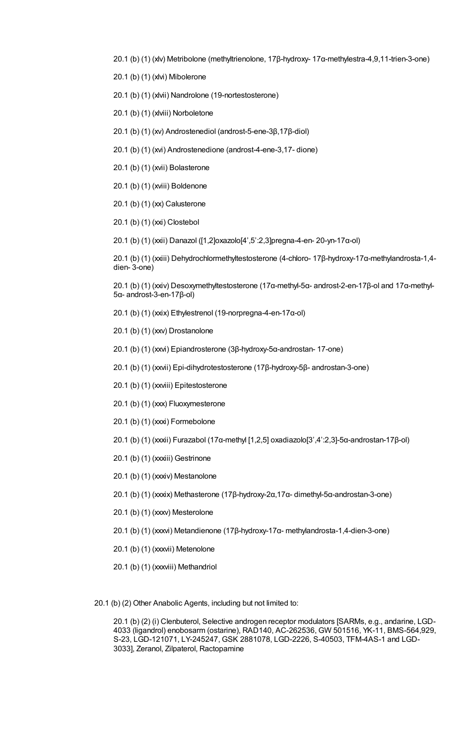20.1 (b) (1) (xlv) Metribolone (methyltrienolone, 17β-hydroxy- 17α-methylestra-4,9,11-trien-3-one)

20.1 (b) (1) (xlvi) Mibolerone

20.1 (b) (1) (xlvii) Nandrolone (19-nortestosterone)

20.1 (b) (1) (xlviii) Norboletone

20.1 (b) (1) (xv) Androstenediol (androst-5-ene-3β,17β-diol)

20.1 (b) (1) (xvi) Androstenedione (androst-4-ene-3,17- dione)

20.1 (b) (1) (xvii) Bolasterone

20.1 (b) (1) (xviii) Boldenone

20.1 (b) (1) (xx) Calusterone

20.1 (b) (1) (xxi) Clostebol

20.1 (b) (1) (xxii) Danazol ([1,2]oxazolo[4',5':2,3]pregna-4-en- 20-yn-17α-ol)

20.1 (b) (1) (xxiii) Dehydrochlormethyltestosterone (4-chloro- 17β-hydroxy-17α-methylandrosta-1,4-dien- 3-one)

20.1 (b) (1) (xxiv) Desoxymethyltestosterone (17α-methyl-5α- androst-2-en-17β-ol and 17α-methyl-5α- androst-3-en-17β-ol)

20.1 (b) (1) (xxix) Ethylestrenol (19-norpregna-4-en-17α-ol)

20.1 (b) (1) (xxv) Drostanolone

20.1 (b) (1) (xxvi) Epiandrosterone (3β-hydroxy-5α-androstan- 17-one)

20.1 (b) (1) (xxvii) Epi-dihydrotestosterone (17β-hydroxy-5β- androstan-3-one)

20.1 (b) (1) (xxviii) Epitestosterone

20.1 (b) (1) (xxx) Fluoxymesterone

20.1 (b) (1) (xxxi) Formebolone

20.1 (b) (1) (xxxii) Furazabol (17α-methyl [1,2,5] oxadiazolo[3',4':2,3]-5α-androstan-17β-ol)

20.1 (b) (1) (xxxiii) Gestrinone

20.1 (b) (1) (xxxiv) Mestanolone

20.1 (b) (1) (xxxix) Methasterone (17β-hydroxy-2α,17α- dimethyl-5α-androstan-3-one)

20.1 (b) (1) (xxxv) Mesterolone

20.1 (b) (1) (xxxvi) Metandienone (17β-hydroxy-17α- methylandrosta-1,4-dien-3-one)

20.1 (b) (1) (xxxvii) Metenolone

20.1 (b) (1) (xxxviii) Methandriol

20.1 (b) (2) Other Anabolic Agents, including but not limited to:

20.1 (b) (2) (i) Clenbuterol, Selective androgen receptor modulators [SARMs, e.g., andarine, LGD-4033 (ligandrol) enobosarm (ostarine), RAD140, AC-262536, GW 501516, YK-11, BMS-564,929, S-23, LGD-121071, LY-245247, GSK 2881078, LGD-2226, S-40503, TFM-4AS-1 and LGD-3033], Zeranol, Zilpaterol, Ractopamine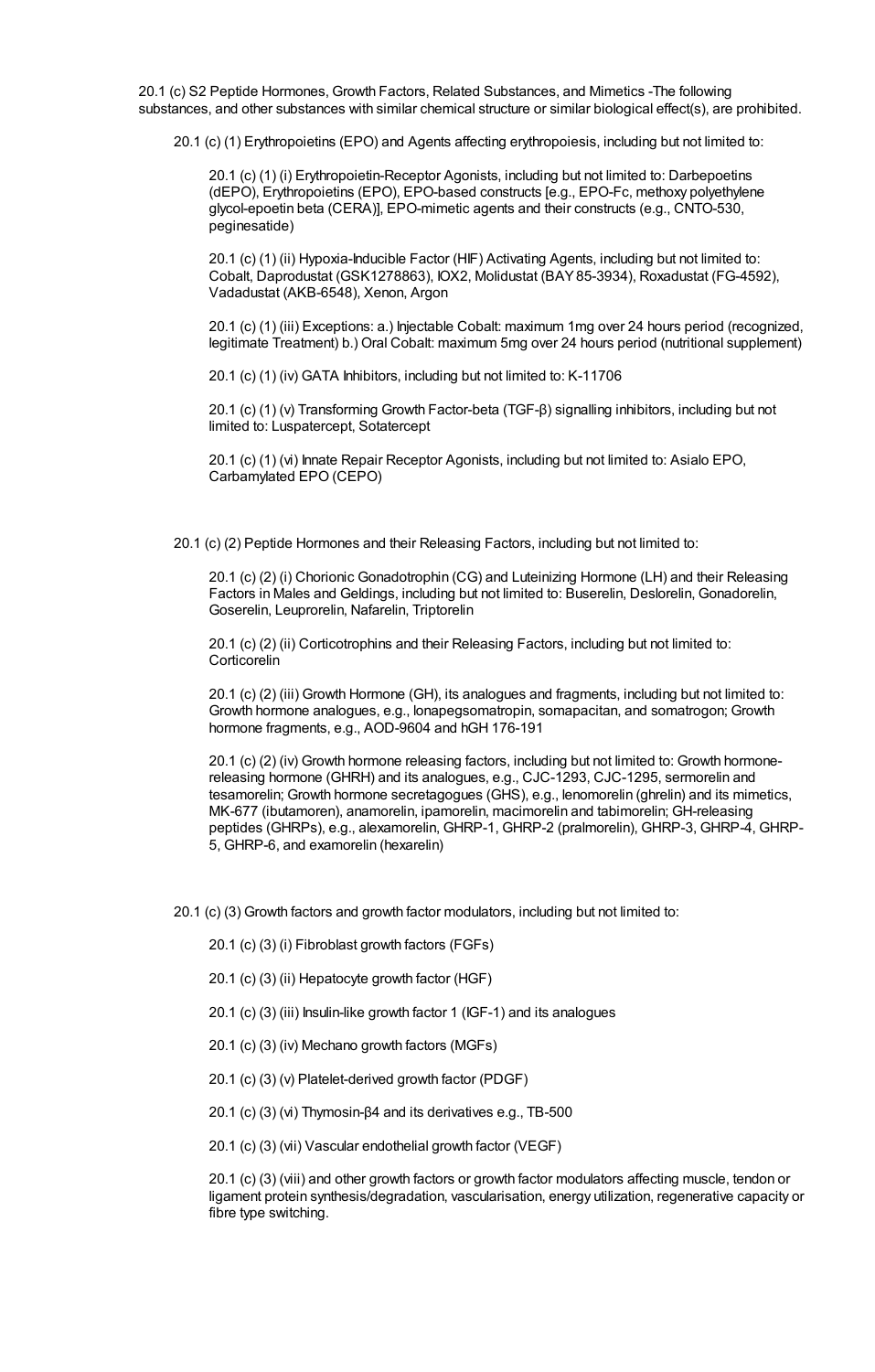20.1 (c) S2 Peptide Hormones, Growth Factors, Related Substances, and Mimetics -The following substances, and other substances with similar chemical structure or similar biological effect(s), are prohibited.

20.1 (c) (1) Erythropoietins (EPO) and Agents affecting erythropoiesis, including but not limited to:

20.1 (c) (1) (i) Erythropoietin-Receptor Agonists, including but not limited to: Darbepoetins (dEPO), Erythropoietins (EPO), EPO-based constructs [e.g., EPO-Fc, methoxy polyethylene glycol-epoetin beta (CERA)], EPO-mimetic agents and their constructs (e.g., CNTO-530, peginesatide)

20.1 (c) (1) (ii) Hypoxia-Inducible Factor (HIF) Activating Agents, including but not limited to: Cobalt, Daprodustat (GSK1278863), IOX2, Molidustat (BAY 85-3934), Roxadustat (FG-4592), Vadadustat (AKB-6548), Xenon, Argon

20.1 (c) (1) (iii) Exceptions: a.) Injectable Cobalt: maximum 1mg over 24 hours period (recognized, legitimate Treatment) b.) Oral Cobalt: maximum 5mg over 24 hours period (nutritional supplement)

20.1 (c) (1) (iv) GATA Inhibitors, including but not limited to: K-11706

20.1 (c) (1) (v) Transforming Growth Factor-beta (TGF-β) signalling inhibitors, including but not limited to: Luspatercept, Sotatercept

20.1 (c) (1) (vi) Innate Repair Receptor Agonists, including but not limited to: Asialo EPO, Carbamylated EPO (CEPO)

20.1 (c) (2) Peptide Hormones and their Releasing Factors, including but not limited to:

20.1 (c) (2) (i) Chorionic Gonadotrophin (CG) and Luteinizing Hormone (LH) and their Releasing Factors in Males and Geldings, including but not limited to: Buserelin, Deslorelin, Gonadorelin, Goserelin, Leuprorelin, Nafarelin, Triptorelin

20.1 (c) (2) (ii) Corticotrophins and their Releasing Factors, including but not limited to: Corticorelin

20.1 (c) (2) (iii) Growth Hormone (GH), its analogues and fragments, including but not limited to: Growth hormone analogues, e.g., lonapegsomatropin, somapacitan, and somatrogon; Growth hormone fragments, e.g., AOD-9604 and hGH 176-191

20.1 (c) (2) (iv) Growth hormone releasing factors, including but not limited to: Growth hormone-releasing hormone (GHRH) and its analogues, e.g., CJC-1293, CJC-1295, sermorelin and tesamorelin; Growth hormone secretagogues (GHS), e.g., lenomorelin (ghrelin) and its mimetics, MK-677 (ibutamoren), anamorelin, ipamorelin, macimorelin and tabimorelin; GH-releasing peptides (GHRPs), e.g., alexamorelin, GHRP-1, GHRP-2 (pralmorelin), GHRP-3, GHRP-4, GHRP-5, GHRP-6, and examorelin (hexarelin)

20.1 (c) (3) Growth factors and growth factor modulators, including but not limited to:

20.1 (c) (3) (i) Fibroblast growth factors (FGFs)

20.1 (c) (3) (ii) Hepatocyte growth factor (HGF)

20.1 (c) (3) (iii) Insulin-like growth factor 1 (IGF-1) and its analogues

20.1 (c) (3) (iv) Mechano growth factors (MGFs)

20.1 (c) (3) (v) Platelet-derived growth factor (PDGF)

20.1 (c) (3) (vi) Thymosin-β4 and its derivatives e.g., TB-500

20.1 (c) (3) (vii) Vascular endothelial growth factor (VEGF)

20.1 (c) (3) (viii) and other growth factors or growth factor modulators affecting muscle, tendon or ligament protein synthesis/degradation, vascularisation, energy utilization, regenerative capacity or fibre type switching.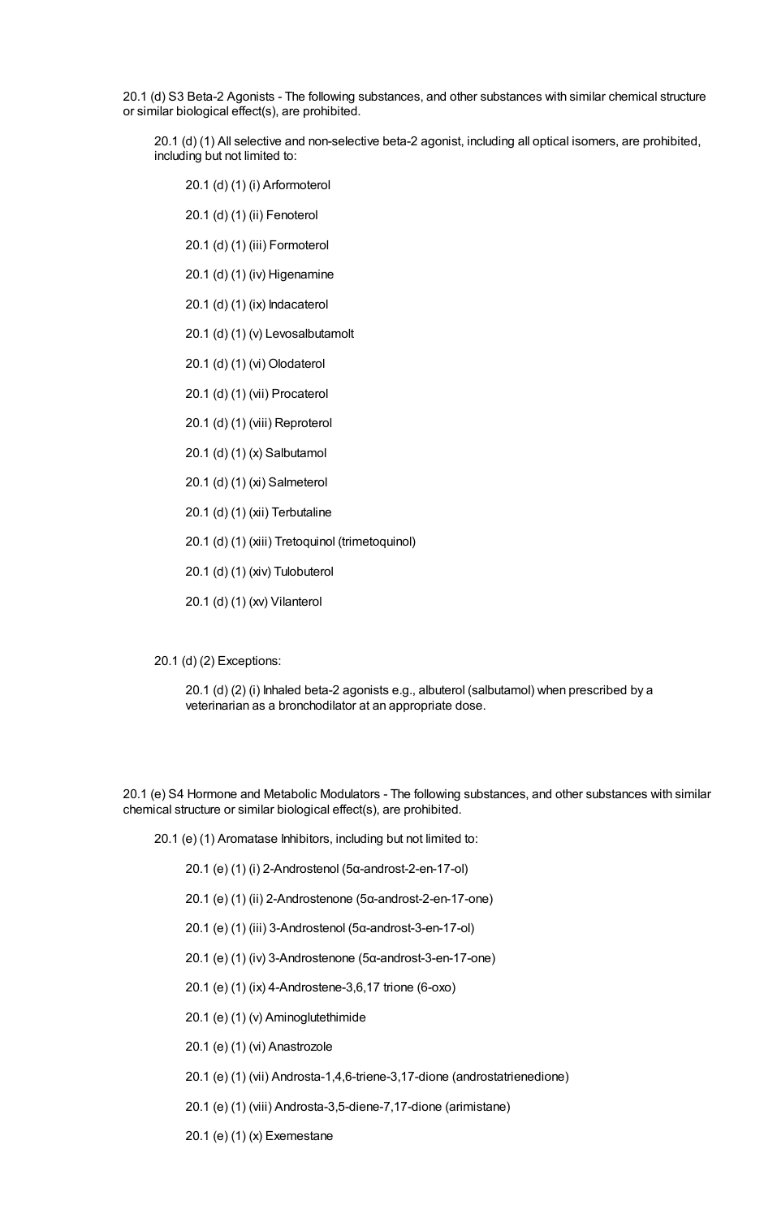20.1 (d) S3 Beta-2 Agonists - The following substances, and other substances with similar chemical structure or similar biological effect(s), are prohibited.

20.1 (d) (1) All selective and non-selective beta-2 agonist, including all optical isomers, are prohibited, including but not limited to:

20.1 (d) (1) (i) Arformoterol

20.1 (d) (1) (ii) Fenoterol

20.1 (d) (1) (iii) Formoterol

20.1 (d) (1) (iv) Higenamine

20.1 (d) (1) (ix) Indacaterol

20.1 (d) (1) (v) Levosalbutamolt

20.1 (d) (1) (vi) Olodaterol

20.1 (d) (1) (vii) Procaterol

20.1 (d) (1) (viii) Reproterol

20.1 (d) (1) (x) Salbutamol

20.1 (d) (1) (xi) Salmeterol

20.1 (d) (1) (xii) Terbutaline

20.1 (d) (1) (xiii) Tretoquinol (trimetoquinol)

20.1 (d) (1) (xiv) Tulobuterol

20.1 (d) (1) (xv) Vilanterol

20.1 (d) (2) Exceptions:

20.1 (d) (2) (i) Inhaled beta-2 agonists e.g., albuterol (salbutamol) when prescribed by a veterinarian as a bronchodilator at an appropriate dose.

20.1 (e) S4 Hormone and Metabolic Modulators - The following substances, and other substances with similar chemical structure or similar biological effect(s), are prohibited.

20.1 (e) (1) Aromatase Inhibitors, including but not limited to:

20.1 (e) (1) (i) 2-Androstenol (5α-androst-2-en-17-ol)

20.1 (e) (1) (ii) 2-Androstenone (5α-androst-2-en-17-one)

20.1 (e) (1) (iii) 3-Androstenol (5α-androst-3-en-17-ol)

20.1 (e) (1) (iv) 3-Androstenone (5α-androst-3-en-17-one)

20.1 (e) (1) (ix) 4-Androstene-3,6,17 trione (6-oxo)

20.1 (e) (1) (v) Aminoglutethimide

20.1 (e) (1) (vi) Anastrozole

20.1 (e) (1) (vii) Androsta-1,4,6-triene-3,17-dione (androstatrienedione)

20.1 (e) (1) (viii) Androsta-3,5-diene-7,17-dione (arimistane)

20.1 (e) (1) (x) Exemestane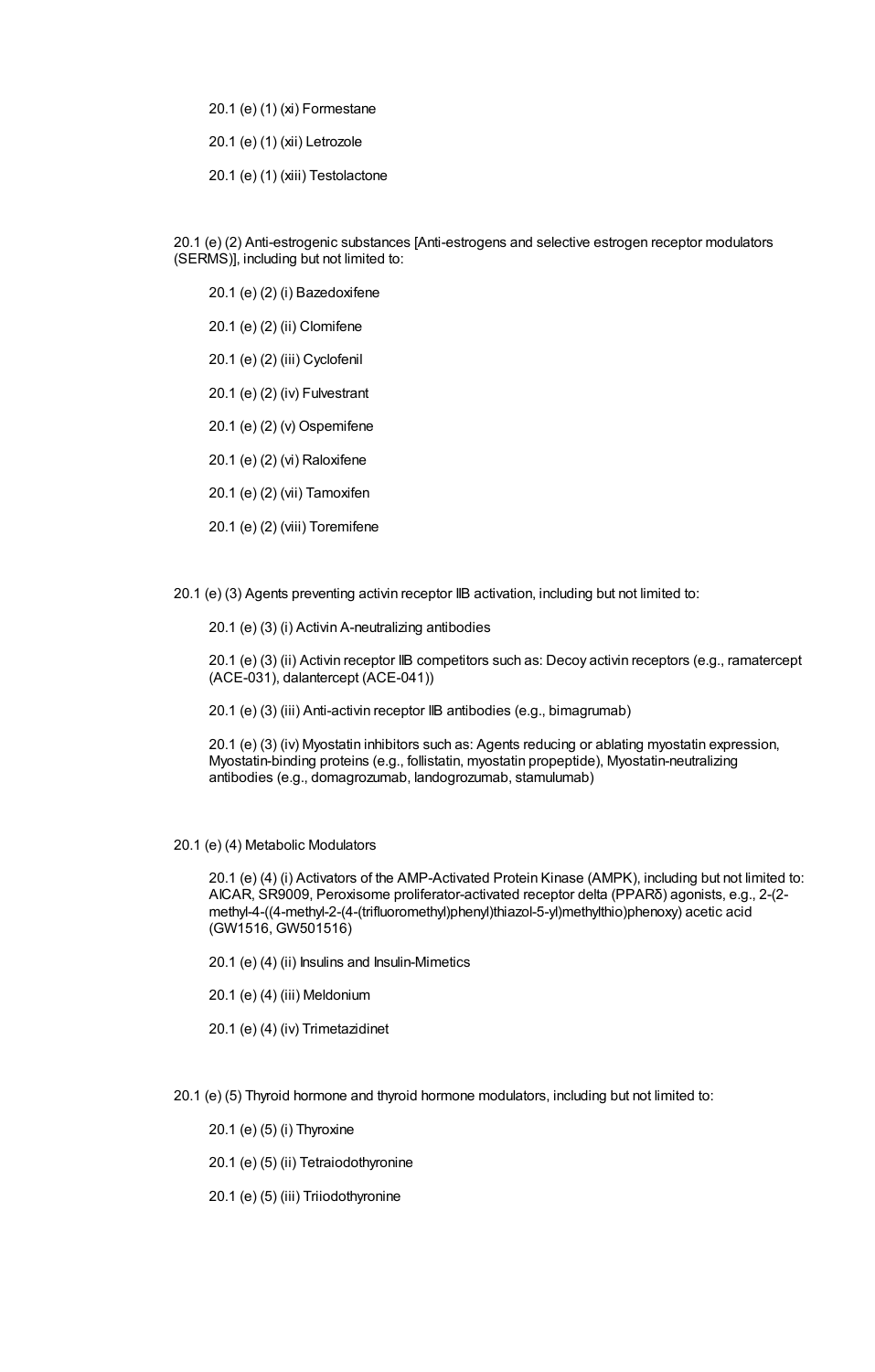20.1 (e) (1) (xi) Formestane

20.1 (e) (1) (xii) Letrozole

20.1 (e) (1) (xiii) Testolactone

20.1 (e) (2) Anti-estrogenic substances [Anti-estrogens and selective estrogen receptor modulators (SERMS)], including but not limited to:

20.1 (e) (2) (i) Bazedoxifene

20.1 (e) (2) (ii) Clomifene

20.1 (e) (2) (iii) Cyclofenil

20.1 (e) (2) (iv) Fulvestrant

20.1 (e) (2) (v) Ospemifene

20.1 (e) (2) (vi) Raloxifene

20.1 (e) (2) (vii) Tamoxifen

20.1 (e) (2) (viii) Toremifene

20.1 (e) (3) Agents preventing activin receptor IIB activation, including but not limited to:

20.1 (e) (3) (i) Activin A-neutralizing antibodies

20.1 (e) (3) (ii) Activin receptor IIB competitors such as: Decoy activin receptors (e.g., ramatercept (ACE-031), dalantercept (ACE-041))

20.1 (e) (3) (iii) Anti-activin receptor IIB antibodies (e.g., bimagrumab)

20.1 (e) (3) (iv) Myostatin inhibitors such as: Agents reducing or ablating myostatin expression, Myostatin-binding proteins (e.g., follistatin, myostatin propeptide), Myostatin-neutralizing antibodies (e.g., domagrozumab, landogrozumab, stamulumab)

20.1 (e) (4) Metabolic Modulators

20.1 (e) (4) (i) Activators of the AMP-Activated Protein Kinase (AMPK), including but not limited to: AICAR, SR9009, Peroxisome proliferator-activated receptor delta (PPARδ) agonists, e.g., 2-(2-methyl-4-((4-methyl-2-(4-(trifluoromethyl)phenyl)thiazol-5-yl)methylthio)phenoxy) acetic acid (GW1516, GW501516)

20.1 (e) (4) (ii) Insulins and Insulin-Mimetics

20.1 (e) (4) (iii) Meldonium

20.1 (e) (4) (iv) Trimetazidinet

20.1 (e) (5) Thyroid hormone and thyroid hormone modulators, including but not limited to:

20.1 (e) (5) (i) Thyroxine

20.1 (e) (5) (ii) Tetraiodothyronine

20.1 (e) (5) (iii) Triiodothyronine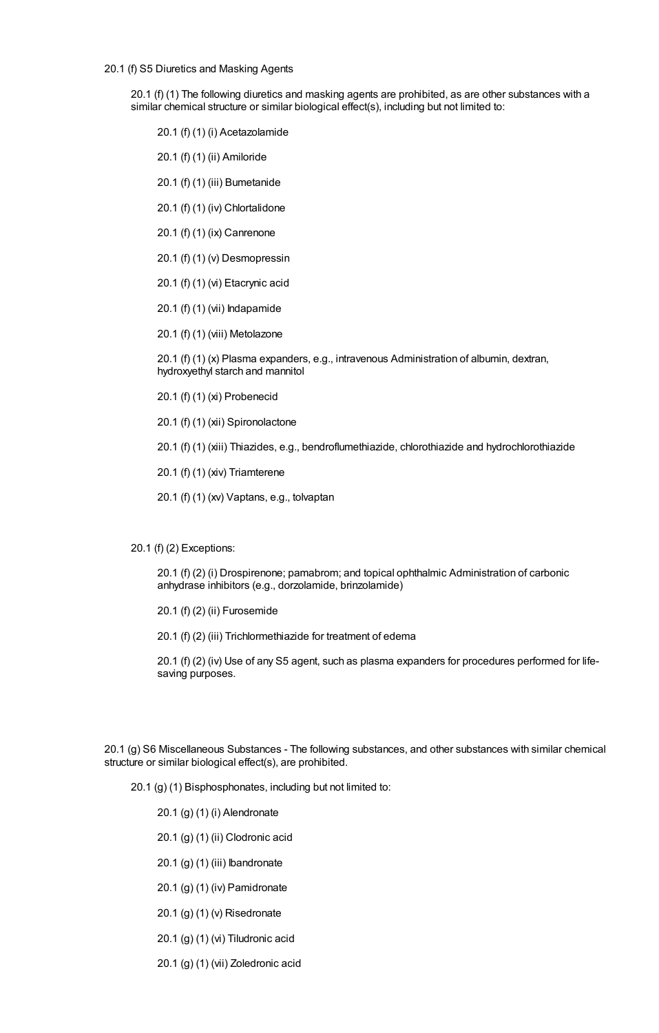20.1 (f) S5 Diuretics and Masking Agents

20.1 (f) (1) The following diuretics and masking agents are prohibited, as are other substances with a similar chemical structure or similar biological effect(s), including but not limited to:

20.1 (f) (1) (i) Acetazolamide

20.1 (f) (1) (ii) Amiloride

20.1 (f) (1) (iii) Bumetanide

20.1 (f) (1) (iv) Chlortalidone

20.1 (f) (1) (ix) Canrenone

20.1 (f) (1) (v) Desmopressin

20.1 (f) (1) (vi) Etacrynic acid

20.1 (f) (1) (vii) Indapamide

20.1 (f) (1) (viii) Metolazone

20.1 (f) (1) (x) Plasma expanders, e.g., intravenous Administration of albumin, dextran, hydroxyethyl starch and mannitol

20.1 (f) (1) (xi) Probenecid

20.1 (f) (1) (xii) Spironolactone

20.1 (f) (1) (xiii) Thiazides, e.g., bendroflumethiazide, chlorothiazide and hydrochlorothiazide

20.1 (f) (1) (xiv) Triamterene

20.1 (f) (1) (xv) Vaptans, e.g., tolvaptan

20.1 (f) (2) Exceptions:

20.1 (f) (2) (i) Drospirenone; pamabrom; and topical ophthalmic Administration of carbonic anhydrase inhibitors (e.g., dorzolamide, brinzolamide)

20.1 (f) (2) (ii) Furosemide

20.1 (f) (2) (iii) Trichlormethiazide for treatment of edema

20.1 (f) (2) (iv) Use of any S5 agent, such as plasma expanders for procedures performed for life-saving purposes.

20.1 (g) S6 Miscellaneous Substances - The following substances, and other substances with similar chemical structure or similar biological effect(s), are prohibited.

20.1 (g) (1) Bisphosphonates, including but not limited to:

20.1 (g) (1) (i) Alendronate

20.1 (g) (1) (ii) Clodronic acid

20.1 (g) (1) (iii) Ibandronate

20.1 (g) (1) (iv) Pamidronate

20.1 (g) (1) (v) Risedronate

20.1 (g) (1) (vi) Tiludronic acid

20.1 (g) (1) (vii) Zoledronic acid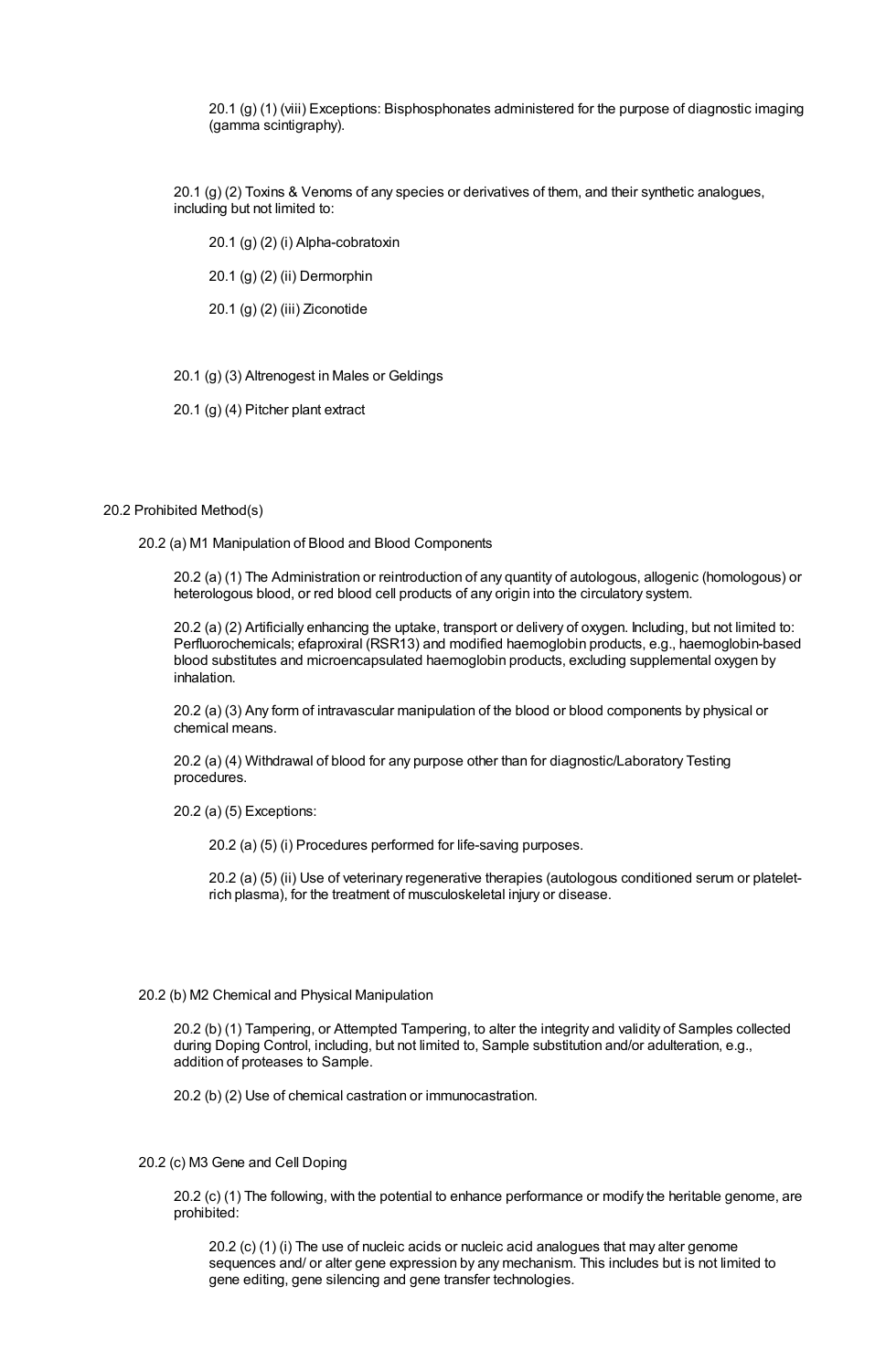20.1 (g) (1) (viii) Exceptions: Bisphosphonates administered for the purpose of diagnostic imaging (gamma scintigraphy).

20.1 (g) (2) Toxins & Venoms of any species or derivatives of them, and their synthetic analogues, including but not limited to:

20.1 (g) (2) (i) Alpha-cobratoxin

20.1 (g) (2) (ii) Dermorphin

20.1 (g) (2) (iii) Ziconotide

20.1 (g) (3) Altrenogest in Males or Geldings

20.1 (g) (4) Pitcher plant extract

20.2 Prohibited Method(s)

20.2 (a) M1 Manipulation of Blood and Blood Components

20.2 (a) (1) The Administration or reintroduction of any quantity of autologous, allogenic (homologous) or heterologous blood, or red blood cell products of any origin into the circulatory system.

20.2 (a) (2) Artificially enhancing the uptake, transport or delivery of oxygen. Including, but not limited to: Perfluorochemicals; efaproxiral (RSR13) and modified haemoglobin products, e.g., haemoglobin-based blood substitutes and microencapsulated haemoglobin products, excluding supplemental oxygen by inhalation.

20.2 (a) (3) Any form of intravascular manipulation of the blood or blood components by physical or chemical means.

20.2 (a) (4) Withdrawal of blood for any purpose other than for diagnostic/Laboratory Testing procedures.

20.2 (a) (5) Exceptions:

20.2 (a) (5) (i) Procedures performed for life-saving purposes.

20.2 (a) (5) (ii) Use of veterinary regenerative therapies (autologous conditioned serum or platelet-rich plasma), for the treatment of musculoskeletal injury or disease.

20.2 (b) M2 Chemical and Physical Manipulation

20.2 (b) (1) Tampering, or Attempted Tampering, to alter the integrity and validity of Samples collected during Doping Control, including, but not limited to, Sample substitution and/or adulteration, e.g., addition of proteases to Sample.

20.2 (b) (2) Use of chemical castration or immunocastration.

20.2 (c) M3 Gene and Cell Doping

20.2 (c) (1) The following, with the potential to enhance performance or modify the heritable genome, are prohibited:

20.2 (c) (1) (i) The use of nucleic acids or nucleic acid analogues that may alter genome sequences and/ or alter gene expression by any mechanism. This includes but is not limited to gene editing, gene silencing and gene transfer technologies.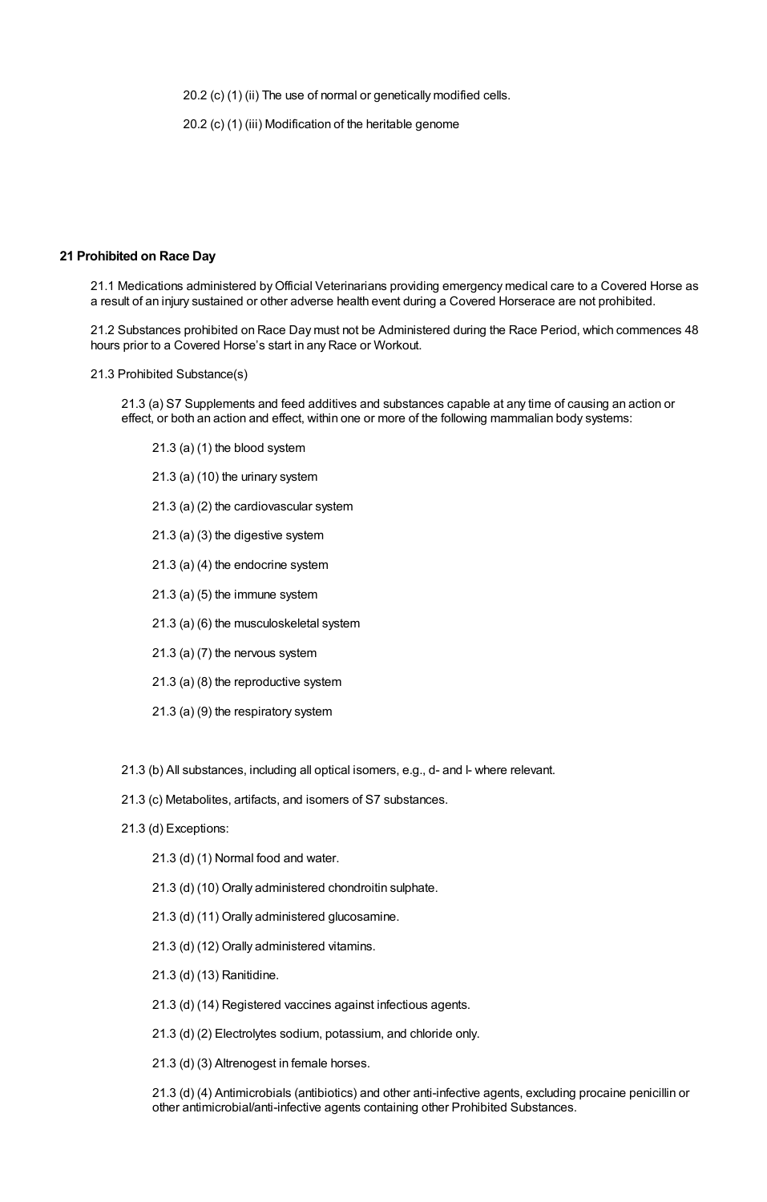20.2 (c) (1) (ii) The use of normal or genetically modified cells.

20.2 (c) (1) (iii) Modification of the heritable genome

**21 Prohibited on Race Day**

21.1 Medications administered by Official Veterinarians providing emergency medical care to a Covered Horse as a result of an injury sustained or other adverse health event during a Covered Horserace are not prohibited.

21.2 Substances prohibited on Race Day must not be Administered during the Race Period, which commences 48 hours prior to a Covered Horse's start in any Race or Workout.

21.3 Prohibited Substance(s)

21.3 (a) S7 Supplements and feed additives and substances capable at any time of causing an action or effect, or both an action and effect, within one or more of the following mammalian body systems:

21.3 (a) (1) the blood system

21.3 (a) (10) the urinary system

21.3 (a) (2) the cardiovascular system

21.3 (a) (3) the digestive system

21.3 (a) (4) the endocrine system

21.3 (a) (5) the immune system

21.3 (a) (6) the musculoskeletal system

21.3 (a) (7) the nervous system

21.3 (a) (8) the reproductive system

21.3 (a) (9) the respiratory system

21.3 (b) All substances, including all optical isomers, e.g., d- and l- where relevant.

21.3 (c) Metabolites, artifacts, and isomers of S7 substances.

21.3 (d) Exceptions:

21.3 (d) (1) Normal food and water.

21.3 (d) (10) Orally administered chondroitin sulphate.

21.3 (d) (11) Orally administered glucosamine.

21.3 (d) (12) Orally administered vitamins.

21.3 (d) (13) Ranitidine.

21.3 (d) (14) Registered vaccines against infectious agents.

21.3 (d) (2) Electrolytes sodium, potassium, and chloride only.

21.3 (d) (3) Altrenogest in female horses.

21.3 (d) (4) Antimicrobials (antibiotics) and other anti-infective agents, excluding procaine penicillin or other antimicrobial/anti-infective agents containing other Prohibited Substances.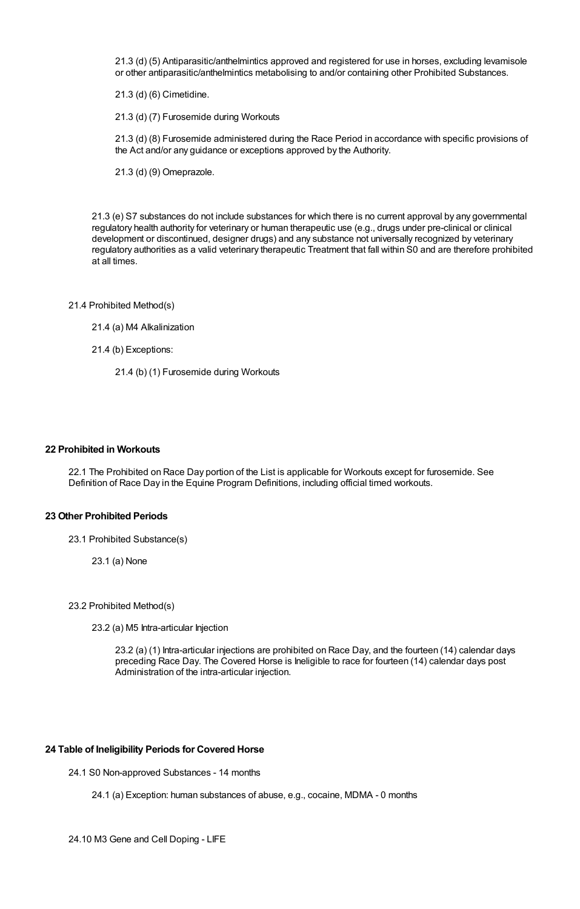21.3 (d) (5) Antiparasitic/anthelmintics approved and registered for use in horses, excluding levamisole or other antiparasitic/anthelmintics metabolising to and/or containing other Prohibited Substances.

21.3 (d) (6) Cimetidine.

21.3 (d) (7) Furosemide during Workouts

21.3 (d) (8) Furosemide administered during the Race Period in accordance with specific provisions of the Act and/or any guidance or exceptions approved by the Authority.

21.3 (d) (9) Omeprazole.

21.3 (e) S7 substances do not include substances for which there is no current approval by any governmental regulatory health authority for veterinary or human therapeutic use (e.g., drugs under pre-clinical or clinical development or discontinued, designer drugs) and any substance not universally recognized by veterinary regulatory authorities as a valid veterinary therapeutic Treatment that fall within S0 and are therefore prohibited at all times.

21.4 Prohibited Method(s)

21.4 (a) M4 Alkalinization

21.4 (b) Exceptions:

21.4 (b) (1) Furosemide during Workouts

**22 Prohibited in Workouts**

22.1 The Prohibited on Race Day portion of the List is applicable for Workouts except for furosemide. See Definition of Race Day in the Equine Program Definitions, including official timed workouts.

**23 Other Prohibited Periods**

23.1 Prohibited Substance(s)

23.1 (a) None

23.2 Prohibited Method(s)

23.2 (a) M5 Intra-articular Injection

23.2 (a) (1) Intra-articular injections are prohibited on Race Day, and the fourteen (14) calendar days preceding Race Day. The Covered Horse is Ineligible to race for fourteen (14) calendar days post Administration of the intra-articular injection.

**24 Table of Ineligibility Periods for Covered Horse**

24.1 S0 Non-approved Substances - 14 months

24.1 (a) Exception: human substances of abuse, e.g., cocaine, MDMA - 0 months

24.10 M3 Gene and Cell Doping - LIFE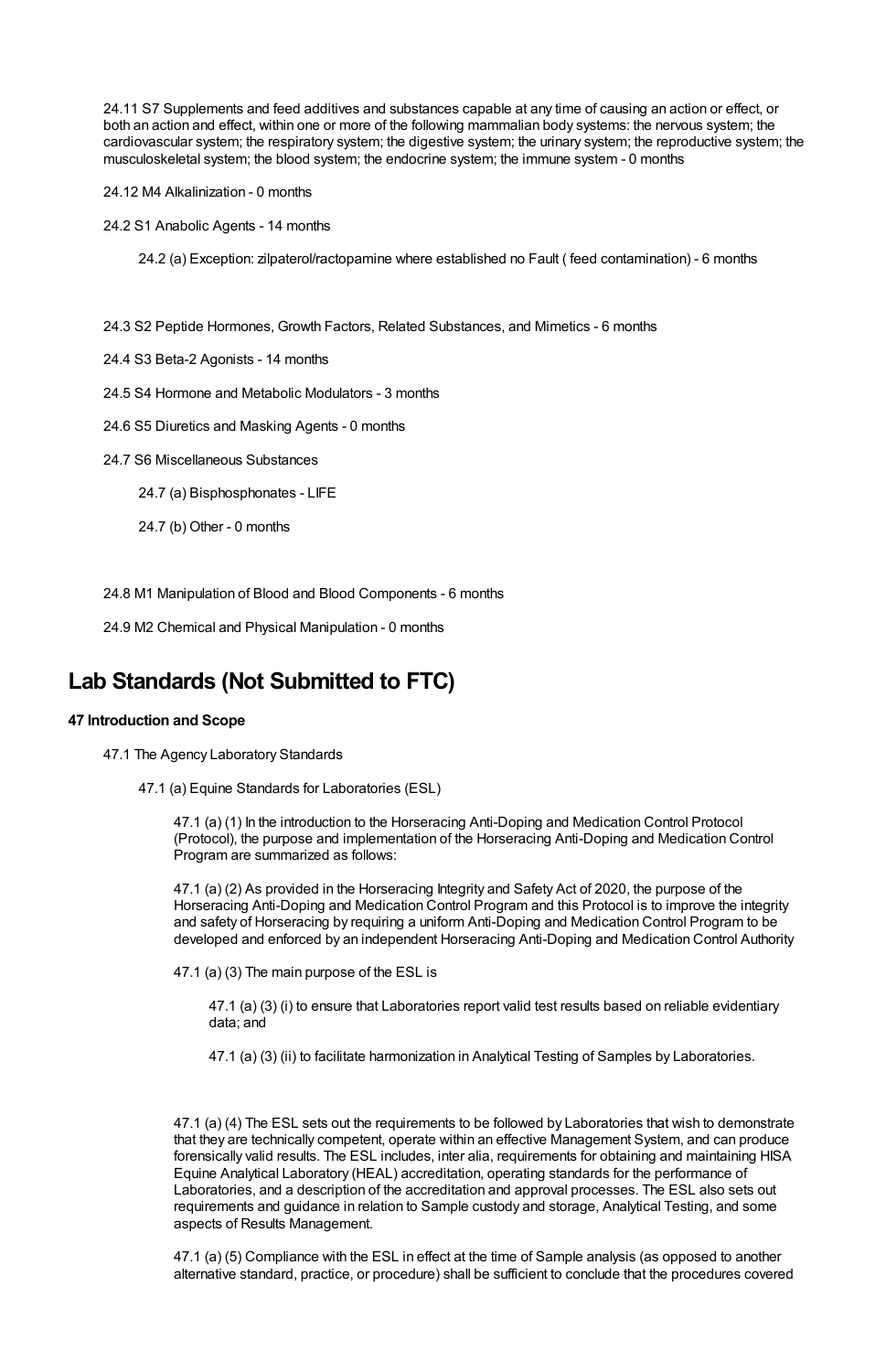24.11 S7 Supplements and feed additives and substances capable at any time of causing an action or effect, or both an action and effect, within one or more of the following mammalian body systems: the nervous system; the cardiovascular system; the respiratory system; the digestive system; the urinary system; the reproductive system; the musculoskeletal system; the blood system; the endocrine system; the immune system - 0 months

24.12 M4 Alkalinization - 0 months

24.2 S1 Anabolic Agents - 14 months

24.2 (a) Exception: zilpaterol/ractopamine where established no Fault ( feed contamination) - 6 months

24.3 S2 Peptide Hormones, Growth Factors, Related Substances, and Mimetics - 6 months

24.4 S3 Beta-2 Agonists - 14 months

24.5 S4 Hormone and Metabolic Modulators - 3 months

24.6 S5 Diuretics and Masking Agents - 0 months

24.7 S6 Miscellaneous Substances

24.7 (a) Bisphosphonates - LIFE

24.7 (b) Other - 0 months

24.8 M1 Manipulation of Blood and Blood Components - 6 months

24.9 M2 Chemical and Physical Manipulation - 0 months

## Lab Standards (Not Submitted to FTC)

**47 Introduction and Scope**

47.1 The Agency Laboratory Standards

47.1 (a) Equine Standards for Laboratories (ESL)

47.1 (a) (1) In the introduction to the Horseracing Anti-Doping and Medication Control Protocol (Protocol), the purpose and implementation of the Horseracing Anti-Doping and Medication Control Program are summarized as follows:

47.1 (a) (2) As provided in the Horseracing Integrity and Safety Act of 2020, the purpose of the Horseracing Anti-Doping and Medication Control Program and this Protocol is to improve the integrity and safety of Horseracing by requiring a uniform Anti-Doping and Medication Control Program to be developed and enforced by an independent Horseracing Anti-Doping and Medication Control Authority

47.1 (a) (3) The main purpose of the ESL is

47.1 (a) (3) (i) to ensure that Laboratories report valid test results based on reliable evidentiary data; and

47.1 (a) (3) (ii) to facilitate harmonization in Analytical Testing of Samples by Laboratories.

47.1 (a) (4) The ESL sets out the requirements to be followed by Laboratories that wish to demonstrate that they are technically competent, operate within an effective Management System, and can produce forensically valid results. The ESL includes, inter alia, requirements for obtaining and maintaining HISA Equine Analytical Laboratory (HEAL) accreditation, operating standards for the performance of Laboratories, and a description of the accreditation and approval processes. The ESL also sets out requirements and guidance in relation to Sample custody and storage, Analytical Testing, and some aspects of Results Management.

47.1 (a) (5) Compliance with the ESL in effect at the time of Sample analysis (as opposed to another alternative standard, practice, or procedure) shall be sufficient to conclude that the procedures covered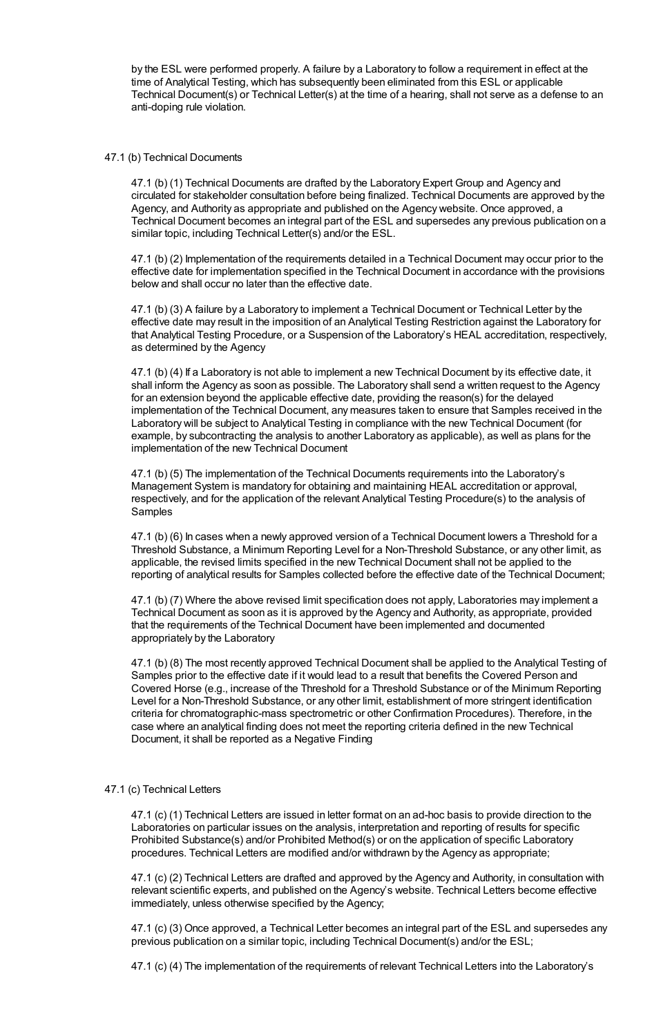by the ESL were performed properly. A failure by a Laboratory to follow a requirement in effect at the time of Analytical Testing, which has subsequently been eliminated from this ESL or applicable Technical Document(s) or Technical Letter(s) at the time of a hearing, shall not serve as a defense to an anti-doping rule violation.

47.1 (b) Technical Documents

47.1 (b) (1) Technical Documents are drafted by the Laboratory Expert Group and Agency and circulated for stakeholder consultation before being finalized. Technical Documents are approved by the Agency, and Authority as appropriate and published on the Agency website. Once approved, a Technical Document becomes an integral part of the ESL and supersedes any previous publication on a similar topic, including Technical Letter(s) and/or the ESL.

47.1 (b) (2) Implementation of the requirements detailed in a Technical Document may occur prior to the effective date for implementation specified in the Technical Document in accordance with the provisions below and shall occur no later than the effective date.

47.1 (b) (3) A failure by a Laboratory to implement a Technical Document or Technical Letter by the effective date may result in the imposition of an Analytical Testing Restriction against the Laboratory for that Analytical Testing Procedure, or a Suspension of the Laboratory's HEAL accreditation, respectively, as determined by the Agency

47.1 (b) (4) If a Laboratory is not able to implement a new Technical Document by its effective date, it shall inform the Agency as soon as possible. The Laboratory shall send a written request to the Agency for an extension beyond the applicable effective date, providing the reason(s) for the delayed implementation of the Technical Document, any measures taken to ensure that Samples received in the Laboratory will be subject to Analytical Testing in compliance with the new Technical Document (for example, by subcontracting the analysis to another Laboratory as applicable), as well as plans for the implementation of the new Technical Document

47.1 (b) (5) The implementation of the Technical Documents requirements into the Laboratory's Management System is mandatory for obtaining and maintaining HEAL accreditation or approval, respectively, and for the application of the relevant Analytical Testing Procedure(s) to the analysis of Samples

47.1 (b) (6) In cases when a newly approved version of a Technical Document lowers a Threshold for a Threshold Substance, a Minimum Reporting Level for a Non-Threshold Substance, or any other limit, as applicable, the revised limits specified in the new Technical Document shall not be applied to the reporting of analytical results for Samples collected before the effective date of the Technical Document;

47.1 (b) (7) Where the above revised limit specification does not apply, Laboratories may implement a Technical Document as soon as it is approved by the Agency and Authority, as appropriate, provided that the requirements of the Technical Document have been implemented and documented appropriately by the Laboratory

47.1 (b) (8) The most recently approved Technical Document shall be applied to the Analytical Testing of Samples prior to the effective date if it would lead to a result that benefits the Covered Person and Covered Horse (e.g., increase of the Threshold for a Threshold Substance or of the Minimum Reporting Level for a Non-Threshold Substance, or any other limit, establishment of more stringent identification criteria for chromatographic-mass spectrometric or other Confirmation Procedures). Therefore, in the case where an analytical finding does not meet the reporting criteria defined in the new Technical Document, it shall be reported as a Negative Finding

47.1 (c) Technical Letters

47.1 (c) (1) Technical Letters are issued in letter format on an ad-hoc basis to provide direction to the Laboratories on particular issues on the analysis, interpretation and reporting of results for specific Prohibited Substance(s) and/or Prohibited Method(s) or on the application of specific Laboratory procedures. Technical Letters are modified and/or withdrawn by the Agency as appropriate;

47.1 (c) (2) Technical Letters are drafted and approved by the Agency and Authority, in consultation with relevant scientific experts, and published on the Agency's website. Technical Letters become effective immediately, unless otherwise specified by the Agency;

47.1 (c) (3) Once approved, a Technical Letter becomes an integral part of the ESL and supersedes any previous publication on a similar topic, including Technical Document(s) and/or the ESL;

47.1 (c) (4) The implementation of the requirements of relevant Technical Letters into the Laboratory's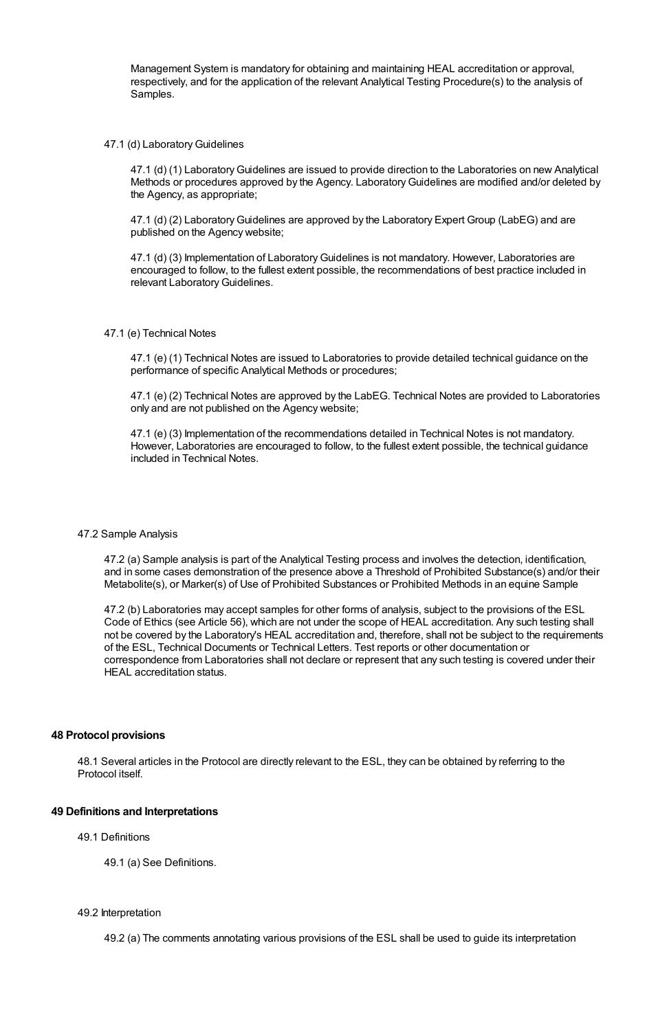Management System is mandatory for obtaining and maintaining HEAL accreditation or approval, respectively, and for the application of the relevant Analytical Testing Procedure(s) to the analysis of Samples.

47.1 (d) Laboratory Guidelines

47.1 (d) (1) Laboratory Guidelines are issued to provide direction to the Laboratories on new Analytical Methods or procedures approved by the Agency. Laboratory Guidelines are modified and/or deleted by the Agency, as appropriate;

47.1 (d) (2) Laboratory Guidelines are approved by the Laboratory Expert Group (LabEG) and are published on the Agency website;

47.1 (d) (3) Implementation of Laboratory Guidelines is not mandatory. However, Laboratories are encouraged to follow, to the fullest extent possible, the recommendations of best practice included in relevant Laboratory Guidelines.

47.1 (e) Technical Notes

47.1 (e) (1) Technical Notes are issued to Laboratories to provide detailed technical guidance on the performance of specific Analytical Methods or procedures;

47.1 (e) (2) Technical Notes are approved by the LabEG. Technical Notes are provided to Laboratories only and are not published on the Agency website;

47.1 (e) (3) Implementation of the recommendations detailed in Technical Notes is not mandatory. However, Laboratories are encouraged to follow, to the fullest extent possible, the technical guidance included in Technical Notes.

47.2 Sample Analysis

47.2 (a) Sample analysis is part of the Analytical Testing process and involves the detection, identification, and in some cases demonstration of the presence above a Threshold of Prohibited Substance(s) and/or their Metabolite(s), or Marker(s) of Use of Prohibited Substances or Prohibited Methods in an equine Sample

47.2 (b) Laboratories may accept samples for other forms of analysis, subject to the provisions of the ESL Code of Ethics (see Article 56), which are not under the scope of HEAL accreditation. Any such testing shall not be covered by the Laboratory's HEAL accreditation and, therefore, shall not be subject to the requirements of the ESL, Technical Documents or Technical Letters. Test reports or other documentation or correspondence from Laboratories shall not declare or represent that any such testing is covered under their HEAL accreditation status.

## 48 Protocol provisions

48.1 Several articles in the Protocol are directly relevant to the ESL, they can be obtained by referring to the Protocol itself.

## 49 Definitions and Interpretations

49.1 Definitions

49.1 (a) See Definitions.

49.2 Interpretation

49.2 (a) The comments annotating various provisions of the ESL shall be used to guide its interpretation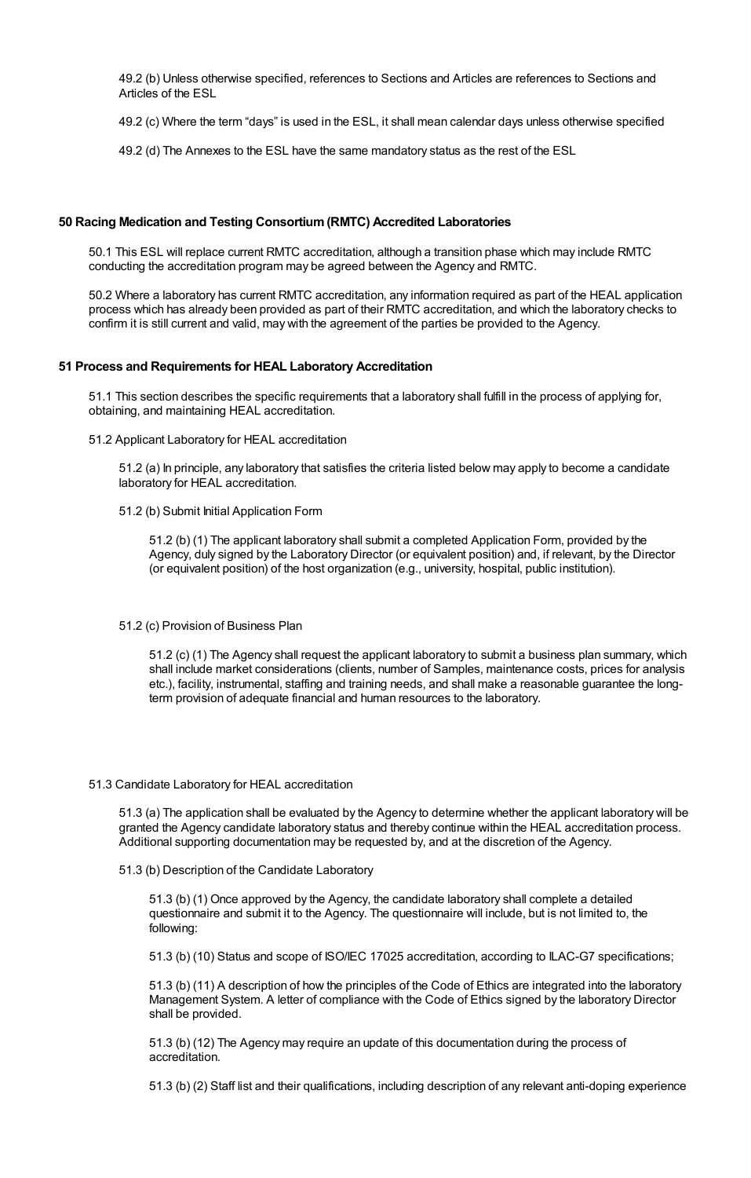49.2 (b) Unless otherwise specified, references to Sections and Articles are references to Sections and Articles of the ESL

49.2 (c) Where the term "days" is used in the ESL, it shall mean calendar days unless otherwise specified

49.2 (d) The Annexes to the ESL have the same mandatory status as the rest of the ESL

## 50 Racing Medication and Testing Consortium (RMTC) Accredited Laboratories

50.1 This ESL will replace current RMTC accreditation, although a transition phase which may include RMTC conducting the accreditation program may be agreed between the Agency and RMTC.

50.2 Where a laboratory has current RMTC accreditation, any information required as part of the HEAL application process which has already been provided as part of their RMTC accreditation, and which the laboratory checks to confirm it is still current and valid, may with the agreement of the parties be provided to the Agency.

## 51 Process and Requirements for HEAL Laboratory Accreditation

51.1 This section describes the specific requirements that a laboratory shall fulfill in the process of applying for, obtaining, and maintaining HEAL accreditation.

51.2 Applicant Laboratory for HEAL accreditation

51.2 (a) In principle, any laboratory that satisfies the criteria listed below may apply to become a candidate laboratory for HEAL accreditation.

51.2 (b) Submit Initial Application Form

51.2 (b) (1) The applicant laboratory shall submit a completed Application Form, provided by the Agency, duly signed by the Laboratory Director (or equivalent position) and, if relevant, by the Director (or equivalent position) of the host organization (e.g., university, hospital, public institution).

51.2 (c) Provision of Business Plan

51.2 (c) (1) The Agency shall request the applicant laboratory to submit a business plan summary, which shall include market considerations (clients, number of Samples, maintenance costs, prices for analysis etc.), facility, instrumental, staffing and training needs, and shall make a reasonable guarantee the long-term provision of adequate financial and human resources to the laboratory.

51.3 Candidate Laboratory for HEAL accreditation

51.3 (a) The application shall be evaluated by the Agency to determine whether the applicant laboratory will be granted the Agency candidate laboratory status and thereby continue within the HEAL accreditation process. Additional supporting documentation may be requested by, and at the discretion of the Agency.

51.3 (b) Description of the Candidate Laboratory

51.3 (b) (1) Once approved by the Agency, the candidate laboratory shall complete a detailed questionnaire and submit it to the Agency. The questionnaire will include, but is not limited to, the following:

51.3 (b) (10) Status and scope of ISO/IEC 17025 accreditation, according to ILAC-G7 specifications;

51.3 (b) (11) A description of how the principles of the Code of Ethics are integrated into the laboratory Management System. A letter of compliance with the Code of Ethics signed by the laboratory Director shall be provided.

51.3 (b) (12) The Agency may require an update of this documentation during the process of accreditation.

51.3 (b) (2) Staff list and their qualifications, including description of any relevant anti-doping experience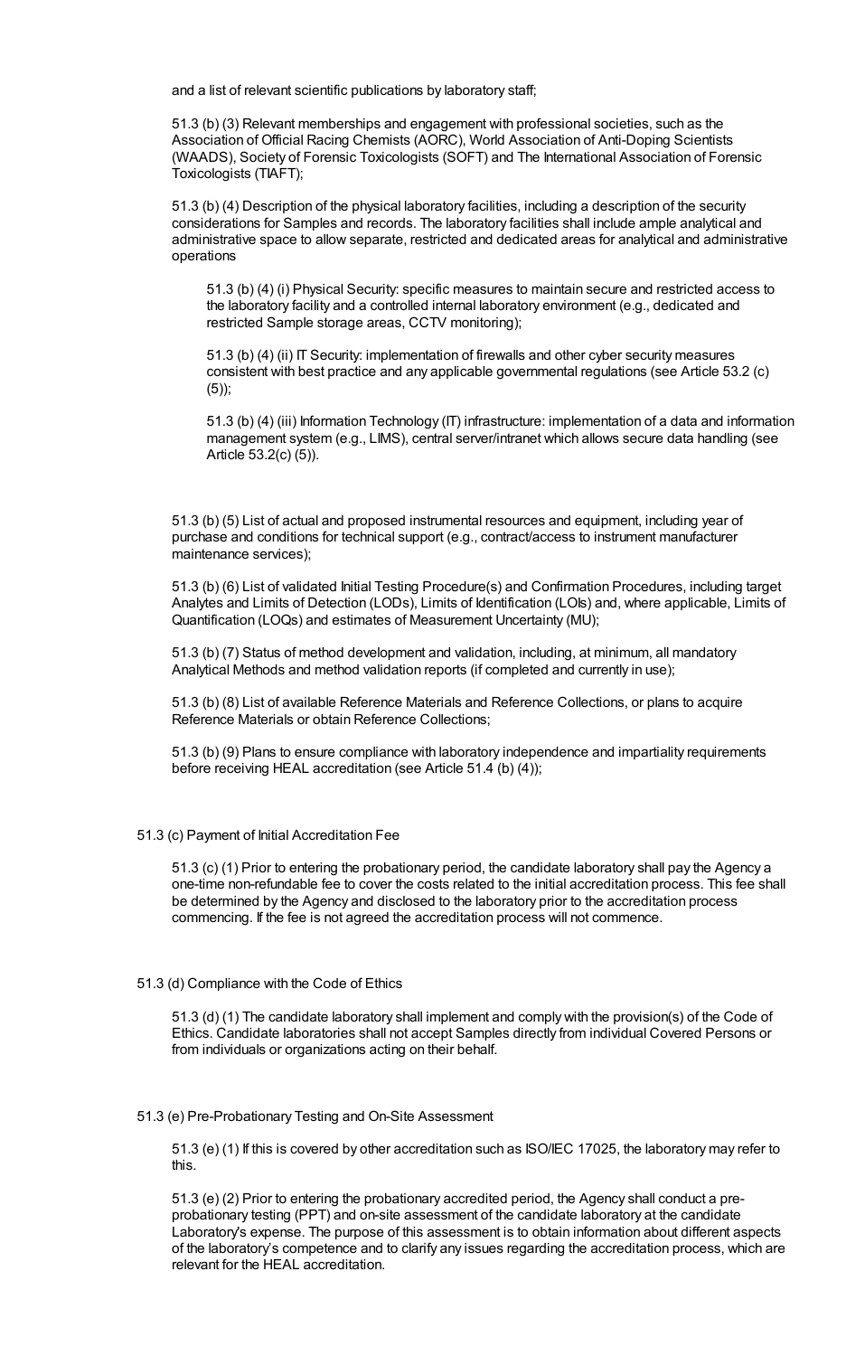and a list of relevant scientific publications by laboratory staff;

51.3 (b) (3) Relevant memberships and engagement with professional societies, such as the Association of Official Racing Chemists (AORC), World Association of Anti-Doping Scientists (WAADS), Society of Forensic Toxicologists (SOFT) and The International Association of Forensic Toxicologists (TIAFT);

51.3 (b) (4) Description of the physical laboratory facilities, including a description of the security considerations for Samples and records. The laboratory facilities shall include ample analytical and administrative space to allow separate, restricted and dedicated areas for analytical and administrative operations

51.3 (b) (4) (i) Physical Security: specific measures to maintain secure and restricted access to the laboratory facility and a controlled internal laboratory environment (e.g., dedicated and restricted Sample storage areas, CCTV monitoring);

51.3 (b) (4) (ii) IT Security: implementation of firewalls and other cyber security measures consistent with best practice and any applicable governmental regulations (see Article 53.2 (c) (5));

51.3 (b) (4) (iii) Information Technology (IT) infrastructure: implementation of a data and information management system (e.g., LIMS), central server/intranet which allows secure data handling (see Article 53.2(c) (5)).

51.3 (b) (5) List of actual and proposed instrumental resources and equipment, including year of purchase and conditions for technical support (e.g., contract/access to instrument manufacturer maintenance services);

51.3 (b) (6) List of validated Initial Testing Procedure(s) and Confirmation Procedures, including target Analytes and Limits of Detection (LODs), Limits of Identification (LOIs) and, where applicable, Limits of Quantification (LOQs) and estimates of Measurement Uncertainty (MU);

51.3 (b) (7) Status of method development and validation, including, at minimum, all mandatory Analytical Methods and method validation reports (if completed and currently in use);

51.3 (b) (8) List of available Reference Materials and Reference Collections, or plans to acquire Reference Materials or obtain Reference Collections;

51.3 (b) (9) Plans to ensure compliance with laboratory independence and impartiality requirements before receiving HEAL accreditation (see Article 51.4 (b) (4));

51.3 (c) Payment of Initial Accreditation Fee

51.3 (c) (1) Prior to entering the probationary period, the candidate laboratory shall pay the Agency a one-time non-refundable fee to cover the costs related to the initial accreditation process. This fee shall be determined by the Agency and disclosed to the laboratory prior to the accreditation process commencing. If the fee is not agreed the accreditation process will not commence.

51.3 (d) Compliance with the Code of Ethics

51.3 (d) (1) The candidate laboratory shall implement and comply with the provision(s) of the Code of Ethics. Candidate laboratories shall not accept Samples directly from individual Covered Persons or from individuals or organizations acting on their behalf.

51.3 (e) Pre-Probationary Testing and On-Site Assessment

51.3 (e) (1) If this is covered by other accreditation such as ISO/IEC 17025, the laboratory may refer to this.

51.3 (e) (2) Prior to entering the probationary accredited period, the Agency shall conduct a pre-probationary testing (PPT) and on-site assessment of the candidate laboratory at the candidate Laboratory's expense. The purpose of this assessment is to obtain information about different aspects of the laboratory's competence and to clarify any issues regarding the accreditation process, which are relevant for the HEAL accreditation.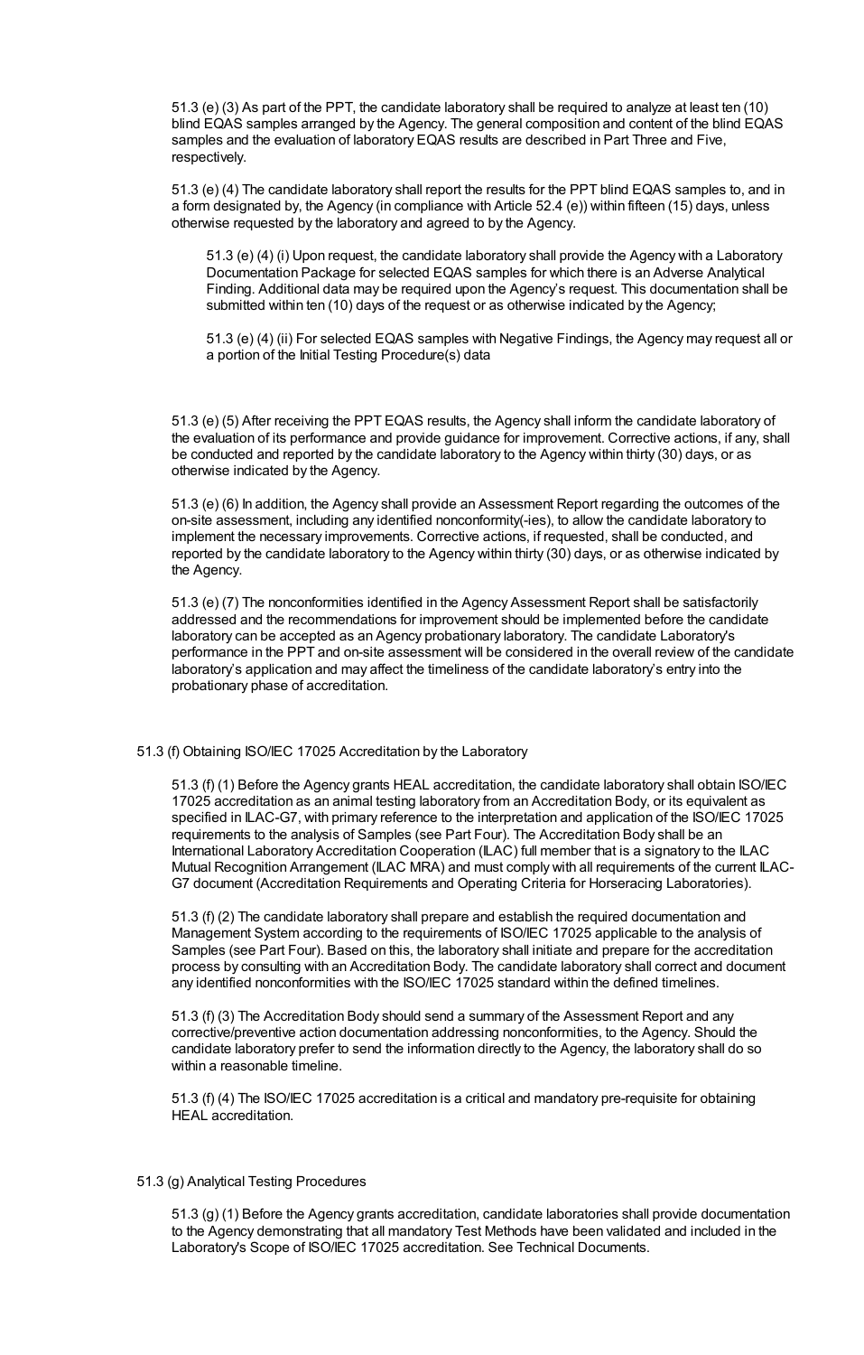51.3 (e) (3) As part of the PPT, the candidate laboratory shall be required to analyze at least ten (10) blind EQAS samples arranged by the Agency. The general composition and content of the blind EQAS samples and the evaluation of laboratory EQAS results are described in Part Three and Five, respectively.

51.3 (e) (4) The candidate laboratory shall report the results for the PPT blind EQAS samples to, and in a form designated by, the Agency (in compliance with Article 52.4 (e)) within fifteen (15) days, unless otherwise requested by the laboratory and agreed to by the Agency.

> 51.3 (e) (4) (i) Upon request, the candidate laboratory shall provide the Agency with a Laboratory Documentation Package for selected EQAS samples for which there is an Adverse Analytical Finding. Additional data may be required upon the Agency's request. This documentation shall be submitted within ten (10) days of the request or as otherwise indicated by the Agency;
>
> 51.3 (e) (4) (ii) For selected EQAS samples with Negative Findings, the Agency may request all or a portion of the Initial Testing Procedure(s) data

51.3 (e) (5) After receiving the PPT EQAS results, the Agency shall inform the candidate laboratory of the evaluation of its performance and provide guidance for improvement. Corrective actions, if any, shall be conducted and reported by the candidate laboratory to the Agency within thirty (30) days, or as otherwise indicated by the Agency.

51.3 (e) (6) In addition, the Agency shall provide an Assessment Report regarding the outcomes of the on-site assessment, including any identified nonconformity(-ies), to allow the candidate laboratory to implement the necessary improvements. Corrective actions, if requested, shall be conducted, and reported by the candidate laboratory to the Agency within thirty (30) days, or as otherwise indicated by the Agency.

51.3 (e) (7) The nonconformities identified in the Agency Assessment Report shall be satisfactorily addressed and the recommendations for improvement should be implemented before the candidate laboratory can be accepted as an Agency probationary laboratory. The candidate Laboratory's performance in the PPT and on-site assessment will be considered in the overall review of the candidate laboratory's application and may affect the timeliness of the candidate laboratory's entry into the probationary phase of accreditation.

51.3 (f) Obtaining ISO/IEC 17025 Accreditation by the Laboratory

51.3 (f) (1) Before the Agency grants HEAL accreditation, the candidate laboratory shall obtain ISO/IEC 17025 accreditation as an animal testing laboratory from an Accreditation Body, or its equivalent as specified in ILAC-G7, with primary reference to the interpretation and application of the ISO/IEC 17025 requirements to the analysis of Samples (see Part Four). The Accreditation Body shall be an International Laboratory Accreditation Cooperation (ILAC) full member that is a signatory to the ILAC Mutual Recognition Arrangement (ILAC MRA) and must comply with all requirements of the current ILAC-G7 document (Accreditation Requirements and Operating Criteria for Horseracing Laboratories).

51.3 (f) (2) The candidate laboratory shall prepare and establish the required documentation and Management System according to the requirements of ISO/IEC 17025 applicable to the analysis of Samples (see Part Four). Based on this, the laboratory shall initiate and prepare for the accreditation process by consulting with an Accreditation Body. The candidate laboratory shall correct and document any identified nonconformities with the ISO/IEC 17025 standard within the defined timelines.

51.3 (f) (3) The Accreditation Body should send a summary of the Assessment Report and any corrective/preventive action documentation addressing nonconformities, to the Agency. Should the candidate laboratory prefer to send the information directly to the Agency, the laboratory shall do so within a reasonable timeline.

51.3 (f) (4) The ISO/IEC 17025 accreditation is a critical and mandatory pre-requisite for obtaining HEAL accreditation.

51.3 (g) Analytical Testing Procedures

51.3 (g) (1) Before the Agency grants accreditation, candidate laboratories shall provide documentation to the Agency demonstrating that all mandatory Test Methods have been validated and included in the Laboratory's Scope of ISO/IEC 17025 accreditation. See Technical Documents.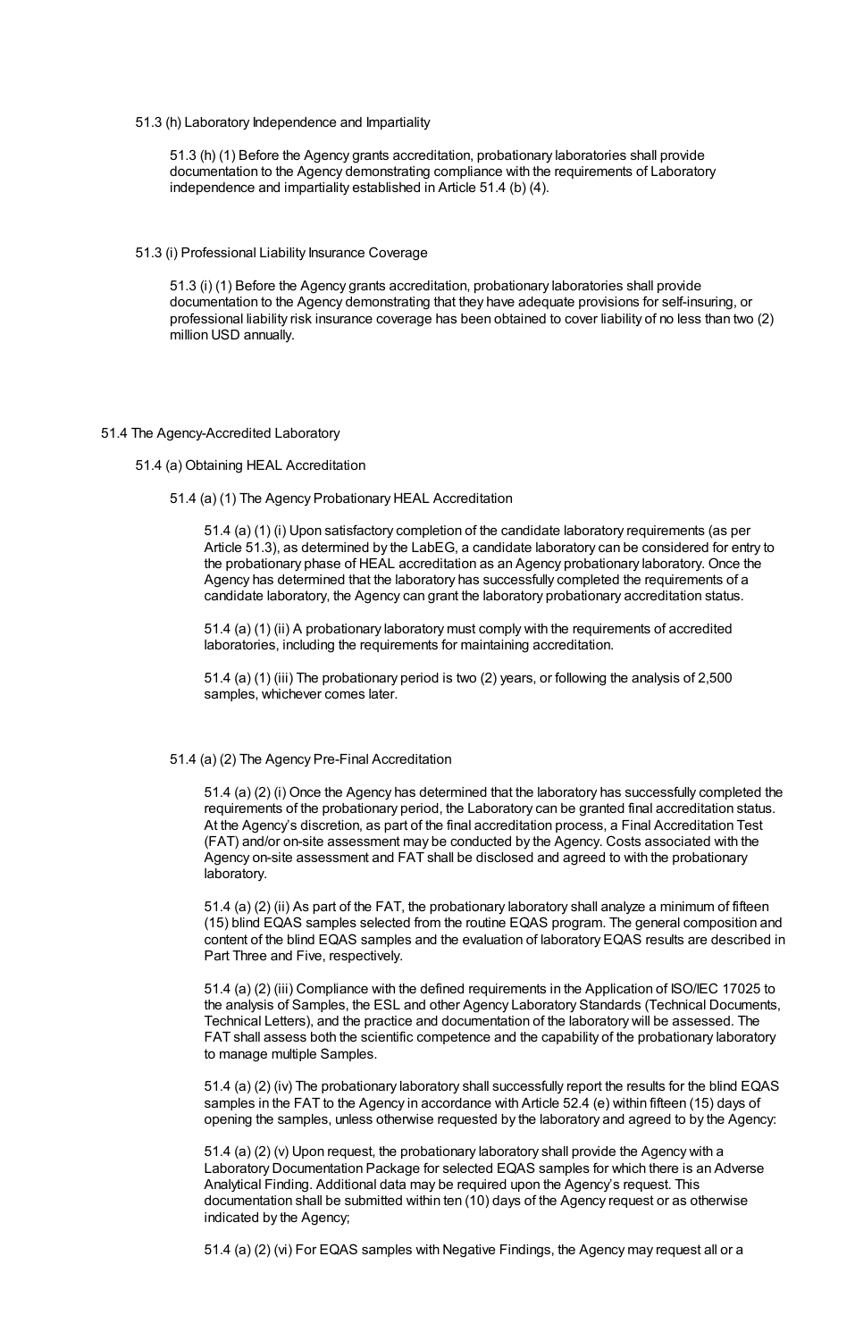51.3 (h) Laboratory Independence and Impartiality

51.3 (h) (1) Before the Agency grants accreditation, probationary laboratories shall provide documentation to the Agency demonstrating compliance with the requirements of Laboratory independence and impartiality established in Article 51.4 (b) (4).

51.3 (i) Professional Liability Insurance Coverage

51.3 (i) (1) Before the Agency grants accreditation, probationary laboratories shall provide documentation to the Agency demonstrating that they have adequate provisions for self-insuring, or professional liability risk insurance coverage has been obtained to cover liability of no less than two (2) million USD annually.

## 51.4 The Agency-Accredited Laboratory

### 51.4 (a) Obtaining HEAL Accreditation

#### 51.4 (a) (1) The Agency Probationary HEAL Accreditation

51.4 (a) (1) (i) Upon satisfactory completion of the candidate laboratory requirements (as per Article 51.3), as determined by the LabEG, a candidate laboratory can be considered for entry to the probationary phase of HEAL accreditation as an Agency probationary laboratory. Once the Agency has determined that the laboratory has successfully completed the requirements of a candidate laboratory, the Agency can grant the laboratory probationary accreditation status.

51.4 (a) (1) (ii) A probationary laboratory must comply with the requirements of accredited laboratories, including the requirements for maintaining accreditation.

51.4 (a) (1) (iii) The probationary period is two (2) years, or following the analysis of 2,500 samples, whichever comes later.

#### 51.4 (a) (2) The Agency Pre-Final Accreditation

51.4 (a) (2) (i) Once the Agency has determined that the laboratory has successfully completed the requirements of the probationary period, the Laboratory can be granted final accreditation status. At the Agency's discretion, as part of the final accreditation process, a Final Accreditation Test (FAT) and/or on-site assessment may be conducted by the Agency. Costs associated with the Agency on-site assessment and FAT shall be disclosed and agreed to with the probationary laboratory.

51.4 (a) (2) (ii) As part of the FAT, the probationary laboratory shall analyze a minimum of fifteen (15) blind EQAS samples selected from the routine EQAS program. The general composition and content of the blind EQAS samples and the evaluation of laboratory EQAS results are described in Part Three and Five, respectively.

51.4 (a) (2) (iii) Compliance with the defined requirements in the Application of ISO/IEC 17025 to the analysis of Samples, the ESL and other Agency Laboratory Standards (Technical Documents, Technical Letters), and the practice and documentation of the laboratory will be assessed. The FAT shall assess both the scientific competence and the capability of the probationary laboratory to manage multiple Samples.

51.4 (a) (2) (iv) The probationary laboratory shall successfully report the results for the blind EQAS samples in the FAT to the Agency in accordance with Article 52.4 (e) within fifteen (15) days of opening the samples, unless otherwise requested by the laboratory and agreed to by the Agency:

51.4 (a) (2) (v) Upon request, the probationary laboratory shall provide the Agency with a Laboratory Documentation Package for selected EQAS samples for which there is an Adverse Analytical Finding. Additional data may be required upon the Agency's request. This documentation shall be submitted within ten (10) days of the Agency request or as otherwise indicated by the Agency;

51.4 (a) (2) (vi) For EQAS samples with Negative Findings, the Agency may request all or a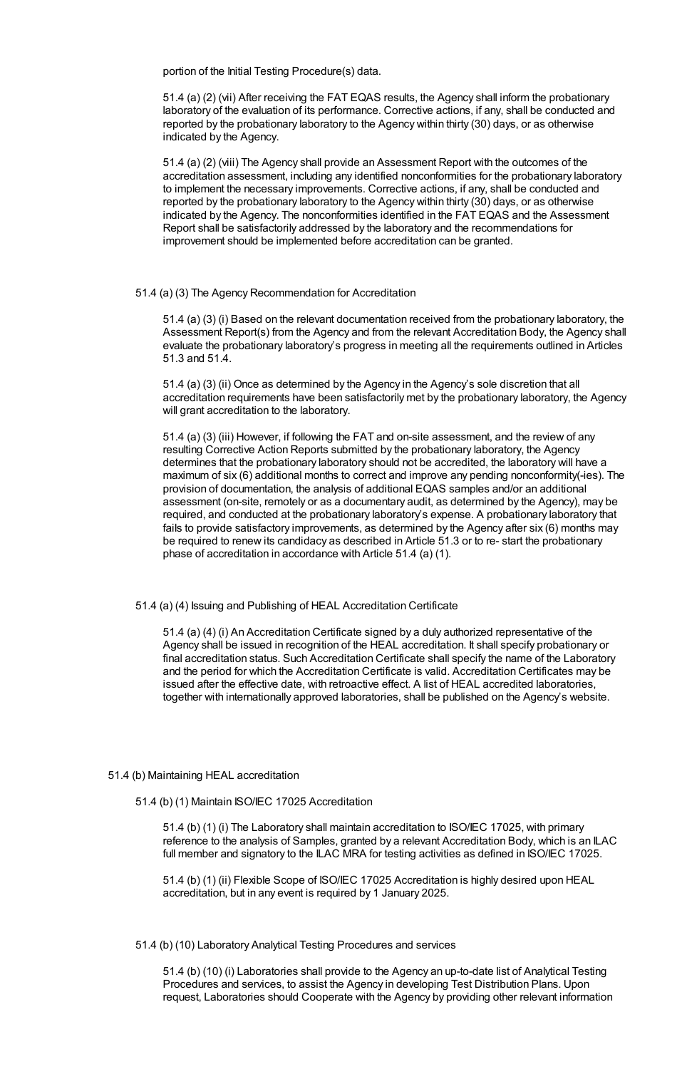portion of the Initial Testing Procedure(s) data.

51.4 (a) (2) (vii) After receiving the FAT EQAS results, the Agency shall inform the probationary laboratory of the evaluation of its performance. Corrective actions, if any, shall be conducted and reported by the probationary laboratory to the Agency within thirty (30) days, or as otherwise indicated by the Agency.

51.4 (a) (2) (viii) The Agency shall provide an Assessment Report with the outcomes of the accreditation assessment, including any identified nonconformities for the probationary laboratory to implement the necessary improvements. Corrective actions, if any, shall be conducted and reported by the probationary laboratory to the Agency within thirty (30) days, or as otherwise indicated by the Agency. The nonconformities identified in the FAT EQAS and the Assessment Report shall be satisfactorily addressed by the laboratory and the recommendations for improvement should be implemented before accreditation can be granted.

51.4 (a) (3) The Agency Recommendation for Accreditation

51.4 (a) (3) (i) Based on the relevant documentation received from the probationary laboratory, the Assessment Report(s) from the Agency and from the relevant Accreditation Body, the Agency shall evaluate the probationary laboratory's progress in meeting all the requirements outlined in Articles 51.3 and 51.4.

51.4 (a) (3) (ii) Once as determined by the Agency in the Agency's sole discretion that all accreditation requirements have been satisfactorily met by the probationary laboratory, the Agency will grant accreditation to the laboratory.

51.4 (a) (3) (iii) However, if following the FAT and on-site assessment, and the review of any resulting Corrective Action Reports submitted by the probationary laboratory, the Agency determines that the probationary laboratory should not be accredited, the laboratory will have a maximum of six (6) additional months to correct and improve any pending nonconformity(-ies). The provision of documentation, the analysis of additional EQAS samples and/or an additional assessment (on-site, remotely or as a documentary audit, as determined by the Agency), may be required, and conducted at the probationary laboratory's expense. A probationary laboratory that fails to provide satisfactory improvements, as determined by the Agency after six (6) months may be required to renew its candidacy as described in Article 51.3 or to re- start the probationary phase of accreditation in accordance with Article 51.4 (a) (1).

51.4 (a) (4) Issuing and Publishing of HEAL Accreditation Certificate

51.4 (a) (4) (i) An Accreditation Certificate signed by a duly authorized representative of the Agency shall be issued in recognition of the HEAL accreditation. It shall specify probationary or final accreditation status. Such Accreditation Certificate shall specify the name of the Laboratory and the period for which the Accreditation Certificate is valid. Accreditation Certificates may be issued after the effective date, with retroactive effect. A list of HEAL accredited laboratories, together with internationally approved laboratories, shall be published on the Agency's website.

51.4 (b) Maintaining HEAL accreditation

51.4 (b) (1) Maintain ISO/IEC 17025 Accreditation

51.4 (b) (1) (i) The Laboratory shall maintain accreditation to ISO/IEC 17025, with primary reference to the analysis of Samples, granted by a relevant Accreditation Body, which is an ILAC full member and signatory to the ILAC MRA for testing activities as defined in ISO/IEC 17025.

51.4 (b) (1) (ii) Flexible Scope of ISO/IEC 17025 Accreditation is highly desired upon HEAL accreditation, but in any event is required by 1 January 2025.

51.4 (b) (10) Laboratory Analytical Testing Procedures and services

51.4 (b) (10) (i) Laboratories shall provide to the Agency an up-to-date list of Analytical Testing Procedures and services, to assist the Agency in developing Test Distribution Plans. Upon request, Laboratories should Cooperate with the Agency by providing other relevant information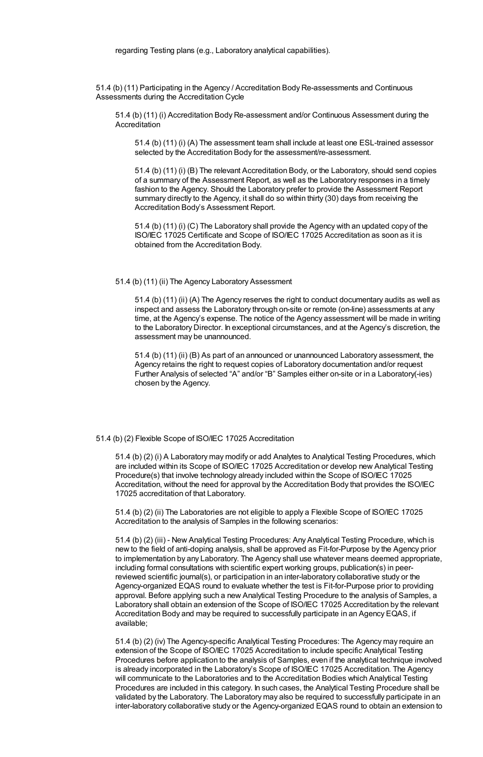regarding Testing plans (e.g., Laboratory analytical capabilities).

51.4 (b) (11) Participating in the Agency / Accreditation Body Re-assessments and Continuous Assessments during the Accreditation Cycle

51.4 (b) (11) (i) Accreditation Body Re-assessment and/or Continuous Assessment during the Accreditation

51.4 (b) (11) (i) (A) The assessment team shall include at least one ESL-trained assessor selected by the Accreditation Body for the assessment/re-assessment.

51.4 (b) (11) (i) (B) The relevant Accreditation Body, or the Laboratory, should send copies of a summary of the Assessment Report, as well as the Laboratory responses in a timely fashion to the Agency. Should the Laboratory prefer to provide the Assessment Report summary directly to the Agency, it shall do so within thirty (30) days from receiving the Accreditation Body's Assessment Report.

51.4 (b) (11) (i) (C) The Laboratory shall provide the Agency with an updated copy of the ISO/IEC 17025 Certificate and Scope of ISO/IEC 17025 Accreditation as soon as it is obtained from the Accreditation Body.

51.4 (b) (11) (ii) The Agency Laboratory Assessment

51.4 (b) (11) (ii) (A) The Agency reserves the right to conduct documentary audits as well as inspect and assess the Laboratory through on-site or remote (on-line) assessments at any time, at the Agency's expense. The notice of the Agency assessment will be made in writing to the Laboratory Director. In exceptional circumstances, and at the Agency's discretion, the assessment may be unannounced.

51.4 (b) (11) (ii) (B) As part of an announced or unannounced Laboratory assessment, the Agency retains the right to request copies of Laboratory documentation and/or request Further Analysis of selected "A" and/or "B" Samples either on-site or in a Laboratory(-ies) chosen by the Agency.

51.4 (b) (2) Flexible Scope of ISO/IEC 17025 Accreditation

51.4 (b) (2) (i) A Laboratory may modify or add Analytes to Analytical Testing Procedures, which are included within its Scope of ISO/IEC 17025 Accreditation or develop new Analytical Testing Procedure(s) that involve technology already included within the Scope of ISO/IEC 17025 Accreditation, without the need for approval by the Accreditation Body that provides the ISO/IEC 17025 accreditation of that Laboratory.

51.4 (b) (2) (ii) The Laboratories are not eligible to apply a Flexible Scope of ISO/IEC 17025 Accreditation to the analysis of Samples in the following scenarios:

51.4 (b) (2) (iii) - New Analytical Testing Procedures: Any Analytical Testing Procedure, which is new to the field of anti-doping analysis, shall be approved as Fit-for-Purpose by the Agency prior to implementation by any Laboratory. The Agency shall use whatever means deemed appropriate, including formal consultations with scientific expert working groups, publication(s) in peer-reviewed scientific journal(s), or participation in an inter-laboratory collaborative study or the Agency-organized EQAS round to evaluate whether the test is Fit-for-Purpose prior to providing approval. Before applying such a new Analytical Testing Procedure to the analysis of Samples, a Laboratory shall obtain an extension of the Scope of ISO/IEC 17025 Accreditation by the relevant Accreditation Body and may be required to successfully participate in an Agency EQAS, if available;

51.4 (b) (2) (iv) The Agency-specific Analytical Testing Procedures: The Agency may require an extension of the Scope of ISO/IEC 17025 Accreditation to include specific Analytical Testing Procedures before application to the analysis of Samples, even if the analytical technique involved is already incorporated in the Laboratory's Scope of ISO/IEC 17025 Accreditation. The Agency will communicate to the Laboratories and to the Accreditation Bodies which Analytical Testing Procedures are included in this category. In such cases, the Analytical Testing Procedure shall be validated by the Laboratory. The Laboratory may also be required to successfully participate in an inter-laboratory collaborative study or the Agency-organized EQAS round to obtain an extension to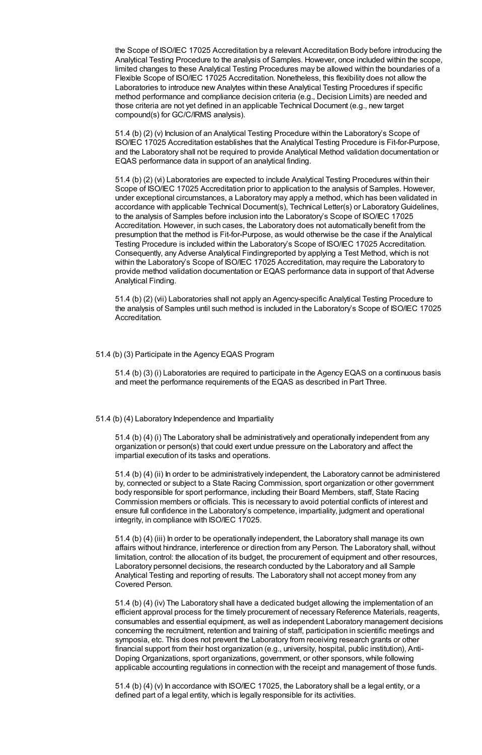the Scope of ISO/IEC 17025 Accreditation by a relevant Accreditation Body before introducing the Analytical Testing Procedure to the analysis of Samples. However, once included within the scope, limited changes to these Analytical Testing Procedures may be allowed within the boundaries of a Flexible Scope of ISO/IEC 17025 Accreditation. Nonetheless, this flexibility does not allow the Laboratories to introduce new Analytes within these Analytical Testing Procedures if specific method performance and compliance decision criteria (e.g., Decision Limits) are needed and those criteria are not yet defined in an applicable Technical Document (e.g., new target compound(s) for GC/C/IRMS analysis).

51.4 (b) (2) (v) Inclusion of an Analytical Testing Procedure within the Laboratory's Scope of ISO/IEC 17025 Accreditation establishes that the Analytical Testing Procedure is Fit-for-Purpose, and the Laboratory shall not be required to provide Analytical Method validation documentation or EQAS performance data in support of an analytical finding.

51.4 (b) (2) (vi) Laboratories are expected to include Analytical Testing Procedures within their Scope of ISO/IEC 17025 Accreditation prior to application to the analysis of Samples. However, under exceptional circumstances, a Laboratory may apply a method, which has been validated in accordance with applicable Technical Document(s), Technical Letter(s) or Laboratory Guidelines, to the analysis of Samples before inclusion into the Laboratory's Scope of ISO/IEC 17025 Accreditation. However, in such cases, the Laboratory does not automatically benefit from the presumption that the method is Fit-for-Purpose, as would otherwise be the case if the Analytical Testing Procedure is included within the Laboratory's Scope of ISO/IEC 17025 Accreditation. Consequently, any Adverse Analytical Findingreported by applying a Test Method, which is not within the Laboratory's Scope of ISO/IEC 17025 Accreditation, may require the Laboratory to provide method validation documentation or EQAS performance data in support of that Adverse Analytical Finding.

51.4 (b) (2) (vii) Laboratories shall not apply an Agency-specific Analytical Testing Procedure to the analysis of Samples until such method is included in the Laboratory's Scope of ISO/IEC 17025 Accreditation.

51.4 (b) (3) Participate in the Agency EQAS Program

51.4 (b) (3) (i) Laboratories are required to participate in the Agency EQAS on a continuous basis and meet the performance requirements of the EQAS as described in Part Three.

51.4 (b) (4) Laboratory Independence and Impartiality

51.4 (b) (4) (i) The Laboratory shall be administratively and operationally independent from any organization or person(s) that could exert undue pressure on the Laboratory and affect the impartial execution of its tasks and operations.

51.4 (b) (4) (ii) In order to be administratively independent, the Laboratory cannot be administered by, connected or subject to a State Racing Commission, sport organization or other government body responsible for sport performance, including their Board Members, staff, State Racing Commission members or officials. This is necessary to avoid potential conflicts of interest and ensure full confidence in the Laboratory's competence, impartiality, judgment and operational integrity, in compliance with ISO/IEC 17025.

51.4 (b) (4) (iii) In order to be operationally independent, the Laboratory shall manage its own affairs without hindrance, interference or direction from any Person. The Laboratory shall, without limitation, control: the allocation of its budget, the procurement of equipment and other resources, Laboratory personnel decisions, the research conducted by the Laboratory and all Sample Analytical Testing and reporting of results. The Laboratory shall not accept money from any Covered Person.

51.4 (b) (4) (iv) The Laboratory shall have a dedicated budget allowing the implementation of an efficient approval process for the timely procurement of necessary Reference Materials, reagents, consumables and essential equipment, as well as independent Laboratory management decisions concerning the recruitment, retention and training of staff, participation in scientific meetings and symposia, etc. This does not prevent the Laboratory from receiving research grants or other financial support from their host organization (e.g., university, hospital, public institution), Anti-Doping Organizations, sport organizations, government, or other sponsors, while following applicable accounting regulations in connection with the receipt and management of those funds.

51.4 (b) (4) (v) In accordance with ISO/IEC 17025, the Laboratory shall be a legal entity, or a defined part of a legal entity, which is legally responsible for its activities.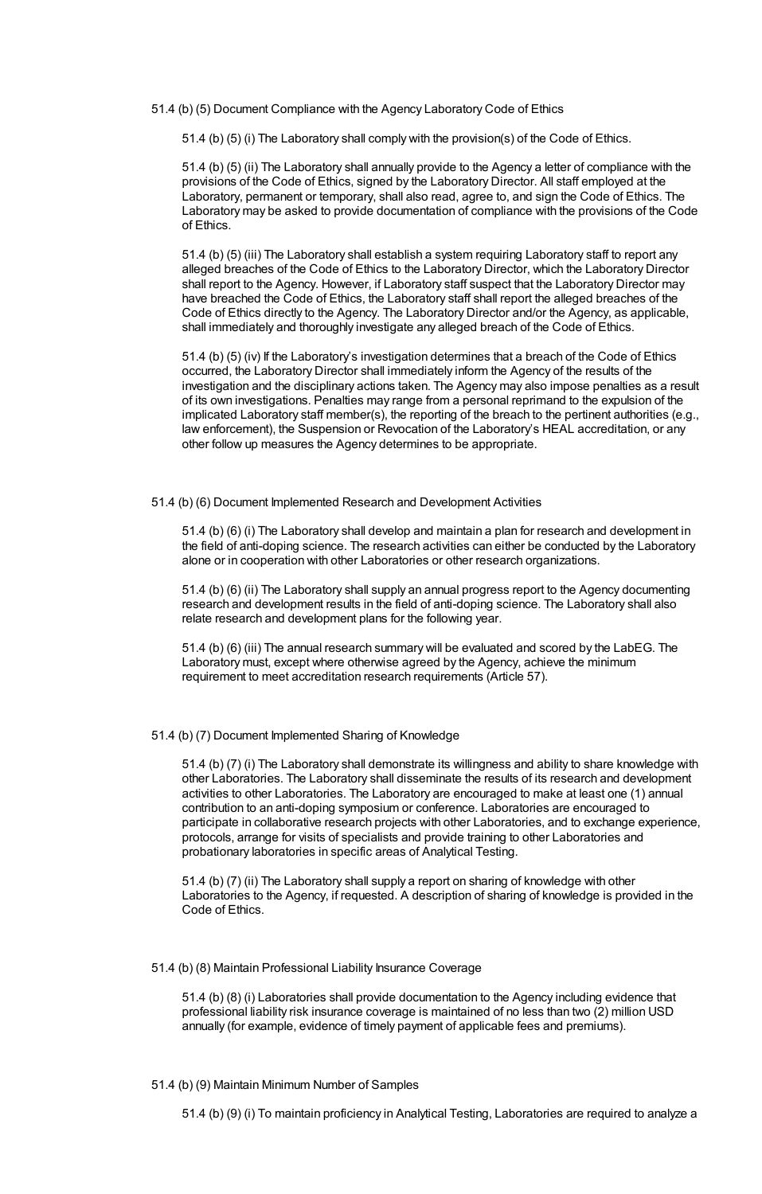51.4 (b) (5) Document Compliance with the Agency Laboratory Code of Ethics

51.4 (b) (5) (i) The Laboratory shall comply with the provision(s) of the Code of Ethics.

51.4 (b) (5) (ii) The Laboratory shall annually provide to the Agency a letter of compliance with the provisions of the Code of Ethics, signed by the Laboratory Director. All staff employed at the Laboratory, permanent or temporary, shall also read, agree to, and sign the Code of Ethics. The Laboratory may be asked to provide documentation of compliance with the provisions of the Code of Ethics.

51.4 (b) (5) (iii) The Laboratory shall establish a system requiring Laboratory staff to report any alleged breaches of the Code of Ethics to the Laboratory Director, which the Laboratory Director shall report to the Agency. However, if Laboratory staff suspect that the Laboratory Director may have breached the Code of Ethics, the Laboratory staff shall report the alleged breaches of the Code of Ethics directly to the Agency. The Laboratory Director and/or the Agency, as applicable, shall immediately and thoroughly investigate any alleged breach of the Code of Ethics.

51.4 (b) (5) (iv) If the Laboratory's investigation determines that a breach of the Code of Ethics occurred, the Laboratory Director shall immediately inform the Agency of the results of the investigation and the disciplinary actions taken. The Agency may also impose penalties as a result of its own investigations. Penalties may range from a personal reprimand to the expulsion of the implicated Laboratory staff member(s), the reporting of the breach to the pertinent authorities (e.g., law enforcement), the Suspension or Revocation of the Laboratory's HEAL accreditation, or any other follow up measures the Agency determines to be appropriate.

51.4 (b) (6) Document Implemented Research and Development Activities

51.4 (b) (6) (i) The Laboratory shall develop and maintain a plan for research and development in the field of anti-doping science. The research activities can either be conducted by the Laboratory alone or in cooperation with other Laboratories or other research organizations.

51.4 (b) (6) (ii) The Laboratory shall supply an annual progress report to the Agency documenting research and development results in the field of anti-doping science. The Laboratory shall also relate research and development plans for the following year.

51.4 (b) (6) (iii) The annual research summary will be evaluated and scored by the LabEG. The Laboratory must, except where otherwise agreed by the Agency, achieve the minimum requirement to meet accreditation research requirements (Article 57).

51.4 (b) (7) Document Implemented Sharing of Knowledge

51.4 (b) (7) (i) The Laboratory shall demonstrate its willingness and ability to share knowledge with other Laboratories. The Laboratory shall disseminate the results of its research and development activities to other Laboratories. The Laboratory are encouraged to make at least one (1) annual contribution to an anti-doping symposium or conference. Laboratories are encouraged to participate in collaborative research projects with other Laboratories, and to exchange experience, protocols, arrange for visits of specialists and provide training to other Laboratories and probationary laboratories in specific areas of Analytical Testing.

51.4 (b) (7) (ii) The Laboratory shall supply a report on sharing of knowledge with other Laboratories to the Agency, if requested. A description of sharing of knowledge is provided in the Code of Ethics.

51.4 (b) (8) Maintain Professional Liability Insurance Coverage

51.4 (b) (8) (i) Laboratories shall provide documentation to the Agency including evidence that professional liability risk insurance coverage is maintained of no less than two (2) million USD annually (for example, evidence of timely payment of applicable fees and premiums).

51.4 (b) (9) Maintain Minimum Number of Samples

51.4 (b) (9) (i) To maintain proficiency in Analytical Testing, Laboratories are required to analyze a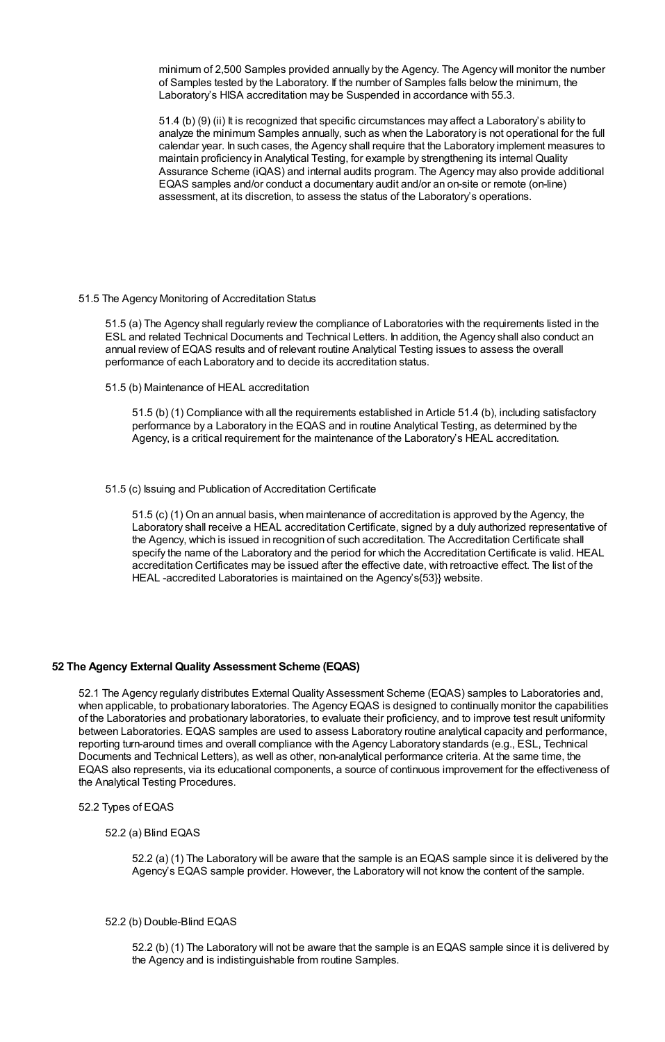minimum of 2,500 Samples provided annually by the Agency. The Agency will monitor the number of Samples tested by the Laboratory. If the number of Samples falls below the minimum, the Laboratory's HISA accreditation may be Suspended in accordance with 55.3.

51.4 (b) (9) (ii) It is recognized that specific circumstances may affect a Laboratory's ability to analyze the minimum Samples annually, such as when the Laboratory is not operational for the full calendar year. In such cases, the Agency shall require that the Laboratory implement measures to maintain proficiency in Analytical Testing, for example by strengthening its internal Quality Assurance Scheme (iQAS) and internal audits program. The Agency may also provide additional EQAS samples and/or conduct a documentary audit and/or an on-site or remote (on-line) assessment, at its discretion, to assess the status of the Laboratory's operations.

51.5 The Agency Monitoring of Accreditation Status

51.5 (a) The Agency shall regularly review the compliance of Laboratories with the requirements listed in the ESL and related Technical Documents and Technical Letters. In addition, the Agency shall also conduct an annual review of EQAS results and of relevant routine Analytical Testing issues to assess the overall performance of each Laboratory and to decide its accreditation status.

51.5 (b) Maintenance of HEAL accreditation

51.5 (b) (1) Compliance with all the requirements established in Article 51.4 (b), including satisfactory performance by a Laboratory in the EQAS and in routine Analytical Testing, as determined by the Agency, is a critical requirement for the maintenance of the Laboratory's HEAL accreditation.

51.5 (c) Issuing and Publication of Accreditation Certificate

51.5 (c) (1) On an annual basis, when maintenance of accreditation is approved by the Agency, the Laboratory shall receive a HEAL accreditation Certificate, signed by a duly authorized representative of the Agency, which is issued in recognition of such accreditation. The Accreditation Certificate shall specify the name of the Laboratory and the period for which the Accreditation Certificate is valid. HEAL accreditation Certificates may be issued after the effective date, with retroactive effect. The list of the HEAL -accredited Laboratories is maintained on the Agency's{53}} website.

## 52 The Agency External Quality Assessment Scheme (EQAS)

52.1 The Agency regularly distributes External Quality Assessment Scheme (EQAS) samples to Laboratories and, when applicable, to probationary laboratories. The Agency EQAS is designed to continually monitor the capabilities of the Laboratories and probationary laboratories, to evaluate their proficiency, and to improve test result uniformity between Laboratories. EQAS samples are used to assess Laboratory routine analytical capacity and performance, reporting turn-around times and overall compliance with the Agency Laboratory standards (e.g., ESL, Technical Documents and Technical Letters), as well as other, non-analytical performance criteria. At the same time, the EQAS also represents, via its educational components, a source of continuous improvement for the effectiveness of the Analytical Testing Procedures.

52.2 Types of EQAS

52.2 (a) Blind EQAS

52.2 (a) (1) The Laboratory will be aware that the sample is an EQAS sample since it is delivered by the Agency's EQAS sample provider. However, the Laboratory will not know the content of the sample.

52.2 (b) Double-Blind EQAS

52.2 (b) (1) The Laboratory will not be aware that the sample is an EQAS sample since it is delivered by the Agency and is indistinguishable from routine Samples.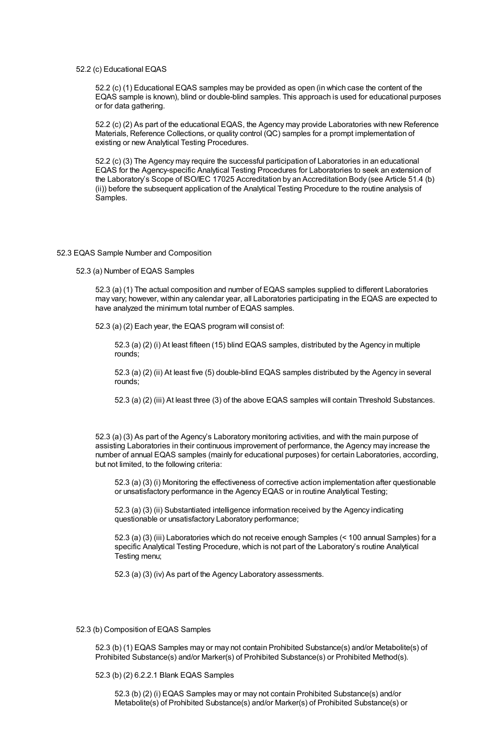52.2 (c) Educational EQAS

52.2 (c) (1) Educational EQAS samples may be provided as open (in which case the content of the EQAS sample is known), blind or double-blind samples. This approach is used for educational purposes or for data gathering.

52.2 (c) (2) As part of the educational EQAS, the Agency may provide Laboratories with new Reference Materials, Reference Collections, or quality control (QC) samples for a prompt implementation of existing or new Analytical Testing Procedures.

52.2 (c) (3) The Agency may require the successful participation of Laboratories in an educational EQAS for the Agency-specific Analytical Testing Procedures for Laboratories to seek an extension of the Laboratory's Scope of ISO/IEC 17025 Accreditation by an Accreditation Body (see Article 51.4 (b) (ii)) before the subsequent application of the Analytical Testing Procedure to the routine analysis of Samples.

52.3 EQAS Sample Number and Composition

52.3 (a) Number of EQAS Samples

52.3 (a) (1) The actual composition and number of EQAS samples supplied to different Laboratories may vary; however, within any calendar year, all Laboratories participating in the EQAS are expected to have analyzed the minimum total number of EQAS samples.

52.3 (a) (2) Each year, the EQAS program will consist of:

52.3 (a) (2) (i) At least fifteen (15) blind EQAS samples, distributed by the Agency in multiple rounds;

52.3 (a) (2) (ii) At least five (5) double-blind EQAS samples distributed by the Agency in several rounds;

52.3 (a) (2) (iii) At least three (3) of the above EQAS samples will contain Threshold Substances.

52.3 (a) (3) As part of the Agency's Laboratory monitoring activities, and with the main purpose of assisting Laboratories in their continuous improvement of performance, the Agency may increase the number of annual EQAS samples (mainly for educational purposes) for certain Laboratories, according, but not limited, to the following criteria:

52.3 (a) (3) (i) Monitoring the effectiveness of corrective action implementation after questionable or unsatisfactory performance in the Agency EQAS or in routine Analytical Testing;

52.3 (a) (3) (ii) Substantiated intelligence information received by the Agency indicating questionable or unsatisfactory Laboratory performance;

52.3 (a) (3) (iii) Laboratories which do not receive enough Samples (< 100 annual Samples) for a specific Analytical Testing Procedure, which is not part of the Laboratory's routine Analytical Testing menu;

52.3 (a) (3) (iv) As part of the Agency Laboratory assessments.

52.3 (b) Composition of EQAS Samples

52.3 (b) (1) EQAS Samples may or may not contain Prohibited Substance(s) and/or Metabolite(s) of Prohibited Substance(s) and/or Marker(s) of Prohibited Substance(s) or Prohibited Method(s).

52.3 (b) (2) 6.2.2.1 Blank EQAS Samples

52.3 (b) (2) (i) EQAS Samples may or may not contain Prohibited Substance(s) and/or Metabolite(s) of Prohibited Substance(s) and/or Marker(s) of Prohibited Substance(s) or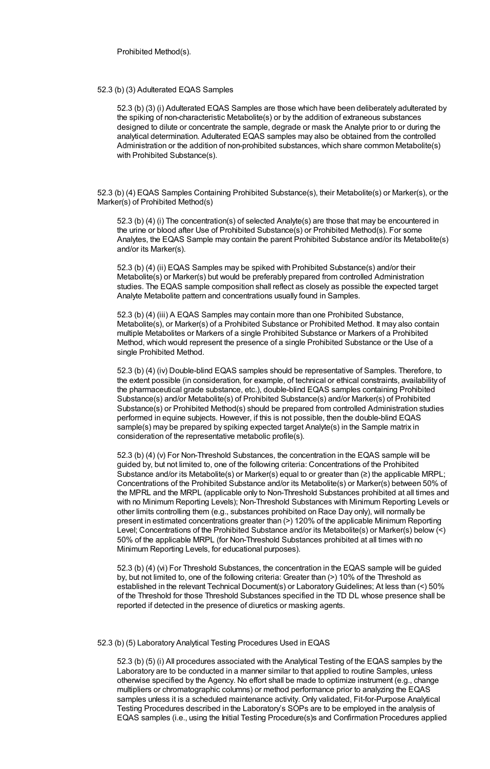Prohibited Method(s).

52.3 (b) (3) Adulterated EQAS Samples

52.3 (b) (3) (i) Adulterated EQAS Samples are those which have been deliberately adulterated by the spiking of non-characteristic Metabolite(s) or by the addition of extraneous substances designed to dilute or concentrate the sample, degrade or mask the Analyte prior to or during the analytical determination. Adulterated EQAS samples may also be obtained from the controlled Administration or the addition of non-prohibited substances, which share common Metabolite(s) with Prohibited Substance(s).

52.3 (b) (4) EQAS Samples Containing Prohibited Substance(s), their Metabolite(s) or Marker(s), or the Marker(s) of Prohibited Method(s)

52.3 (b) (4) (i) The concentration(s) of selected Analyte(s) are those that may be encountered in the urine or blood after Use of Prohibited Substance(s) or Prohibited Method(s). For some Analytes, the EQAS Sample may contain the parent Prohibited Substance and/or its Metabolite(s) and/or its Marker(s).

52.3 (b) (4) (ii) EQAS Samples may be spiked with Prohibited Substance(s) and/or their Metabolite(s) or Marker(s) but would be preferably prepared from controlled Administration studies. The EQAS sample composition shall reflect as closely as possible the expected target Analyte Metabolite pattern and concentrations usually found in Samples.

52.3 (b) (4) (iii) A EQAS Samples may contain more than one Prohibited Substance, Metabolite(s), or Marker(s) of a Prohibited Substance or Prohibited Method. It may also contain multiple Metabolites or Markers of a single Prohibited Substance or Markers of a Prohibited Method, which would represent the presence of a single Prohibited Substance or the Use of a single Prohibited Method.

52.3 (b) (4) (iv) Double-blind EQAS samples should be representative of Samples. Therefore, to the extent possible (in consideration, for example, of technical or ethical constraints, availability of the pharmaceutical grade substance, etc.), double-blind EQAS samples containing Prohibited Substance(s) and/or Metabolite(s) of Prohibited Substance(s) and/or Marker(s) of Prohibited Substance(s) or Prohibited Method(s) should be prepared from controlled Administration studies performed in equine subjects. However, if this is not possible, then the double-blind EQAS sample(s) may be prepared by spiking expected target Analyte(s) in the Sample matrix in consideration of the representative metabolic profile(s).

52.3 (b) (4) (v) For Non-Threshold Substances, the concentration in the EQAS sample will be guided by, but not limited to, one of the following criteria: Concentrations of the Prohibited Substance and/or its Metabolite(s) or Marker(s) equal to or greater than (≥) the applicable MRPL; Concentrations of the Prohibited Substance and/or its Metabolite(s) or Marker(s) between 50% of the MPRL and the MRPL (applicable only to Non-Threshold Substances prohibited at all times and with no Minimum Reporting Levels); Non-Threshold Substances with Minimum Reporting Levels or other limits controlling them (e.g., substances prohibited on Race Day only), will normally be present in estimated concentrations greater than (>) 120% of the applicable Minimum Reporting Level; Concentrations of the Prohibited Substance and/or its Metabolite(s) or Marker(s) below (<) 50% of the applicable MRPL (for Non-Threshold Substances prohibited at all times with no Minimum Reporting Levels, for educational purposes).

52.3 (b) (4) (vi) For Threshold Substances, the concentration in the EQAS sample will be guided by, but not limited to, one of the following criteria: Greater than (>) 10% of the Threshold as established in the relevant Technical Document(s) or Laboratory Guidelines; At less than (<) 50% of the Threshold for those Threshold Substances specified in the TD DL whose presence shall be reported if detected in the presence of diuretics or masking agents.

52.3 (b) (5) Laboratory Analytical Testing Procedures Used in EQAS

52.3 (b) (5) (i) All procedures associated with the Analytical Testing of the EQAS samples by the Laboratory are to be conducted in a manner similar to that applied to routine Samples, unless otherwise specified by the Agency. No effort shall be made to optimize instrument (e.g., change multipliers or chromatographic columns) or method performance prior to analyzing the EQAS samples unless it is a scheduled maintenance activity. Only validated, Fit-for-Purpose Analytical Testing Procedures described in the Laboratory's SOPs are to be employed in the analysis of EQAS samples (i.e., using the Initial Testing Procedure(s)s and Confirmation Procedures applied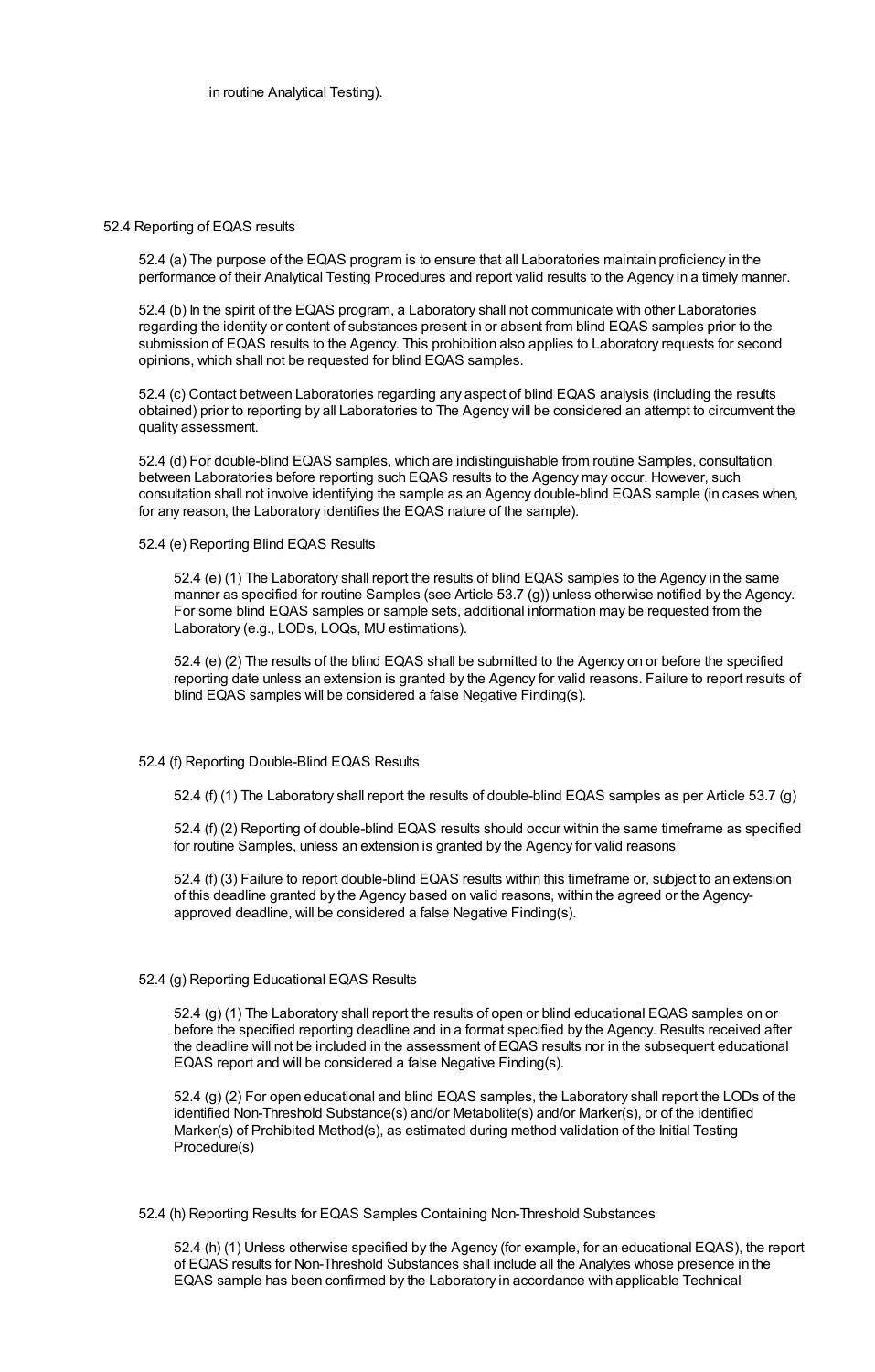in routine Analytical Testing).

52.4 Reporting of EQAS results

52.4 (a) The purpose of the EQAS program is to ensure that all Laboratories maintain proficiency in the performance of their Analytical Testing Procedures and report valid results to the Agency in a timely manner.

52.4 (b) In the spirit of the EQAS program, a Laboratory shall not communicate with other Laboratories regarding the identity or content of substances present in or absent from blind EQAS samples prior to the submission of EQAS results to the Agency. This prohibition also applies to Laboratory requests for second opinions, which shall not be requested for blind EQAS samples.

52.4 (c) Contact between Laboratories regarding any aspect of blind EQAS analysis (including the results obtained) prior to reporting by all Laboratories to The Agency will be considered an attempt to circumvent the quality assessment.

52.4 (d) For double-blind EQAS samples, which are indistinguishable from routine Samples, consultation between Laboratories before reporting such EQAS results to the Agency may occur. However, such consultation shall not involve identifying the sample as an Agency double-blind EQAS sample (in cases when, for any reason, the Laboratory identifies the EQAS nature of the sample).

52.4 (e) Reporting Blind EQAS Results

52.4 (e) (1) The Laboratory shall report the results of blind EQAS samples to the Agency in the same manner as specified for routine Samples (see Article 53.7 (g)) unless otherwise notified by the Agency. For some blind EQAS samples or sample sets, additional information may be requested from the Laboratory (e.g., LODs, LOQs, MU estimations).

52.4 (e) (2) The results of the blind EQAS shall be submitted to the Agency on or before the specified reporting date unless an extension is granted by the Agency for valid reasons. Failure to report results of blind EQAS samples will be considered a false Negative Finding(s).

52.4 (f) Reporting Double-Blind EQAS Results

52.4 (f) (1) The Laboratory shall report the results of double-blind EQAS samples as per Article 53.7 (g)

52.4 (f) (2) Reporting of double-blind EQAS results should occur within the same timeframe as specified for routine Samples, unless an extension is granted by the Agency for valid reasons

52.4 (f) (3) Failure to report double-blind EQAS results within this timeframe or, subject to an extension of this deadline granted by the Agency based on valid reasons, within the agreed or the Agency-approved deadline, will be considered a false Negative Finding(s).

52.4 (g) Reporting Educational EQAS Results

52.4 (g) (1) The Laboratory shall report the results of open or blind educational EQAS samples on or before the specified reporting deadline and in a format specified by the Agency. Results received after the deadline will not be included in the assessment of EQAS results nor in the subsequent educational EQAS report and will be considered a false Negative Finding(s).

52.4 (g) (2) For open educational and blind EQAS samples, the Laboratory shall report the LODs of the identified Non-Threshold Substance(s) and/or Metabolite(s) and/or Marker(s), or of the identified Marker(s) of Prohibited Method(s), as estimated during method validation of the Initial Testing Procedure(s)

52.4 (h) Reporting Results for EQAS Samples Containing Non-Threshold Substances

52.4 (h) (1) Unless otherwise specified by the Agency (for example, for an educational EQAS), the report of EQAS results for Non-Threshold Substances shall include all the Analytes whose presence in the EQAS sample has been confirmed by the Laboratory in accordance with applicable Technical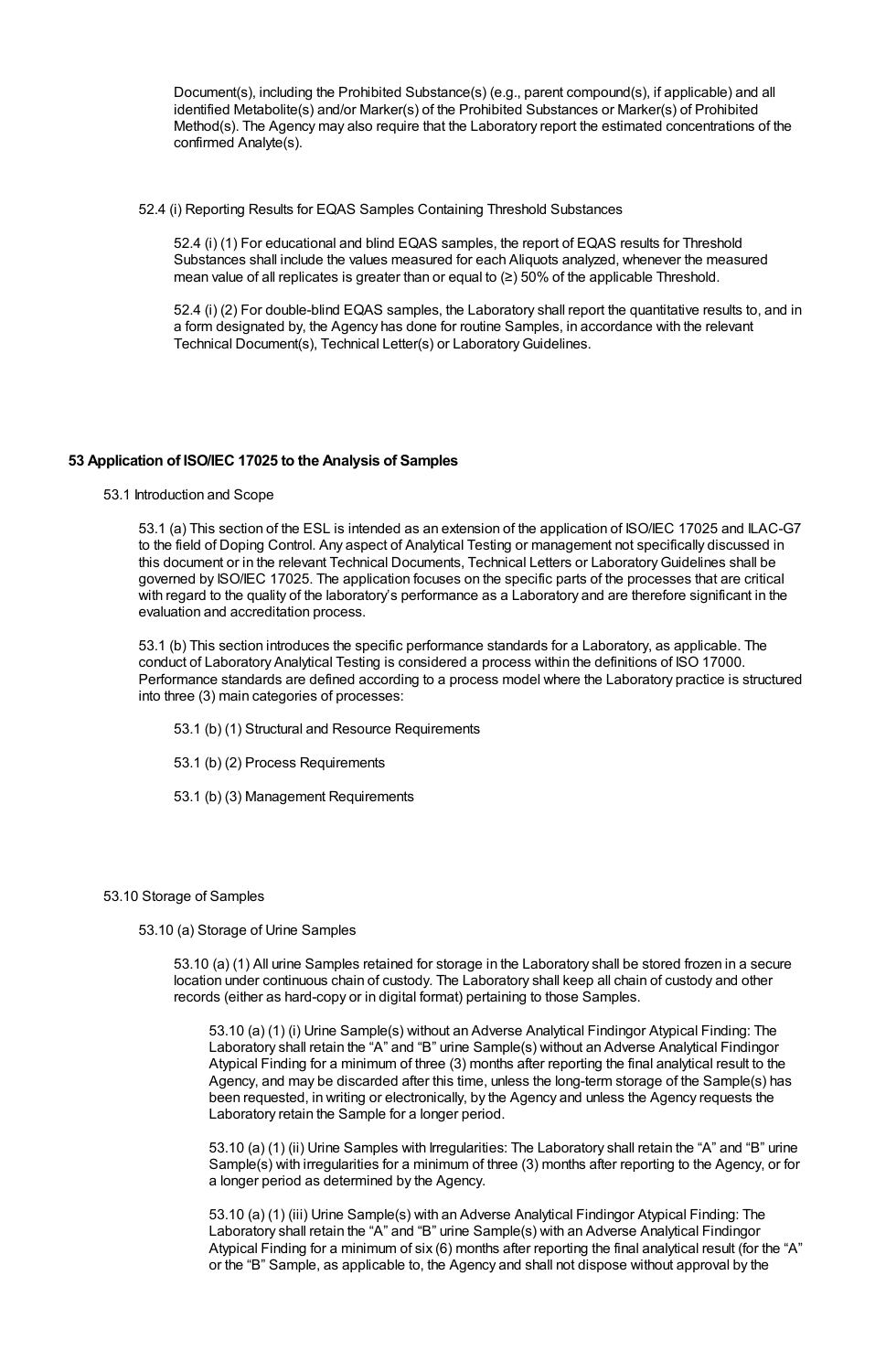Document(s), including the Prohibited Substance(s) (e.g., parent compound(s), if applicable) and all identified Metabolite(s) and/or Marker(s) of the Prohibited Substances or Marker(s) of Prohibited Method(s). The Agency may also require that the Laboratory report the estimated concentrations of the confirmed Analyte(s).

52.4 (i) Reporting Results for EQAS Samples Containing Threshold Substances

52.4 (i) (1) For educational and blind EQAS samples, the report of EQAS results for Threshold Substances shall include the values measured for each Aliquots analyzed, whenever the measured mean value of all replicates is greater than or equal to (≥) 50% of the applicable Threshold.

52.4 (i) (2) For double-blind EQAS samples, the Laboratory shall report the quantitative results to, and in a form designated by, the Agency has done for routine Samples, in accordance with the relevant Technical Document(s), Technical Letter(s) or Laboratory Guidelines.

## 53 Application of ISO/IEC 17025 to the Analysis of Samples

53.1 Introduction and Scope

53.1 (a) This section of the ESL is intended as an extension of the application of ISO/IEC 17025 and ILAC-G7 to the field of Doping Control. Any aspect of Analytical Testing or management not specifically discussed in this document or in the relevant Technical Documents, Technical Letters or Laboratory Guidelines shall be governed by ISO/IEC 17025. The application focuses on the specific parts of the processes that are critical with regard to the quality of the laboratory's performance as a Laboratory and are therefore significant in the evaluation and accreditation process.

53.1 (b) This section introduces the specific performance standards for a Laboratory, as applicable. The conduct of Laboratory Analytical Testing is considered a process within the definitions of ISO 17000. Performance standards are defined according to a process model where the Laboratory practice is structured into three (3) main categories of processes:

53.1 (b) (1) Structural and Resource Requirements

53.1 (b) (2) Process Requirements

53.1 (b) (3) Management Requirements

53.10 Storage of Samples

53.10 (a) Storage of Urine Samples

53.10 (a) (1) All urine Samples retained for storage in the Laboratory shall be stored frozen in a secure location under continuous chain of custody. The Laboratory shall keep all chain of custody and other records (either as hard-copy or in digital format) pertaining to those Samples.

53.10 (a) (1) (i) Urine Sample(s) without an Adverse Analytical Findingor Atypical Finding: The Laboratory shall retain the "A" and "B" urine Sample(s) without an Adverse Analytical Findingor Atypical Finding for a minimum of three (3) months after reporting the final analytical result to the Agency, and may be discarded after this time, unless the long-term storage of the Sample(s) has been requested, in writing or electronically, by the Agency and unless the Agency requests the Laboratory retain the Sample for a longer period.

53.10 (a) (1) (ii) Urine Samples with Irregularities: The Laboratory shall retain the "A" and "B" urine Sample(s) with irregularities for a minimum of three (3) months after reporting to the Agency, or for a longer period as determined by the Agency.

53.10 (a) (1) (iii) Urine Sample(s) with an Adverse Analytical Findingor Atypical Finding: The Laboratory shall retain the "A" and "B" urine Sample(s) with an Adverse Analytical Findingor Atypical Finding for a minimum of six (6) months after reporting the final analytical result (for the "A" or the "B" Sample, as applicable to, the Agency and shall not dispose without approval by the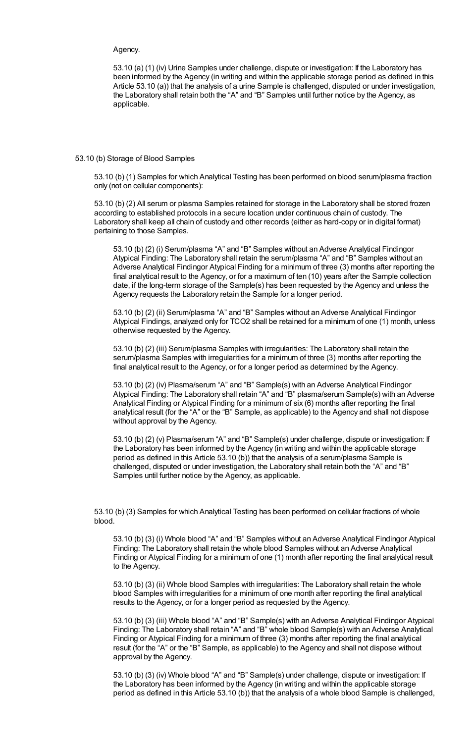Agency.

53.10 (a) (1) (iv) Urine Samples under challenge, dispute or investigation: If the Laboratory has been informed by the Agency (in writing and within the applicable storage period as defined in this Article 53.10 (a)) that the analysis of a urine Sample is challenged, disputed or under investigation, the Laboratory shall retain both the “A” and “B” Samples until further notice by the Agency, as applicable.

53.10 (b) Storage of Blood Samples

53.10 (b) (1) Samples for which Analytical Testing has been performed on blood serum/plasma fraction only (not on cellular components):

53.10 (b) (2) All serum or plasma Samples retained for storage in the Laboratory shall be stored frozen according to established protocols in a secure location under continuous chain of custody. The Laboratory shall keep all chain of custody and other records (either as hard-copy or in digital format) pertaining to those Samples.

53.10 (b) (2) (i) Serum/plasma “A” and “B” Samples without an Adverse Analytical Findingor Atypical Finding: The Laboratory shall retain the serum/plasma “A” and “B” Samples without an Adverse Analytical Findingor Atypical Finding for a minimum of three (3) months after reporting the final analytical result to the Agency, or for a maximum of ten (10) years after the Sample collection date, if the long-term storage of the Sample(s) has been requested by the Agency and unless the Agency requests the Laboratory retain the Sample for a longer period.

53.10 (b) (2) (ii) Serum/plasma “A” and “B” Samples without an Adverse Analytical Findingor Atypical Findings, analyzed only for TCO2 shall be retained for a minimum of one (1) month, unless otherwise requested by the Agency.

53.10 (b) (2) (iii) Serum/plasma Samples with irregularities: The Laboratory shall retain the serum/plasma Samples with irregularities for a minimum of three (3) months after reporting the final analytical result to the Agency, or for a longer period as determined by the Agency.

53.10 (b) (2) (iv) Plasma/serum “A” and “B” Sample(s) with an Adverse Analytical Findingor Atypical Finding: The Laboratory shall retain “A” and “B” plasma/serum Sample(s) with an Adverse Analytical Finding or Atypical Finding for a minimum of six (6) months after reporting the final analytical result (for the “A” or the “B” Sample, as applicable) to the Agency and shall not dispose without approval by the Agency.

53.10 (b) (2) (v) Plasma/serum “A” and “B” Sample(s) under challenge, dispute or investigation: If the Laboratory has been informed by the Agency (in writing and within the applicable storage period as defined in this Article 53.10 (b)) that the analysis of a serum/plasma Sample is challenged, disputed or under investigation, the Laboratory shall retain both the “A” and “B” Samples until further notice by the Agency, as applicable.

53.10 (b) (3) Samples for which Analytical Testing has been performed on cellular fractions of whole blood.

53.10 (b) (3) (i) Whole blood “A” and “B” Samples without an Adverse Analytical Findingor Atypical Finding: The Laboratory shall retain the whole blood Samples without an Adverse Analytical Finding or Atypical Finding for a minimum of one (1) month after reporting the final analytical result to the Agency.

53.10 (b) (3) (ii) Whole blood Samples with irregularities: The Laboratory shall retain the whole blood Samples with irregularities for a minimum of one month after reporting the final analytical results to the Agency, or for a longer period as requested by the Agency.

53.10 (b) (3) (iii) Whole blood “A” and “B” Sample(s) with an Adverse Analytical Findingor Atypical Finding: The Laboratory shall retain “A” and “B” whole blood Sample(s) with an Adverse Analytical Finding or Atypical Finding for a minimum of three (3) months after reporting the final analytical result (for the “A” or the “B” Sample, as applicable) to the Agency and shall not dispose without approval by the Agency.

53.10 (b) (3) (iv) Whole blood “A” and “B” Sample(s) under challenge, dispute or investigation: If the Laboratory has been informed by the Agency (in writing and within the applicable storage period as defined in this Article 53.10 (b)) that the analysis of a whole blood Sample is challenged,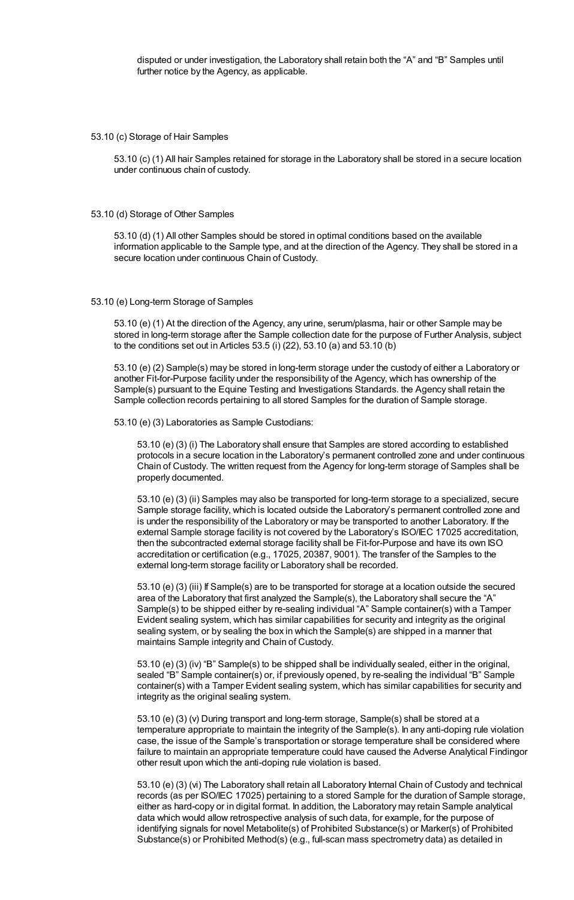disputed or under investigation, the Laboratory shall retain both the "A" and "B" Samples until further notice by the Agency, as applicable.

53.10 (c) Storage of Hair Samples

53.10 (c) (1) All hair Samples retained for storage in the Laboratory shall be stored in a secure location under continuous chain of custody.

53.10 (d) Storage of Other Samples

53.10 (d) (1) All other Samples should be stored in optimal conditions based on the available information applicable to the Sample type, and at the direction of the Agency. They shall be stored in a secure location under continuous Chain of Custody.

53.10 (e) Long-term Storage of Samples

53.10 (e) (1) At the direction of the Agency, any urine, serum/plasma, hair or other Sample may be stored in long-term storage after the Sample collection date for the purpose of Further Analysis, subject to the conditions set out in Articles 53.5 (i) (22), 53.10 (a) and 53.10 (b)

53.10 (e) (2) Sample(s) may be stored in long-term storage under the custody of either a Laboratory or another Fit-for-Purpose facility under the responsibility of the Agency, which has ownership of the Sample(s) pursuant to the Equine Testing and Investigations Standards. the Agency shall retain the Sample collection records pertaining to all stored Samples for the duration of Sample storage.

53.10 (e) (3) Laboratories as Sample Custodians:

53.10 (e) (3) (i) The Laboratory shall ensure that Samples are stored according to established protocols in a secure location in the Laboratory's permanent controlled zone and under continuous Chain of Custody. The written request from the Agency for long-term storage of Samples shall be properly documented.

53.10 (e) (3) (ii) Samples may also be transported for long-term storage to a specialized, secure Sample storage facility, which is located outside the Laboratory's permanent controlled zone and is under the responsibility of the Laboratory or may be transported to another Laboratory. If the external Sample storage facility is not covered by the Laboratory's ISO/IEC 17025 accreditation, then the subcontracted external storage facility shall be Fit-for-Purpose and have its own ISO accreditation or certification (e.g., 17025, 20387, 9001). The transfer of the Samples to the external long-term storage facility or Laboratory shall be recorded.

53.10 (e) (3) (iii) If Sample(s) are to be transported for storage at a location outside the secured area of the Laboratory that first analyzed the Sample(s), the Laboratory shall secure the "A" Sample(s) to be shipped either by re-sealing individual "A" Sample container(s) with a Tamper Evident sealing system, which has similar capabilities for security and integrity as the original sealing system, or by sealing the box in which the Sample(s) are shipped in a manner that maintains Sample integrity and Chain of Custody.

53.10 (e) (3) (iv) "B" Sample(s) to be shipped shall be individually sealed, either in the original, sealed "B" Sample container(s) or, if previously opened, by re-sealing the individual "B" Sample container(s) with a Tamper Evident sealing system, which has similar capabilities for security and integrity as the original sealing system.

53.10 (e) (3) (v) During transport and long-term storage, Sample(s) shall be stored at a temperature appropriate to maintain the integrity of the Sample(s). In any anti-doping rule violation case, the issue of the Sample's transportation or storage temperature shall be considered where failure to maintain an appropriate temperature could have caused the Adverse Analytical Findingor other result upon which the anti-doping rule violation is based.

53.10 (e) (3) (vi) The Laboratory shall retain all Laboratory Internal Chain of Custody and technical records (as per ISO/IEC 17025) pertaining to a stored Sample for the duration of Sample storage, either as hard-copy or in digital format. In addition, the Laboratory may retain Sample analytical data which would allow retrospective analysis of such data, for example, for the purpose of identifying signals for novel Metabolite(s) of Prohibited Substance(s) or Marker(s) of Prohibited Substance(s) or Prohibited Method(s) (e.g., full-scan mass spectrometry data) as detailed in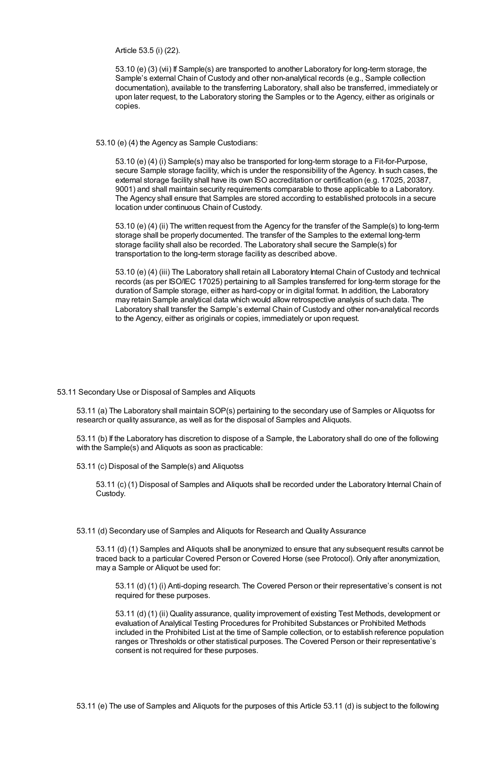Article 53.5 (i) (22).

53.10 (e) (3) (vii) If Sample(s) are transported to another Laboratory for long-term storage, the Sample's external Chain of Custody and other non-analytical records (e.g., Sample collection documentation), available to the transferring Laboratory, shall also be transferred, immediately or upon later request, to the Laboratory storing the Samples or to the Agency, either as originals or copies.

53.10 (e) (4) the Agency as Sample Custodians:

53.10 (e) (4) (i) Sample(s) may also be transported for long-term storage to a Fit-for-Purpose, secure Sample storage facility, which is under the responsibility of the Agency. In such cases, the external storage facility shall have its own ISO accreditation or certification (e.g. 17025, 20387, 9001) and shall maintain security requirements comparable to those applicable to a Laboratory. The Agency shall ensure that Samples are stored according to established protocols in a secure location under continuous Chain of Custody.

53.10 (e) (4) (ii) The written request from the Agency for the transfer of the Sample(s) to long-term storage shall be properly documented. The transfer of the Samples to the external long-term storage facility shall also be recorded. The Laboratory shall secure the Sample(s) for transportation to the long-term storage facility as described above.

53.10 (e) (4) (iii) The Laboratory shall retain all Laboratory Internal Chain of Custody and technical records (as per ISO/IEC 17025) pertaining to all Samples transferred for long-term storage for the duration of Sample storage, either as hard-copy or in digital format. In addition, the Laboratory may retain Sample analytical data which would allow retrospective analysis of such data. The Laboratory shall transfer the Sample's external Chain of Custody and other non-analytical records to the Agency, either as originals or copies, immediately or upon request.

53.11 Secondary Use or Disposal of Samples and Aliquots

53.11 (a) The Laboratory shall maintain SOP(s) pertaining to the secondary use of Samples or Aliquotss for research or quality assurance, as well as for the disposal of Samples and Aliquots.

53.11 (b) If the Laboratory has discretion to dispose of a Sample, the Laboratory shall do one of the following with the Sample(s) and Aliquots as soon as practicable:

53.11 (c) Disposal of the Sample(s) and Aliquotss

53.11 (c) (1) Disposal of Samples and Aliquots shall be recorded under the Laboratory Internal Chain of Custody.

53.11 (d) Secondary use of Samples and Aliquots for Research and Quality Assurance

53.11 (d) (1) Samples and Aliquots shall be anonymized to ensure that any subsequent results cannot be traced back to a particular Covered Person or Covered Horse (see Protocol). Only after anonymization, may a Sample or Aliquot be used for:

53.11 (d) (1) (i) Anti-doping research. The Covered Person or their representative's consent is not required for these purposes.

53.11 (d) (1) (ii) Quality assurance, quality improvement of existing Test Methods, development or evaluation of Analytical Testing Procedures for Prohibited Substances or Prohibited Methods included in the Prohibited List at the time of Sample collection, or to establish reference population ranges or Thresholds or other statistical purposes. The Covered Person or their representative's consent is not required for these purposes.

53.11 (e) The use of Samples and Aliquots for the purposes of this Article 53.11 (d) is subject to the following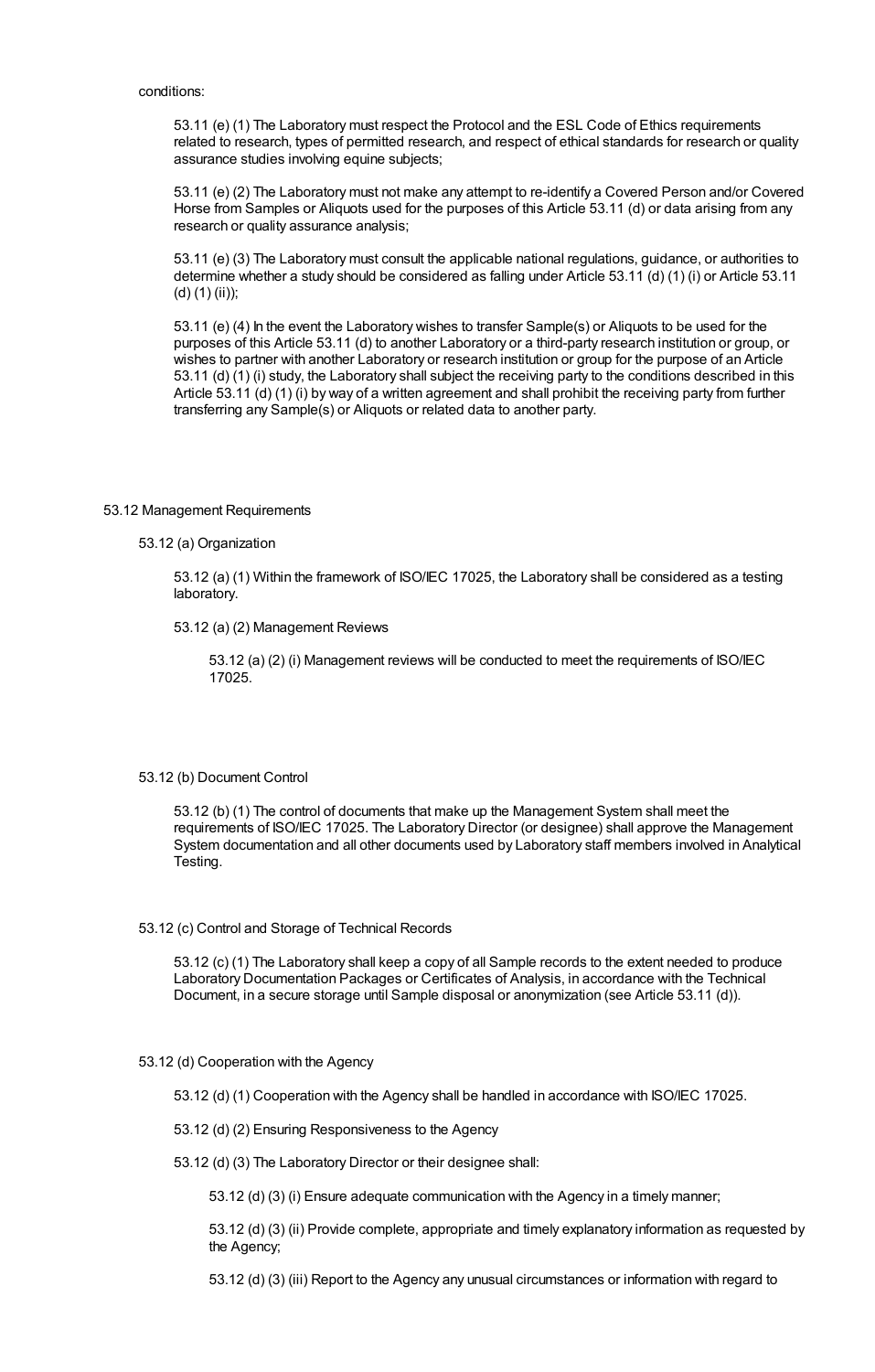conditions:

53.11 (e) (1) The Laboratory must respect the Protocol and the ESL Code of Ethics requirements related to research, types of permitted research, and respect of ethical standards for research or quality assurance studies involving equine subjects;

53.11 (e) (2) The Laboratory must not make any attempt to re-identify a Covered Person and/or Covered Horse from Samples or Aliquots used for the purposes of this Article 53.11 (d) or data arising from any research or quality assurance analysis;

53.11 (e) (3) The Laboratory must consult the applicable national regulations, guidance, or authorities to determine whether a study should be considered as falling under Article 53.11 (d) (1) (i) or Article 53.11 (d) (1) (ii));

53.11 (e) (4) In the event the Laboratory wishes to transfer Sample(s) or Aliquots to be used for the purposes of this Article 53.11 (d) to another Laboratory or a third-party research institution or group, or wishes to partner with another Laboratory or research institution or group for the purpose of an Article 53.11 (d) (1) (i) study, the Laboratory shall subject the receiving party to the conditions described in this Article 53.11 (d) (1) (i) by way of a written agreement and shall prohibit the receiving party from further transferring any Sample(s) or Aliquots or related data to another party.

## 53.12 Management Requirements

### 53.12 (a) Organization

53.12 (a) (1) Within the framework of ISO/IEC 17025, the Laboratory shall be considered as a testing laboratory.

53.12 (a) (2) Management Reviews

53.12 (a) (2) (i) Management reviews will be conducted to meet the requirements of ISO/IEC 17025.

### 53.12 (b) Document Control

53.12 (b) (1) The control of documents that make up the Management System shall meet the requirements of ISO/IEC 17025. The Laboratory Director (or designee) shall approve the Management System documentation and all other documents used by Laboratory staff members involved in Analytical Testing.

### 53.12 (c) Control and Storage of Technical Records

53.12 (c) (1) The Laboratory shall keep a copy of all Sample records to the extent needed to produce Laboratory Documentation Packages or Certificates of Analysis, in accordance with the Technical Document, in a secure storage until Sample disposal or anonymization (see Article 53.11 (d)).

### 53.12 (d) Cooperation with the Agency

53.12 (d) (1) Cooperation with the Agency shall be handled in accordance with ISO/IEC 17025.

53.12 (d) (2) Ensuring Responsiveness to the Agency

53.12 (d) (3) The Laboratory Director or their designee shall:

53.12 (d) (3) (i) Ensure adequate communication with the Agency in a timely manner;

53.12 (d) (3) (ii) Provide complete, appropriate and timely explanatory information as requested by the Agency;

53.12 (d) (3) (iii) Report to the Agency any unusual circumstances or information with regard to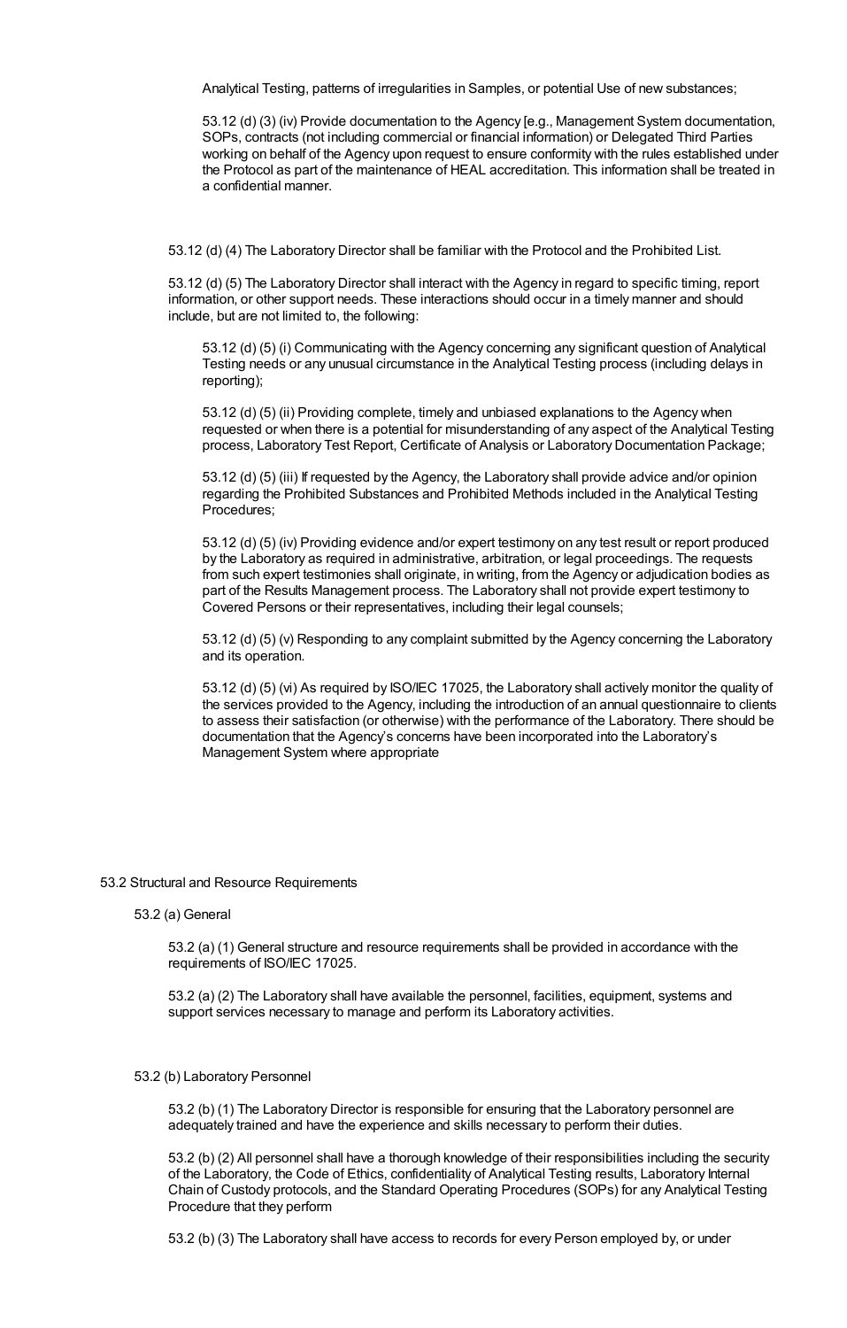Analytical Testing, patterns of irregularities in Samples, or potential Use of new substances;

53.12 (d) (3) (iv) Provide documentation to the Agency [e.g., Management System documentation, SOPs, contracts (not including commercial or financial information) or Delegated Third Parties working on behalf of the Agency upon request to ensure conformity with the rules established under the Protocol as part of the maintenance of HEAL accreditation. This information shall be treated in a confidential manner.

53.12 (d) (4) The Laboratory Director shall be familiar with the Protocol and the Prohibited List.

53.12 (d) (5) The Laboratory Director shall interact with the Agency in regard to specific timing, report information, or other support needs. These interactions should occur in a timely manner and should include, but are not limited to, the following:

53.12 (d) (5) (i) Communicating with the Agency concerning any significant question of Analytical Testing needs or any unusual circumstance in the Analytical Testing process (including delays in reporting);

53.12 (d) (5) (ii) Providing complete, timely and unbiased explanations to the Agency when requested or when there is a potential for misunderstanding of any aspect of the Analytical Testing process, Laboratory Test Report, Certificate of Analysis or Laboratory Documentation Package;

53.12 (d) (5) (iii) If requested by the Agency, the Laboratory shall provide advice and/or opinion regarding the Prohibited Substances and Prohibited Methods included in the Analytical Testing Procedures;

53.12 (d) (5) (iv) Providing evidence and/or expert testimony on any test result or report produced by the Laboratory as required in administrative, arbitration, or legal proceedings. The requests from such expert testimonies shall originate, in writing, from the Agency or adjudication bodies as part of the Results Management process. The Laboratory shall not provide expert testimony to Covered Persons or their representatives, including their legal counsels;

53.12 (d) (5) (v) Responding to any complaint submitted by the Agency concerning the Laboratory and its operation.

53.12 (d) (5) (vi) As required by ISO/IEC 17025, the Laboratory shall actively monitor the quality of the services provided to the Agency, including the introduction of an annual questionnaire to clients to assess their satisfaction (or otherwise) with the performance of the Laboratory. There should be documentation that the Agency's concerns have been incorporated into the Laboratory's Management System where appropriate

## 53.2 Structural and Resource Requirements

### 53.2 (a) General

53.2 (a) (1) General structure and resource requirements shall be provided in accordance with the requirements of ISO/IEC 17025.

53.2 (a) (2) The Laboratory shall have available the personnel, facilities, equipment, systems and support services necessary to manage and perform its Laboratory activities.

### 53.2 (b) Laboratory Personnel

53.2 (b) (1) The Laboratory Director is responsible for ensuring that the Laboratory personnel are adequately trained and have the experience and skills necessary to perform their duties.

53.2 (b) (2) All personnel shall have a thorough knowledge of their responsibilities including the security of the Laboratory, the Code of Ethics, confidentiality of Analytical Testing results, Laboratory Internal Chain of Custody protocols, and the Standard Operating Procedures (SOPs) for any Analytical Testing Procedure that they perform

53.2 (b) (3) The Laboratory shall have access to records for every Person employed by, or under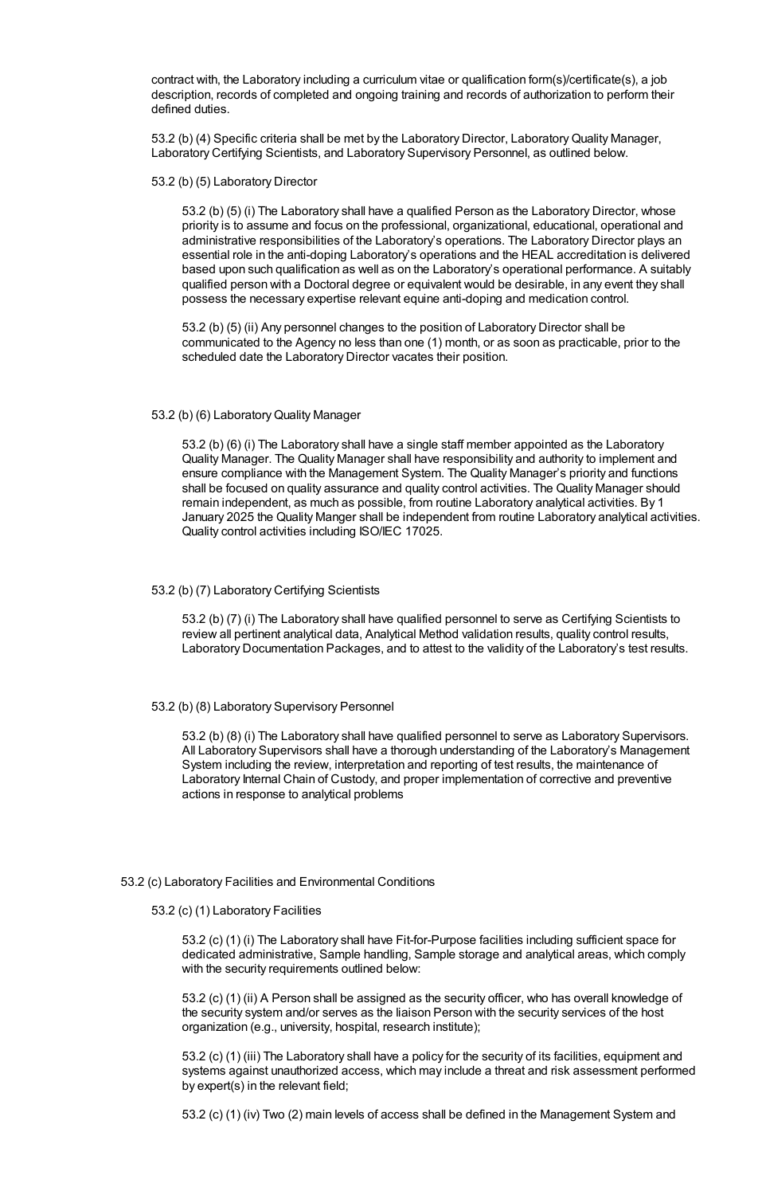contract with, the Laboratory including a curriculum vitae or qualification form(s)/certificate(s), a job description, records of completed and ongoing training and records of authorization to perform their defined duties.

53.2 (b) (4) Specific criteria shall be met by the Laboratory Director, Laboratory Quality Manager, Laboratory Certifying Scientists, and Laboratory Supervisory Personnel, as outlined below.

53.2 (b) (5) Laboratory Director

53.2 (b) (5) (i) The Laboratory shall have a qualified Person as the Laboratory Director, whose priority is to assume and focus on the professional, organizational, educational, operational and administrative responsibilities of the Laboratory's operations. The Laboratory Director plays an essential role in the anti-doping Laboratory's operations and the HEAL accreditation is delivered based upon such qualification as well as on the Laboratory's operational performance. A suitably qualified person with a Doctoral degree or equivalent would be desirable, in any event they shall possess the necessary expertise relevant equine anti-doping and medication control.

53.2 (b) (5) (ii) Any personnel changes to the position of Laboratory Director shall be communicated to the Agency no less than one (1) month, or as soon as practicable, prior to the scheduled date the Laboratory Director vacates their position.

53.2 (b) (6) Laboratory Quality Manager

53.2 (b) (6) (i) The Laboratory shall have a single staff member appointed as the Laboratory Quality Manager. The Quality Manager shall have responsibility and authority to implement and ensure compliance with the Management System. The Quality Manager's priority and functions shall be focused on quality assurance and quality control activities. The Quality Manager should remain independent, as much as possible, from routine Laboratory analytical activities. By 1 January 2025 the Quality Manger shall be independent from routine Laboratory analytical activities. Quality control activities including ISO/IEC 17025.

53.2 (b) (7) Laboratory Certifying Scientists

53.2 (b) (7) (i) The Laboratory shall have qualified personnel to serve as Certifying Scientists to review all pertinent analytical data, Analytical Method validation results, quality control results, Laboratory Documentation Packages, and to attest to the validity of the Laboratory's test results.

53.2 (b) (8) Laboratory Supervisory Personnel

53.2 (b) (8) (i) The Laboratory shall have qualified personnel to serve as Laboratory Supervisors. All Laboratory Supervisors shall have a thorough understanding of the Laboratory's Management System including the review, interpretation and reporting of test results, the maintenance of Laboratory Internal Chain of Custody, and proper implementation of corrective and preventive actions in response to analytical problems

53.2 (c) Laboratory Facilities and Environmental Conditions

53.2 (c) (1) Laboratory Facilities

53.2 (c) (1) (i) The Laboratory shall have Fit-for-Purpose facilities including sufficient space for dedicated administrative, Sample handling, Sample storage and analytical areas, which comply with the security requirements outlined below:

53.2 (c) (1) (ii) A Person shall be assigned as the security officer, who has overall knowledge of the security system and/or serves as the liaison Person with the security services of the host organization (e.g., university, hospital, research institute);

53.2 (c) (1) (iii) The Laboratory shall have a policy for the security of its facilities, equipment and systems against unauthorized access, which may include a threat and risk assessment performed by expert(s) in the relevant field;

53.2 (c) (1) (iv) Two (2) main levels of access shall be defined in the Management System and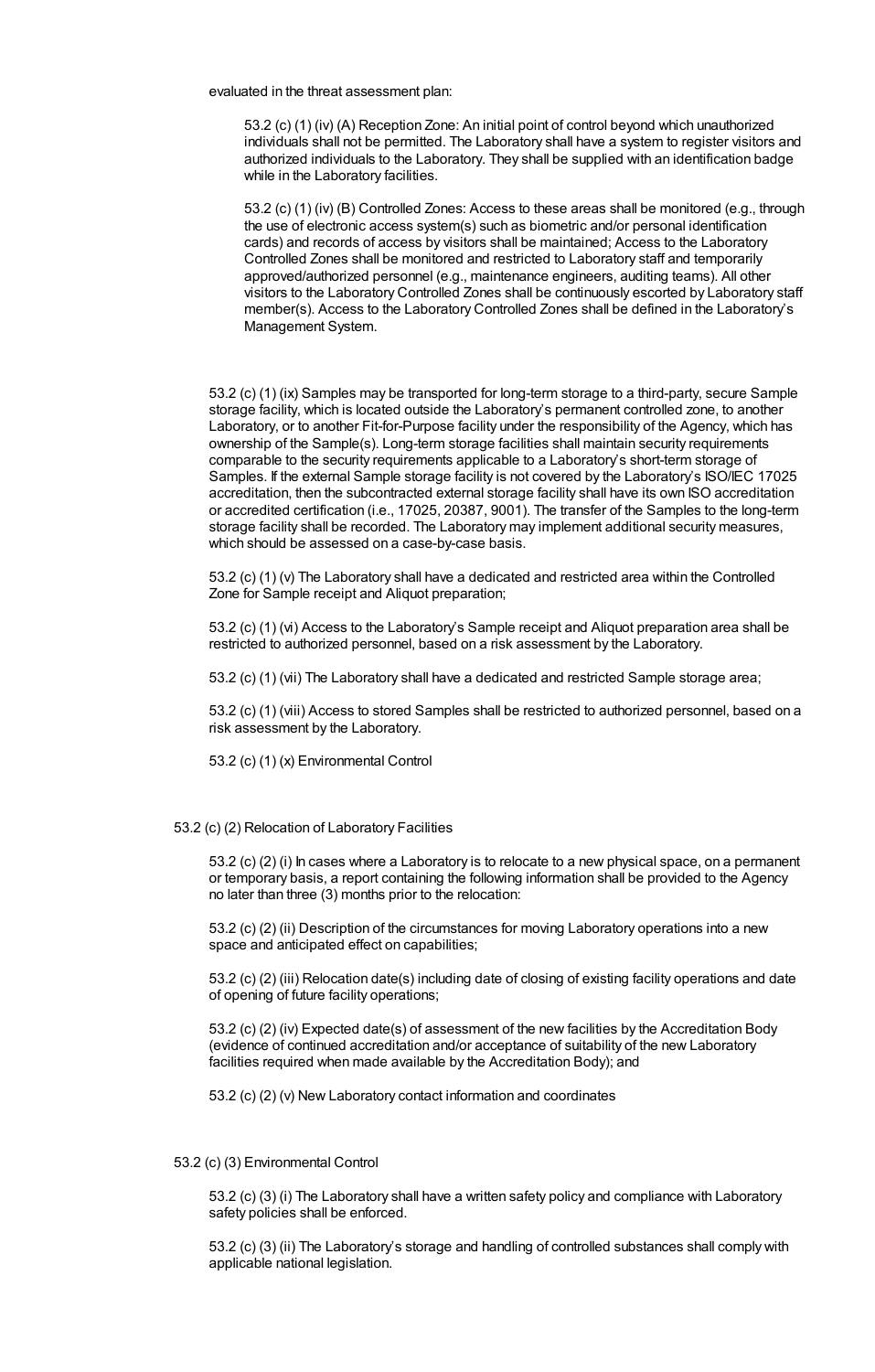evaluated in the threat assessment plan:

> 53.2 (c) (1) (iv) (A) Reception Zone: An initial point of control beyond which unauthorized individuals shall not be permitted. The Laboratory shall have a system to register visitors and authorized individuals to the Laboratory. They shall be supplied with an identification badge while in the Laboratory facilities.
>
> 53.2 (c) (1) (iv) (B) Controlled Zones: Access to these areas shall be monitored (e.g., through the use of electronic access system(s) such as biometric and/or personal identification cards) and records of access by visitors shall be maintained; Access to the Laboratory Controlled Zones shall be monitored and restricted to Laboratory staff and temporarily approved/authorized personnel (e.g., maintenance engineers, auditing teams). All other visitors to the Laboratory Controlled Zones shall be continuously escorted by Laboratory staff member(s). Access to the Laboratory Controlled Zones shall be defined in the Laboratory's Management System.

53.2 (c) (1) (ix) Samples may be transported for long-term storage to a third-party, secure Sample storage facility, which is located outside the Laboratory's permanent controlled zone, to another Laboratory, or to another Fit-for-Purpose facility under the responsibility of the Agency, which has ownership of the Sample(s). Long-term storage facilities shall maintain security requirements comparable to the security requirements applicable to a Laboratory's short-term storage of Samples. If the external Sample storage facility is not covered by the Laboratory's ISO/IEC 17025 accreditation, then the subcontracted external storage facility shall have its own ISO accreditation or accredited certification (i.e., 17025, 20387, 9001). The transfer of the Samples to the long-term storage facility shall be recorded. The Laboratory may implement additional security measures, which should be assessed on a case-by-case basis.

53.2 (c) (1) (v) The Laboratory shall have a dedicated and restricted area within the Controlled Zone for Sample receipt and Aliquot preparation;

53.2 (c) (1) (vi) Access to the Laboratory's Sample receipt and Aliquot preparation area shall be restricted to authorized personnel, based on a risk assessment by the Laboratory.

53.2 (c) (1) (vii) The Laboratory shall have a dedicated and restricted Sample storage area;

53.2 (c) (1) (viii) Access to stored Samples shall be restricted to authorized personnel, based on a risk assessment by the Laboratory.

53.2 (c) (1) (x) Environmental Control

53.2 (c) (2) Relocation of Laboratory Facilities

53.2 (c) (2) (i) In cases where a Laboratory is to relocate to a new physical space, on a permanent or temporary basis, a report containing the following information shall be provided to the Agency no later than three (3) months prior to the relocation:

53.2 (c) (2) (ii) Description of the circumstances for moving Laboratory operations into a new space and anticipated effect on capabilities;

53.2 (c) (2) (iii) Relocation date(s) including date of closing of existing facility operations and date of opening of future facility operations;

53.2 (c) (2) (iv) Expected date(s) of assessment of the new facilities by the Accreditation Body (evidence of continued accreditation and/or acceptance of suitability of the new Laboratory facilities required when made available by the Accreditation Body); and

53.2 (c) (2) (v) New Laboratory contact information and coordinates

53.2 (c) (3) Environmental Control

53.2 (c) (3) (i) The Laboratory shall have a written safety policy and compliance with Laboratory safety policies shall be enforced.

53.2 (c) (3) (ii) The Laboratory's storage and handling of controlled substances shall comply with applicable national legislation.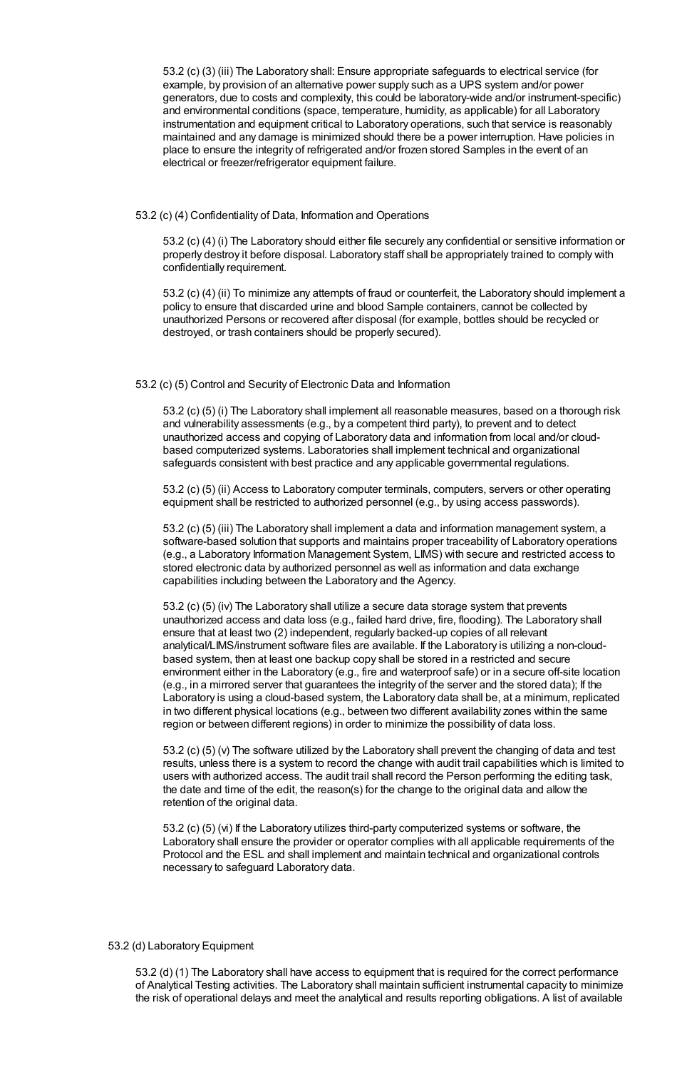53.2 (c) (3) (iii) The Laboratory shall: Ensure appropriate safeguards to electrical service (for example, by provision of an alternative power supply such as a UPS system and/or power generators, due to costs and complexity, this could be laboratory-wide and/or instrument-specific) and environmental conditions (space, temperature, humidity, as applicable) for all Laboratory instrumentation and equipment critical to Laboratory operations, such that service is reasonably maintained and any damage is minimized should there be a power interruption. Have policies in place to ensure the integrity of refrigerated and/or frozen stored Samples in the event of an electrical or freezer/refrigerator equipment failure.

53.2 (c) (4) Confidentiality of Data, Information and Operations

53.2 (c) (4) (i) The Laboratory should either file securely any confidential or sensitive information or properly destroy it before disposal. Laboratory staff shall be appropriately trained to comply with confidentially requirement.

53.2 (c) (4) (ii) To minimize any attempts of fraud or counterfeit, the Laboratory should implement a policy to ensure that discarded urine and blood Sample containers, cannot be collected by unauthorized Persons or recovered after disposal (for example, bottles should be recycled or destroyed, or trash containers should be properly secured).

53.2 (c) (5) Control and Security of Electronic Data and Information

53.2 (c) (5) (i) The Laboratory shall implement all reasonable measures, based on a thorough risk and vulnerability assessments (e.g., by a competent third party), to prevent and to detect unauthorized access and copying of Laboratory data and information from local and/or cloud-based computerized systems. Laboratories shall implement technical and organizational safeguards consistent with best practice and any applicable governmental regulations.

53.2 (c) (5) (ii) Access to Laboratory computer terminals, computers, servers or other operating equipment shall be restricted to authorized personnel (e.g., by using access passwords).

53.2 (c) (5) (iii) The Laboratory shall implement a data and information management system, a software-based solution that supports and maintains proper traceability of Laboratory operations (e.g., a Laboratory Information Management System, LIMS) with secure and restricted access to stored electronic data by authorized personnel as well as information and data exchange capabilities including between the Laboratory and the Agency.

53.2 (c) (5) (iv) The Laboratory shall utilize a secure data storage system that prevents unauthorized access and data loss (e.g., failed hard drive, fire, flooding). The Laboratory shall ensure that at least two (2) independent, regularly backed-up copies of all relevant analytical/LIMS/instrument software files are available. If the Laboratory is utilizing a non-cloud-based system, then at least one backup copy shall be stored in a restricted and secure environment either in the Laboratory (e.g., fire and waterproof safe) or in a secure off-site location (e.g., in a mirrored server that guarantees the integrity of the server and the stored data); If the Laboratory is using a cloud-based system, the Laboratory data shall be, at a minimum, replicated in two different physical locations (e.g., between two different availability zones within the same region or between different regions) in order to minimize the possibility of data loss.

53.2 (c) (5) (v) The software utilized by the Laboratory shall prevent the changing of data and test results, unless there is a system to record the change with audit trail capabilities which is limited to users with authorized access. The audit trail shall record the Person performing the editing task, the date and time of the edit, the reason(s) for the change to the original data and allow the retention of the original data.

53.2 (c) (5) (vi) If the Laboratory utilizes third-party computerized systems or software, the Laboratory shall ensure the provider or operator complies with all applicable requirements of the Protocol and the ESL and shall implement and maintain technical and organizational controls necessary to safeguard Laboratory data.

53.2 (d) Laboratory Equipment

53.2 (d) (1) The Laboratory shall have access to equipment that is required for the correct performance of Analytical Testing activities. The Laboratory shall maintain sufficient instrumental capacity to minimize the risk of operational delays and meet the analytical and results reporting obligations. A list of available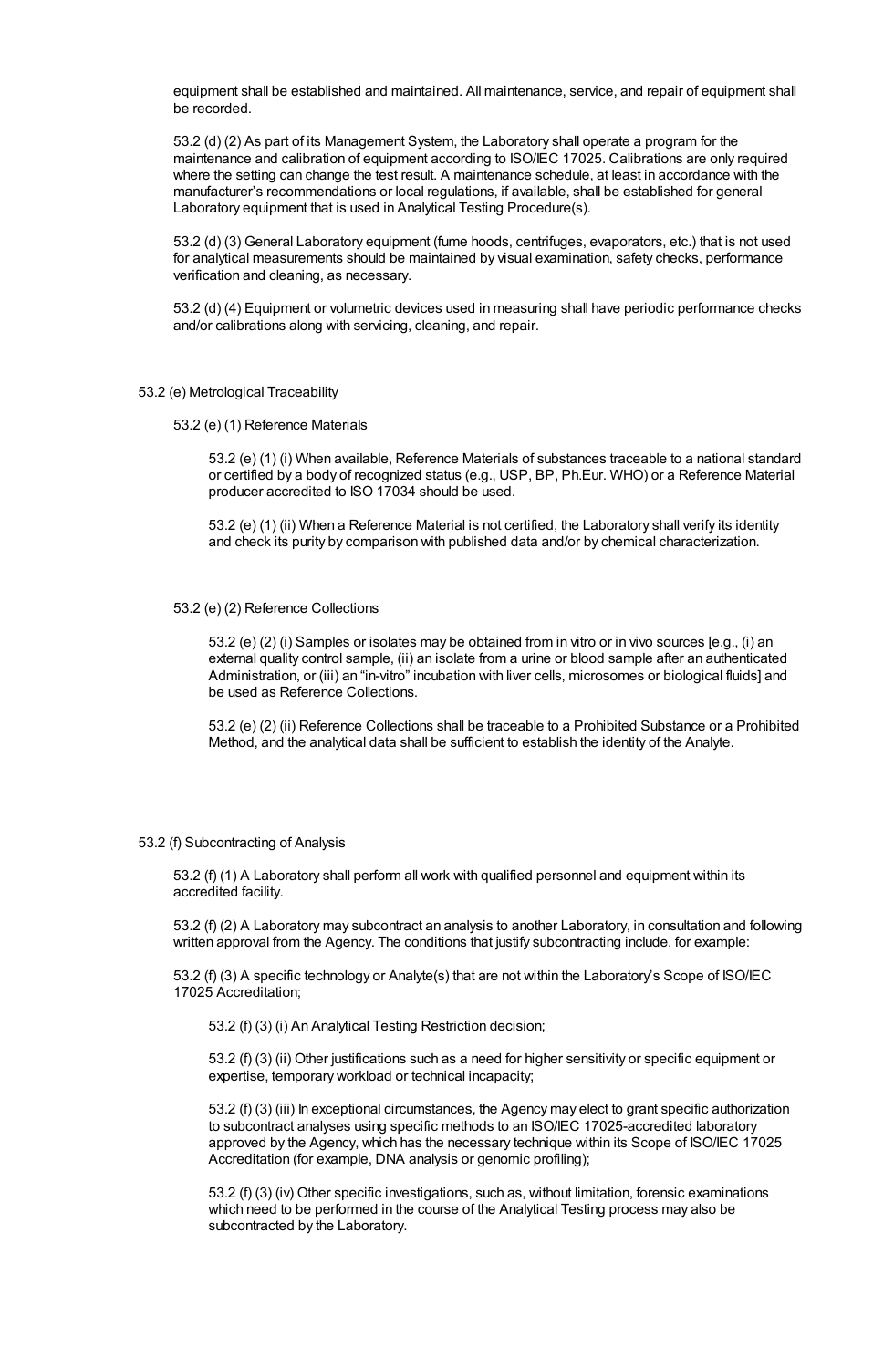equipment shall be established and maintained. All maintenance, service, and repair of equipment shall be recorded.

53.2 (d) (2) As part of its Management System, the Laboratory shall operate a program for the maintenance and calibration of equipment according to ISO/IEC 17025. Calibrations are only required where the setting can change the test result. A maintenance schedule, at least in accordance with the manufacturer's recommendations or local regulations, if available, shall be established for general Laboratory equipment that is used in Analytical Testing Procedure(s).

53.2 (d) (3) General Laboratory equipment (fume hoods, centrifuges, evaporators, etc.) that is not used for analytical measurements should be maintained by visual examination, safety checks, performance verification and cleaning, as necessary.

53.2 (d) (4) Equipment or volumetric devices used in measuring shall have periodic performance checks and/or calibrations along with servicing, cleaning, and repair.

53.2 (e) Metrological Traceability

53.2 (e) (1) Reference Materials

53.2 (e) (1) (i) When available, Reference Materials of substances traceable to a national standard or certified by a body of recognized status (e.g., USP, BP, Ph.Eur. WHO) or a Reference Material producer accredited to ISO 17034 should be used.

53.2 (e) (1) (ii) When a Reference Material is not certified, the Laboratory shall verify its identity and check its purity by comparison with published data and/or by chemical characterization.

53.2 (e) (2) Reference Collections

53.2 (e) (2) (i) Samples or isolates may be obtained from in vitro or in vivo sources [e.g., (i) an external quality control sample, (ii) an isolate from a urine or blood sample after an authenticated Administration, or (iii) an "in-vitro" incubation with liver cells, microsomes or biological fluids] and be used as Reference Collections.

53.2 (e) (2) (ii) Reference Collections shall be traceable to a Prohibited Substance or a Prohibited Method, and the analytical data shall be sufficient to establish the identity of the Analyte.

53.2 (f) Subcontracting of Analysis

53.2 (f) (1) A Laboratory shall perform all work with qualified personnel and equipment within its accredited facility.

53.2 (f) (2) A Laboratory may subcontract an analysis to another Laboratory, in consultation and following written approval from the Agency. The conditions that justify subcontracting include, for example:

53.2 (f) (3) A specific technology or Analyte(s) that are not within the Laboratory's Scope of ISO/IEC 17025 Accreditation;

53.2 (f) (3) (i) An Analytical Testing Restriction decision;

53.2 (f) (3) (ii) Other justifications such as a need for higher sensitivity or specific equipment or expertise, temporary workload or technical incapacity;

53.2 (f) (3) (iii) In exceptional circumstances, the Agency may elect to grant specific authorization to subcontract analyses using specific methods to an ISO/IEC 17025-accredited laboratory approved by the Agency, which has the necessary technique within its Scope of ISO/IEC 17025 Accreditation (for example, DNA analysis or genomic profiling);

53.2 (f) (3) (iv) Other specific investigations, such as, without limitation, forensic examinations which need to be performed in the course of the Analytical Testing process may also be subcontracted by the Laboratory.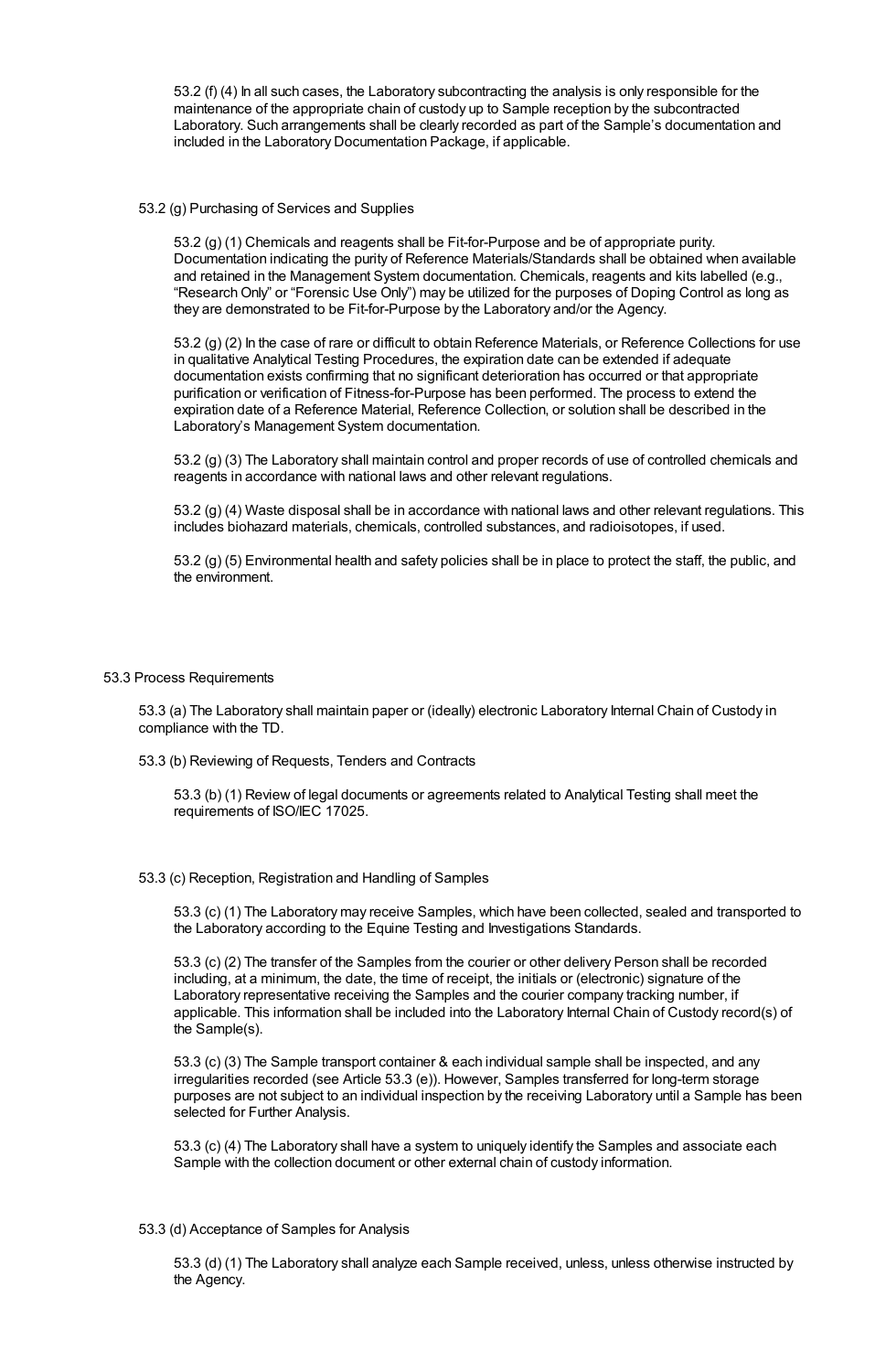53.2 (f) (4) In all such cases, the Laboratory subcontracting the analysis is only responsible for the maintenance of the appropriate chain of custody up to Sample reception by the subcontracted Laboratory. Such arrangements shall be clearly recorded as part of the Sample's documentation and included in the Laboratory Documentation Package, if applicable.

53.2 (g) Purchasing of Services and Supplies

53.2 (g) (1) Chemicals and reagents shall be Fit-for-Purpose and be of appropriate purity. Documentation indicating the purity of Reference Materials/Standards shall be obtained when available and retained in the Management System documentation. Chemicals, reagents and kits labelled (e.g., "Research Only" or "Forensic Use Only") may be utilized for the purposes of Doping Control as long as they are demonstrated to be Fit-for-Purpose by the Laboratory and/or the Agency.

53.2 (g) (2) In the case of rare or difficult to obtain Reference Materials, or Reference Collections for use in qualitative Analytical Testing Procedures, the expiration date can be extended if adequate documentation exists confirming that no significant deterioration has occurred or that appropriate purification or verification of Fitness-for-Purpose has been performed. The process to extend the expiration date of a Reference Material, Reference Collection, or solution shall be described in the Laboratory's Management System documentation.

53.2 (g) (3) The Laboratory shall maintain control and proper records of use of controlled chemicals and reagents in accordance with national laws and other relevant regulations.

53.2 (g) (4) Waste disposal shall be in accordance with national laws and other relevant regulations. This includes biohazard materials, chemicals, controlled substances, and radioisotopes, if used.

53.2 (g) (5) Environmental health and safety policies shall be in place to protect the staff, the public, and the environment.

53.3 Process Requirements

53.3 (a) The Laboratory shall maintain paper or (ideally) electronic Laboratory Internal Chain of Custody in compliance with the TD.

53.3 (b) Reviewing of Requests, Tenders and Contracts

53.3 (b) (1) Review of legal documents or agreements related to Analytical Testing shall meet the requirements of ISO/IEC 17025.

53.3 (c) Reception, Registration and Handling of Samples

53.3 (c) (1) The Laboratory may receive Samples, which have been collected, sealed and transported to the Laboratory according to the Equine Testing and Investigations Standards.

53.3 (c) (2) The transfer of the Samples from the courier or other delivery Person shall be recorded including, at a minimum, the date, the time of receipt, the initials or (electronic) signature of the Laboratory representative receiving the Samples and the courier company tracking number, if applicable. This information shall be included into the Laboratory Internal Chain of Custody record(s) of the Sample(s).

53.3 (c) (3) The Sample transport container & each individual sample shall be inspected, and any irregularities recorded (see Article 53.3 (e)). However, Samples transferred for long-term storage purposes are not subject to an individual inspection by the receiving Laboratory until a Sample has been selected for Further Analysis.

53.3 (c) (4) The Laboratory shall have a system to uniquely identify the Samples and associate each Sample with the collection document or other external chain of custody information.

53.3 (d) Acceptance of Samples for Analysis

53.3 (d) (1) The Laboratory shall analyze each Sample received, unless, unless otherwise instructed by the Agency.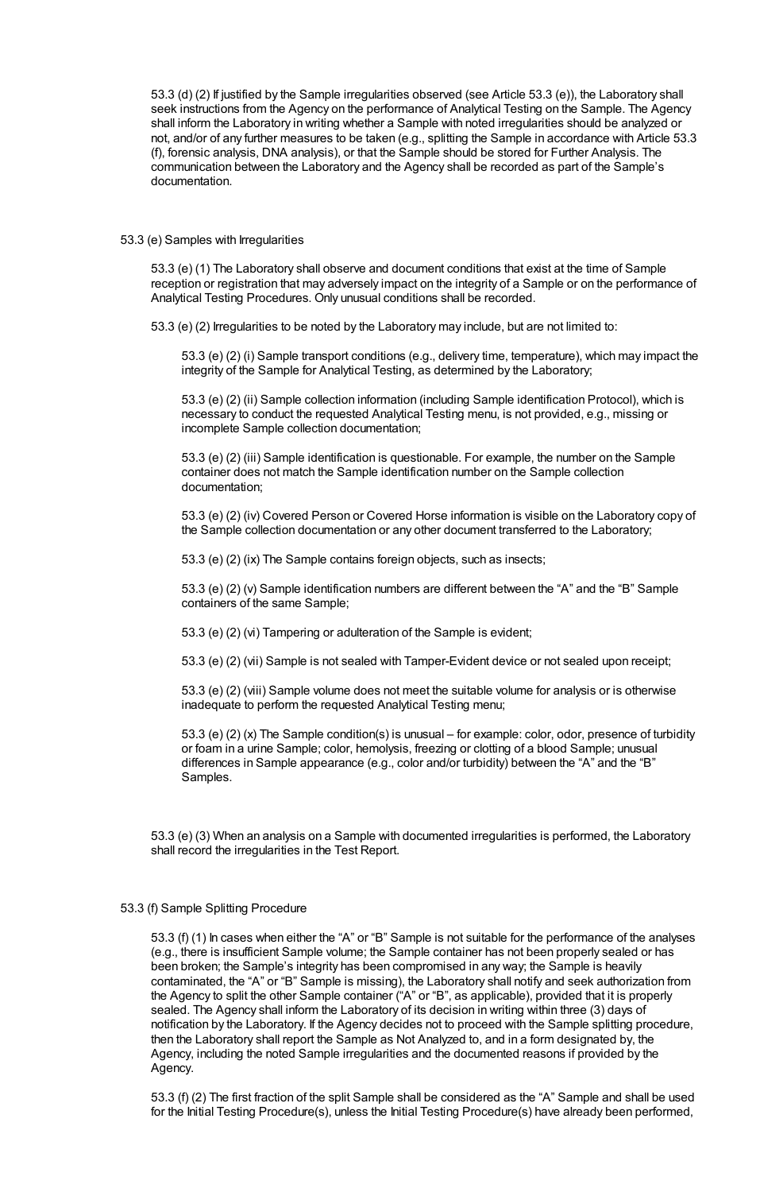53.3 (d) (2) If justified by the Sample irregularities observed (see Article 53.3 (e)), the Laboratory shall seek instructions from the Agency on the performance of Analytical Testing on the Sample. The Agency shall inform the Laboratory in writing whether a Sample with noted irregularities should be analyzed or not, and/or of any further measures to be taken (e.g., splitting the Sample in accordance with Article 53.3 (f), forensic analysis, DNA analysis), or that the Sample should be stored for Further Analysis. The communication between the Laboratory and the Agency shall be recorded as part of the Sample's documentation.

53.3 (e) Samples with Irregularities

53.3 (e) (1) The Laboratory shall observe and document conditions that exist at the time of Sample reception or registration that may adversely impact on the integrity of a Sample or on the performance of Analytical Testing Procedures. Only unusual conditions shall be recorded.

53.3 (e) (2) Irregularities to be noted by the Laboratory may include, but are not limited to:

53.3 (e) (2) (i) Sample transport conditions (e.g., delivery time, temperature), which may impact the integrity of the Sample for Analytical Testing, as determined by the Laboratory;

53.3 (e) (2) (ii) Sample collection information (including Sample identification Protocol), which is necessary to conduct the requested Analytical Testing menu, is not provided, e.g., missing or incomplete Sample collection documentation;

53.3 (e) (2) (iii) Sample identification is questionable. For example, the number on the Sample container does not match the Sample identification number on the Sample collection documentation;

53.3 (e) (2) (iv) Covered Person or Covered Horse information is visible on the Laboratory copy of the Sample collection documentation or any other document transferred to the Laboratory;

53.3 (e) (2) (ix) The Sample contains foreign objects, such as insects;

53.3 (e) (2) (v) Sample identification numbers are different between the "A" and the "B" Sample containers of the same Sample;

53.3 (e) (2) (vi) Tampering or adulteration of the Sample is evident;

53.3 (e) (2) (vii) Sample is not sealed with Tamper-Evident device or not sealed upon receipt;

53.3 (e) (2) (viii) Sample volume does not meet the suitable volume for analysis or is otherwise inadequate to perform the requested Analytical Testing menu;

53.3 (e) (2) (x) The Sample condition(s) is unusual – for example: color, odor, presence of turbidity or foam in a urine Sample; color, hemolysis, freezing or clotting of a blood Sample; unusual differences in Sample appearance (e.g., color and/or turbidity) between the "A" and the "B" Samples.

53.3 (e) (3) When an analysis on a Sample with documented irregularities is performed, the Laboratory shall record the irregularities in the Test Report.

53.3 (f) Sample Splitting Procedure

53.3 (f) (1) In cases when either the "A" or "B" Sample is not suitable for the performance of the analyses (e.g., there is insufficient Sample volume; the Sample container has not been properly sealed or has been broken; the Sample's integrity has been compromised in any way; the Sample is heavily contaminated, the "A" or "B" Sample is missing), the Laboratory shall notify and seek authorization from the Agency to split the other Sample container ("A" or "B", as applicable), provided that it is properly sealed. The Agency shall inform the Laboratory of its decision in writing within three (3) days of notification by the Laboratory. If the Agency decides not to proceed with the Sample splitting procedure, then the Laboratory shall report the Sample as Not Analyzed to, and in a form designated by, the Agency, including the noted Sample irregularities and the documented reasons if provided by the Agency.

53.3 (f) (2) The first fraction of the split Sample shall be considered as the "A" Sample and shall be used for the Initial Testing Procedure(s), unless the Initial Testing Procedure(s) have already been performed,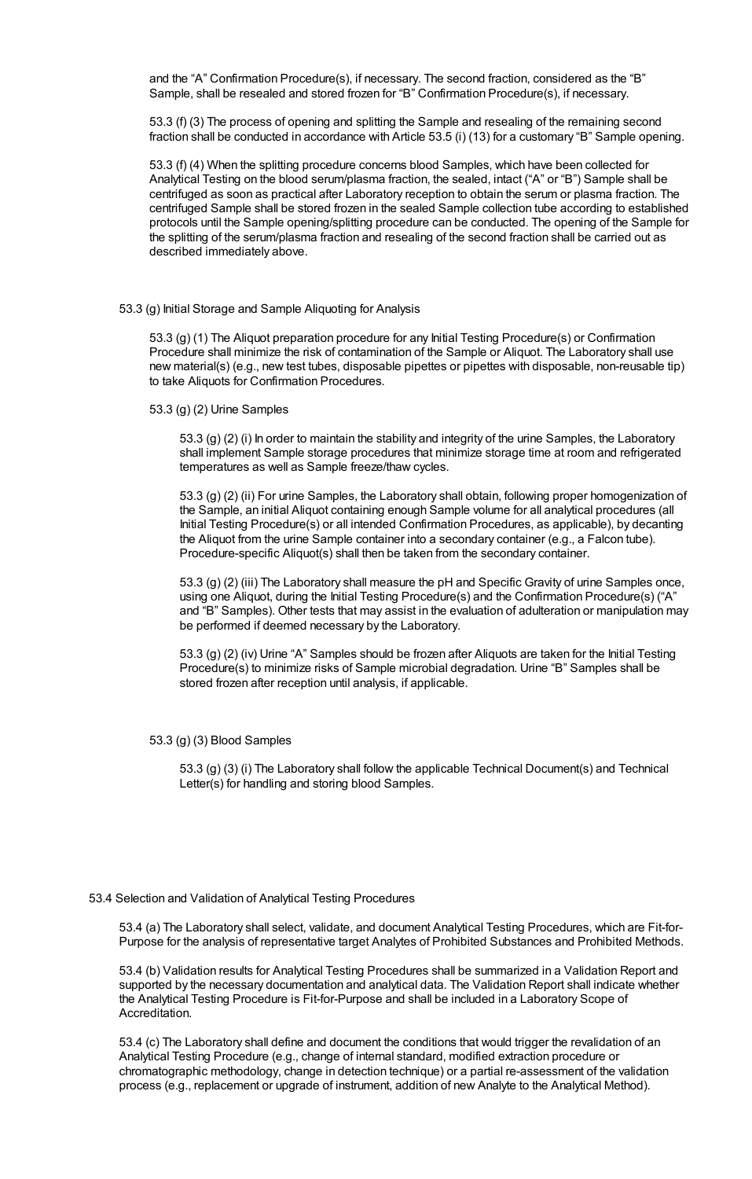and the "A" Confirmation Procedure(s), if necessary. The second fraction, considered as the "B" Sample, shall be resealed and stored frozen for "B" Confirmation Procedure(s), if necessary.

53.3 (f) (3) The process of opening and splitting the Sample and resealing of the remaining second fraction shall be conducted in accordance with Article 53.5 (i) (13) for a customary "B" Sample opening.

53.3 (f) (4) When the splitting procedure concerns blood Samples, which have been collected for Analytical Testing on the blood serum/plasma fraction, the sealed, intact ("A" or "B") Sample shall be centrifuged as soon as practical after Laboratory reception to obtain the serum or plasma fraction. The centrifuged Sample shall be stored frozen in the sealed Sample collection tube according to established protocols until the Sample opening/splitting procedure can be conducted. The opening of the Sample for the splitting of the serum/plasma fraction and resealing of the second fraction shall be carried out as described immediately above.

53.3 (g) Initial Storage and Sample Aliquoting for Analysis

53.3 (g) (1) The Aliquot preparation procedure for any Initial Testing Procedure(s) or Confirmation Procedure shall minimize the risk of contamination of the Sample or Aliquot. The Laboratory shall use new material(s) (e.g., new test tubes, disposable pipettes or pipettes with disposable, non-reusable tip) to take Aliquots for Confirmation Procedures.

53.3 (g) (2) Urine Samples

53.3 (g) (2) (i) In order to maintain the stability and integrity of the urine Samples, the Laboratory shall implement Sample storage procedures that minimize storage time at room and refrigerated temperatures as well as Sample freeze/thaw cycles.

53.3 (g) (2) (ii) For urine Samples, the Laboratory shall obtain, following proper homogenization of the Sample, an initial Aliquot containing enough Sample volume for all analytical procedures (all Initial Testing Procedure(s) or all intended Confirmation Procedures, as applicable), by decanting the Aliquot from the urine Sample container into a secondary container (e.g., a Falcon tube). Procedure-specific Aliquot(s) shall then be taken from the secondary container.

53.3 (g) (2) (iii) The Laboratory shall measure the pH and Specific Gravity of urine Samples once, using one Aliquot, during the Initial Testing Procedure(s) and the Confirmation Procedure(s) ("A" and "B" Samples). Other tests that may assist in the evaluation of adulteration or manipulation may be performed if deemed necessary by the Laboratory.

53.3 (g) (2) (iv) Urine "A" Samples should be frozen after Aliquots are taken for the Initial Testing Procedure(s) to minimize risks of Sample microbial degradation. Urine "B" Samples shall be stored frozen after reception until analysis, if applicable.

53.3 (g) (3) Blood Samples

53.3 (g) (3) (i) The Laboratory shall follow the applicable Technical Document(s) and Technical Letter(s) for handling and storing blood Samples.

53.4 Selection and Validation of Analytical Testing Procedures

53.4 (a) The Laboratory shall select, validate, and document Analytical Testing Procedures, which are Fit-for-Purpose for the analysis of representative target Analytes of Prohibited Substances and Prohibited Methods.

53.4 (b) Validation results for Analytical Testing Procedures shall be summarized in a Validation Report and supported by the necessary documentation and analytical data. The Validation Report shall indicate whether the Analytical Testing Procedure is Fit-for-Purpose and shall be included in a Laboratory Scope of Accreditation.

53.4 (c) The Laboratory shall define and document the conditions that would trigger the revalidation of an Analytical Testing Procedure (e.g., change of internal standard, modified extraction procedure or chromatographic methodology, change in detection technique) or a partial re-assessment of the validation process (e.g., replacement or upgrade of instrument, addition of new Analyte to the Analytical Method).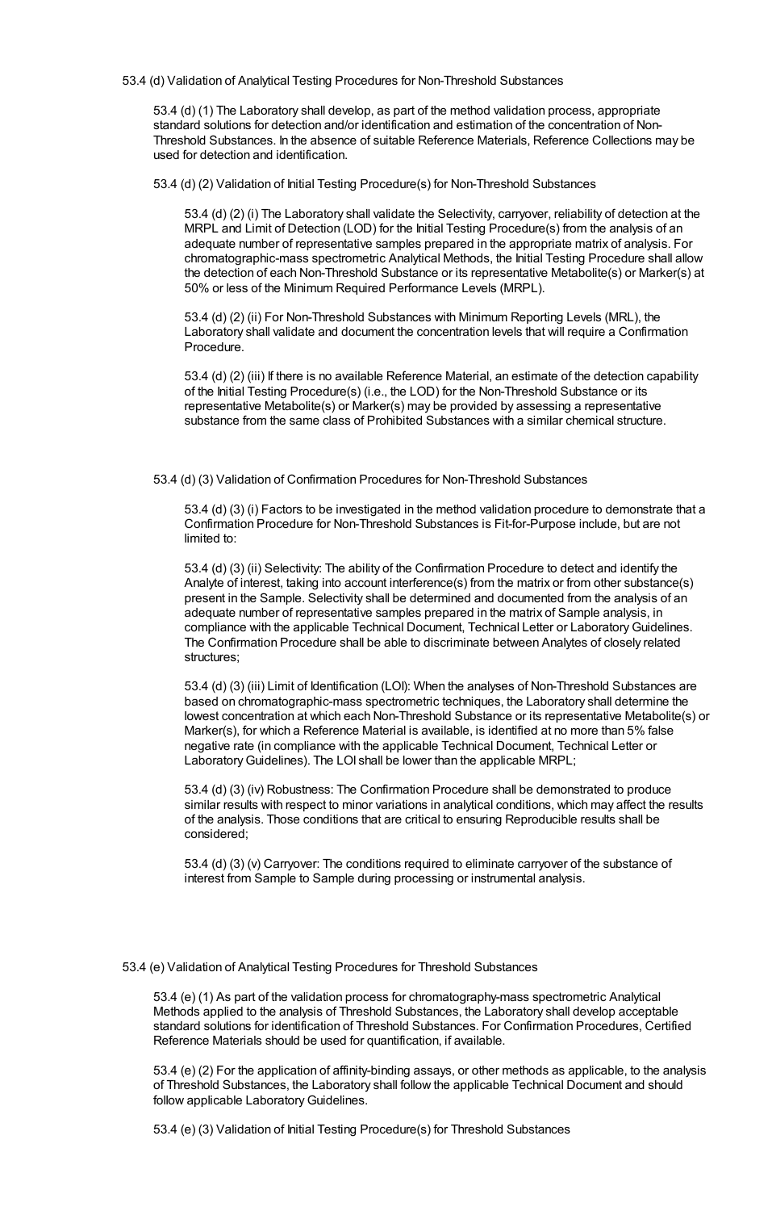53.4 (d) Validation of Analytical Testing Procedures for Non-Threshold Substances

53.4 (d) (1) The Laboratory shall develop, as part of the method validation process, appropriate standard solutions for detection and/or identification and estimation of the concentration of Non-Threshold Substances. In the absence of suitable Reference Materials, Reference Collections may be used for detection and identification.

53.4 (d) (2) Validation of Initial Testing Procedure(s) for Non-Threshold Substances

53.4 (d) (2) (i) The Laboratory shall validate the Selectivity, carryover, reliability of detection at the MRPL and Limit of Detection (LOD) for the Initial Testing Procedure(s) from the analysis of an adequate number of representative samples prepared in the appropriate matrix of analysis. For chromatographic-mass spectrometric Analytical Methods, the Initial Testing Procedure shall allow the detection of each Non-Threshold Substance or its representative Metabolite(s) or Marker(s) at 50% or less of the Minimum Required Performance Levels (MRPL).

53.4 (d) (2) (ii) For Non-Threshold Substances with Minimum Reporting Levels (MRL), the Laboratory shall validate and document the concentration levels that will require a Confirmation Procedure.

53.4 (d) (2) (iii) If there is no available Reference Material, an estimate of the detection capability of the Initial Testing Procedure(s) (i.e., the LOD) for the Non-Threshold Substance or its representative Metabolite(s) or Marker(s) may be provided by assessing a representative substance from the same class of Prohibited Substances with a similar chemical structure.

53.4 (d) (3) Validation of Confirmation Procedures for Non-Threshold Substances

53.4 (d) (3) (i) Factors to be investigated in the method validation procedure to demonstrate that a Confirmation Procedure for Non-Threshold Substances is Fit-for-Purpose include, but are not limited to:

53.4 (d) (3) (ii) Selectivity: The ability of the Confirmation Procedure to detect and identify the Analyte of interest, taking into account interference(s) from the matrix or from other substance(s) present in the Sample. Selectivity shall be determined and documented from the analysis of an adequate number of representative samples prepared in the matrix of Sample analysis, in compliance with the applicable Technical Document, Technical Letter or Laboratory Guidelines. The Confirmation Procedure shall be able to discriminate between Analytes of closely related structures;

53.4 (d) (3) (iii) Limit of Identification (LOI): When the analyses of Non-Threshold Substances are based on chromatographic-mass spectrometric techniques, the Laboratory shall determine the lowest concentration at which each Non-Threshold Substance or its representative Metabolite(s) or Marker(s), for which a Reference Material is available, is identified at no more than 5% false negative rate (in compliance with the applicable Technical Document, Technical Letter or Laboratory Guidelines). The LOI shall be lower than the applicable MRPL;

53.4 (d) (3) (iv) Robustness: The Confirmation Procedure shall be demonstrated to produce similar results with respect to minor variations in analytical conditions, which may affect the results of the analysis. Those conditions that are critical to ensuring Reproducible results shall be considered;

53.4 (d) (3) (v) Carryover: The conditions required to eliminate carryover of the substance of interest from Sample to Sample during processing or instrumental analysis.

53.4 (e) Validation of Analytical Testing Procedures for Threshold Substances

53.4 (e) (1) As part of the validation process for chromatography-mass spectrometric Analytical Methods applied to the analysis of Threshold Substances, the Laboratory shall develop acceptable standard solutions for identification of Threshold Substances. For Confirmation Procedures, Certified Reference Materials should be used for quantification, if available.

53.4 (e) (2) For the application of affinity-binding assays, or other methods as applicable, to the analysis of Threshold Substances, the Laboratory shall follow the applicable Technical Document and should follow applicable Laboratory Guidelines.

53.4 (e) (3) Validation of Initial Testing Procedure(s) for Threshold Substances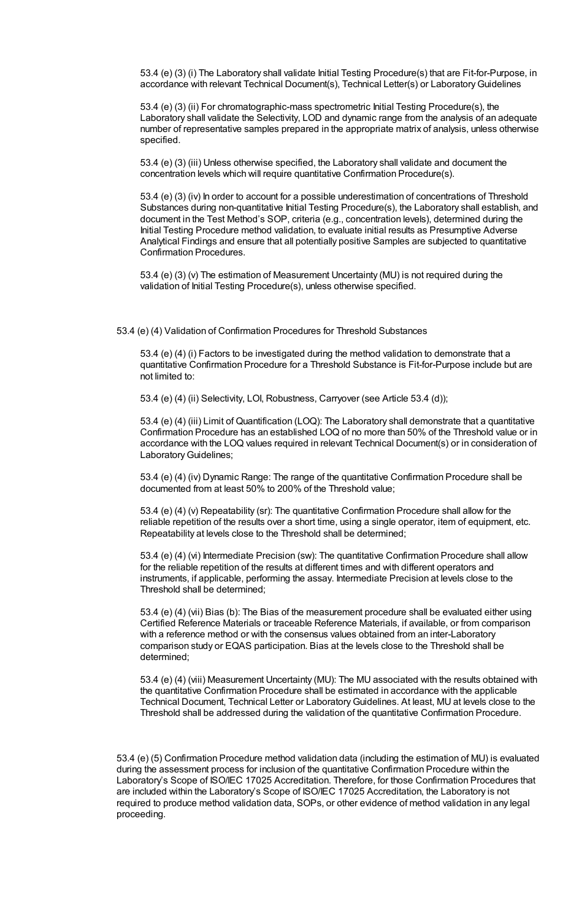53.4 (e) (3) (i) The Laboratory shall validate Initial Testing Procedure(s) that are Fit-for-Purpose, in accordance with relevant Technical Document(s), Technical Letter(s) or Laboratory Guidelines

53.4 (e) (3) (ii) For chromatographic-mass spectrometric Initial Testing Procedure(s), the Laboratory shall validate the Selectivity, LOD and dynamic range from the analysis of an adequate number of representative samples prepared in the appropriate matrix of analysis, unless otherwise specified.

53.4 (e) (3) (iii) Unless otherwise specified, the Laboratory shall validate and document the concentration levels which will require quantitative Confirmation Procedure(s).

53.4 (e) (3) (iv) In order to account for a possible underestimation of concentrations of Threshold Substances during non-quantitative Initial Testing Procedure(s), the Laboratory shall establish, and document in the Test Method's SOP, criteria (e.g., concentration levels), determined during the Initial Testing Procedure method validation, to evaluate initial results as Presumptive Adverse Analytical Findings and ensure that all potentially positive Samples are subjected to quantitative Confirmation Procedures.

53.4 (e) (3) (v) The estimation of Measurement Uncertainty (MU) is not required during the validation of Initial Testing Procedure(s), unless otherwise specified.

53.4 (e) (4) Validation of Confirmation Procedures for Threshold Substances

53.4 (e) (4) (i) Factors to be investigated during the method validation to demonstrate that a quantitative Confirmation Procedure for a Threshold Substance is Fit-for-Purpose include but are not limited to:

53.4 (e) (4) (ii) Selectivity, LOI, Robustness, Carryover (see Article 53.4 (d));

53.4 (e) (4) (iii) Limit of Quantification (LOQ): The Laboratory shall demonstrate that a quantitative Confirmation Procedure has an established LOQ of no more than 50% of the Threshold value or in accordance with the LOQ values required in relevant Technical Document(s) or in consideration of Laboratory Guidelines;

53.4 (e) (4) (iv) Dynamic Range: The range of the quantitative Confirmation Procedure shall be documented from at least 50% to 200% of the Threshold value;

53.4 (e) (4) (v) Repeatability (sr): The quantitative Confirmation Procedure shall allow for the reliable repetition of the results over a short time, using a single operator, item of equipment, etc. Repeatability at levels close to the Threshold shall be determined;

53.4 (e) (4) (vi) Intermediate Precision (sw): The quantitative Confirmation Procedure shall allow for the reliable repetition of the results at different times and with different operators and instruments, if applicable, performing the assay. Intermediate Precision at levels close to the Threshold shall be determined;

53.4 (e) (4) (vii) Bias (b): The Bias of the measurement procedure shall be evaluated either using Certified Reference Materials or traceable Reference Materials, if available, or from comparison with a reference method or with the consensus values obtained from an inter-Laboratory comparison study or EQAS participation. Bias at the levels close to the Threshold shall be determined;

53.4 (e) (4) (viii) Measurement Uncertainty (MU): The MU associated with the results obtained with the quantitative Confirmation Procedure shall be estimated in accordance with the applicable Technical Document, Technical Letter or Laboratory Guidelines. At least, MU at levels close to the Threshold shall be addressed during the validation of the quantitative Confirmation Procedure.

53.4 (e) (5) Confirmation Procedure method validation data (including the estimation of MU) is evaluated during the assessment process for inclusion of the quantitative Confirmation Procedure within the Laboratory's Scope of ISO/IEC 17025 Accreditation. Therefore, for those Confirmation Procedures that are included within the Laboratory's Scope of ISO/IEC 17025 Accreditation, the Laboratory is not required to produce method validation data, SOPs, or other evidence of method validation in any legal proceeding.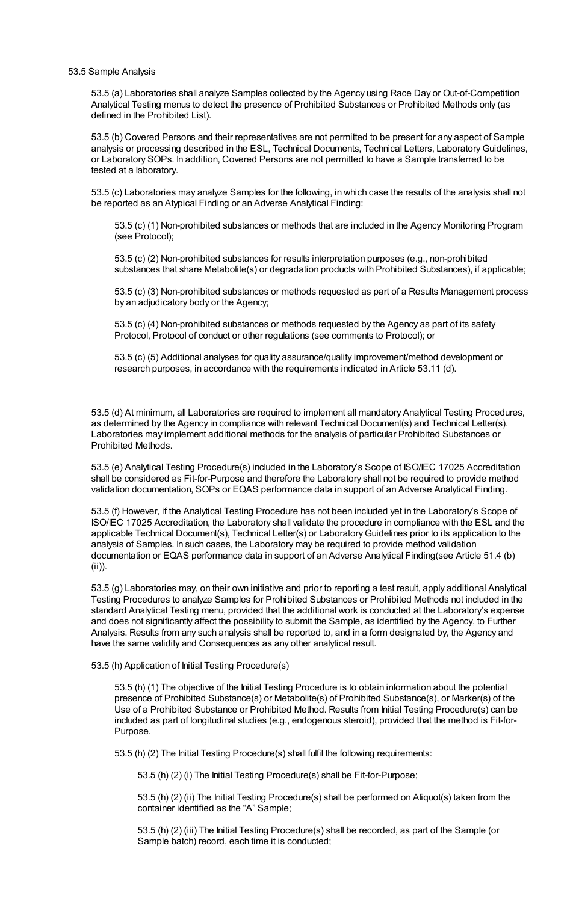53.5 Sample Analysis

53.5 (a) Laboratories shall analyze Samples collected by the Agency using Race Day or Out-of-Competition Analytical Testing menus to detect the presence of Prohibited Substances or Prohibited Methods only (as defined in the Prohibited List).

53.5 (b) Covered Persons and their representatives are not permitted to be present for any aspect of Sample analysis or processing described in the ESL, Technical Documents, Technical Letters, Laboratory Guidelines, or Laboratory SOPs. In addition, Covered Persons are not permitted to have a Sample transferred to be tested at a laboratory.

53.5 (c) Laboratories may analyze Samples for the following, in which case the results of the analysis shall not be reported as an Atypical Finding or an Adverse Analytical Finding:

53.5 (c) (1) Non-prohibited substances or methods that are included in the Agency Monitoring Program (see Protocol);

53.5 (c) (2) Non-prohibited substances for results interpretation purposes (e.g., non-prohibited substances that share Metabolite(s) or degradation products with Prohibited Substances), if applicable;

53.5 (c) (3) Non-prohibited substances or methods requested as part of a Results Management process by an adjudicatory body or the Agency;

53.5 (c) (4) Non-prohibited substances or methods requested by the Agency as part of its safety Protocol, Protocol of conduct or other regulations (see comments to Protocol); or

53.5 (c) (5) Additional analyses for quality assurance/quality improvement/method development or research purposes, in accordance with the requirements indicated in Article 53.11 (d).

53.5 (d) At minimum, all Laboratories are required to implement all mandatory Analytical Testing Procedures, as determined by the Agency in compliance with relevant Technical Document(s) and Technical Letter(s). Laboratories may implement additional methods for the analysis of particular Prohibited Substances or Prohibited Methods.

53.5 (e) Analytical Testing Procedure(s) included in the Laboratory's Scope of ISO/IEC 17025 Accreditation shall be considered as Fit-for-Purpose and therefore the Laboratory shall not be required to provide method validation documentation, SOPs or EQAS performance data in support of an Adverse Analytical Finding.

53.5 (f) However, if the Analytical Testing Procedure has not been included yet in the Laboratory's Scope of ISO/IEC 17025 Accreditation, the Laboratory shall validate the procedure in compliance with the ESL and the applicable Technical Document(s), Technical Letter(s) or Laboratory Guidelines prior to its application to the analysis of Samples. In such cases, the Laboratory may be required to provide method validation documentation or EQAS performance data in support of an Adverse Analytical Finding(see Article 51.4 (b) (ii)).

53.5 (g) Laboratories may, on their own initiative and prior to reporting a test result, apply additional Analytical Testing Procedures to analyze Samples for Prohibited Substances or Prohibited Methods not included in the standard Analytical Testing menu, provided that the additional work is conducted at the Laboratory's expense and does not significantly affect the possibility to submit the Sample, as identified by the Agency, to Further Analysis. Results from any such analysis shall be reported to, and in a form designated by, the Agency and have the same validity and Consequences as any other analytical result.

53.5 (h) Application of Initial Testing Procedure(s)

53.5 (h) (1) The objective of the Initial Testing Procedure is to obtain information about the potential presence of Prohibited Substance(s) or Metabolite(s) of Prohibited Substance(s), or Marker(s) of the Use of a Prohibited Substance or Prohibited Method. Results from Initial Testing Procedure(s) can be included as part of longitudinal studies (e.g., endogenous steroid), provided that the method is Fit-for-Purpose.

53.5 (h) (2) The Initial Testing Procedure(s) shall fulfil the following requirements:

53.5 (h) (2) (i) The Initial Testing Procedure(s) shall be Fit-for-Purpose;

53.5 (h) (2) (ii) The Initial Testing Procedure(s) shall be performed on Aliquot(s) taken from the container identified as the "A" Sample;

53.5 (h) (2) (iii) The Initial Testing Procedure(s) shall be recorded, as part of the Sample (or Sample batch) record, each time it is conducted;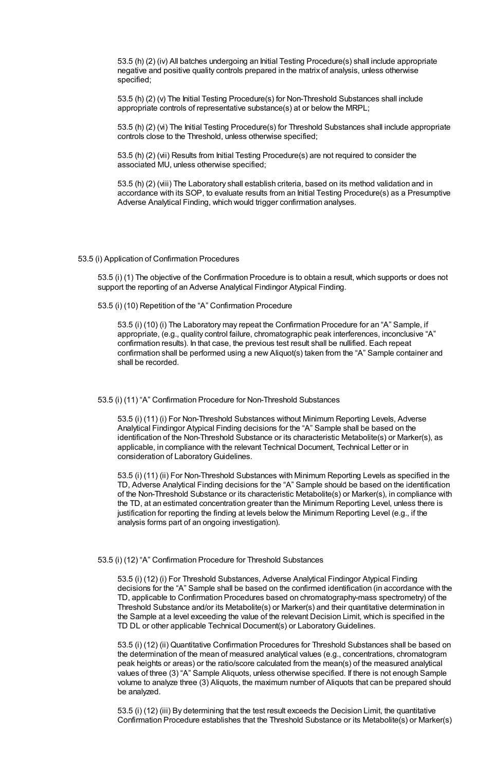53.5 (h) (2) (iv) All batches undergoing an Initial Testing Procedure(s) shall include appropriate negative and positive quality controls prepared in the matrix of analysis, unless otherwise specified;

53.5 (h) (2) (v) The Initial Testing Procedure(s) for Non-Threshold Substances shall include appropriate controls of representative substance(s) at or below the MRPL;

53.5 (h) (2) (vi) The Initial Testing Procedure(s) for Threshold Substances shall include appropriate controls close to the Threshold, unless otherwise specified;

53.5 (h) (2) (vii) Results from Initial Testing Procedure(s) are not required to consider the associated MU, unless otherwise specified;

53.5 (h) (2) (viii) The Laboratory shall establish criteria, based on its method validation and in accordance with its SOP, to evaluate results from an Initial Testing Procedure(s) as a Presumptive Adverse Analytical Finding, which would trigger confirmation analyses.

53.5 (i) Application of Confirmation Procedures

53.5 (i) (1) The objective of the Confirmation Procedure is to obtain a result, which supports or does not support the reporting of an Adverse Analytical Findingor Atypical Finding.

53.5 (i) (10) Repetition of the “A” Confirmation Procedure

53.5 (i) (10) (i) The Laboratory may repeat the Confirmation Procedure for an “A” Sample, if appropriate, (e.g., quality control failure, chromatographic peak interferences, inconclusive “A” confirmation results). In that case, the previous test result shall be nullified. Each repeat confirmation shall be performed using a new Aliquot(s) taken from the “A” Sample container and shall be recorded.

53.5 (i) (11) “A” Confirmation Procedure for Non-Threshold Substances

53.5 (i) (11) (i) For Non-Threshold Substances without Minimum Reporting Levels, Adverse Analytical Findingor Atypical Finding decisions for the “A” Sample shall be based on the identification of the Non-Threshold Substance or its characteristic Metabolite(s) or Marker(s), as applicable, in compliance with the relevant Technical Document, Technical Letter or in consideration of Laboratory Guidelines.

53.5 (i) (11) (ii) For Non-Threshold Substances with Minimum Reporting Levels as specified in the TD, Adverse Analytical Finding decisions for the “A” Sample should be based on the identification of the Non-Threshold Substance or its characteristic Metabolite(s) or Marker(s), in compliance with the TD, at an estimated concentration greater than the Minimum Reporting Level, unless there is justification for reporting the finding at levels below the Minimum Reporting Level (e.g., if the analysis forms part of an ongoing investigation).

53.5 (i) (12) “A” Confirmation Procedure for Threshold Substances

53.5 (i) (12) (i) For Threshold Substances, Adverse Analytical Findingor Atypical Finding decisions for the “A” Sample shall be based on the confirmed identification (in accordance with the TD, applicable to Confirmation Procedures based on chromatography-mass spectrometry) of the Threshold Substance and/or its Metabolite(s) or Marker(s) and their quantitative determination in the Sample at a level exceeding the value of the relevant Decision Limit, which is specified in the TD DL or other applicable Technical Document(s) or Laboratory Guidelines.

53.5 (i) (12) (ii) Quantitative Confirmation Procedures for Threshold Substances shall be based on the determination of the mean of measured analytical values (e.g., concentrations, chromatogram peak heights or areas) or the ratio/score calculated from the mean(s) of the measured analytical values of three (3) “A” Sample Aliquots, unless otherwise specified. If there is not enough Sample volume to analyze three (3) Aliquots, the maximum number of Aliquots that can be prepared should be analyzed.

53.5 (i) (12) (iii) By determining that the test result exceeds the Decision Limit, the quantitative Confirmation Procedure establishes that the Threshold Substance or its Metabolite(s) or Marker(s)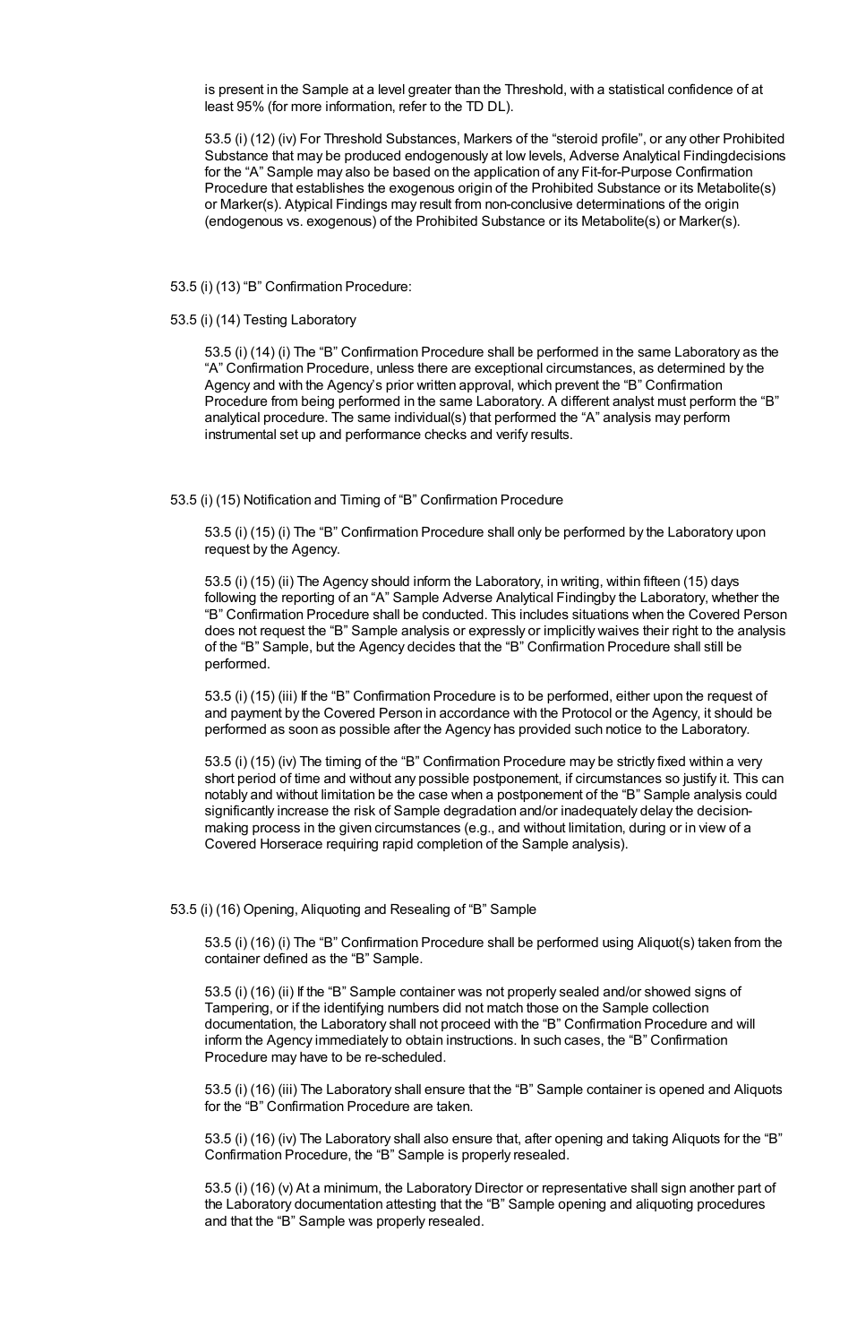is present in the Sample at a level greater than the Threshold, with a statistical confidence of at least 95% (for more information, refer to the TD DL).

53.5 (i) (12) (iv) For Threshold Substances, Markers of the "steroid profile", or any other Prohibited Substance that may be produced endogenously at low levels, Adverse Analytical Findingdecisions for the "A" Sample may also be based on the application of any Fit-for-Purpose Confirmation Procedure that establishes the exogenous origin of the Prohibited Substance or its Metabolite(s) or Marker(s). Atypical Findings may result from non-conclusive determinations of the origin (endogenous vs. exogenous) of the Prohibited Substance or its Metabolite(s) or Marker(s).

53.5 (i) (13) "B" Confirmation Procedure:

53.5 (i) (14) Testing Laboratory

53.5 (i) (14) (i) The "B" Confirmation Procedure shall be performed in the same Laboratory as the "A" Confirmation Procedure, unless there are exceptional circumstances, as determined by the Agency and with the Agency's prior written approval, which prevent the "B" Confirmation Procedure from being performed in the same Laboratory. A different analyst must perform the "B" analytical procedure. The same individual(s) that performed the "A" analysis may perform instrumental set up and performance checks and verify results.

53.5 (i) (15) Notification and Timing of "B" Confirmation Procedure

53.5 (i) (15) (i) The "B" Confirmation Procedure shall only be performed by the Laboratory upon request by the Agency.

53.5 (i) (15) (ii) The Agency should inform the Laboratory, in writing, within fifteen (15) days following the reporting of an "A" Sample Adverse Analytical Findingby the Laboratory, whether the "B" Confirmation Procedure shall be conducted. This includes situations when the Covered Person does not request the "B" Sample analysis or expressly or implicitly waives their right to the analysis of the "B" Sample, but the Agency decides that the "B" Confirmation Procedure shall still be performed.

53.5 (i) (15) (iii) If the "B" Confirmation Procedure is to be performed, either upon the request of and payment by the Covered Person in accordance with the Protocol or the Agency, it should be performed as soon as possible after the Agency has provided such notice to the Laboratory.

53.5 (i) (15) (iv) The timing of the "B" Confirmation Procedure may be strictly fixed within a very short period of time and without any possible postponement, if circumstances so justify it. This can notably and without limitation be the case when a postponement of the "B" Sample analysis could significantly increase the risk of Sample degradation and/or inadequately delay the decision-making process in the given circumstances (e.g., and without limitation, during or in view of a Covered Horserace requiring rapid completion of the Sample analysis).

53.5 (i) (16) Opening, Aliquoting and Resealing of "B" Sample

53.5 (i) (16) (i) The "B" Confirmation Procedure shall be performed using Aliquot(s) taken from the container defined as the "B" Sample.

53.5 (i) (16) (ii) If the "B" Sample container was not properly sealed and/or showed signs of Tampering, or if the identifying numbers did not match those on the Sample collection documentation, the Laboratory shall not proceed with the "B" Confirmation Procedure and will inform the Agency immediately to obtain instructions. In such cases, the "B" Confirmation Procedure may have to be re-scheduled.

53.5 (i) (16) (iii) The Laboratory shall ensure that the "B" Sample container is opened and Aliquots for the "B" Confirmation Procedure are taken.

53.5 (i) (16) (iv) The Laboratory shall also ensure that, after opening and taking Aliquots for the "B" Confirmation Procedure, the "B" Sample is properly resealed.

53.5 (i) (16) (v) At a minimum, the Laboratory Director or representative shall sign another part of the Laboratory documentation attesting that the "B" Sample opening and aliquoting procedures and that the "B" Sample was properly resealed.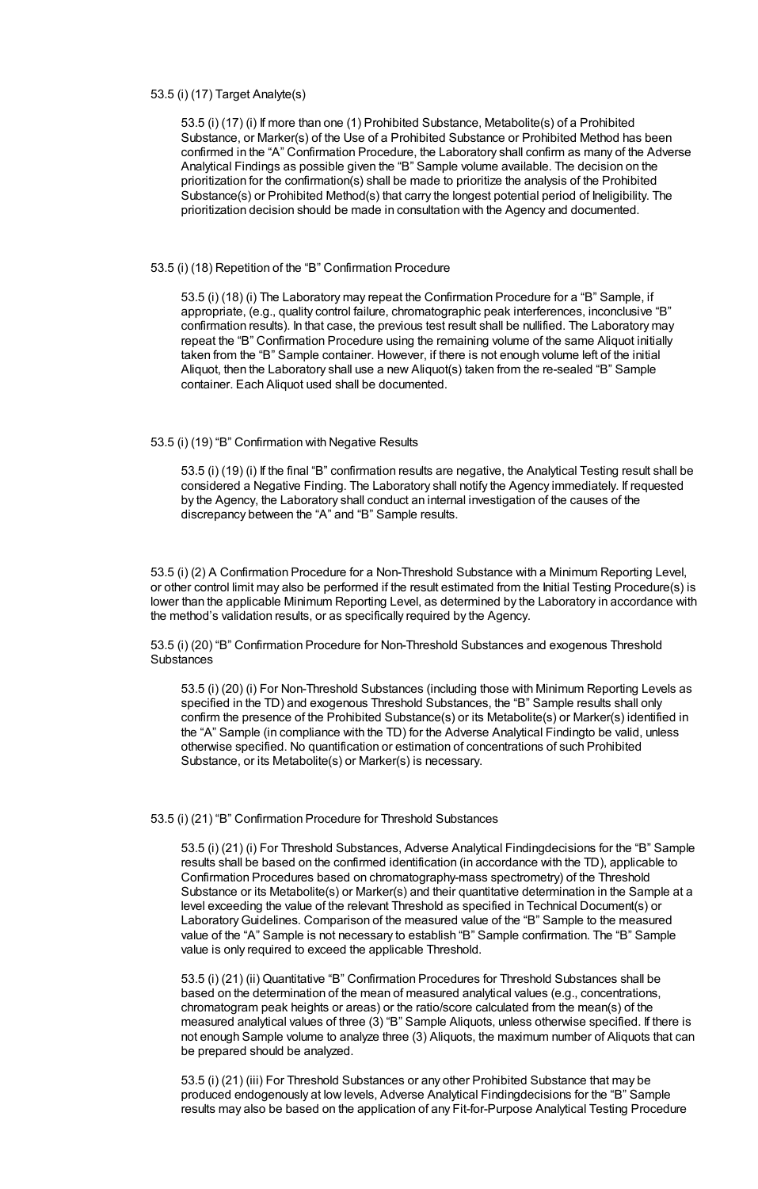53.5 (i) (17) Target Analyte(s)

53.5 (i) (17) (i) If more than one (1) Prohibited Substance, Metabolite(s) of a Prohibited Substance, or Marker(s) of the Use of a Prohibited Substance or Prohibited Method has been confirmed in the “A” Confirmation Procedure, the Laboratory shall confirm as many of the Adverse Analytical Findings as possible given the “B” Sample volume available. The decision on the prioritization for the confirmation(s) shall be made to prioritize the analysis of the Prohibited Substance(s) or Prohibited Method(s) that carry the longest potential period of Ineligibility. The prioritization decision should be made in consultation with the Agency and documented.

53.5 (i) (18) Repetition of the “B” Confirmation Procedure

53.5 (i) (18) (i) The Laboratory may repeat the Confirmation Procedure for a “B” Sample, if appropriate, (e.g., quality control failure, chromatographic peak interferences, inconclusive “B” confirmation results). In that case, the previous test result shall be nullified. The Laboratory may repeat the “B” Confirmation Procedure using the remaining volume of the same Aliquot initially taken from the “B” Sample container. However, if there is not enough volume left of the initial Aliquot, then the Laboratory shall use a new Aliquot(s) taken from the re-sealed “B” Sample container. Each Aliquot used shall be documented.

53.5 (i) (19) “B” Confirmation with Negative Results

53.5 (i) (19) (i) If the final “B” confirmation results are negative, the Analytical Testing result shall be considered a Negative Finding. The Laboratory shall notify the Agency immediately. If requested by the Agency, the Laboratory shall conduct an internal investigation of the causes of the discrepancy between the “A” and “B” Sample results.

53.5 (i) (2) A Confirmation Procedure for a Non-Threshold Substance with a Minimum Reporting Level, or other control limit may also be performed if the result estimated from the Initial Testing Procedure(s) is lower than the applicable Minimum Reporting Level, as determined by the Laboratory in accordance with the method’s validation results, or as specifically required by the Agency.

53.5 (i) (20) “B” Confirmation Procedure for Non-Threshold Substances and exogenous Threshold Substances

53.5 (i) (20) (i) For Non-Threshold Substances (including those with Minimum Reporting Levels as specified in the TD) and exogenous Threshold Substances, the “B” Sample results shall only confirm the presence of the Prohibited Substance(s) or its Metabolite(s) or Marker(s) identified in the “A” Sample (in compliance with the TD) for the Adverse Analytical Findingto be valid, unless otherwise specified. No quantification or estimation of concentrations of such Prohibited Substance, or its Metabolite(s) or Marker(s) is necessary.

53.5 (i) (21) “B” Confirmation Procedure for Threshold Substances

53.5 (i) (21) (i) For Threshold Substances, Adverse Analytical Findingdecisions for the “B” Sample results shall be based on the confirmed identification (in accordance with the TD), applicable to Confirmation Procedures based on chromatography-mass spectrometry) of the Threshold Substance or its Metabolite(s) or Marker(s) and their quantitative determination in the Sample at a level exceeding the value of the relevant Threshold as specified in Technical Document(s) or Laboratory Guidelines. Comparison of the measured value of the “B” Sample to the measured value of the “A” Sample is not necessary to establish “B” Sample confirmation. The “B” Sample value is only required to exceed the applicable Threshold.

53.5 (i) (21) (ii) Quantitative “B” Confirmation Procedures for Threshold Substances shall be based on the determination of the mean of measured analytical values (e.g., concentrations, chromatogram peak heights or areas) or the ratio/score calculated from the mean(s) of the measured analytical values of three (3) “B” Sample Aliquots, unless otherwise specified. If there is not enough Sample volume to analyze three (3) Aliquots, the maximum number of Aliquots that can be prepared should be analyzed.

53.5 (i) (21) (iii) For Threshold Substances or any other Prohibited Substance that may be produced endogenously at low levels, Adverse Analytical Findingdecisions for the “B” Sample results may also be based on the application of any Fit-for-Purpose Analytical Testing Procedure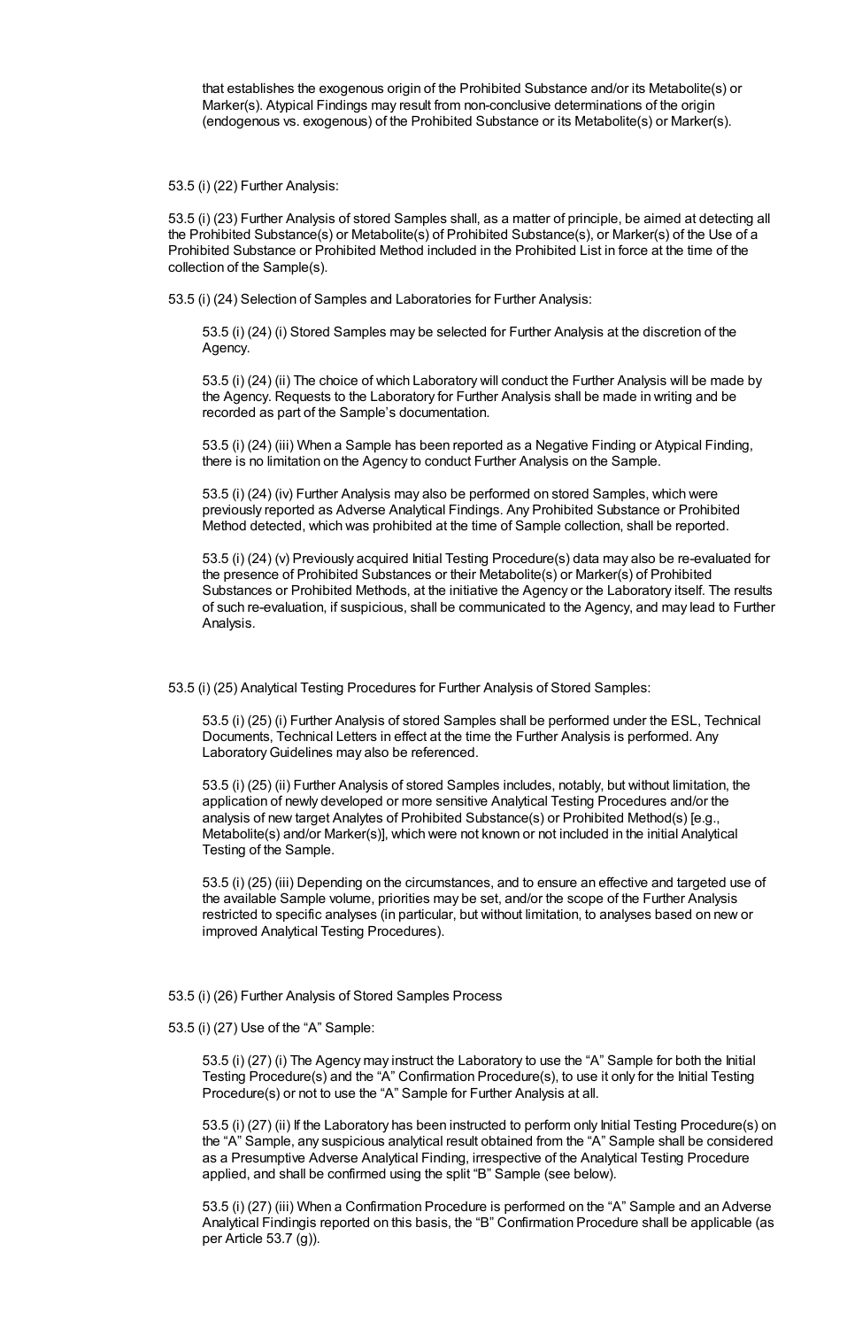that establishes the exogenous origin of the Prohibited Substance and/or its Metabolite(s) or Marker(s). Atypical Findings may result from non-conclusive determinations of the origin (endogenous vs. exogenous) of the Prohibited Substance or its Metabolite(s) or Marker(s).

53.5 (i) (22) Further Analysis:

53.5 (i) (23) Further Analysis of stored Samples shall, as a matter of principle, be aimed at detecting all the Prohibited Substance(s) or Metabolite(s) of Prohibited Substance(s), or Marker(s) of the Use of a Prohibited Substance or Prohibited Method included in the Prohibited List in force at the time of the collection of the Sample(s).

53.5 (i) (24) Selection of Samples and Laboratories for Further Analysis:

53.5 (i) (24) (i) Stored Samples may be selected for Further Analysis at the discretion of the Agency.

53.5 (i) (24) (ii) The choice of which Laboratory will conduct the Further Analysis will be made by the Agency. Requests to the Laboratory for Further Analysis shall be made in writing and be recorded as part of the Sample's documentation.

53.5 (i) (24) (iii) When a Sample has been reported as a Negative Finding or Atypical Finding, there is no limitation on the Agency to conduct Further Analysis on the Sample.

53.5 (i) (24) (iv) Further Analysis may also be performed on stored Samples, which were previously reported as Adverse Analytical Findings. Any Prohibited Substance or Prohibited Method detected, which was prohibited at the time of Sample collection, shall be reported.

53.5 (i) (24) (v) Previously acquired Initial Testing Procedure(s) data may also be re-evaluated for the presence of Prohibited Substances or their Metabolite(s) or Marker(s) of Prohibited Substances or Prohibited Methods, at the initiative the Agency or the Laboratory itself. The results of such re-evaluation, if suspicious, shall be communicated to the Agency, and may lead to Further Analysis.

53.5 (i) (25) Analytical Testing Procedures for Further Analysis of Stored Samples:

53.5 (i) (25) (i) Further Analysis of stored Samples shall be performed under the ESL, Technical Documents, Technical Letters in effect at the time the Further Analysis is performed. Any Laboratory Guidelines may also be referenced.

53.5 (i) (25) (ii) Further Analysis of stored Samples includes, notably, but without limitation, the application of newly developed or more sensitive Analytical Testing Procedures and/or the analysis of new target Analytes of Prohibited Substance(s) or Prohibited Method(s) [e.g., Metabolite(s) and/or Marker(s)], which were not known or not included in the initial Analytical Testing of the Sample.

53.5 (i) (25) (iii) Depending on the circumstances, and to ensure an effective and targeted use of the available Sample volume, priorities may be set, and/or the scope of the Further Analysis restricted to specific analyses (in particular, but without limitation, to analyses based on new or improved Analytical Testing Procedures).

53.5 (i) (26) Further Analysis of Stored Samples Process

53.5 (i) (27) Use of the "A" Sample:

53.5 (i) (27) (i) The Agency may instruct the Laboratory to use the "A" Sample for both the Initial Testing Procedure(s) and the "A" Confirmation Procedure(s), to use it only for the Initial Testing Procedure(s) or not to use the "A" Sample for Further Analysis at all.

53.5 (i) (27) (ii) If the Laboratory has been instructed to perform only Initial Testing Procedure(s) on the "A" Sample, any suspicious analytical result obtained from the "A" Sample shall be considered as a Presumptive Adverse Analytical Finding, irrespective of the Analytical Testing Procedure applied, and shall be confirmed using the split "B" Sample (see below).

53.5 (i) (27) (iii) When a Confirmation Procedure is performed on the "A" Sample and an Adverse Analytical Findingis reported on this basis, the "B" Confirmation Procedure shall be applicable (as per Article 53.7 (g)).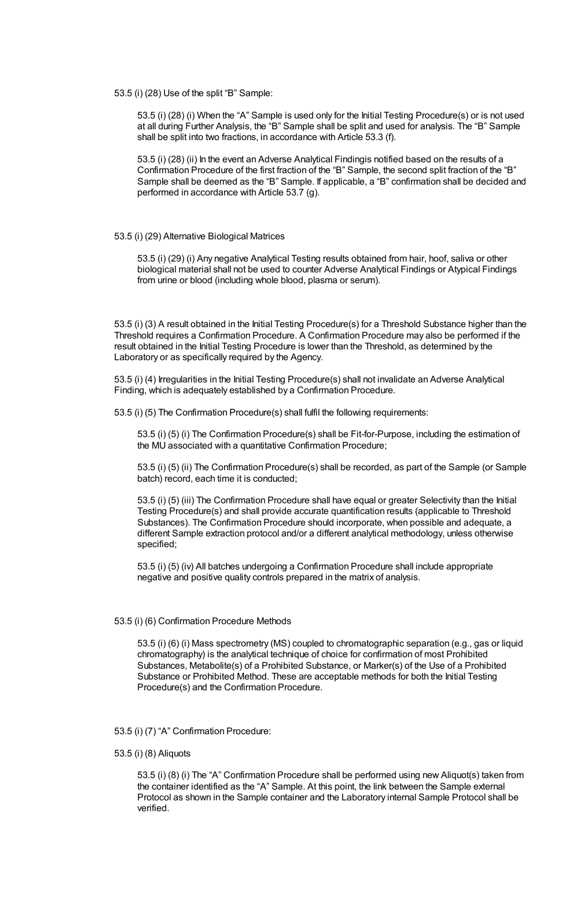53.5 (i) (28) Use of the split "B" Sample:

53.5 (i) (28) (i) When the "A" Sample is used only for the Initial Testing Procedure(s) or is not used at all during Further Analysis, the "B" Sample shall be split and used for analysis. The "B" Sample shall be split into two fractions, in accordance with Article 53.3 (f).

53.5 (i) (28) (ii) In the event an Adverse Analytical Findingis notified based on the results of a Confirmation Procedure of the first fraction of the "B" Sample, the second split fraction of the "B" Sample shall be deemed as the "B" Sample. If applicable, a "B" confirmation shall be decided and performed in accordance with Article 53.7 (g).

53.5 (i) (29) Alternative Biological Matrices

53.5 (i) (29) (i) Any negative Analytical Testing results obtained from hair, hoof, saliva or other biological material shall not be used to counter Adverse Analytical Findings or Atypical Findings from urine or blood (including whole blood, plasma or serum).

53.5 (i) (3) A result obtained in the Initial Testing Procedure(s) for a Threshold Substance higher than the Threshold requires a Confirmation Procedure. A Confirmation Procedure may also be performed if the result obtained in the Initial Testing Procedure is lower than the Threshold, as determined by the Laboratory or as specifically required by the Agency.

53.5 (i) (4) Irregularities in the Initial Testing Procedure(s) shall not invalidate an Adverse Analytical Finding, which is adequately established by a Confirmation Procedure.

53.5 (i) (5) The Confirmation Procedure(s) shall fulfil the following requirements:

53.5 (i) (5) (i) The Confirmation Procedure(s) shall be Fit-for-Purpose, including the estimation of the MU associated with a quantitative Confirmation Procedure;

53.5 (i) (5) (ii) The Confirmation Procedure(s) shall be recorded, as part of the Sample (or Sample batch) record, each time it is conducted;

53.5 (i) (5) (iii) The Confirmation Procedure shall have equal or greater Selectivity than the Initial Testing Procedure(s) and shall provide accurate quantification results (applicable to Threshold Substances). The Confirmation Procedure should incorporate, when possible and adequate, a different Sample extraction protocol and/or a different analytical methodology, unless otherwise specified;

53.5 (i) (5) (iv) All batches undergoing a Confirmation Procedure shall include appropriate negative and positive quality controls prepared in the matrix of analysis.

53.5 (i) (6) Confirmation Procedure Methods

53.5 (i) (6) (i) Mass spectrometry (MS) coupled to chromatographic separation (e.g., gas or liquid chromatography) is the analytical technique of choice for confirmation of most Prohibited Substances, Metabolite(s) of a Prohibited Substance, or Marker(s) of the Use of a Prohibited Substance or Prohibited Method. These are acceptable methods for both the Initial Testing Procedure(s) and the Confirmation Procedure.

53.5 (i) (7) "A" Confirmation Procedure:

53.5 (i) (8) Aliquots

53.5 (i) (8) (i) The "A" Confirmation Procedure shall be performed using new Aliquot(s) taken from the container identified as the "A" Sample. At this point, the link between the Sample external Protocol as shown in the Sample container and the Laboratory internal Sample Protocol shall be verified.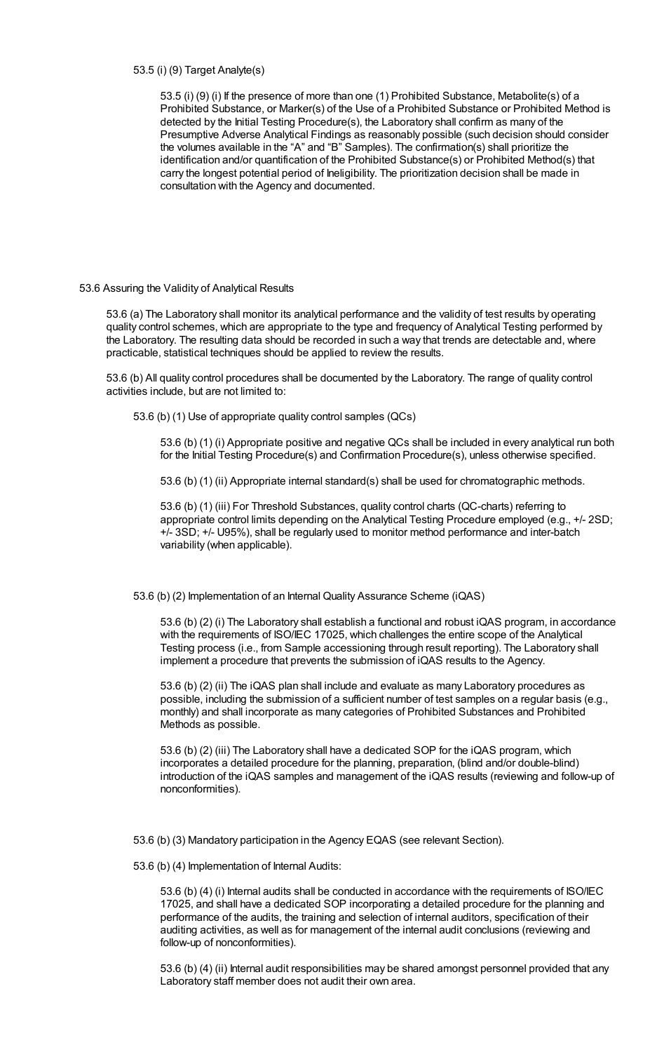53.5 (i) (9) Target Analyte(s)

53.5 (i) (9) (i) If the presence of more than one (1) Prohibited Substance, Metabolite(s) of a Prohibited Substance, or Marker(s) of the Use of a Prohibited Substance or Prohibited Method is detected by the Initial Testing Procedure(s), the Laboratory shall confirm as many of the Presumptive Adverse Analytical Findings as reasonably possible (such decision should consider the volumes available in the "A" and "B" Samples). The confirmation(s) shall prioritize the identification and/or quantification of the Prohibited Substance(s) or Prohibited Method(s) that carry the longest potential period of Ineligibility. The prioritization decision shall be made in consultation with the Agency and documented.

53.6 Assuring the Validity of Analytical Results

53.6 (a) The Laboratory shall monitor its analytical performance and the validity of test results by operating quality control schemes, which are appropriate to the type and frequency of Analytical Testing performed by the Laboratory. The resulting data should be recorded in such a way that trends are detectable and, where practicable, statistical techniques should be applied to review the results.

53.6 (b) All quality control procedures shall be documented by the Laboratory. The range of quality control activities include, but are not limited to:

53.6 (b) (1) Use of appropriate quality control samples (QCs)

53.6 (b) (1) (i) Appropriate positive and negative QCs shall be included in every analytical run both for the Initial Testing Procedure(s) and Confirmation Procedure(s), unless otherwise specified.

53.6 (b) (1) (ii) Appropriate internal standard(s) shall be used for chromatographic methods.

53.6 (b) (1) (iii) For Threshold Substances, quality control charts (QC-charts) referring to appropriate control limits depending on the Analytical Testing Procedure employed (e.g., +/- 2SD; +/- 3SD; +/- U95%), shall be regularly used to monitor method performance and inter-batch variability (when applicable).

53.6 (b) (2) Implementation of an Internal Quality Assurance Scheme (iQAS)

53.6 (b) (2) (i) The Laboratory shall establish a functional and robust iQAS program, in accordance with the requirements of ISO/IEC 17025, which challenges the entire scope of the Analytical Testing process (i.e., from Sample accessioning through result reporting). The Laboratory shall implement a procedure that prevents the submission of iQAS results to the Agency.

53.6 (b) (2) (ii) The iQAS plan shall include and evaluate as many Laboratory procedures as possible, including the submission of a sufficient number of test samples on a regular basis (e.g., monthly) and shall incorporate as many categories of Prohibited Substances and Prohibited Methods as possible.

53.6 (b) (2) (iii) The Laboratory shall have a dedicated SOP for the iQAS program, which incorporates a detailed procedure for the planning, preparation, (blind and/or double-blind) introduction of the iQAS samples and management of the iQAS results (reviewing and follow-up of nonconformities).

53.6 (b) (3) Mandatory participation in the Agency EQAS (see relevant Section).

53.6 (b) (4) Implementation of Internal Audits:

53.6 (b) (4) (i) Internal audits shall be conducted in accordance with the requirements of ISO/IEC 17025, and shall have a dedicated SOP incorporating a detailed procedure for the planning and performance of the audits, the training and selection of internal auditors, specification of their auditing activities, as well as for management of the internal audit conclusions (reviewing and follow-up of nonconformities).

53.6 (b) (4) (ii) Internal audit responsibilities may be shared amongst personnel provided that any Laboratory staff member does not audit their own area.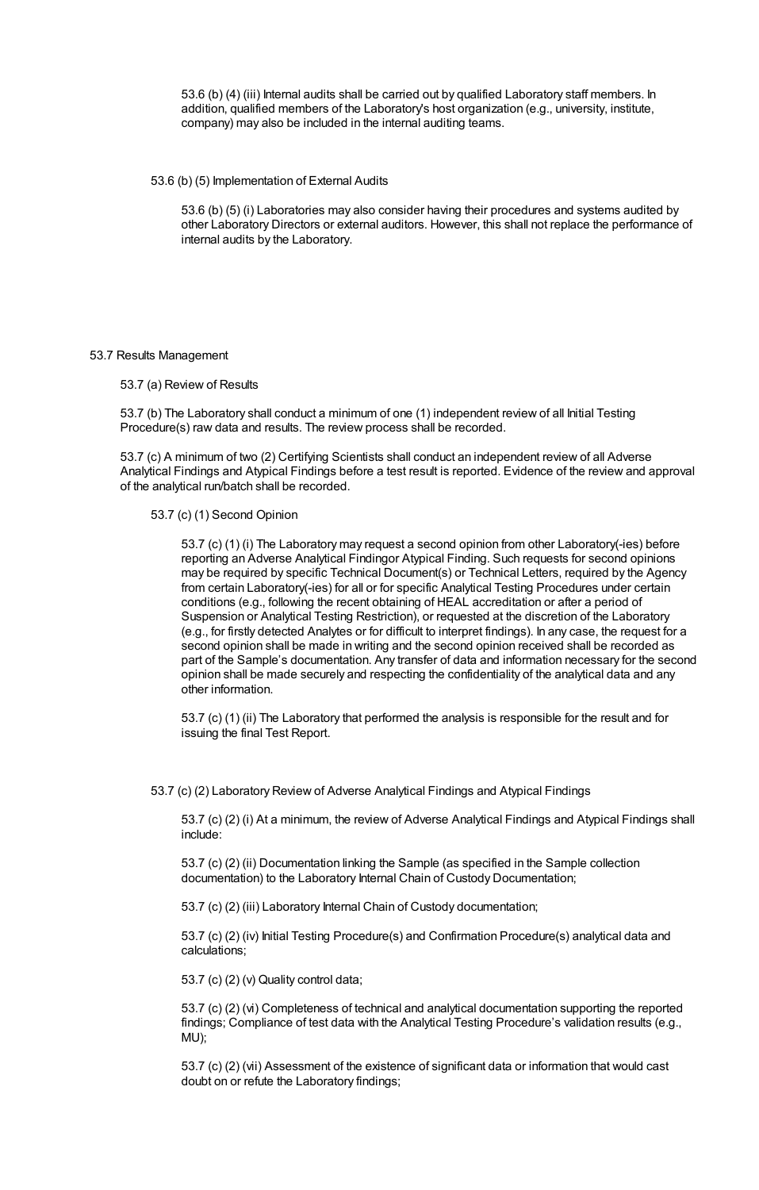53.6 (b) (4) (iii) Internal audits shall be carried out by qualified Laboratory staff members. In addition, qualified members of the Laboratory's host organization (e.g., university, institute, company) may also be included in the internal auditing teams.

53.6 (b) (5) Implementation of External Audits

53.6 (b) (5) (i) Laboratories may also consider having their procedures and systems audited by other Laboratory Directors or external auditors. However, this shall not replace the performance of internal audits by the Laboratory.

## 53.7 Results Management

53.7 (a) Review of Results

53.7 (b) The Laboratory shall conduct a minimum of one (1) independent review of all Initial Testing Procedure(s) raw data and results. The review process shall be recorded.

53.7 (c) A minimum of two (2) Certifying Scientists shall conduct an independent review of all Adverse Analytical Findings and Atypical Findings before a test result is reported. Evidence of the review and approval of the analytical run/batch shall be recorded.

53.7 (c) (1) Second Opinion

53.7 (c) (1) (i) The Laboratory may request a second opinion from other Laboratory(-ies) before reporting an Adverse Analytical Findingor Atypical Finding. Such requests for second opinions may be required by specific Technical Document(s) or Technical Letters, required by the Agency from certain Laboratory(-ies) for all or for specific Analytical Testing Procedures under certain conditions (e.g., following the recent obtaining of HEAL accreditation or after a period of Suspension or Analytical Testing Restriction), or requested at the discretion of the Laboratory (e.g., for firstly detected Analytes or for difficult to interpret findings). In any case, the request for a second opinion shall be made in writing and the second opinion received shall be recorded as part of the Sample's documentation. Any transfer of data and information necessary for the second opinion shall be made securely and respecting the confidentiality of the analytical data and any other information.

53.7 (c) (1) (ii) The Laboratory that performed the analysis is responsible for the result and for issuing the final Test Report.

53.7 (c) (2) Laboratory Review of Adverse Analytical Findings and Atypical Findings

53.7 (c) (2) (i) At a minimum, the review of Adverse Analytical Findings and Atypical Findings shall include:

53.7 (c) (2) (ii) Documentation linking the Sample (as specified in the Sample collection documentation) to the Laboratory Internal Chain of Custody Documentation;

53.7 (c) (2) (iii) Laboratory Internal Chain of Custody documentation;

53.7 (c) (2) (iv) Initial Testing Procedure(s) and Confirmation Procedure(s) analytical data and calculations;

53.7 (c) (2) (v) Quality control data;

53.7 (c) (2) (vi) Completeness of technical and analytical documentation supporting the reported findings; Compliance of test data with the Analytical Testing Procedure's validation results (e.g., MU);

53.7 (c) (2) (vii) Assessment of the existence of significant data or information that would cast doubt on or refute the Laboratory findings;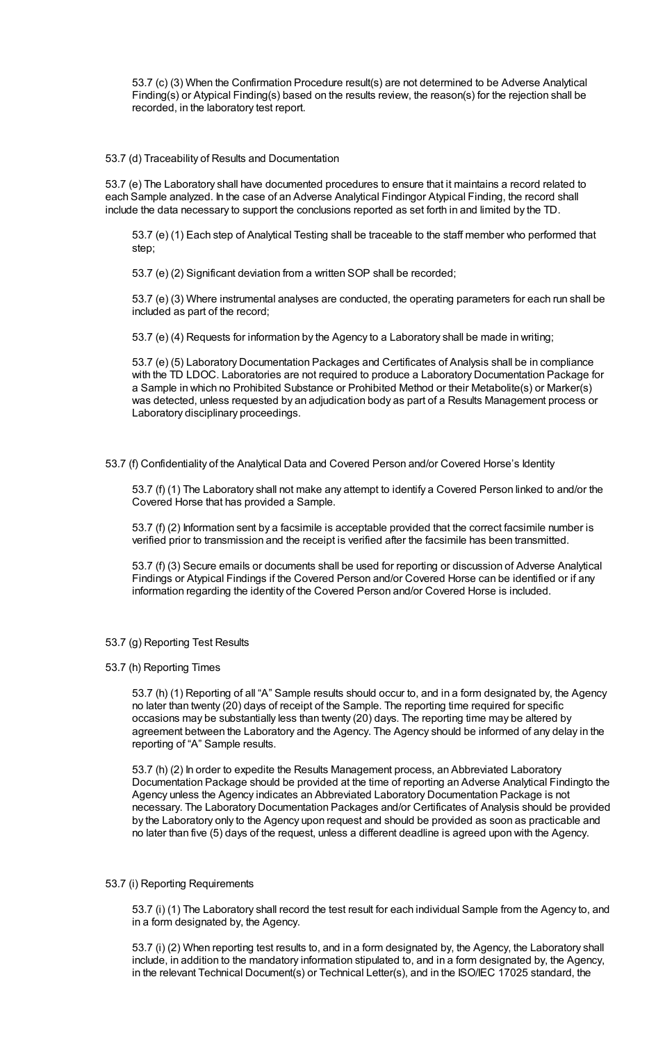53.7 (c) (3) When the Confirmation Procedure result(s) are not determined to be Adverse Analytical Finding(s) or Atypical Finding(s) based on the results review, the reason(s) for the rejection shall be recorded, in the laboratory test report.

53.7 (d) Traceability of Results and Documentation

53.7 (e) The Laboratory shall have documented procedures to ensure that it maintains a record related to each Sample analyzed. In the case of an Adverse Analytical Findingor Atypical Finding, the record shall include the data necessary to support the conclusions reported as set forth in and limited by the TD.

53.7 (e) (1) Each step of Analytical Testing shall be traceable to the staff member who performed that step;

53.7 (e) (2) Significant deviation from a written SOP shall be recorded;

53.7 (e) (3) Where instrumental analyses are conducted, the operating parameters for each run shall be included as part of the record;

53.7 (e) (4) Requests for information by the Agency to a Laboratory shall be made in writing;

53.7 (e) (5) Laboratory Documentation Packages and Certificates of Analysis shall be in compliance with the TD LDOC. Laboratories are not required to produce a Laboratory Documentation Package for a Sample in which no Prohibited Substance or Prohibited Method or their Metabolite(s) or Marker(s) was detected, unless requested by an adjudication body as part of a Results Management process or Laboratory disciplinary proceedings.

53.7 (f) Confidentiality of the Analytical Data and Covered Person and/or Covered Horse's Identity

53.7 (f) (1) The Laboratory shall not make any attempt to identify a Covered Person linked to and/or the Covered Horse that has provided a Sample.

53.7 (f) (2) Information sent by a facsimile is acceptable provided that the correct facsimile number is verified prior to transmission and the receipt is verified after the facsimile has been transmitted.

53.7 (f) (3) Secure emails or documents shall be used for reporting or discussion of Adverse Analytical Findings or Atypical Findings if the Covered Person and/or Covered Horse can be identified or if any information regarding the identity of the Covered Person and/or Covered Horse is included.

53.7 (g) Reporting Test Results

53.7 (h) Reporting Times

53.7 (h) (1) Reporting of all "A" Sample results should occur to, and in a form designated by, the Agency no later than twenty (20) days of receipt of the Sample. The reporting time required for specific occasions may be substantially less than twenty (20) days. The reporting time may be altered by agreement between the Laboratory and the Agency. The Agency should be informed of any delay in the reporting of "A" Sample results.

53.7 (h) (2) In order to expedite the Results Management process, an Abbreviated Laboratory Documentation Package should be provided at the time of reporting an Adverse Analytical Findingto the Agency unless the Agency indicates an Abbreviated Laboratory Documentation Package is not necessary. The Laboratory Documentation Packages and/or Certificates of Analysis should be provided by the Laboratory only to the Agency upon request and should be provided as soon as practicable and no later than five (5) days of the request, unless a different deadline is agreed upon with the Agency.

53.7 (i) Reporting Requirements

53.7 (i) (1) The Laboratory shall record the test result for each individual Sample from the Agency to, and in a form designated by, the Agency.

53.7 (i) (2) When reporting test results to, and in a form designated by, the Agency, the Laboratory shall include, in addition to the mandatory information stipulated to, and in a form designated by, the Agency, in the relevant Technical Document(s) or Technical Letter(s), and in the ISO/IEC 17025 standard, the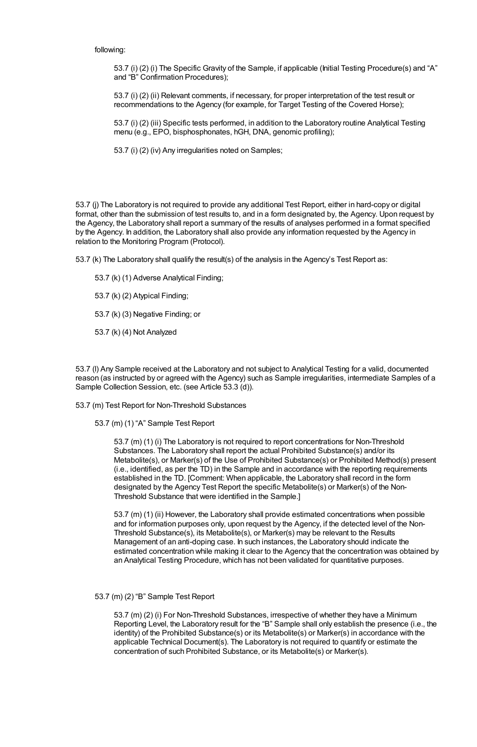following:

53.7 (i) (2) (i) The Specific Gravity of the Sample, if applicable (Initial Testing Procedure(s) and "A" and "B" Confirmation Procedures);

53.7 (i) (2) (ii) Relevant comments, if necessary, for proper interpretation of the test result or recommendations to the Agency (for example, for Target Testing of the Covered Horse);

53.7 (i) (2) (iii) Specific tests performed, in addition to the Laboratory routine Analytical Testing menu (e.g., EPO, bisphosphonates, hGH, DNA, genomic profiling);

53.7 (i) (2) (iv) Any irregularities noted on Samples;

53.7 (j) The Laboratory is not required to provide any additional Test Report, either in hard-copy or digital format, other than the submission of test results to, and in a form designated by, the Agency. Upon request by the Agency, the Laboratory shall report a summary of the results of analyses performed in a format specified by the Agency. In addition, the Laboratory shall also provide any information requested by the Agency in relation to the Monitoring Program (Protocol).

53.7 (k) The Laboratory shall qualify the result(s) of the analysis in the Agency's Test Report as:

53.7 (k) (1) Adverse Analytical Finding;

53.7 (k) (2) Atypical Finding;

53.7 (k) (3) Negative Finding; or

53.7 (k) (4) Not Analyzed

53.7 (l) Any Sample received at the Laboratory and not subject to Analytical Testing for a valid, documented reason (as instructed by or agreed with the Agency) such as Sample irregularities, intermediate Samples of a Sample Collection Session, etc. (see Article 53.3 (d)).

53.7 (m) Test Report for Non-Threshold Substances

53.7 (m) (1) "A" Sample Test Report

53.7 (m) (1) (i) The Laboratory is not required to report concentrations for Non-Threshold Substances. The Laboratory shall report the actual Prohibited Substance(s) and/or its Metabolite(s), or Marker(s) of the Use of Prohibited Substance(s) or Prohibited Method(s) present (i.e., identified, as per the TD) in the Sample and in accordance with the reporting requirements established in the TD. [Comment: When applicable, the Laboratory shall record in the form designated by the Agency Test Report the specific Metabolite(s) or Marker(s) of the Non-Threshold Substance that were identified in the Sample.]

53.7 (m) (1) (ii) However, the Laboratory shall provide estimated concentrations when possible and for information purposes only, upon request by the Agency, if the detected level of the Non-Threshold Substance(s), its Metabolite(s), or Marker(s) may be relevant to the Results Management of an anti-doping case. In such instances, the Laboratory should indicate the estimated concentration while making it clear to the Agency that the concentration was obtained by an Analytical Testing Procedure, which has not been validated for quantitative purposes.

53.7 (m) (2) "B" Sample Test Report

53.7 (m) (2) (i) For Non-Threshold Substances, irrespective of whether they have a Minimum Reporting Level, the Laboratory result for the "B" Sample shall only establish the presence (i.e., the identity) of the Prohibited Substance(s) or its Metabolite(s) or Marker(s) in accordance with the applicable Technical Document(s). The Laboratory is not required to quantify or estimate the concentration of such Prohibited Substance, or its Metabolite(s) or Marker(s).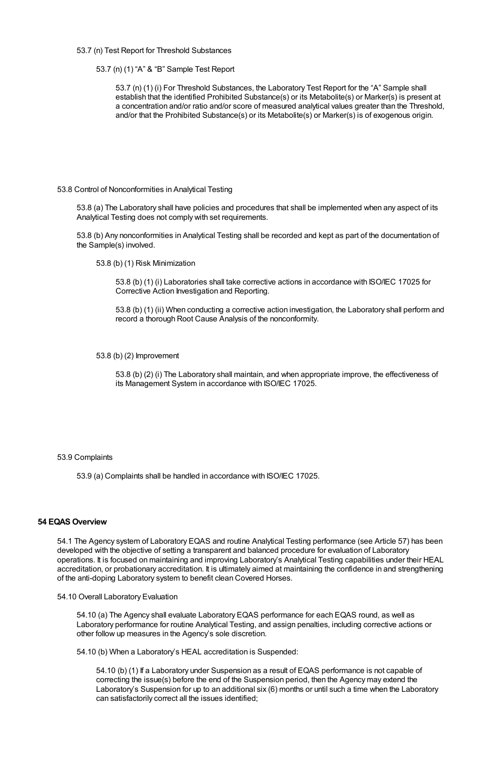53.7 (n) Test Report for Threshold Substances

53.7 (n) (1) “A” & “B” Sample Test Report

53.7 (n) (1) (i) For Threshold Substances, the Laboratory Test Report for the “A” Sample shall establish that the identified Prohibited Substance(s) or its Metabolite(s) or Marker(s) is present at a concentration and/or ratio and/or score of measured analytical values greater than the Threshold, and/or that the Prohibited Substance(s) or its Metabolite(s) or Marker(s) is of exogenous origin.

53.8 Control of Nonconformities in Analytical Testing

53.8 (a) The Laboratory shall have policies and procedures that shall be implemented when any aspect of its Analytical Testing does not comply with set requirements.

53.8 (b) Any nonconformities in Analytical Testing shall be recorded and kept as part of the documentation of the Sample(s) involved.

53.8 (b) (1) Risk Minimization

53.8 (b) (1) (i) Laboratories shall take corrective actions in accordance with ISO/IEC 17025 for Corrective Action Investigation and Reporting.

53.8 (b) (1) (ii) When conducting a corrective action investigation, the Laboratory shall perform and record a thorough Root Cause Analysis of the nonconformity.

53.8 (b) (2) Improvement

53.8 (b) (2) (i) The Laboratory shall maintain, and when appropriate improve, the effectiveness of its Management System in accordance with ISO/IEC 17025.

53.9 Complaints

53.9 (a) Complaints shall be handled in accordance with ISO/IEC 17025.

**54 EQAS Overview**

54.1 The Agency system of Laboratory EQAS and routine Analytical Testing performance (see Article 57) has been developed with the objective of setting a transparent and balanced procedure for evaluation of Laboratory operations. It is focused on maintaining and improving Laboratory’s Analytical Testing capabilities under their HEAL accreditation, or probationary accreditation. It is ultimately aimed at maintaining the confidence in and strengthening of the anti-doping Laboratory system to benefit clean Covered Horses.

54.10 Overall Laboratory Evaluation

54.10 (a) The Agency shall evaluate Laboratory EQAS performance for each EQAS round, as well as Laboratory performance for routine Analytical Testing, and assign penalties, including corrective actions or other follow up measures in the Agency’s sole discretion.

54.10 (b) When a Laboratory’s HEAL accreditation is Suspended:

54.10 (b) (1) If a Laboratory under Suspension as a result of EQAS performance is not capable of correcting the issue(s) before the end of the Suspension period, then the Agency may extend the Laboratory’s Suspension for up to an additional six (6) months or until such a time when the Laboratory can satisfactorily correct all the issues identified;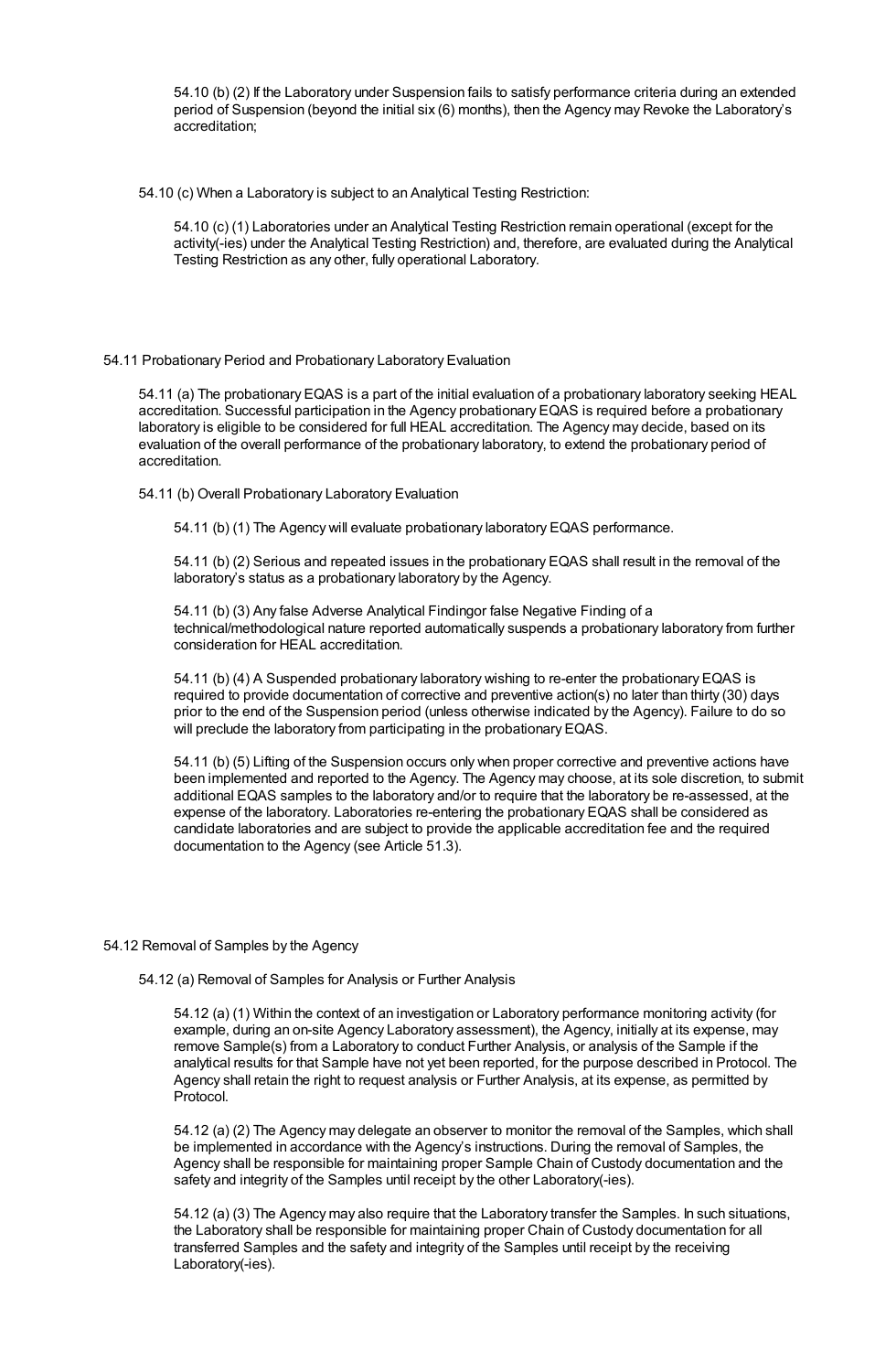54.10 (b) (2) If the Laboratory under Suspension fails to satisfy performance criteria during an extended period of Suspension (beyond the initial six (6) months), then the Agency may Revoke the Laboratory's accreditation;

54.10 (c) When a Laboratory is subject to an Analytical Testing Restriction:

54.10 (c) (1) Laboratories under an Analytical Testing Restriction remain operational (except for the activity(-ies) under the Analytical Testing Restriction) and, therefore, are evaluated during the Analytical Testing Restriction as any other, fully operational Laboratory.

54.11 Probationary Period and Probationary Laboratory Evaluation

54.11 (a) The probationary EQAS is a part of the initial evaluation of a probationary laboratory seeking HEAL accreditation. Successful participation in the Agency probationary EQAS is required before a probationary laboratory is eligible to be considered for full HEAL accreditation. The Agency may decide, based on its evaluation of the overall performance of the probationary laboratory, to extend the probationary period of accreditation.

54.11 (b) Overall Probationary Laboratory Evaluation

54.11 (b) (1) The Agency will evaluate probationary laboratory EQAS performance.

54.11 (b) (2) Serious and repeated issues in the probationary EQAS shall result in the removal of the laboratory's status as a probationary laboratory by the Agency.

54.11 (b) (3) Any false Adverse Analytical Findingor false Negative Finding of a technical/methodological nature reported automatically suspends a probationary laboratory from further consideration for HEAL accreditation.

54.11 (b) (4) A Suspended probationary laboratory wishing to re-enter the probationary EQAS is required to provide documentation of corrective and preventive action(s) no later than thirty (30) days prior to the end of the Suspension period (unless otherwise indicated by the Agency). Failure to do so will preclude the laboratory from participating in the probationary EQAS.

54.11 (b) (5) Lifting of the Suspension occurs only when proper corrective and preventive actions have been implemented and reported to the Agency. The Agency may choose, at its sole discretion, to submit additional EQAS samples to the laboratory and/or to require that the laboratory be re-assessed, at the expense of the laboratory. Laboratories re-entering the probationary EQAS shall be considered as candidate laboratories and are subject to provide the applicable accreditation fee and the required documentation to the Agency (see Article 51.3).

54.12 Removal of Samples by the Agency

54.12 (a) Removal of Samples for Analysis or Further Analysis

54.12 (a) (1) Within the context of an investigation or Laboratory performance monitoring activity (for example, during an on-site Agency Laboratory assessment), the Agency, initially at its expense, may remove Sample(s) from a Laboratory to conduct Further Analysis, or analysis of the Sample if the analytical results for that Sample have not yet been reported, for the purpose described in Protocol. The Agency shall retain the right to request analysis or Further Analysis, at its expense, as permitted by Protocol.

54.12 (a) (2) The Agency may delegate an observer to monitor the removal of the Samples, which shall be implemented in accordance with the Agency's instructions. During the removal of Samples, the Agency shall be responsible for maintaining proper Sample Chain of Custody documentation and the safety and integrity of the Samples until receipt by the other Laboratory(-ies).

54.12 (a) (3) The Agency may also require that the Laboratory transfer the Samples. In such situations, the Laboratory shall be responsible for maintaining proper Chain of Custody documentation for all transferred Samples and the safety and integrity of the Samples until receipt by the receiving Laboratory(-ies).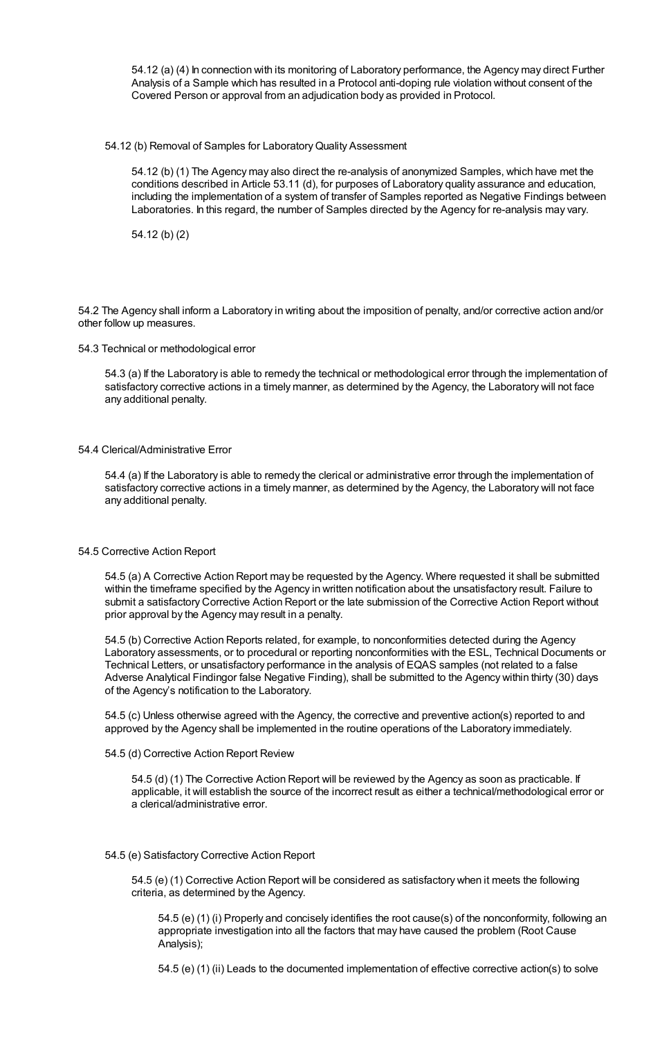54.12 (a) (4) In connection with its monitoring of Laboratory performance, the Agency may direct Further Analysis of a Sample which has resulted in a Protocol anti-doping rule violation without consent of the Covered Person or approval from an adjudication body as provided in Protocol.

54.12 (b) Removal of Samples for Laboratory Quality Assessment

54.12 (b) (1) The Agency may also direct the re-analysis of anonymized Samples, which have met the conditions described in Article 53.11 (d), for purposes of Laboratory quality assurance and education, including the implementation of a system of transfer of Samples reported as Negative Findings between Laboratories. In this regard, the number of Samples directed by the Agency for re-analysis may vary.

54.12 (b) (2)

54.2 The Agency shall inform a Laboratory in writing about the imposition of penalty, and/or corrective action and/or other follow up measures.

54.3 Technical or methodological error

54.3 (a) If the Laboratory is able to remedy the technical or methodological error through the implementation of satisfactory corrective actions in a timely manner, as determined by the Agency, the Laboratory will not face any additional penalty.

54.4 Clerical/Administrative Error

54.4 (a) If the Laboratory is able to remedy the clerical or administrative error through the implementation of satisfactory corrective actions in a timely manner, as determined by the Agency, the Laboratory will not face any additional penalty.

54.5 Corrective Action Report

54.5 (a) A Corrective Action Report may be requested by the Agency. Where requested it shall be submitted within the timeframe specified by the Agency in written notification about the unsatisfactory result. Failure to submit a satisfactory Corrective Action Report or the late submission of the Corrective Action Report without prior approval by the Agency may result in a penalty.

54.5 (b) Corrective Action Reports related, for example, to nonconformities detected during the Agency Laboratory assessments, or to procedural or reporting nonconformities with the ESL, Technical Documents or Technical Letters, or unsatisfactory performance in the analysis of EQAS samples (not related to a false Adverse Analytical Findingor false Negative Finding), shall be submitted to the Agency within thirty (30) days of the Agency's notification to the Laboratory.

54.5 (c) Unless otherwise agreed with the Agency, the corrective and preventive action(s) reported to and approved by the Agency shall be implemented in the routine operations of the Laboratory immediately.

54.5 (d) Corrective Action Report Review

54.5 (d) (1) The Corrective Action Report will be reviewed by the Agency as soon as practicable. If applicable, it will establish the source of the incorrect result as either a technical/methodological error or a clerical/administrative error.

54.5 (e) Satisfactory Corrective Action Report

54.5 (e) (1) Corrective Action Report will be considered as satisfactory when it meets the following criteria, as determined by the Agency.

54.5 (e) (1) (i) Properly and concisely identifies the root cause(s) of the nonconformity, following an appropriate investigation into all the factors that may have caused the problem (Root Cause Analysis);

54.5 (e) (1) (ii) Leads to the documented implementation of effective corrective action(s) to solve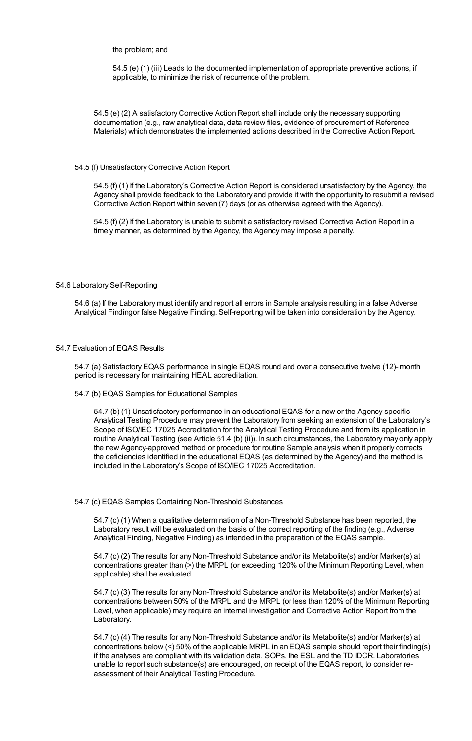the problem; and

54.5 (e) (1) (iii) Leads to the documented implementation of appropriate preventive actions, if applicable, to minimize the risk of recurrence of the problem.

54.5 (e) (2) A satisfactory Corrective Action Report shall include only the necessary supporting documentation (e.g., raw analytical data, data review files, evidence of procurement of Reference Materials) which demonstrates the implemented actions described in the Corrective Action Report.

54.5 (f) Unsatisfactory Corrective Action Report

54.5 (f) (1) If the Laboratory's Corrective Action Report is considered unsatisfactory by the Agency, the Agency shall provide feedback to the Laboratory and provide it with the opportunity to resubmit a revised Corrective Action Report within seven (7) days (or as otherwise agreed with the Agency).

54.5 (f) (2) If the Laboratory is unable to submit a satisfactory revised Corrective Action Report in a timely manner, as determined by the Agency, the Agency may impose a penalty.

54.6 Laboratory Self-Reporting

54.6 (a) If the Laboratory must identify and report all errors in Sample analysis resulting in a false Adverse Analytical Findingor false Negative Finding. Self-reporting will be taken into consideration by the Agency.

54.7 Evaluation of EQAS Results

54.7 (a) Satisfactory EQAS performance in single EQAS round and over a consecutive twelve (12)- month period is necessary for maintaining HEAL accreditation.

54.7 (b) EQAS Samples for Educational Samples

54.7 (b) (1) Unsatisfactory performance in an educational EQAS for a new or the Agency-specific Analytical Testing Procedure may prevent the Laboratory from seeking an extension of the Laboratory's Scope of ISO/IEC 17025 Accreditation for the Analytical Testing Procedure and from its application in routine Analytical Testing (see Article 51.4 (b) (ii)). In such circumstances, the Laboratory may only apply the new Agency-approved method or procedure for routine Sample analysis when it properly corrects the deficiencies identified in the educational EQAS (as determined by the Agency) and the method is included in the Laboratory's Scope of ISO/IEC 17025 Accreditation.

54.7 (c) EQAS Samples Containing Non-Threshold Substances

54.7 (c) (1) When a qualitative determination of a Non-Threshold Substance has been reported, the Laboratory result will be evaluated on the basis of the correct reporting of the finding (e.g., Adverse Analytical Finding, Negative Finding) as intended in the preparation of the EQAS sample.

54.7 (c) (2) The results for any Non-Threshold Substance and/or its Metabolite(s) and/or Marker(s) at concentrations greater than (>) the MRPL (or exceeding 120% of the Minimum Reporting Level, when applicable) shall be evaluated.

54.7 (c) (3) The results for any Non-Threshold Substance and/or its Metabolite(s) and/or Marker(s) at concentrations between 50% of the MRPL and the MRPL (or less than 120% of the Minimum Reporting Level, when applicable) may require an internal investigation and Corrective Action Report from the Laboratory.

54.7 (c) (4) The results for any Non-Threshold Substance and/or its Metabolite(s) and/or Marker(s) at concentrations below (<) 50% of the applicable MRPL in an EQAS sample should report their finding(s) if the analyses are compliant with its validation data, SOPs, the ESL and the TD IDCR. Laboratories unable to report such substance(s) are encouraged, on receipt of the EQAS report, to consider re-assessment of their Analytical Testing Procedure.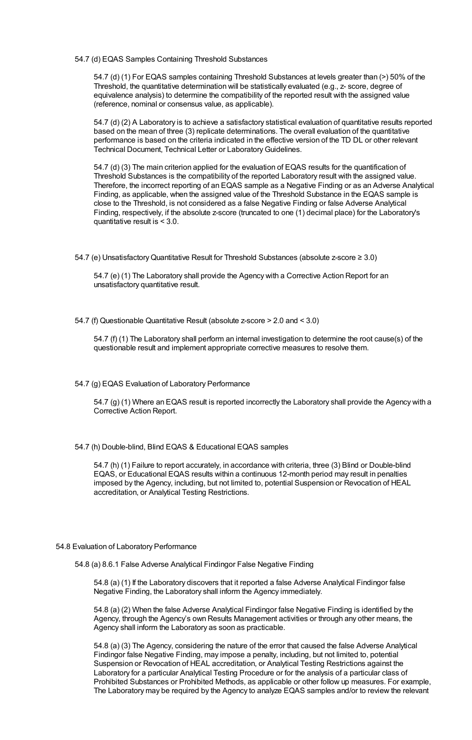#### 54.7 (d) EQAS Samples Containing Threshold Substances

54.7 (d) (1) For EQAS samples containing Threshold Substances at levels greater than (>) 50% of the Threshold, the quantitative determination will be statistically evaluated (e.g., z- score, degree of equivalence analysis) to determine the compatibility of the reported result with the assigned value (reference, nominal or consensus value, as applicable).

54.7 (d) (2) A Laboratory is to achieve a satisfactory statistical evaluation of quantitative results reported based on the mean of three (3) replicate determinations. The overall evaluation of the quantitative performance is based on the criteria indicated in the effective version of the TD DL or other relevant Technical Document, Technical Letter or Laboratory Guidelines.

54.7 (d) (3) The main criterion applied for the evaluation of EQAS results for the quantification of Threshold Substances is the compatibility of the reported Laboratory result with the assigned value. Therefore, the incorrect reporting of an EQAS sample as a Negative Finding or as an Adverse Analytical Finding, as applicable, when the assigned value of the Threshold Substance in the EQAS sample is close to the Threshold, is not considered as a false Negative Finding or false Adverse Analytical Finding, respectively, if the absolute z-score (truncated to one (1) decimal place) for the Laboratory's quantitative result is < 3.0.

#### 54.7 (e) Unsatisfactory Quantitative Result for Threshold Substances (absolute z-score ≥ 3.0)

54.7 (e) (1) The Laboratory shall provide the Agency with a Corrective Action Report for an unsatisfactory quantitative result.

#### 54.7 (f) Questionable Quantitative Result (absolute z-score > 2.0 and < 3.0)

54.7 (f) (1) The Laboratory shall perform an internal investigation to determine the root cause(s) of the questionable result and implement appropriate corrective measures to resolve them.

#### 54.7 (g) EQAS Evaluation of Laboratory Performance

54.7 (g) (1) Where an EQAS result is reported incorrectly the Laboratory shall provide the Agency with a Corrective Action Report.

#### 54.7 (h) Double-blind, Blind EQAS & Educational EQAS samples

54.7 (h) (1) Failure to report accurately, in accordance with criteria, three (3) Blind or Double-blind EQAS, or Educational EQAS results within a continuous 12-month period may result in penalties imposed by the Agency, including, but not limited to, potential Suspension or Revocation of HEAL accreditation, or Analytical Testing Restrictions.

### 54.8 Evaluation of Laboratory Performance

#### 54.8 (a) 8.6.1 False Adverse Analytical Findingor False Negative Finding

54.8 (a) (1) If the Laboratory discovers that it reported a false Adverse Analytical Findingor false Negative Finding, the Laboratory shall inform the Agency immediately.

54.8 (a) (2) When the false Adverse Analytical Findingor false Negative Finding is identified by the Agency, through the Agency's own Results Management activities or through any other means, the Agency shall inform the Laboratory as soon as practicable.

54.8 (a) (3) The Agency, considering the nature of the error that caused the false Adverse Analytical Findingor false Negative Finding, may impose a penalty, including, but not limited to, potential Suspension or Revocation of HEAL accreditation, or Analytical Testing Restrictions against the Laboratory for a particular Analytical Testing Procedure or for the analysis of a particular class of Prohibited Substances or Prohibited Methods, as applicable or other follow up measures. For example, The Laboratory may be required by the Agency to analyze EQAS samples and/or to review the relevant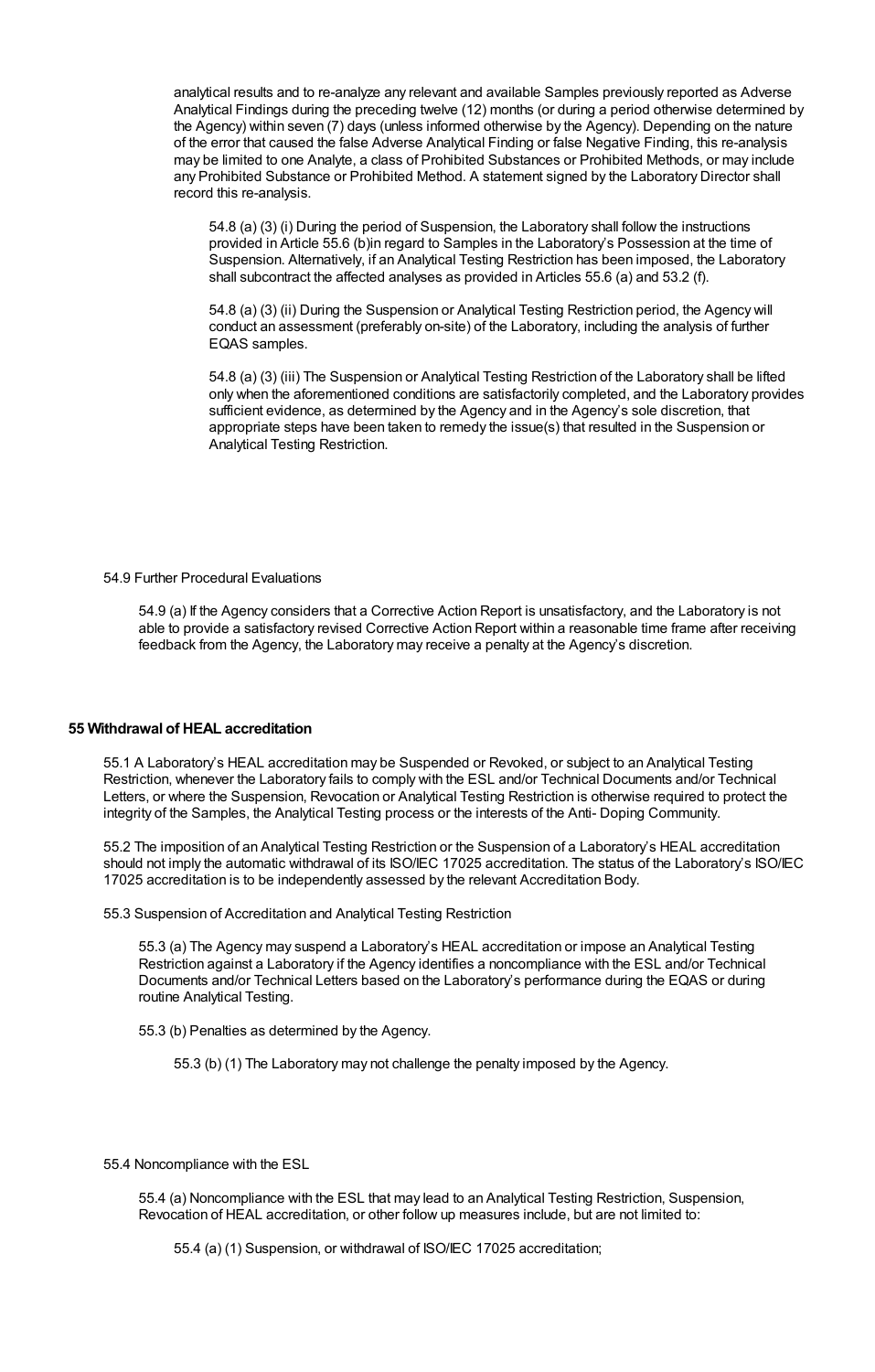analytical results and to re-analyze any relevant and available Samples previously reported as Adverse Analytical Findings during the preceding twelve (12) months (or during a period otherwise determined by the Agency) within seven (7) days (unless informed otherwise by the Agency). Depending on the nature of the error that caused the false Adverse Analytical Finding or false Negative Finding, this re-analysis may be limited to one Analyte, a class of Prohibited Substances or Prohibited Methods, or may include any Prohibited Substance or Prohibited Method. A statement signed by the Laboratory Director shall record this re-analysis.

54.8 (a) (3) (i) During the period of Suspension, the Laboratory shall follow the instructions provided in Article 55.6 (b)in regard to Samples in the Laboratory's Possession at the time of Suspension. Alternatively, if an Analytical Testing Restriction has been imposed, the Laboratory shall subcontract the affected analyses as provided in Articles 55.6 (a) and 53.2 (f).

54.8 (a) (3) (ii) During the Suspension or Analytical Testing Restriction period, the Agency will conduct an assessment (preferably on-site) of the Laboratory, including the analysis of further EQAS samples.

54.8 (a) (3) (iii) The Suspension or Analytical Testing Restriction of the Laboratory shall be lifted only when the aforementioned conditions are satisfactorily completed, and the Laboratory provides sufficient evidence, as determined by the Agency and in the Agency's sole discretion, that appropriate steps have been taken to remedy the issue(s) that resulted in the Suspension or Analytical Testing Restriction.

54.9 Further Procedural Evaluations

54.9 (a) If the Agency considers that a Corrective Action Report is unsatisfactory, and the Laboratory is not able to provide a satisfactory revised Corrective Action Report within a reasonable time frame after receiving feedback from the Agency, the Laboratory may receive a penalty at the Agency's discretion.

**55 Withdrawal of HEAL accreditation**

55.1 A Laboratory's HEAL accreditation may be Suspended or Revoked, or subject to an Analytical Testing Restriction, whenever the Laboratory fails to comply with the ESL and/or Technical Documents and/or Technical Letters, or where the Suspension, Revocation or Analytical Testing Restriction is otherwise required to protect the integrity of the Samples, the Analytical Testing process or the interests of the Anti- Doping Community.

55.2 The imposition of an Analytical Testing Restriction or the Suspension of a Laboratory's HEAL accreditation should not imply the automatic withdrawal of its ISO/IEC 17025 accreditation. The status of the Laboratory's ISO/IEC 17025 accreditation is to be independently assessed by the relevant Accreditation Body.

55.3 Suspension of Accreditation and Analytical Testing Restriction

55.3 (a) The Agency may suspend a Laboratory's HEAL accreditation or impose an Analytical Testing Restriction against a Laboratory if the Agency identifies a noncompliance with the ESL and/or Technical Documents and/or Technical Letters based on the Laboratory's performance during the EQAS or during routine Analytical Testing.

55.3 (b) Penalties as determined by the Agency.

55.3 (b) (1) The Laboratory may not challenge the penalty imposed by the Agency.

55.4 Noncompliance with the ESL

55.4 (a) Noncompliance with the ESL that may lead to an Analytical Testing Restriction, Suspension, Revocation of HEAL accreditation, or other follow up measures include, but are not limited to:

55.4 (a) (1) Suspension, or withdrawal of ISO/IEC 17025 accreditation;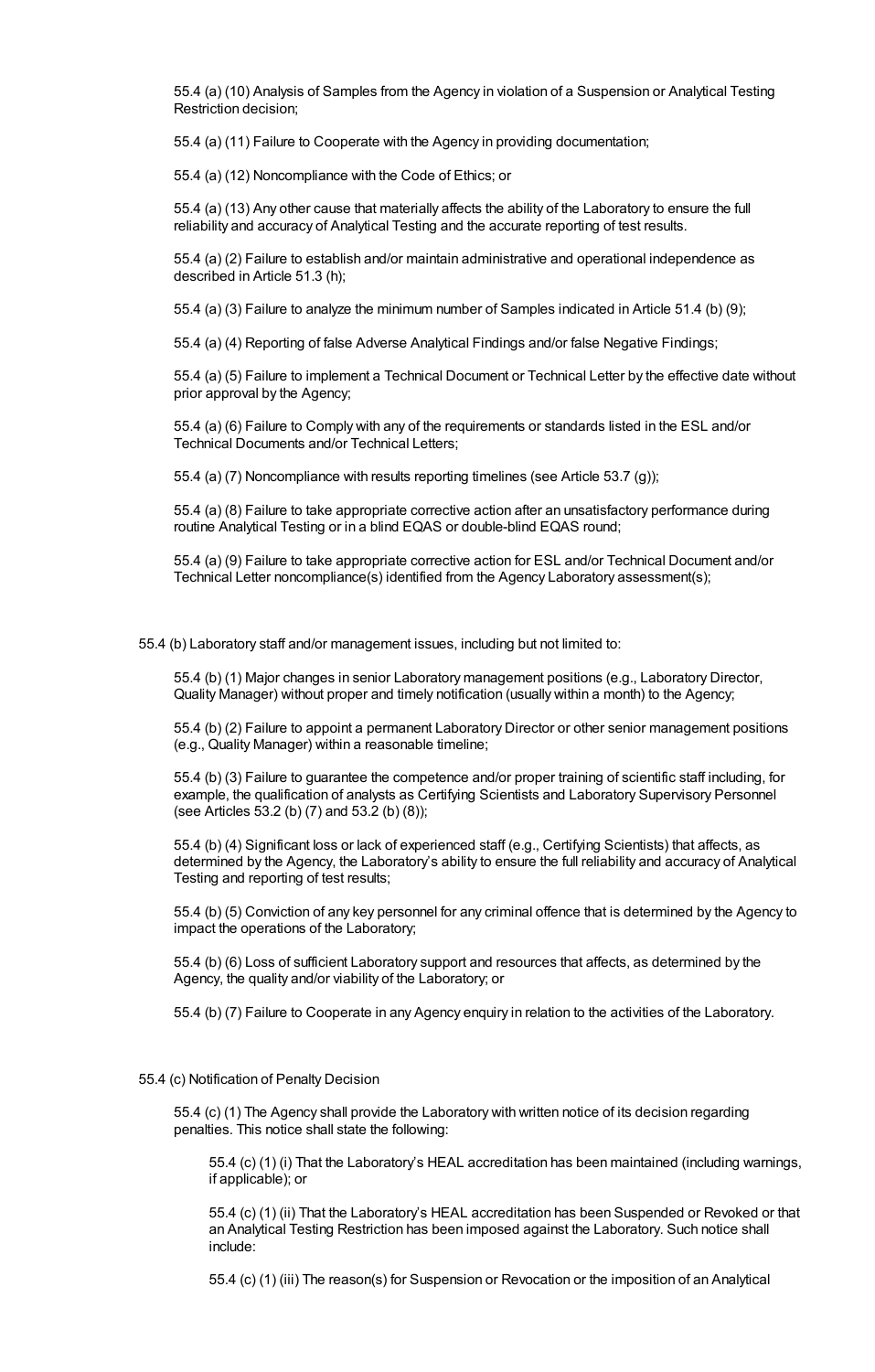55.4 (a) (10) Analysis of Samples from the Agency in violation of a Suspension or Analytical Testing Restriction decision;

55.4 (a) (11) Failure to Cooperate with the Agency in providing documentation;

55.4 (a) (12) Noncompliance with the Code of Ethics; or

55.4 (a) (13) Any other cause that materially affects the ability of the Laboratory to ensure the full reliability and accuracy of Analytical Testing and the accurate reporting of test results.

55.4 (a) (2) Failure to establish and/or maintain administrative and operational independence as described in Article 51.3 (h);

55.4 (a) (3) Failure to analyze the minimum number of Samples indicated in Article 51.4 (b) (9);

55.4 (a) (4) Reporting of false Adverse Analytical Findings and/or false Negative Findings;

55.4 (a) (5) Failure to implement a Technical Document or Technical Letter by the effective date without prior approval by the Agency;

55.4 (a) (6) Failure to Comply with any of the requirements or standards listed in the ESL and/or Technical Documents and/or Technical Letters;

55.4 (a) (7) Noncompliance with results reporting timelines (see Article 53.7 (g));

55.4 (a) (8) Failure to take appropriate corrective action after an unsatisfactory performance during routine Analytical Testing or in a blind EQAS or double-blind EQAS round;

55.4 (a) (9) Failure to take appropriate corrective action for ESL and/or Technical Document and/or Technical Letter noncompliance(s) identified from the Agency Laboratory assessment(s);

55.4 (b) Laboratory staff and/or management issues, including but not limited to:

55.4 (b) (1) Major changes in senior Laboratory management positions (e.g., Laboratory Director, Quality Manager) without proper and timely notification (usually within a month) to the Agency;

55.4 (b) (2) Failure to appoint a permanent Laboratory Director or other senior management positions (e.g., Quality Manager) within a reasonable timeline;

55.4 (b) (3) Failure to guarantee the competence and/or proper training of scientific staff including, for example, the qualification of analysts as Certifying Scientists and Laboratory Supervisory Personnel (see Articles 53.2 (b) (7) and 53.2 (b) (8));

55.4 (b) (4) Significant loss or lack of experienced staff (e.g., Certifying Scientists) that affects, as determined by the Agency, the Laboratory's ability to ensure the full reliability and accuracy of Analytical Testing and reporting of test results;

55.4 (b) (5) Conviction of any key personnel for any criminal offence that is determined by the Agency to impact the operations of the Laboratory;

55.4 (b) (6) Loss of sufficient Laboratory support and resources that affects, as determined by the Agency, the quality and/or viability of the Laboratory; or

55.4 (b) (7) Failure to Cooperate in any Agency enquiry in relation to the activities of the Laboratory.

55.4 (c) Notification of Penalty Decision

55.4 (c) (1) The Agency shall provide the Laboratory with written notice of its decision regarding penalties. This notice shall state the following:

55.4 (c) (1) (i) That the Laboratory's HEAL accreditation has been maintained (including warnings, if applicable); or

55.4 (c) (1) (ii) That the Laboratory's HEAL accreditation has been Suspended or Revoked or that an Analytical Testing Restriction has been imposed against the Laboratory. Such notice shall include:

55.4 (c) (1) (iii) The reason(s) for Suspension or Revocation or the imposition of an Analytical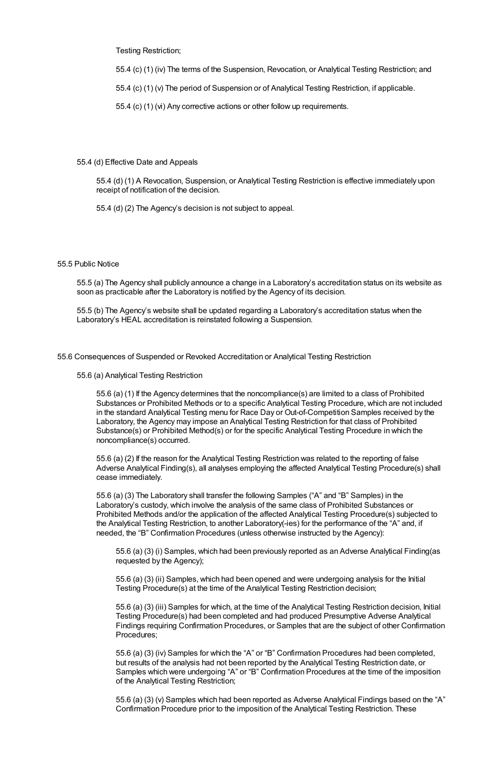Testing Restriction;

55.4 (c) (1) (iv) The terms of the Suspension, Revocation, or Analytical Testing Restriction; and

55.4 (c) (1) (v) The period of Suspension or of Analytical Testing Restriction, if applicable.

55.4 (c) (1) (vi) Any corrective actions or other follow up requirements.

55.4 (d) Effective Date and Appeals

55.4 (d) (1) A Revocation, Suspension, or Analytical Testing Restriction is effective immediately upon receipt of notification of the decision.

55.4 (d) (2) The Agency's decision is not subject to appeal.

55.5 Public Notice

55.5 (a) The Agency shall publicly announce a change in a Laboratory's accreditation status on its website as soon as practicable after the Laboratory is notified by the Agency of its decision.

55.5 (b) The Agency's website shall be updated regarding a Laboratory's accreditation status when the Laboratory's HEAL accreditation is reinstated following a Suspension.

55.6 Consequences of Suspended or Revoked Accreditation or Analytical Testing Restriction

55.6 (a) Analytical Testing Restriction

55.6 (a) (1) If the Agency determines that the noncompliance(s) are limited to a class of Prohibited Substances or Prohibited Methods or to a specific Analytical Testing Procedure, which are not included in the standard Analytical Testing menu for Race Day or Out-of-Competition Samples received by the Laboratory, the Agency may impose an Analytical Testing Restriction for that class of Prohibited Substance(s) or Prohibited Method(s) or for the specific Analytical Testing Procedure in which the noncompliance(s) occurred.

55.6 (a) (2) If the reason for the Analytical Testing Restriction was related to the reporting of false Adverse Analytical Finding(s), all analyses employing the affected Analytical Testing Procedure(s) shall cease immediately.

55.6 (a) (3) The Laboratory shall transfer the following Samples ("A" and "B" Samples) in the Laboratory's custody, which involve the analysis of the same class of Prohibited Substances or Prohibited Methods and/or the application of the affected Analytical Testing Procedure(s) subjected to the Analytical Testing Restriction, to another Laboratory(-ies) for the performance of the "A" and, if needed, the "B" Confirmation Procedures (unless otherwise instructed by the Agency):

55.6 (a) (3) (i) Samples, which had been previously reported as an Adverse Analytical Finding(as requested by the Agency);

55.6 (a) (3) (ii) Samples, which had been opened and were undergoing analysis for the Initial Testing Procedure(s) at the time of the Analytical Testing Restriction decision;

55.6 (a) (3) (iii) Samples for which, at the time of the Analytical Testing Restriction decision, Initial Testing Procedure(s) had been completed and had produced Presumptive Adverse Analytical Findings requiring Confirmation Procedures, or Samples that are the subject of other Confirmation Procedures;

55.6 (a) (3) (iv) Samples for which the "A" or "B" Confirmation Procedures had been completed, but results of the analysis had not been reported by the Analytical Testing Restriction date, or Samples which were undergoing "A" or "B" Confirmation Procedures at the time of the imposition of the Analytical Testing Restriction;

55.6 (a) (3) (v) Samples which had been reported as Adverse Analytical Findings based on the "A" Confirmation Procedure prior to the imposition of the Analytical Testing Restriction. These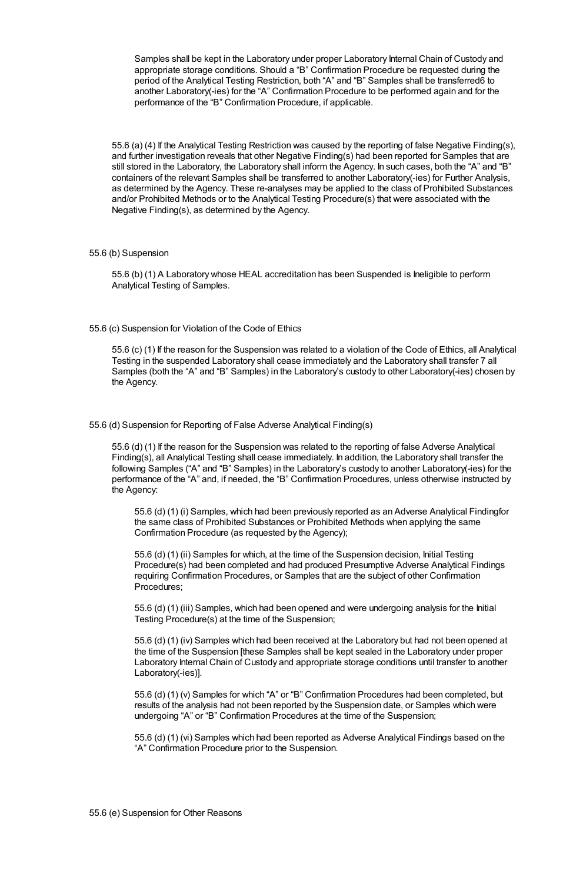Samples shall be kept in the Laboratory under proper Laboratory Internal Chain of Custody and appropriate storage conditions. Should a "B" Confirmation Procedure be requested during the period of the Analytical Testing Restriction, both "A" and "B" Samples shall be transferred6 to another Laboratory(-ies) for the "A" Confirmation Procedure to be performed again and for the performance of the "B" Confirmation Procedure, if applicable.

55.6 (a) (4) If the Analytical Testing Restriction was caused by the reporting of false Negative Finding(s), and further investigation reveals that other Negative Finding(s) had been reported for Samples that are still stored in the Laboratory, the Laboratory shall inform the Agency. In such cases, both the "A" and "B" containers of the relevant Samples shall be transferred to another Laboratory(-ies) for Further Analysis, as determined by the Agency. These re-analyses may be applied to the class of Prohibited Substances and/or Prohibited Methods or to the Analytical Testing Procedure(s) that were associated with the Negative Finding(s), as determined by the Agency.

55.6 (b) Suspension

55.6 (b) (1) A Laboratory whose HEAL accreditation has been Suspended is Ineligible to perform Analytical Testing of Samples.

55.6 (c) Suspension for Violation of the Code of Ethics

55.6 (c) (1) If the reason for the Suspension was related to a violation of the Code of Ethics, all Analytical Testing in the suspended Laboratory shall cease immediately and the Laboratory shall transfer 7 all Samples (both the "A" and "B" Samples) in the Laboratory's custody to other Laboratory(-ies) chosen by the Agency.

55.6 (d) Suspension for Reporting of False Adverse Analytical Finding(s)

55.6 (d) (1) If the reason for the Suspension was related to the reporting of false Adverse Analytical Finding(s), all Analytical Testing shall cease immediately. In addition, the Laboratory shall transfer the following Samples ("A" and "B" Samples) in the Laboratory's custody to another Laboratory(-ies) for the performance of the "A" and, if needed, the "B" Confirmation Procedures, unless otherwise instructed by the Agency:

55.6 (d) (1) (i) Samples, which had been previously reported as an Adverse Analytical Findingfor the same class of Prohibited Substances or Prohibited Methods when applying the same Confirmation Procedure (as requested by the Agency);

55.6 (d) (1) (ii) Samples for which, at the time of the Suspension decision, Initial Testing Procedure(s) had been completed and had produced Presumptive Adverse Analytical Findings requiring Confirmation Procedures, or Samples that are the subject of other Confirmation Procedures;

55.6 (d) (1) (iii) Samples, which had been opened and were undergoing analysis for the Initial Testing Procedure(s) at the time of the Suspension;

55.6 (d) (1) (iv) Samples which had been received at the Laboratory but had not been opened at the time of the Suspension [these Samples shall be kept sealed in the Laboratory under proper Laboratory Internal Chain of Custody and appropriate storage conditions until transfer to another Laboratory(-ies)].

55.6 (d) (1) (v) Samples for which "A" or "B" Confirmation Procedures had been completed, but results of the analysis had not been reported by the Suspension date, or Samples which were undergoing "A" or "B" Confirmation Procedures at the time of the Suspension;

55.6 (d) (1) (vi) Samples which had been reported as Adverse Analytical Findings based on the "A" Confirmation Procedure prior to the Suspension.

55.6 (e) Suspension for Other Reasons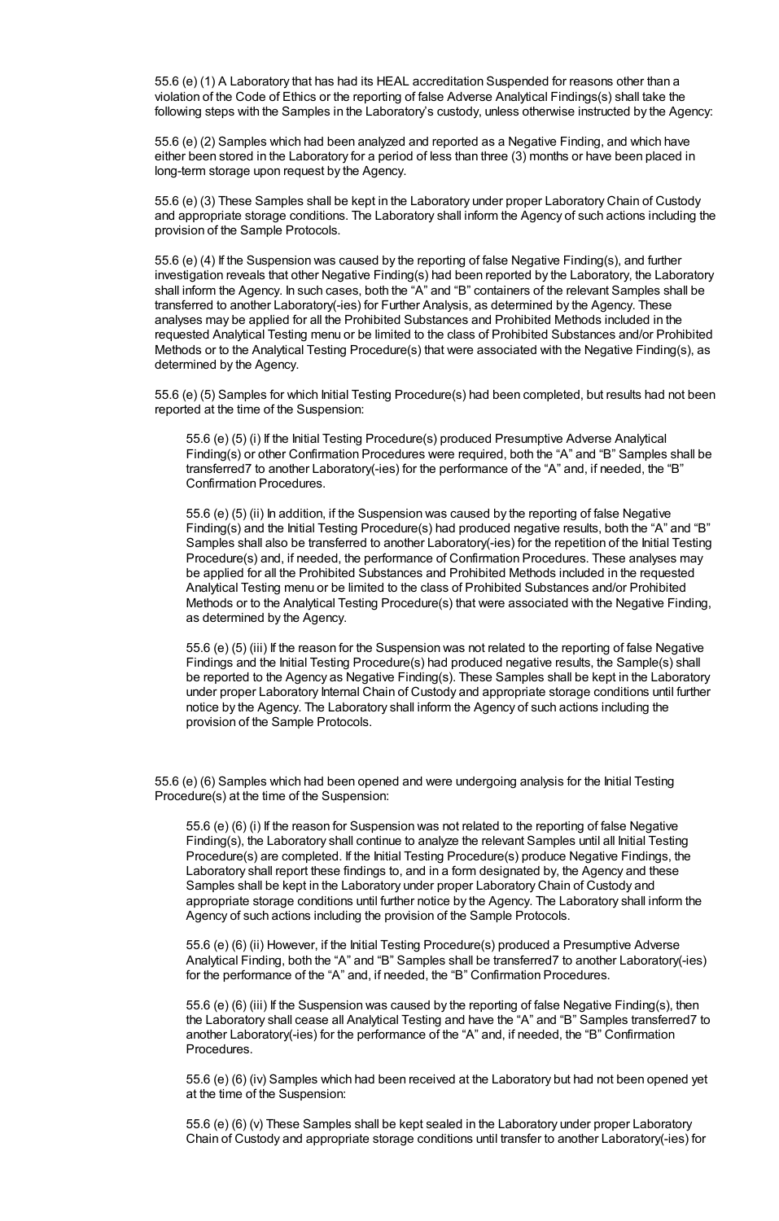55.6 (e) (1) A Laboratory that has had its HEAL accreditation Suspended for reasons other than a violation of the Code of Ethics or the reporting of false Adverse Analytical Findings(s) shall take the following steps with the Samples in the Laboratory's custody, unless otherwise instructed by the Agency:

55.6 (e) (2) Samples which had been analyzed and reported as a Negative Finding, and which have either been stored in the Laboratory for a period of less than three (3) months or have been placed in long-term storage upon request by the Agency.

55.6 (e) (3) These Samples shall be kept in the Laboratory under proper Laboratory Chain of Custody and appropriate storage conditions. The Laboratory shall inform the Agency of such actions including the provision of the Sample Protocols.

55.6 (e) (4) If the Suspension was caused by the reporting of false Negative Finding(s), and further investigation reveals that other Negative Finding(s) had been reported by the Laboratory, the Laboratory shall inform the Agency. In such cases, both the "A" and "B" containers of the relevant Samples shall be transferred to another Laboratory(-ies) for Further Analysis, as determined by the Agency. These analyses may be applied for all the Prohibited Substances and Prohibited Methods included in the requested Analytical Testing menu or be limited to the class of Prohibited Substances and/or Prohibited Methods or to the Analytical Testing Procedure(s) that were associated with the Negative Finding(s), as determined by the Agency.

55.6 (e) (5) Samples for which Initial Testing Procedure(s) had been completed, but results had not been reported at the time of the Suspension:

55.6 (e) (5) (i) If the Initial Testing Procedure(s) produced Presumptive Adverse Analytical Finding(s) or other Confirmation Procedures were required, both the "A" and "B" Samples shall be transferred7 to another Laboratory(-ies) for the performance of the "A" and, if needed, the "B" Confirmation Procedures.

55.6 (e) (5) (ii) In addition, if the Suspension was caused by the reporting of false Negative Finding(s) and the Initial Testing Procedure(s) had produced negative results, both the "A" and "B" Samples shall also be transferred to another Laboratory(-ies) for the repetition of the Initial Testing Procedure(s) and, if needed, the performance of Confirmation Procedures. These analyses may be applied for all the Prohibited Substances and Prohibited Methods included in the requested Analytical Testing menu or be limited to the class of Prohibited Substances and/or Prohibited Methods or to the Analytical Testing Procedure(s) that were associated with the Negative Finding, as determined by the Agency.

55.6 (e) (5) (iii) If the reason for the Suspension was not related to the reporting of false Negative Findings and the Initial Testing Procedure(s) had produced negative results, the Sample(s) shall be reported to the Agency as Negative Finding(s). These Samples shall be kept in the Laboratory under proper Laboratory Internal Chain of Custody and appropriate storage conditions until further notice by the Agency. The Laboratory shall inform the Agency of such actions including the provision of the Sample Protocols.

55.6 (e) (6) Samples which had been opened and were undergoing analysis for the Initial Testing Procedure(s) at the time of the Suspension:

55.6 (e) (6) (i) If the reason for Suspension was not related to the reporting of false Negative Finding(s), the Laboratory shall continue to analyze the relevant Samples until all Initial Testing Procedure(s) are completed. If the Initial Testing Procedure(s) produce Negative Findings, the Laboratory shall report these findings to, and in a form designated by, the Agency and these Samples shall be kept in the Laboratory under proper Laboratory Chain of Custody and appropriate storage conditions until further notice by the Agency. The Laboratory shall inform the Agency of such actions including the provision of the Sample Protocols.

55.6 (e) (6) (ii) However, if the Initial Testing Procedure(s) produced a Presumptive Adverse Analytical Finding, both the "A" and "B" Samples shall be transferred7 to another Laboratory(-ies) for the performance of the "A" and, if needed, the "B" Confirmation Procedures.

55.6 (e) (6) (iii) If the Suspension was caused by the reporting of false Negative Finding(s), then the Laboratory shall cease all Analytical Testing and have the "A" and "B" Samples transferred7 to another Laboratory(-ies) for the performance of the "A" and, if needed, the "B" Confirmation Procedures.

55.6 (e) (6) (iv) Samples which had been received at the Laboratory but had not been opened yet at the time of the Suspension:

55.6 (e) (6) (v) These Samples shall be kept sealed in the Laboratory under proper Laboratory Chain of Custody and appropriate storage conditions until transfer to another Laboratory(-ies) for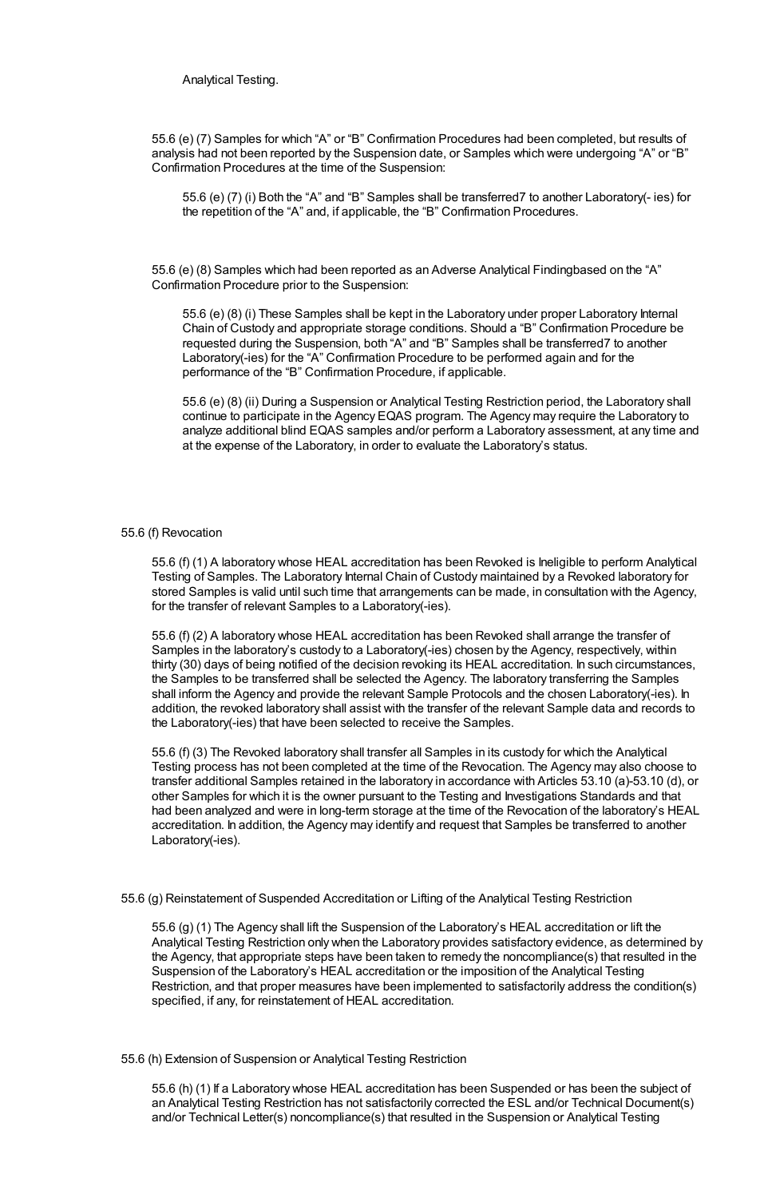Analytical Testing.

55.6 (e) (7) Samples for which “A” or “B” Confirmation Procedures had been completed, but results of analysis had not been reported by the Suspension date, or Samples which were undergoing “A” or “B” Confirmation Procedures at the time of the Suspension:

55.6 (e) (7) (i) Both the “A” and “B” Samples shall be transferred7 to another Laboratory(- ies) for the repetition of the “A” and, if applicable, the “B” Confirmation Procedures.

55.6 (e) (8) Samples which had been reported as an Adverse Analytical Findingbased on the “A” Confirmation Procedure prior to the Suspension:

55.6 (e) (8) (i) These Samples shall be kept in the Laboratory under proper Laboratory Internal Chain of Custody and appropriate storage conditions. Should a “B” Confirmation Procedure be requested during the Suspension, both “A” and “B” Samples shall be transferred7 to another Laboratory(-ies) for the “A” Confirmation Procedure to be performed again and for the performance of the “B” Confirmation Procedure, if applicable.

55.6 (e) (8) (ii) During a Suspension or Analytical Testing Restriction period, the Laboratory shall continue to participate in the Agency EQAS program. The Agency may require the Laboratory to analyze additional blind EQAS samples and/or perform a Laboratory assessment, at any time and at the expense of the Laboratory, in order to evaluate the Laboratory’s status.

55.6 (f) Revocation

55.6 (f) (1) A laboratory whose HEAL accreditation has been Revoked is Ineligible to perform Analytical Testing of Samples. The Laboratory Internal Chain of Custody maintained by a Revoked laboratory for stored Samples is valid until such time that arrangements can be made, in consultation with the Agency, for the transfer of relevant Samples to a Laboratory(-ies).

55.6 (f) (2) A laboratory whose HEAL accreditation has been Revoked shall arrange the transfer of Samples in the laboratory’s custody to a Laboratory(-ies) chosen by the Agency, respectively, within thirty (30) days of being notified of the decision revoking its HEAL accreditation. In such circumstances, the Samples to be transferred shall be selected the Agency. The laboratory transferring the Samples shall inform the Agency and provide the relevant Sample Protocols and the chosen Laboratory(-ies). In addition, the revoked laboratory shall assist with the transfer of the relevant Sample data and records to the Laboratory(-ies) that have been selected to receive the Samples.

55.6 (f) (3) The Revoked laboratory shall transfer all Samples in its custody for which the Analytical Testing process has not been completed at the time of the Revocation. The Agency may also choose to transfer additional Samples retained in the laboratory in accordance with Articles 53.10 (a)-53.10 (d), or other Samples for which it is the owner pursuant to the Testing and Investigations Standards and that had been analyzed and were in long-term storage at the time of the Revocation of the laboratory’s HEAL accreditation. In addition, the Agency may identify and request that Samples be transferred to another Laboratory(-ies).

55.6 (g) Reinstatement of Suspended Accreditation or Lifting of the Analytical Testing Restriction

55.6 (g) (1) The Agency shall lift the Suspension of the Laboratory’s HEAL accreditation or lift the Analytical Testing Restriction only when the Laboratory provides satisfactory evidence, as determined by the Agency, that appropriate steps have been taken to remedy the noncompliance(s) that resulted in the Suspension of the Laboratory’s HEAL accreditation or the imposition of the Analytical Testing Restriction, and that proper measures have been implemented to satisfactorily address the condition(s) specified, if any, for reinstatement of HEAL accreditation.

55.6 (h) Extension of Suspension or Analytical Testing Restriction

55.6 (h) (1) If a Laboratory whose HEAL accreditation has been Suspended or has been the subject of an Analytical Testing Restriction has not satisfactorily corrected the ESL and/or Technical Document(s) and/or Technical Letter(s) noncompliance(s) that resulted in the Suspension or Analytical Testing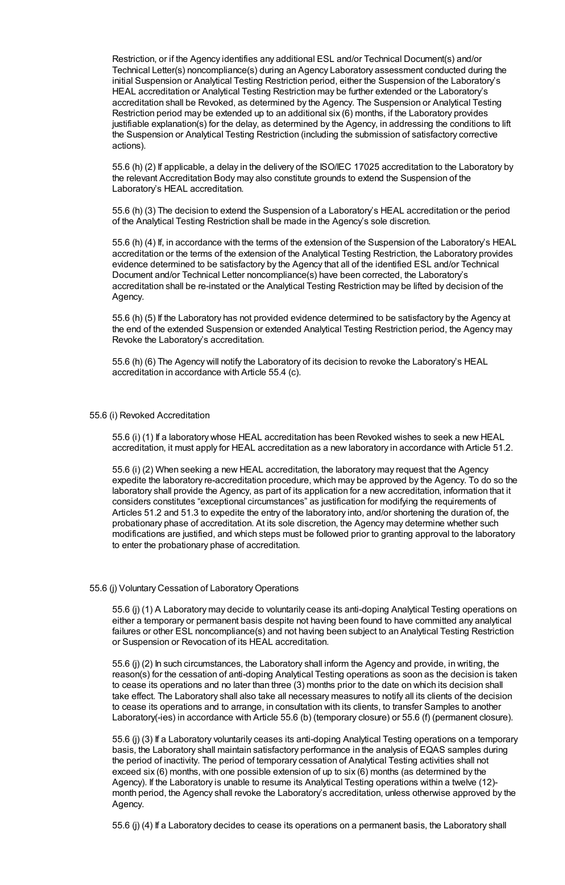Restriction, or if the Agency identifies any additional ESL and/or Technical Document(s) and/or Technical Letter(s) noncompliance(s) during an Agency Laboratory assessment conducted during the initial Suspension or Analytical Testing Restriction period, either the Suspension of the Laboratory's HEAL accreditation or Analytical Testing Restriction may be further extended or the Laboratory's accreditation shall be Revoked, as determined by the Agency. The Suspension or Analytical Testing Restriction period may be extended up to an additional six (6) months, if the Laboratory provides justifiable explanation(s) for the delay, as determined by the Agency, in addressing the conditions to lift the Suspension or Analytical Testing Restriction (including the submission of satisfactory corrective actions).

55.6 (h) (2) If applicable, a delay in the delivery of the ISO/IEC 17025 accreditation to the Laboratory by the relevant Accreditation Body may also constitute grounds to extend the Suspension of the Laboratory's HEAL accreditation.

55.6 (h) (3) The decision to extend the Suspension of a Laboratory's HEAL accreditation or the period of the Analytical Testing Restriction shall be made in the Agency's sole discretion.

55.6 (h) (4) If, in accordance with the terms of the extension of the Suspension of the Laboratory's HEAL accreditation or the terms of the extension of the Analytical Testing Restriction, the Laboratory provides evidence determined to be satisfactory by the Agency that all of the identified ESL and/or Technical Document and/or Technical Letter noncompliance(s) have been corrected, the Laboratory's accreditation shall be re-instated or the Analytical Testing Restriction may be lifted by decision of the Agency.

55.6 (h) (5) If the Laboratory has not provided evidence determined to be satisfactory by the Agency at the end of the extended Suspension or extended Analytical Testing Restriction period, the Agency may Revoke the Laboratory's accreditation.

55.6 (h) (6) The Agency will notify the Laboratory of its decision to revoke the Laboratory's HEAL accreditation in accordance with Article 55.4 (c).

55.6 (i) Revoked Accreditation

55.6 (i) (1) If a laboratory whose HEAL accreditation has been Revoked wishes to seek a new HEAL accreditation, it must apply for HEAL accreditation as a new laboratory in accordance with Article 51.2.

55.6 (i) (2) When seeking a new HEAL accreditation, the laboratory may request that the Agency expedite the laboratory re-accreditation procedure, which may be approved by the Agency. To do so the laboratory shall provide the Agency, as part of its application for a new accreditation, information that it considers constitutes "exceptional circumstances" as justification for modifying the requirements of Articles 51.2 and 51.3 to expedite the entry of the laboratory into, and/or shortening the duration of, the probationary phase of accreditation. At its sole discretion, the Agency may determine whether such modifications are justified, and which steps must be followed prior to granting approval to the laboratory to enter the probationary phase of accreditation.

55.6 (j) Voluntary Cessation of Laboratory Operations

55.6 (j) (1) A Laboratory may decide to voluntarily cease its anti-doping Analytical Testing operations on either a temporary or permanent basis despite not having been found to have committed any analytical failures or other ESL noncompliance(s) and not having been subject to an Analytical Testing Restriction or Suspension or Revocation of its HEAL accreditation.

55.6 (j) (2) In such circumstances, the Laboratory shall inform the Agency and provide, in writing, the reason(s) for the cessation of anti-doping Analytical Testing operations as soon as the decision is taken to cease its operations and no later than three (3) months prior to the date on which its decision shall take effect. The Laboratory shall also take all necessary measures to notify all its clients of the decision to cease its operations and to arrange, in consultation with its clients, to transfer Samples to another Laboratory(-ies) in accordance with Article 55.6 (b) (temporary closure) or 55.6 (f) (permanent closure).

55.6 (j) (3) If a Laboratory voluntarily ceases its anti-doping Analytical Testing operations on a temporary basis, the Laboratory shall maintain satisfactory performance in the analysis of EQAS samples during the period of inactivity. The period of temporary cessation of Analytical Testing activities shall not exceed six (6) months, with one possible extension of up to six (6) months (as determined by the Agency). If the Laboratory is unable to resume its Analytical Testing operations within a twelve (12)-month period, the Agency shall revoke the Laboratory's accreditation, unless otherwise approved by the Agency.

55.6 (j) (4) If a Laboratory decides to cease its operations on a permanent basis, the Laboratory shall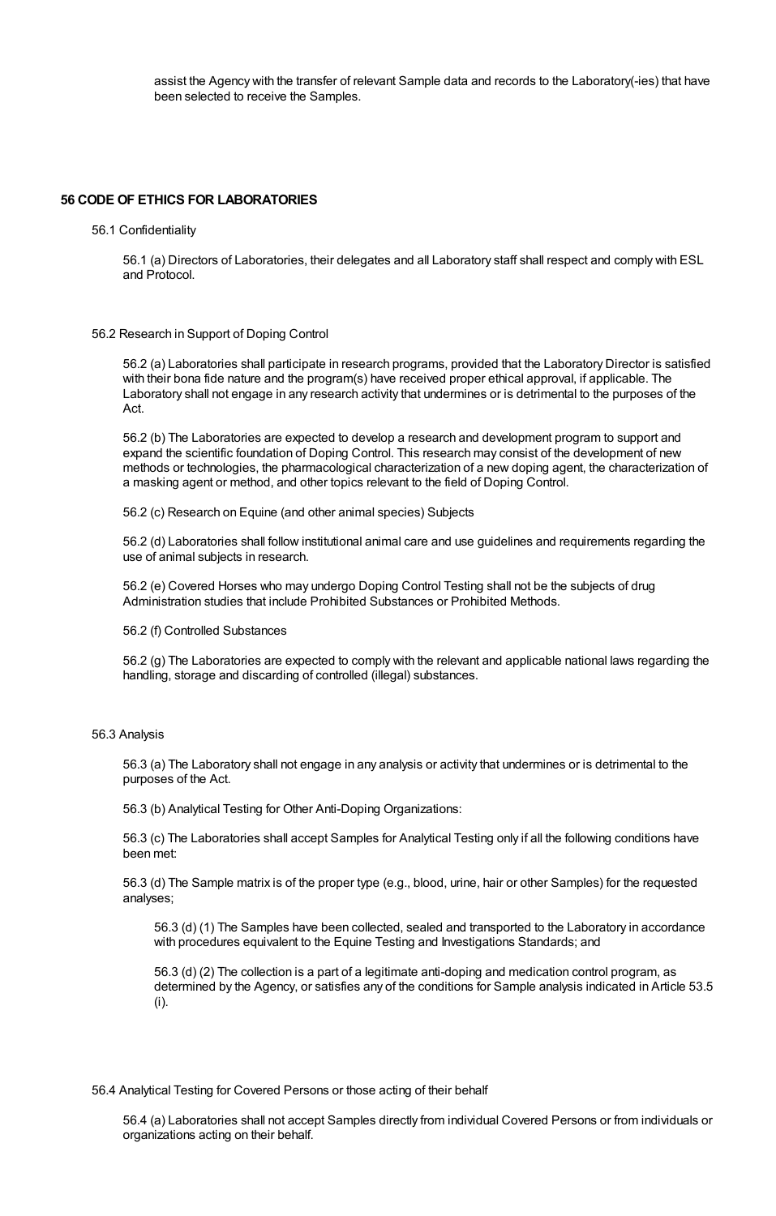assist the Agency with the transfer of relevant Sample data and records to the Laboratory(-ies) that have been selected to receive the Samples.

## 56 CODE OF ETHICS FOR LABORATORIES

56.1 Confidentiality

56.1 (a) Directors of Laboratories, their delegates and all Laboratory staff shall respect and comply with ESL and Protocol.

56.2 Research in Support of Doping Control

56.2 (a) Laboratories shall participate in research programs, provided that the Laboratory Director is satisfied with their bona fide nature and the program(s) have received proper ethical approval, if applicable. The Laboratory shall not engage in any research activity that undermines or is detrimental to the purposes of the Act.

56.2 (b) The Laboratories are expected to develop a research and development program to support and expand the scientific foundation of Doping Control. This research may consist of the development of new methods or technologies, the pharmacological characterization of a new doping agent, the characterization of a masking agent or method, and other topics relevant to the field of Doping Control.

56.2 (c) Research on Equine (and other animal species) Subjects

56.2 (d) Laboratories shall follow institutional animal care and use guidelines and requirements regarding the use of animal subjects in research.

56.2 (e) Covered Horses who may undergo Doping Control Testing shall not be the subjects of drug Administration studies that include Prohibited Substances or Prohibited Methods.

56.2 (f) Controlled Substances

56.2 (g) The Laboratories are expected to comply with the relevant and applicable national laws regarding the handling, storage and discarding of controlled (illegal) substances.

56.3 Analysis

56.3 (a) The Laboratory shall not engage in any analysis or activity that undermines or is detrimental to the purposes of the Act.

56.3 (b) Analytical Testing for Other Anti-Doping Organizations:

56.3 (c) The Laboratories shall accept Samples for Analytical Testing only if all the following conditions have been met:

56.3 (d) The Sample matrix is of the proper type (e.g., blood, urine, hair or other Samples) for the requested analyses;

56.3 (d) (1) The Samples have been collected, sealed and transported to the Laboratory in accordance with procedures equivalent to the Equine Testing and Investigations Standards; and

56.3 (d) (2) The collection is a part of a legitimate anti-doping and medication control program, as determined by the Agency, or satisfies any of the conditions for Sample analysis indicated in Article 53.5 (i).

56.4 Analytical Testing for Covered Persons or those acting of their behalf

56.4 (a) Laboratories shall not accept Samples directly from individual Covered Persons or from individuals or organizations acting on their behalf.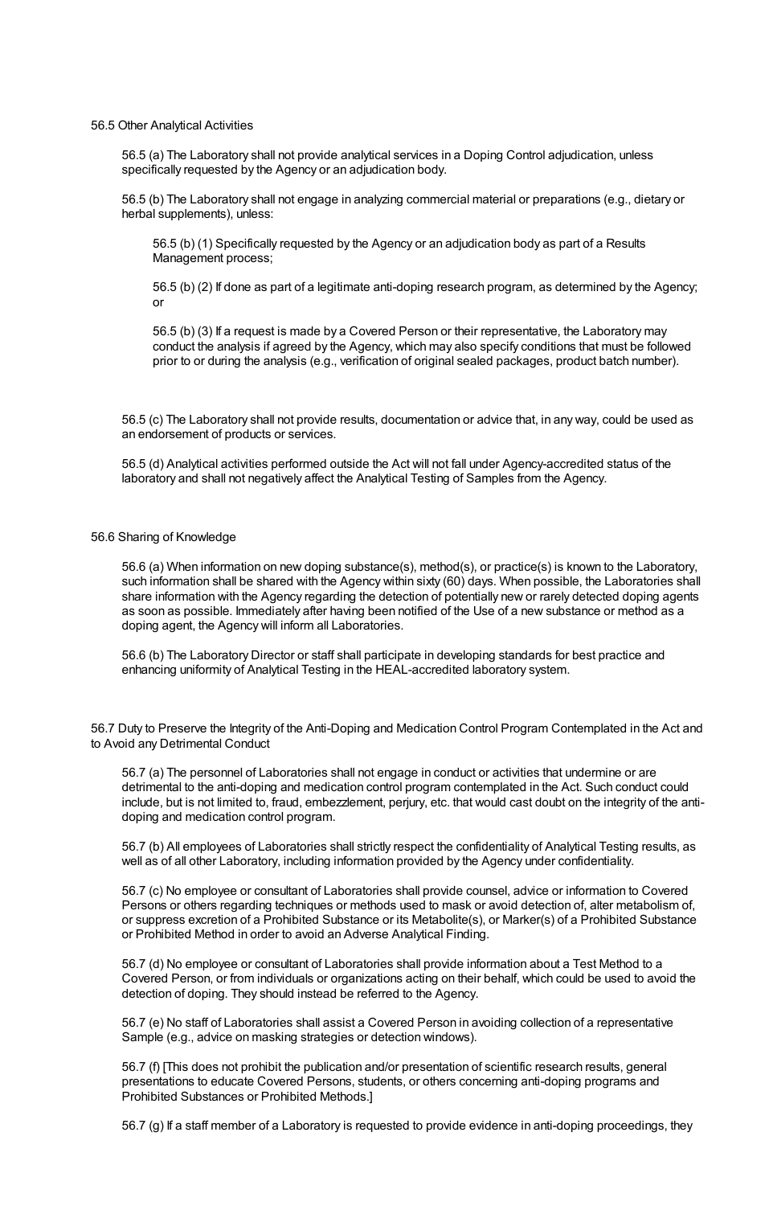56.5 Other Analytical Activities

56.5 (a) The Laboratory shall not provide analytical services in a Doping Control adjudication, unless specifically requested by the Agency or an adjudication body.

56.5 (b) The Laboratory shall not engage in analyzing commercial material or preparations (e.g., dietary or herbal supplements), unless:

56.5 (b) (1) Specifically requested by the Agency or an adjudication body as part of a Results Management process;

56.5 (b) (2) If done as part of a legitimate anti-doping research program, as determined by the Agency; or

56.5 (b) (3) If a request is made by a Covered Person or their representative, the Laboratory may conduct the analysis if agreed by the Agency, which may also specify conditions that must be followed prior to or during the analysis (e.g., verification of original sealed packages, product batch number).

56.5 (c) The Laboratory shall not provide results, documentation or advice that, in any way, could be used as an endorsement of products or services.

56.5 (d) Analytical activities performed outside the Act will not fall under Agency-accredited status of the laboratory and shall not negatively affect the Analytical Testing of Samples from the Agency.

56.6 Sharing of Knowledge

56.6 (a) When information on new doping substance(s), method(s), or practice(s) is known to the Laboratory, such information shall be shared with the Agency within sixty (60) days. When possible, the Laboratories shall share information with the Agency regarding the detection of potentially new or rarely detected doping agents as soon as possible. Immediately after having been notified of the Use of a new substance or method as a doping agent, the Agency will inform all Laboratories.

56.6 (b) The Laboratory Director or staff shall participate in developing standards for best practice and enhancing uniformity of Analytical Testing in the HEAL-accredited laboratory system.

56.7 Duty to Preserve the Integrity of the Anti-Doping and Medication Control Program Contemplated in the Act and to Avoid any Detrimental Conduct

56.7 (a) The personnel of Laboratories shall not engage in conduct or activities that undermine or are detrimental to the anti-doping and medication control program contemplated in the Act. Such conduct could include, but is not limited to, fraud, embezzlement, perjury, etc. that would cast doubt on the integrity of the anti-doping and medication control program.

56.7 (b) All employees of Laboratories shall strictly respect the confidentiality of Analytical Testing results, as well as of all other Laboratory, including information provided by the Agency under confidentiality.

56.7 (c) No employee or consultant of Laboratories shall provide counsel, advice or information to Covered Persons or others regarding techniques or methods used to mask or avoid detection of, alter metabolism of, or suppress excretion of a Prohibited Substance or its Metabolite(s), or Marker(s) of a Prohibited Substance or Prohibited Method in order to avoid an Adverse Analytical Finding.

56.7 (d) No employee or consultant of Laboratories shall provide information about a Test Method to a Covered Person, or from individuals or organizations acting on their behalf, which could be used to avoid the detection of doping. They should instead be referred to the Agency.

56.7 (e) No staff of Laboratories shall assist a Covered Person in avoiding collection of a representative Sample (e.g., advice on masking strategies or detection windows).

56.7 (f) [This does not prohibit the publication and/or presentation of scientific research results, general presentations to educate Covered Persons, students, or others concerning anti-doping programs and Prohibited Substances or Prohibited Methods.]

56.7 (g) If a staff member of a Laboratory is requested to provide evidence in anti-doping proceedings, they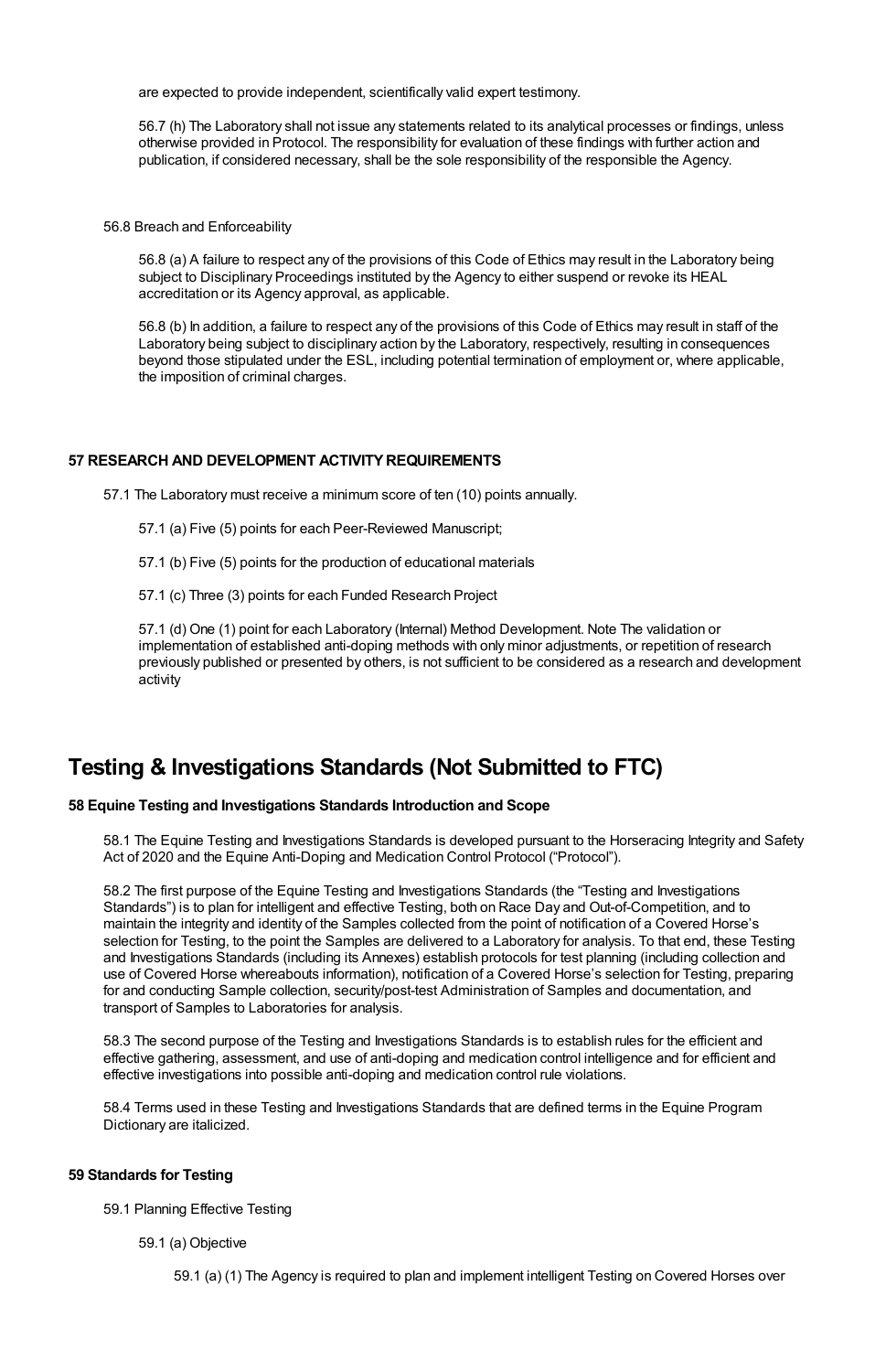are expected to provide independent, scientifically valid expert testimony.

56.7 (h) The Laboratory shall not issue any statements related to its analytical processes or findings, unless otherwise provided in Protocol. The responsibility for evaluation of these findings with further action and publication, if considered necessary, shall be the sole responsibility of the responsible the Agency.

56.8 Breach and Enforceability

56.8 (a) A failure to respect any of the provisions of this Code of Ethics may result in the Laboratory being subject to Disciplinary Proceedings instituted by the Agency to either suspend or revoke its HEAL accreditation or its Agency approval, as applicable.

56.8 (b) In addition, a failure to respect any of the provisions of this Code of Ethics may result in staff of the Laboratory being subject to disciplinary action by the Laboratory, respectively, resulting in consequences beyond those stipulated under the ESL, including potential termination of employment or, where applicable, the imposition of criminal charges.

**57 RESEARCH AND DEVELOPMENT ACTIVITY REQUIREMENTS**

57.1 The Laboratory must receive a minimum score of ten (10) points annually.

57.1 (a) Five (5) points for each Peer-Reviewed Manuscript;

57.1 (b) Five (5) points for the production of educational materials

57.1 (c) Three (3) points for each Funded Research Project

57.1 (d) One (1) point for each Laboratory (Internal) Method Development. Note The validation or implementation of established anti-doping methods with only minor adjustments, or repetition of research previously published or presented by others, is not sufficient to be considered as a research and development activity

# Testing & Investigations Standards (Not Submitted to FTC)

**58 Equine Testing and Investigations Standards Introduction and Scope**

58.1 The Equine Testing and Investigations Standards is developed pursuant to the Horseracing Integrity and Safety Act of 2020 and the Equine Anti-Doping and Medication Control Protocol ("Protocol").

58.2 The first purpose of the Equine Testing and Investigations Standards (the "Testing and Investigations Standards") is to plan for intelligent and effective Testing, both on Race Day and Out-of-Competition, and to maintain the integrity and identity of the Samples collected from the point of notification of a Covered Horse's selection for Testing, to the point the Samples are delivered to a Laboratory for analysis. To that end, these Testing and Investigations Standards (including its Annexes) establish protocols for test planning (including collection and use of Covered Horse whereabouts information), notification of a Covered Horse's selection for Testing, preparing for and conducting Sample collection, security/post-test Administration of Samples and documentation, and transport of Samples to Laboratories for analysis.

58.3 The second purpose of the Testing and Investigations Standards is to establish rules for the efficient and effective gathering, assessment, and use of anti-doping and medication control intelligence and for efficient and effective investigations into possible anti-doping and medication control rule violations.

58.4 Terms used in these Testing and Investigations Standards that are defined terms in the Equine Program Dictionary are italicized.

**59 Standards for Testing**

59.1 Planning Effective Testing

59.1 (a) Objective

59.1 (a) (1) The Agency is required to plan and implement intelligent Testing on Covered Horses over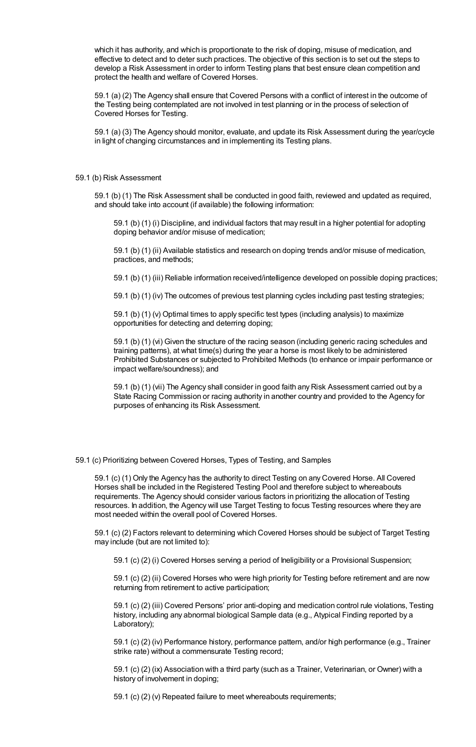which it has authority, and which is proportionate to the risk of doping, misuse of medication, and effective to detect and to deter such practices. The objective of this section is to set out the steps to develop a Risk Assessment in order to inform Testing plans that best ensure clean competition and protect the health and welfare of Covered Horses.

59.1 (a) (2) The Agency shall ensure that Covered Persons with a conflict of interest in the outcome of the Testing being contemplated are not involved in test planning or in the process of selection of Covered Horses for Testing.

59.1 (a) (3) The Agency should monitor, evaluate, and update its Risk Assessment during the year/cycle in light of changing circumstances and in implementing its Testing plans.

59.1 (b) Risk Assessment

59.1 (b) (1) The Risk Assessment shall be conducted in good faith, reviewed and updated as required, and should take into account (if available) the following information:

59.1 (b) (1) (i) Discipline, and individual factors that may result in a higher potential for adopting doping behavior and/or misuse of medication;

59.1 (b) (1) (ii) Available statistics and research on doping trends and/or misuse of medication, practices, and methods;

59.1 (b) (1) (iii) Reliable information received/intelligence developed on possible doping practices;

59.1 (b) (1) (iv) The outcomes of previous test planning cycles including past testing strategies;

59.1 (b) (1) (v) Optimal times to apply specific test types (including analysis) to maximize opportunities for detecting and deterring doping;

59.1 (b) (1) (vi) Given the structure of the racing season (including generic racing schedules and training patterns), at what time(s) during the year a horse is most likely to be administered Prohibited Substances or subjected to Prohibited Methods (to enhance or impair performance or impact welfare/soundness); and

59.1 (b) (1) (vii) The Agency shall consider in good faith any Risk Assessment carried out by a State Racing Commission or racing authority in another country and provided to the Agency for purposes of enhancing its Risk Assessment.

59.1 (c) Prioritizing between Covered Horses, Types of Testing, and Samples

59.1 (c) (1) Only the Agency has the authority to direct Testing on any Covered Horse. All Covered Horses shall be included in the Registered Testing Pool and therefore subject to whereabouts requirements. The Agency should consider various factors in prioritizing the allocation of Testing resources. In addition, the Agency will use Target Testing to focus Testing resources where they are most needed within the overall pool of Covered Horses.

59.1 (c) (2) Factors relevant to determining which Covered Horses should be subject of Target Testing may include (but are not limited to):

59.1 (c) (2) (i) Covered Horses serving a period of Ineligibility or a Provisional Suspension;

59.1 (c) (2) (ii) Covered Horses who were high priority for Testing before retirement and are now returning from retirement to active participation;

59.1 (c) (2) (iii) Covered Persons' prior anti-doping and medication control rule violations, Testing history, including any abnormal biological Sample data (e.g., Atypical Finding reported by a Laboratory);

59.1 (c) (2) (iv) Performance history, performance pattern, and/or high performance (e.g., Trainer strike rate) without a commensurate Testing record;

59.1 (c) (2) (ix) Association with a third party (such as a Trainer, Veterinarian, or Owner) with a history of involvement in doping;

59.1 (c) (2) (v) Repeated failure to meet whereabouts requirements;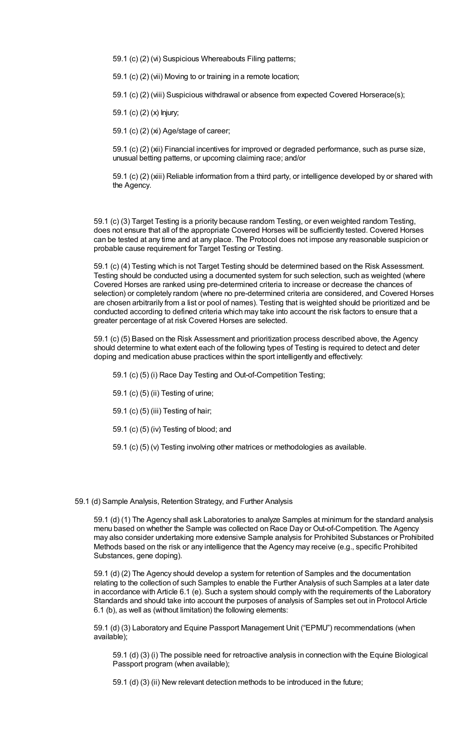59.1 (c) (2) (vi) Suspicious Whereabouts Filing patterns;

59.1 (c) (2) (vii) Moving to or training in a remote location;

59.1 (c) (2) (viii) Suspicious withdrawal or absence from expected Covered Horserace(s);

59.1 (c) (2) (x) Injury;

59.1 (c) (2) (xi) Age/stage of career;

59.1 (c) (2) (xii) Financial incentives for improved or degraded performance, such as purse size, unusual betting patterns, or upcoming claiming race; and/or

59.1 (c) (2) (xiii) Reliable information from a third party, or intelligence developed by or shared with the Agency.

59.1 (c) (3) Target Testing is a priority because random Testing, or even weighted random Testing, does not ensure that all of the appropriate Covered Horses will be sufficiently tested. Covered Horses can be tested at any time and at any place. The Protocol does not impose any reasonable suspicion or probable cause requirement for Target Testing or Testing.

59.1 (c) (4) Testing which is not Target Testing should be determined based on the Risk Assessment. Testing should be conducted using a documented system for such selection, such as weighted (where Covered Horses are ranked using pre-determined criteria to increase or decrease the chances of selection) or completely random (where no pre-determined criteria are considered, and Covered Horses are chosen arbitrarily from a list or pool of names). Testing that is weighted should be prioritized and be conducted according to defined criteria which may take into account the risk factors to ensure that a greater percentage of at risk Covered Horses are selected.

59.1 (c) (5) Based on the Risk Assessment and prioritization process described above, the Agency should determine to what extent each of the following types of Testing is required to detect and deter doping and medication abuse practices within the sport intelligently and effectively:

59.1 (c) (5) (i) Race Day Testing and Out-of-Competition Testing;

59.1 (c) (5) (ii) Testing of urine;

59.1 (c) (5) (iii) Testing of hair;

59.1 (c) (5) (iv) Testing of blood; and

59.1 (c) (5) (v) Testing involving other matrices or methodologies as available.

59.1 (d) Sample Analysis, Retention Strategy, and Further Analysis

59.1 (d) (1) The Agency shall ask Laboratories to analyze Samples at minimum for the standard analysis menu based on whether the Sample was collected on Race Day or Out-of-Competition. The Agency may also consider undertaking more extensive Sample analysis for Prohibited Substances or Prohibited Methods based on the risk or any intelligence that the Agency may receive (e.g., specific Prohibited Substances, gene doping).

59.1 (d) (2) The Agency should develop a system for retention of Samples and the documentation relating to the collection of such Samples to enable the Further Analysis of such Samples at a later date in accordance with Article 6.1 (e). Such a system should comply with the requirements of the Laboratory Standards and should take into account the purposes of analysis of Samples set out in Protocol Article 6.1 (b), as well as (without limitation) the following elements:

59.1 (d) (3) Laboratory and Equine Passport Management Unit ("EPMU") recommendations (when available);

59.1 (d) (3) (i) The possible need for retroactive analysis in connection with the Equine Biological Passport program (when available);

59.1 (d) (3) (ii) New relevant detection methods to be introduced in the future;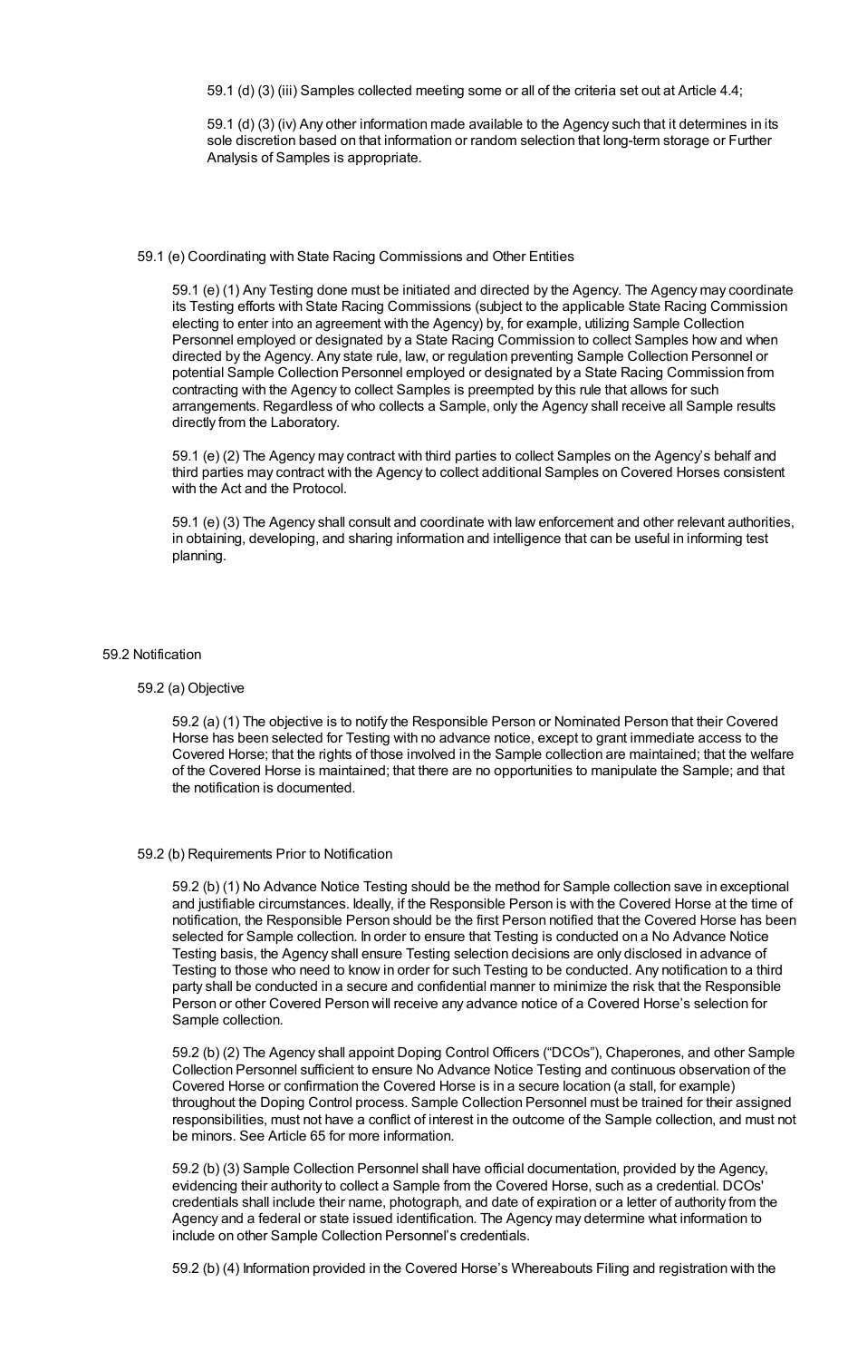59.1 (d) (3) (iii) Samples collected meeting some or all of the criteria set out at Article 4.4;

59.1 (d) (3) (iv) Any other information made available to the Agency such that it determines in its sole discretion based on that information or random selection that long-term storage or Further Analysis of Samples is appropriate.

59.1 (e) Coordinating with State Racing Commissions and Other Entities

59.1 (e) (1) Any Testing done must be initiated and directed by the Agency. The Agency may coordinate its Testing efforts with State Racing Commissions (subject to the applicable State Racing Commission electing to enter into an agreement with the Agency) by, for example, utilizing Sample Collection Personnel employed or designated by a State Racing Commission to collect Samples how and when directed by the Agency. Any state rule, law, or regulation preventing Sample Collection Personnel or potential Sample Collection Personnel employed or designated by a State Racing Commission from contracting with the Agency to collect Samples is preempted by this rule that allows for such arrangements. Regardless of who collects a Sample, only the Agency shall receive all Sample results directly from the Laboratory.

59.1 (e) (2) The Agency may contract with third parties to collect Samples on the Agency's behalf and third parties may contract with the Agency to collect additional Samples on Covered Horses consistent with the Act and the Protocol.

59.1 (e) (3) The Agency shall consult and coordinate with law enforcement and other relevant authorities, in obtaining, developing, and sharing information and intelligence that can be useful in informing test planning.

59.2 Notification

59.2 (a) Objective

59.2 (a) (1) The objective is to notify the Responsible Person or Nominated Person that their Covered Horse has been selected for Testing with no advance notice, except to grant immediate access to the Covered Horse; that the rights of those involved in the Sample collection are maintained; that the welfare of the Covered Horse is maintained; that there are no opportunities to manipulate the Sample; and that the notification is documented.

59.2 (b) Requirements Prior to Notification

59.2 (b) (1) No Advance Notice Testing should be the method for Sample collection save in exceptional and justifiable circumstances. Ideally, if the Responsible Person is with the Covered Horse at the time of notification, the Responsible Person should be the first Person notified that the Covered Horse has been selected for Sample collection. In order to ensure that Testing is conducted on a No Advance Notice Testing basis, the Agency shall ensure Testing selection decisions are only disclosed in advance of Testing to those who need to know in order for such Testing to be conducted. Any notification to a third party shall be conducted in a secure and confidential manner to minimize the risk that the Responsible Person or other Covered Person will receive any advance notice of a Covered Horse's selection for Sample collection.

59.2 (b) (2) The Agency shall appoint Doping Control Officers ("DCOs"), Chaperones, and other Sample Collection Personnel sufficient to ensure No Advance Notice Testing and continuous observation of the Covered Horse or confirmation the Covered Horse is in a secure location (a stall, for example) throughout the Doping Control process. Sample Collection Personnel must be trained for their assigned responsibilities, must not have a conflict of interest in the outcome of the Sample collection, and must not be minors. See Article 65 for more information.

59.2 (b) (3) Sample Collection Personnel shall have official documentation, provided by the Agency, evidencing their authority to collect a Sample from the Covered Horse, such as a credential. DCOs' credentials shall include their name, photograph, and date of expiration or a letter of authority from the Agency and a federal or state issued identification. The Agency may determine what information to include on other Sample Collection Personnel's credentials.

59.2 (b) (4) Information provided in the Covered Horse's Whereabouts Filing and registration with the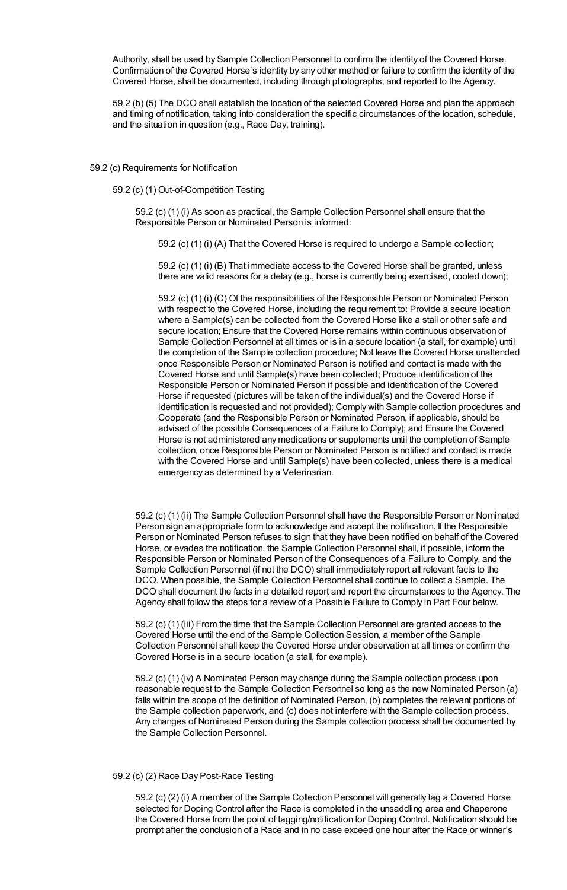Authority, shall be used by Sample Collection Personnel to confirm the identity of the Covered Horse. Confirmation of the Covered Horse's identity by any other method or failure to confirm the identity of the Covered Horse, shall be documented, including through photographs, and reported to the Agency.

59.2 (b) (5) The DCO shall establish the location of the selected Covered Horse and plan the approach and timing of notification, taking into consideration the specific circumstances of the location, schedule, and the situation in question (e.g., Race Day, training).

59.2 (c) Requirements for Notification

59.2 (c) (1) Out-of-Competition Testing

59.2 (c) (1) (i) As soon as practical, the Sample Collection Personnel shall ensure that the Responsible Person or Nominated Person is informed:

59.2 (c) (1) (i) (A) That the Covered Horse is required to undergo a Sample collection;

59.2 (c) (1) (i) (B) That immediate access to the Covered Horse shall be granted, unless there are valid reasons for a delay (e.g., horse is currently being exercised, cooled down);

59.2 (c) (1) (i) (C) Of the responsibilities of the Responsible Person or Nominated Person with respect to the Covered Horse, including the requirement to: Provide a secure location where a Sample(s) can be collected from the Covered Horse like a stall or other safe and secure location; Ensure that the Covered Horse remains within continuous observation of Sample Collection Personnel at all times or is in a secure location (a stall, for example) until the completion of the Sample collection procedure; Not leave the Covered Horse unattended once Responsible Person or Nominated Person is notified and contact is made with the Covered Horse and until Sample(s) have been collected; Produce identification of the Responsible Person or Nominated Person if possible and identification of the Covered Horse if requested (pictures will be taken of the individual(s) and the Covered Horse if identification is requested and not provided); Comply with Sample collection procedures and Cooperate (and the Responsible Person or Nominated Person, if applicable, should be advised of the possible Consequences of a Failure to Comply); and Ensure the Covered Horse is not administered any medications or supplements until the completion of Sample collection, once Responsible Person or Nominated Person is notified and contact is made with the Covered Horse and until Sample(s) have been collected, unless there is a medical emergency as determined by a Veterinarian.

59.2 (c) (1) (ii) The Sample Collection Personnel shall have the Responsible Person or Nominated Person sign an appropriate form to acknowledge and accept the notification. If the Responsible Person or Nominated Person refuses to sign that they have been notified on behalf of the Covered Horse, or evades the notification, the Sample Collection Personnel shall, if possible, inform the Responsible Person or Nominated Person of the Consequences of a Failure to Comply, and the Sample Collection Personnel (if not the DCO) shall immediately report all relevant facts to the DCO. When possible, the Sample Collection Personnel shall continue to collect a Sample. The DCO shall document the facts in a detailed report and report the circumstances to the Agency. The Agency shall follow the steps for a review of a Possible Failure to Comply in Part Four below.

59.2 (c) (1) (iii) From the time that the Sample Collection Personnel are granted access to the Covered Horse until the end of the Sample Collection Session, a member of the Sample Collection Personnel shall keep the Covered Horse under observation at all times or confirm the Covered Horse is in a secure location (a stall, for example).

59.2 (c) (1) (iv) A Nominated Person may change during the Sample collection process upon reasonable request to the Sample Collection Personnel so long as the new Nominated Person (a) falls within the scope of the definition of Nominated Person, (b) completes the relevant portions of the Sample collection paperwork, and (c) does not interfere with the Sample collection process. Any changes of Nominated Person during the Sample collection process shall be documented by the Sample Collection Personnel.

59.2 (c) (2) Race Day Post-Race Testing

59.2 (c) (2) (i) A member of the Sample Collection Personnel will generally tag a Covered Horse selected for Doping Control after the Race is completed in the unsaddling area and Chaperone the Covered Horse from the point of tagging/notification for Doping Control. Notification should be prompt after the conclusion of a Race and in no case exceed one hour after the Race or winner's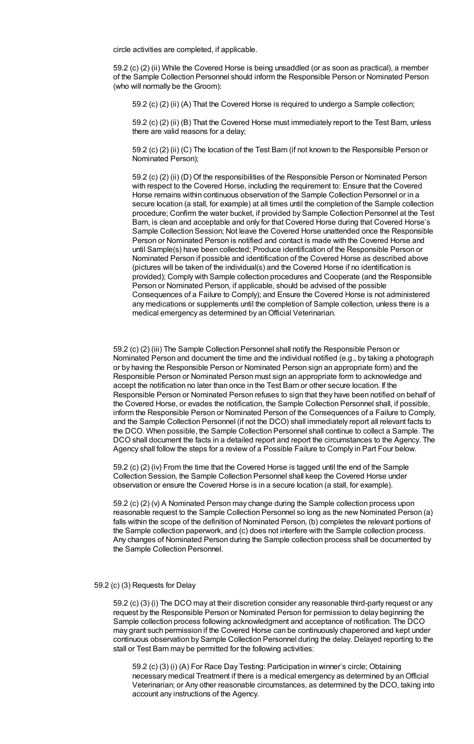circle activities are completed, if applicable.

59.2 (c) (2) (ii) While the Covered Horse is being unsaddled (or as soon as practical), a member of the Sample Collection Personnel should inform the Responsible Person or Nominated Person (who will normally be the Groom):

59.2 (c) (2) (ii) (A) That the Covered Horse is required to undergo a Sample collection;

59.2 (c) (2) (ii) (B) That the Covered Horse must immediately report to the Test Barn, unless there are valid reasons for a delay;

59.2 (c) (2) (ii) (C) The location of the Test Barn (if not known to the Responsible Person or Nominated Person);

59.2 (c) (2) (ii) (D) Of the responsibilities of the Responsible Person or Nominated Person with respect to the Covered Horse, including the requirement to: Ensure that the Covered Horse remains within continuous observation of the Sample Collection Personnel or in a secure location (a stall, for example) at all times until the completion of the Sample collection procedure; Confirm the water bucket, if provided by Sample Collection Personnel at the Test Barn, is clean and acceptable and only for that Covered Horse during that Covered Horse's Sample Collection Session; Not leave the Covered Horse unattended once the Responsible Person or Nominated Person is notified and contact is made with the Covered Horse and until Sample(s) have been collected; Produce identification of the Responsible Person or Nominated Person if possible and identification of the Covered Horse as described above (pictures will be taken of the individual(s) and the Covered Horse if no identification is provided); Comply with Sample collection procedures and Cooperate (and the Responsible Person or Nominated Person, if applicable, should be advised of the possible Consequences of a Failure to Comply); and Ensure the Covered Horse is not administered any medications or supplements until the completion of Sample collection, unless there is a medical emergency as determined by an Official Veterinarian.

59.2 (c) (2) (iii) The Sample Collection Personnel shall notify the Responsible Person or Nominated Person and document the time and the individual notified (e.g., by taking a photograph or by having the Responsible Person or Nominated Person sign an appropriate form) and the Responsible Person or Nominated Person must sign an appropriate form to acknowledge and accept the notification no later than once in the Test Barn or other secure location. If the Responsible Person or Nominated Person refuses to sign that they have been notified on behalf of the Covered Horse, or evades the notification, the Sample Collection Personnel shall, if possible, inform the Responsible Person or Nominated Person of the Consequences of a Failure to Comply, and the Sample Collection Personnel (if not the DCO) shall immediately report all relevant facts to the DCO. When possible, the Sample Collection Personnel shall continue to collect a Sample. The DCO shall document the facts in a detailed report and report the circumstances to the Agency. The Agency shall follow the steps for a review of a Possible Failure to Comply in Part Four below.

59.2 (c) (2) (iv) From the time that the Covered Horse is tagged until the end of the Sample Collection Session, the Sample Collection Personnel shall keep the Covered Horse under observation or ensure the Covered Horse is in a secure location (a stall, for example).

59.2 (c) (2) (v) A Nominated Person may change during the Sample collection process upon reasonable request to the Sample Collection Personnel so long as the new Nominated Person (a) falls within the scope of the definition of Nominated Person, (b) completes the relevant portions of the Sample collection paperwork, and (c) does not interfere with the Sample collection process. Any changes of Nominated Person during the Sample collection process shall be documented by the Sample Collection Personnel.

59.2 (c) (3) Requests for Delay

59.2 (c) (3) (i) The DCO may at their discretion consider any reasonable third-party request or any request by the Responsible Person or Nominated Person for permission to delay beginning the Sample collection process following acknowledgment and acceptance of notification. The DCO may grant such permission if the Covered Horse can be continuously chaperoned and kept under continuous observation by Sample Collection Personnel during the delay. Delayed reporting to the stall or Test Barn may be permitted for the following activities:

59.2 (c) (3) (i) (A) For Race Day Testing: Participation in winner's circle; Obtaining necessary medical Treatment if there is a medical emergency as determined by an Official Veterinarian; or Any other reasonable circumstances, as determined by the DCO, taking into account any instructions of the Agency.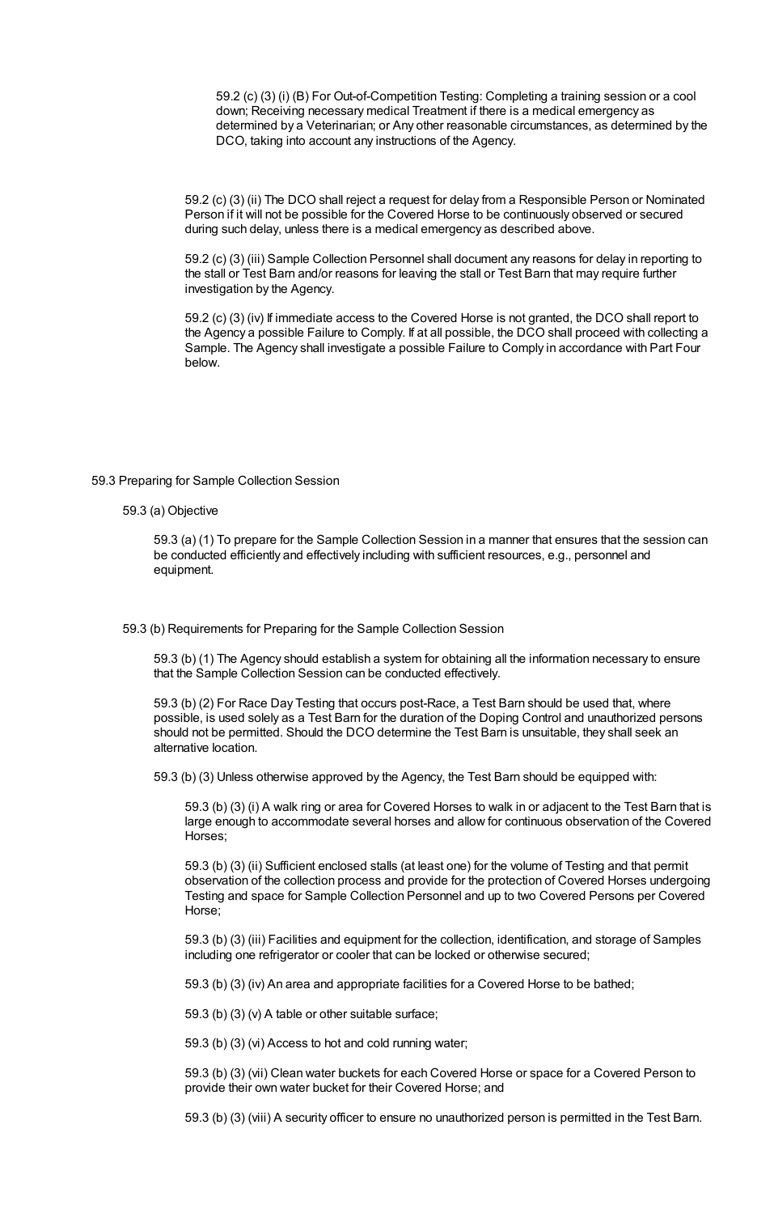59.2 (c) (3) (i) (B) For Out-of-Competition Testing: Completing a training session or a cool down; Receiving necessary medical Treatment if there is a medical emergency as determined by a Veterinarian; or Any other reasonable circumstances, as determined by the DCO, taking into account any instructions of the Agency.

59.2 (c) (3) (ii) The DCO shall reject a request for delay from a Responsible Person or Nominated Person if it will not be possible for the Covered Horse to be continuously observed or secured during such delay, unless there is a medical emergency as described above.

59.2 (c) (3) (iii) Sample Collection Personnel shall document any reasons for delay in reporting to the stall or Test Barn and/or reasons for leaving the stall or Test Barn that may require further investigation by the Agency.

59.2 (c) (3) (iv) If immediate access to the Covered Horse is not granted, the DCO shall report to the Agency a possible Failure to Comply. If at all possible, the DCO shall proceed with collecting a Sample. The Agency shall investigate a possible Failure to Comply in accordance with Part Four below.

## 59.3 Preparing for Sample Collection Session

### 59.3 (a) Objective

59.3 (a) (1) To prepare for the Sample Collection Session in a manner that ensures that the session can be conducted efficiently and effectively including with sufficient resources, e.g., personnel and equipment.

### 59.3 (b) Requirements for Preparing for the Sample Collection Session

59.3 (b) (1) The Agency should establish a system for obtaining all the information necessary to ensure that the Sample Collection Session can be conducted effectively.

59.3 (b) (2) For Race Day Testing that occurs post-Race, a Test Barn should be used that, where possible, is used solely as a Test Barn for the duration of the Doping Control and unauthorized persons should not be permitted. Should the DCO determine the Test Barn is unsuitable, they shall seek an alternative location.

59.3 (b) (3) Unless otherwise approved by the Agency, the Test Barn should be equipped with:

59.3 (b) (3) (i) A walk ring or area for Covered Horses to walk in or adjacent to the Test Barn that is large enough to accommodate several horses and allow for continuous observation of the Covered Horses;

59.3 (b) (3) (ii) Sufficient enclosed stalls (at least one) for the volume of Testing and that permit observation of the collection process and provide for the protection of Covered Horses undergoing Testing and space for Sample Collection Personnel and up to two Covered Persons per Covered Horse;

59.3 (b) (3) (iii) Facilities and equipment for the collection, identification, and storage of Samples including one refrigerator or cooler that can be locked or otherwise secured;

59.3 (b) (3) (iv) An area and appropriate facilities for a Covered Horse to be bathed;

59.3 (b) (3) (v) A table or other suitable surface;

59.3 (b) (3) (vi) Access to hot and cold running water;

59.3 (b) (3) (vii) Clean water buckets for each Covered Horse or space for a Covered Person to provide their own water bucket for their Covered Horse; and

59.3 (b) (3) (viii) A security officer to ensure no unauthorized person is permitted in the Test Barn.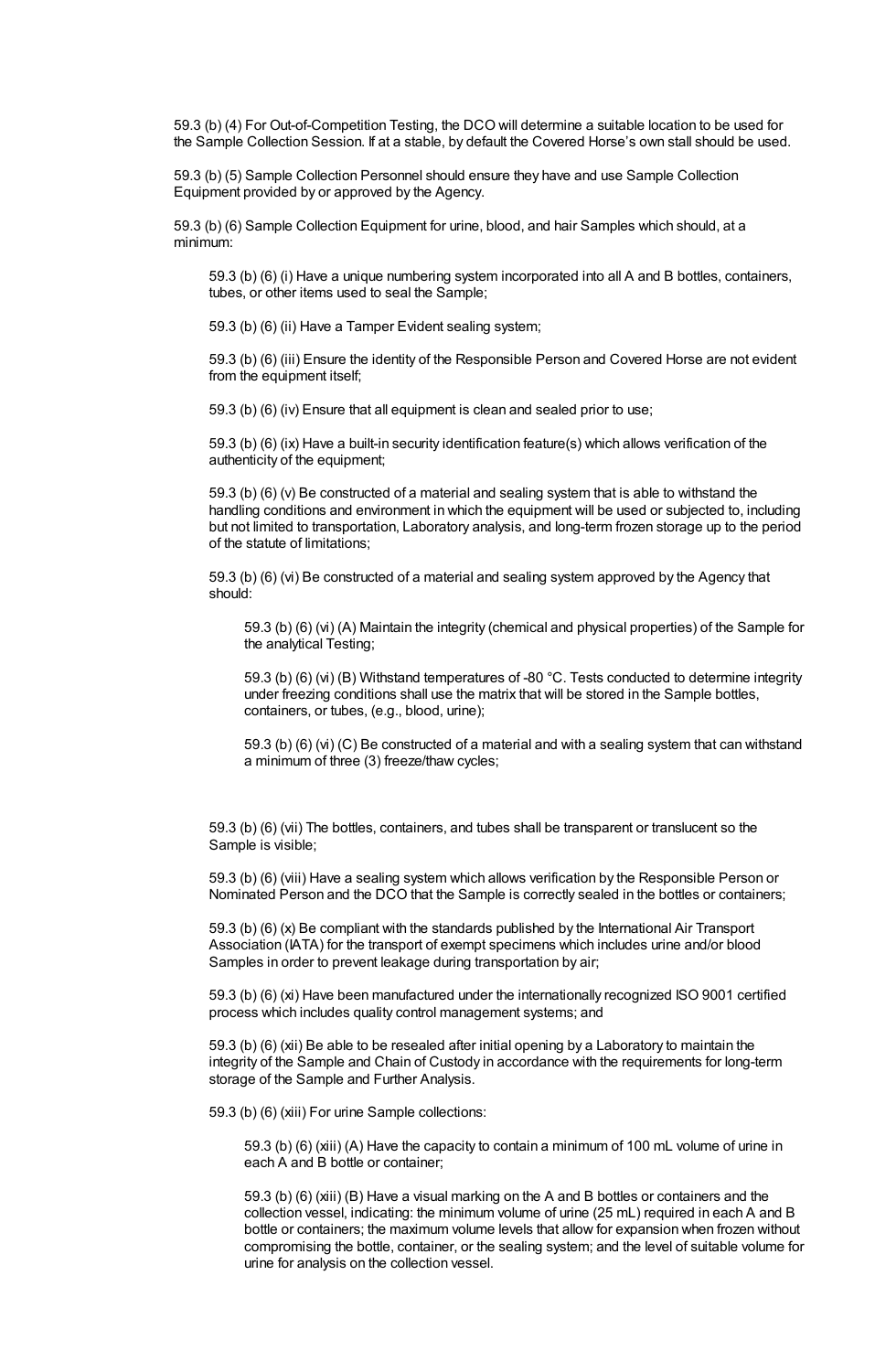59.3 (b) (4) For Out-of-Competition Testing, the DCO will determine a suitable location to be used for the Sample Collection Session. If at a stable, by default the Covered Horse's own stall should be used.

59.3 (b) (5) Sample Collection Personnel should ensure they have and use Sample Collection Equipment provided by or approved by the Agency.

59.3 (b) (6) Sample Collection Equipment for urine, blood, and hair Samples which should, at a minimum:

> 59.3 (b) (6) (i) Have a unique numbering system incorporated into all A and B bottles, containers, tubes, or other items used to seal the Sample;
>
> 59.3 (b) (6) (ii) Have a Tamper Evident sealing system;
>
> 59.3 (b) (6) (iii) Ensure the identity of the Responsible Person and Covered Horse are not evident from the equipment itself;
>
> 59.3 (b) (6) (iv) Ensure that all equipment is clean and sealed prior to use;
>
> 59.3 (b) (6) (ix) Have a built-in security identification feature(s) which allows verification of the authenticity of the equipment;
>
> 59.3 (b) (6) (v) Be constructed of a material and sealing system that is able to withstand the handling conditions and environment in which the equipment will be used or subjected to, including but not limited to transportation, Laboratory analysis, and long-term frozen storage up to the period of the statute of limitations;
>
> 59.3 (b) (6) (vi) Be constructed of a material and sealing system approved by the Agency that should:
>
> > 59.3 (b) (6) (vi) (A) Maintain the integrity (chemical and physical properties) of the Sample for the analytical Testing;
> >
> > 59.3 (b) (6) (vi) (B) Withstand temperatures of -80 °C. Tests conducted to determine integrity under freezing conditions shall use the matrix that will be stored in the Sample bottles, containers, or tubes, (e.g., blood, urine);
> >
> > 59.3 (b) (6) (vi) (C) Be constructed of a material and with a sealing system that can withstand a minimum of three (3) freeze/thaw cycles;
>
> 59.3 (b) (6) (vii) The bottles, containers, and tubes shall be transparent or translucent so the Sample is visible;
>
> 59.3 (b) (6) (viii) Have a sealing system which allows verification by the Responsible Person or Nominated Person and the DCO that the Sample is correctly sealed in the bottles or containers;
>
> 59.3 (b) (6) (x) Be compliant with the standards published by the International Air Transport Association (IATA) for the transport of exempt specimens which includes urine and/or blood Samples in order to prevent leakage during transportation by air;
>
> 59.3 (b) (6) (xi) Have been manufactured under the internationally recognized ISO 9001 certified process which includes quality control management systems; and
>
> 59.3 (b) (6) (xii) Be able to be resealed after initial opening by a Laboratory to maintain the integrity of the Sample and Chain of Custody in accordance with the requirements for long-term storage of the Sample and Further Analysis.
>
> 59.3 (b) (6) (xiii) For urine Sample collections:
>
> > 59.3 (b) (6) (xiii) (A) Have the capacity to contain a minimum of 100 mL volume of urine in each A and B bottle or container;
> >
> > 59.3 (b) (6) (xiii) (B) Have a visual marking on the A and B bottles or containers and the collection vessel, indicating: the minimum volume of urine (25 mL) required in each A and B bottle or containers; the maximum volume levels that allow for expansion when frozen without compromising the bottle, container, or the sealing system; and the level of suitable volume for urine for analysis on the collection vessel.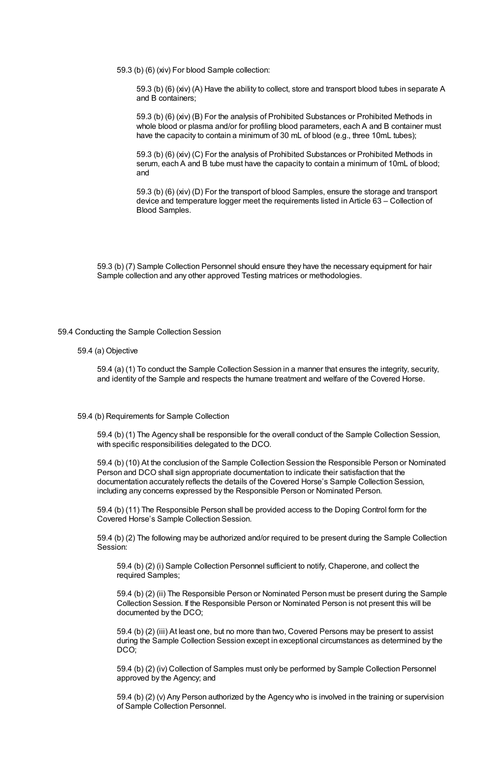59.3 (b) (6) (xiv) For blood Sample collection:

59.3 (b) (6) (xiv) (A) Have the ability to collect, store and transport blood tubes in separate A and B containers;

59.3 (b) (6) (xiv) (B) For the analysis of Prohibited Substances or Prohibited Methods in whole blood or plasma and/or for profiling blood parameters, each A and B container must have the capacity to contain a minimum of 30 mL of blood (e.g., three 10mL tubes);

59.3 (b) (6) (xiv) (C) For the analysis of Prohibited Substances or Prohibited Methods in serum, each A and B tube must have the capacity to contain a minimum of 10mL of blood; and

59.3 (b) (6) (xiv) (D) For the transport of blood Samples, ensure the storage and transport device and temperature logger meet the requirements listed in Article 63 – Collection of Blood Samples.

59.3 (b) (7) Sample Collection Personnel should ensure they have the necessary equipment for hair Sample collection and any other approved Testing matrices or methodologies.

## 59.4 Conducting the Sample Collection Session

### 59.4 (a) Objective

59.4 (a) (1) To conduct the Sample Collection Session in a manner that ensures the integrity, security, and identity of the Sample and respects the humane treatment and welfare of the Covered Horse.

### 59.4 (b) Requirements for Sample Collection

59.4 (b) (1) The Agency shall be responsible for the overall conduct of the Sample Collection Session, with specific responsibilities delegated to the DCO.

59.4 (b) (10) At the conclusion of the Sample Collection Session the Responsible Person or Nominated Person and DCO shall sign appropriate documentation to indicate their satisfaction that the documentation accurately reflects the details of the Covered Horse's Sample Collection Session, including any concerns expressed by the Responsible Person or Nominated Person.

59.4 (b) (11) The Responsible Person shall be provided access to the Doping Control form for the Covered Horse's Sample Collection Session.

59.4 (b) (2) The following may be authorized and/or required to be present during the Sample Collection Session:

59.4 (b) (2) (i) Sample Collection Personnel sufficient to notify, Chaperone, and collect the required Samples;

59.4 (b) (2) (ii) The Responsible Person or Nominated Person must be present during the Sample Collection Session. If the Responsible Person or Nominated Person is not present this will be documented by the DCO;

59.4 (b) (2) (iii) At least one, but no more than two, Covered Persons may be present to assist during the Sample Collection Session except in exceptional circumstances as determined by the DCO;

59.4 (b) (2) (iv) Collection of Samples must only be performed by Sample Collection Personnel approved by the Agency; and

59.4 (b) (2) (v) Any Person authorized by the Agency who is involved in the training or supervision of Sample Collection Personnel.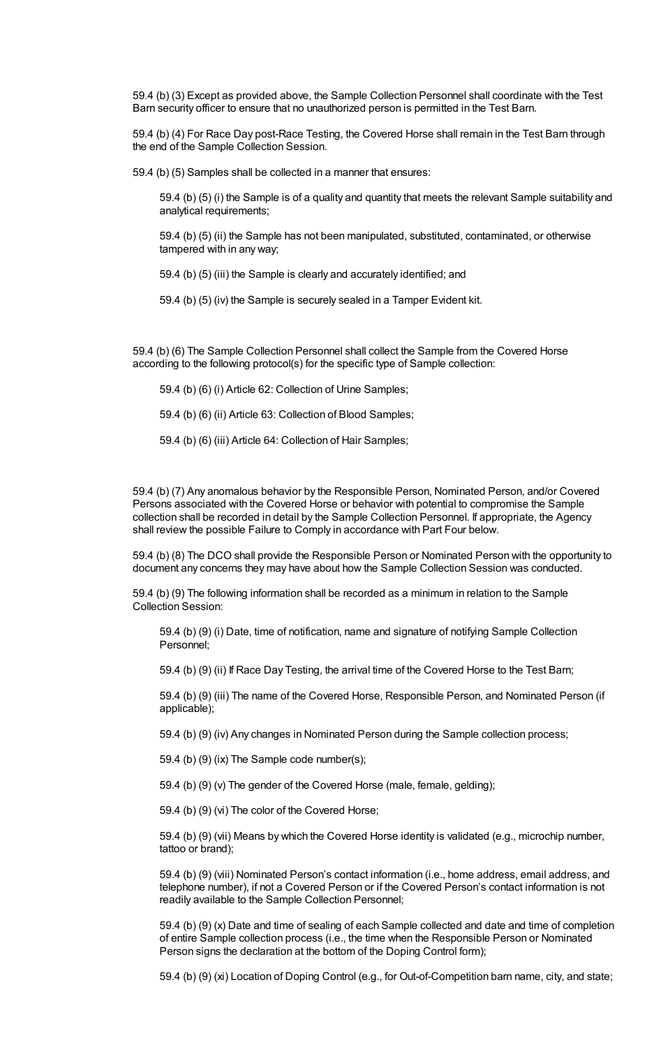59.4 (b) (3) Except as provided above, the Sample Collection Personnel shall coordinate with the Test Barn security officer to ensure that no unauthorized person is permitted in the Test Barn.

59.4 (b) (4) For Race Day post-Race Testing, the Covered Horse shall remain in the Test Barn through the end of the Sample Collection Session.

59.4 (b) (5) Samples shall be collected in a manner that ensures:

> 59.4 (b) (5) (i) the Sample is of a quality and quantity that meets the relevant Sample suitability and analytical requirements;
>
> 59.4 (b) (5) (ii) the Sample has not been manipulated, substituted, contaminated, or otherwise tampered with in any way;
>
> 59.4 (b) (5) (iii) the Sample is clearly and accurately identified; and
>
> 59.4 (b) (5) (iv) the Sample is securely sealed in a Tamper Evident kit.

59.4 (b) (6) The Sample Collection Personnel shall collect the Sample from the Covered Horse according to the following protocol(s) for the specific type of Sample collection:

> 59.4 (b) (6) (i) Article 62: Collection of Urine Samples;
>
> 59.4 (b) (6) (ii) Article 63: Collection of Blood Samples;
>
> 59.4 (b) (6) (iii) Article 64: Collection of Hair Samples;

59.4 (b) (7) Any anomalous behavior by the Responsible Person, Nominated Person, and/or Covered Persons associated with the Covered Horse or behavior with potential to compromise the Sample collection shall be recorded in detail by the Sample Collection Personnel. If appropriate, the Agency shall review the possible Failure to Comply in accordance with Part Four below.

59.4 (b) (8) The DCO shall provide the Responsible Person or Nominated Person with the opportunity to document any concerns they may have about how the Sample Collection Session was conducted.

59.4 (b) (9) The following information shall be recorded as a minimum in relation to the Sample Collection Session:

> 59.4 (b) (9) (i) Date, time of notification, name and signature of notifying Sample Collection Personnel;
>
> 59.4 (b) (9) (ii) If Race Day Testing, the arrival time of the Covered Horse to the Test Barn;
>
> 59.4 (b) (9) (iii) The name of the Covered Horse, Responsible Person, and Nominated Person (if applicable);
>
> 59.4 (b) (9) (iv) Any changes in Nominated Person during the Sample collection process;
>
> 59.4 (b) (9) (ix) The Sample code number(s);
>
> 59.4 (b) (9) (v) The gender of the Covered Horse (male, female, gelding);
>
> 59.4 (b) (9) (vi) The color of the Covered Horse;
>
> 59.4 (b) (9) (vii) Means by which the Covered Horse identity is validated (e.g., microchip number, tattoo or brand);
>
> 59.4 (b) (9) (viii) Nominated Person's contact information (i.e., home address, email address, and telephone number), if not a Covered Person or if the Covered Person's contact information is not readily available to the Sample Collection Personnel;
>
> 59.4 (b) (9) (x) Date and time of sealing of each Sample collected and date and time of completion of entire Sample collection process (i.e., the time when the Responsible Person or Nominated Person signs the declaration at the bottom of the Doping Control form);
>
> 59.4 (b) (9) (xi) Location of Doping Control (e.g., for Out-of-Competition barn name, city, and state;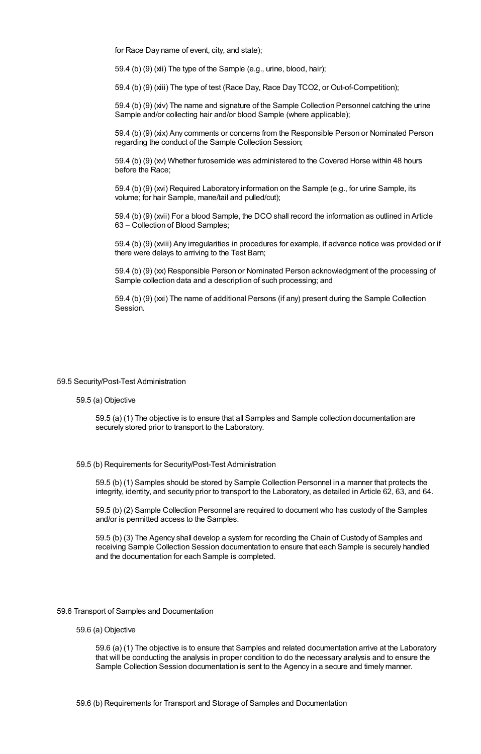for Race Day name of event, city, and state);

59.4 (b) (9) (xii) The type of the Sample (e.g., urine, blood, hair);

59.4 (b) (9) (xiii) The type of test (Race Day, Race Day TCO2, or Out-of-Competition);

59.4 (b) (9) (xiv) The name and signature of the Sample Collection Personnel catching the urine Sample and/or collecting hair and/or blood Sample (where applicable);

59.4 (b) (9) (xix) Any comments or concerns from the Responsible Person or Nominated Person regarding the conduct of the Sample Collection Session;

59.4 (b) (9) (xv) Whether furosemide was administered to the Covered Horse within 48 hours before the Race;

59.4 (b) (9) (xvi) Required Laboratory information on the Sample (e.g., for urine Sample, its volume; for hair Sample, mane/tail and pulled/cut);

59.4 (b) (9) (xvii) For a blood Sample, the DCO shall record the information as outlined in Article 63 – Collection of Blood Samples;

59.4 (b) (9) (xviii) Any irregularities in procedures for example, if advance notice was provided or if there were delays to arriving to the Test Barn;

59.4 (b) (9) (xx) Responsible Person or Nominated Person acknowledgment of the processing of Sample collection data and a description of such processing; and

59.4 (b) (9) (xxi) The name of additional Persons (if any) present during the Sample Collection Session.

## 59.5 Security/Post-Test Administration

### 59.5 (a) Objective

59.5 (a) (1) The objective is to ensure that all Samples and Sample collection documentation are securely stored prior to transport to the Laboratory.

### 59.5 (b) Requirements for Security/Post-Test Administration

59.5 (b) (1) Samples should be stored by Sample Collection Personnel in a manner that protects the integrity, identity, and security prior to transport to the Laboratory, as detailed in Article 62, 63, and 64.

59.5 (b) (2) Sample Collection Personnel are required to document who has custody of the Samples and/or is permitted access to the Samples.

59.5 (b) (3) The Agency shall develop a system for recording the Chain of Custody of Samples and receiving Sample Collection Session documentation to ensure that each Sample is securely handled and the documentation for each Sample is completed.

## 59.6 Transport of Samples and Documentation

### 59.6 (a) Objective

59.6 (a) (1) The objective is to ensure that Samples and related documentation arrive at the Laboratory that will be conducting the analysis in proper condition to do the necessary analysis and to ensure the Sample Collection Session documentation is sent to the Agency in a secure and timely manner.

### 59.6 (b) Requirements for Transport and Storage of Samples and Documentation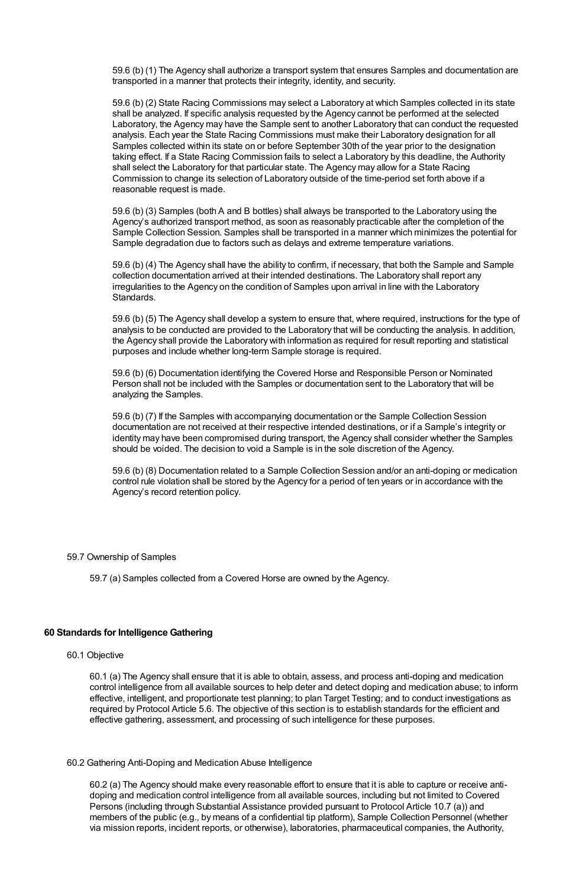59.6 (b) (1) The Agency shall authorize a transport system that ensures Samples and documentation are transported in a manner that protects their integrity, identity, and security.

59.6 (b) (2) State Racing Commissions may select a Laboratory at which Samples collected in its state shall be analyzed. If specific analysis requested by the Agency cannot be performed at the selected Laboratory, the Agency may have the Sample sent to another Laboratory that can conduct the requested analysis. Each year the State Racing Commissions must make their Laboratory designation for all Samples collected within its state on or before September 30th of the year prior to the designation taking effect. If a State Racing Commission fails to select a Laboratory by this deadline, the Authority shall select the Laboratory for that particular state. The Agency may allow for a State Racing Commission to change its selection of Laboratory outside of the time-period set forth above if a reasonable request is made.

59.6 (b) (3) Samples (both A and B bottles) shall always be transported to the Laboratory using the Agency's authorized transport method, as soon as reasonably practicable after the completion of the Sample Collection Session. Samples shall be transported in a manner which minimizes the potential for Sample degradation due to factors such as delays and extreme temperature variations.

59.6 (b) (4) The Agency shall have the ability to confirm, if necessary, that both the Sample and Sample collection documentation arrived at their intended destinations. The Laboratory shall report any irregularities to the Agency on the condition of Samples upon arrival in line with the Laboratory Standards.

59.6 (b) (5) The Agency shall develop a system to ensure that, where required, instructions for the type of analysis to be conducted are provided to the Laboratory that will be conducting the analysis. In addition, the Agency shall provide the Laboratory with information as required for result reporting and statistical purposes and include whether long-term Sample storage is required.

59.6 (b) (6) Documentation identifying the Covered Horse and Responsible Person or Nominated Person shall not be included with the Samples or documentation sent to the Laboratory that will be analyzing the Samples.

59.6 (b) (7) If the Samples with accompanying documentation or the Sample Collection Session documentation are not received at their respective intended destinations, or if a Sample's integrity or identity may have been compromised during transport, the Agency shall consider whether the Samples should be voided. The decision to void a Sample is in the sole discretion of the Agency.

59.6 (b) (8) Documentation related to a Sample Collection Session and/or an anti-doping or medication control rule violation shall be stored by the Agency for a period of ten years or in accordance with the Agency's record retention policy.

59.7 Ownership of Samples

59.7 (a) Samples collected from a Covered Horse are owned by the Agency.

## 60 Standards for Intelligence Gathering

60.1 Objective

60.1 (a) The Agency shall ensure that it is able to obtain, assess, and process anti-doping and medication control intelligence from all available sources to help deter and detect doping and medication abuse; to inform effective, intelligent, and proportionate test planning; to plan Target Testing; and to conduct investigations as required by Protocol Article 5.6. The objective of this section is to establish standards for the efficient and effective gathering, assessment, and processing of such intelligence for these purposes.

60.2 Gathering Anti-Doping and Medication Abuse Intelligence

60.2 (a) The Agency should make every reasonable effort to ensure that it is able to capture or receive anti-doping and medication control intelligence from all available sources, including but not limited to Covered Persons (including through Substantial Assistance provided pursuant to Protocol Article 10.7 (a)) and members of the public (e.g., by means of a confidential tip platform), Sample Collection Personnel (whether via mission reports, incident reports, or otherwise), laboratories, pharmaceutical companies, the Authority,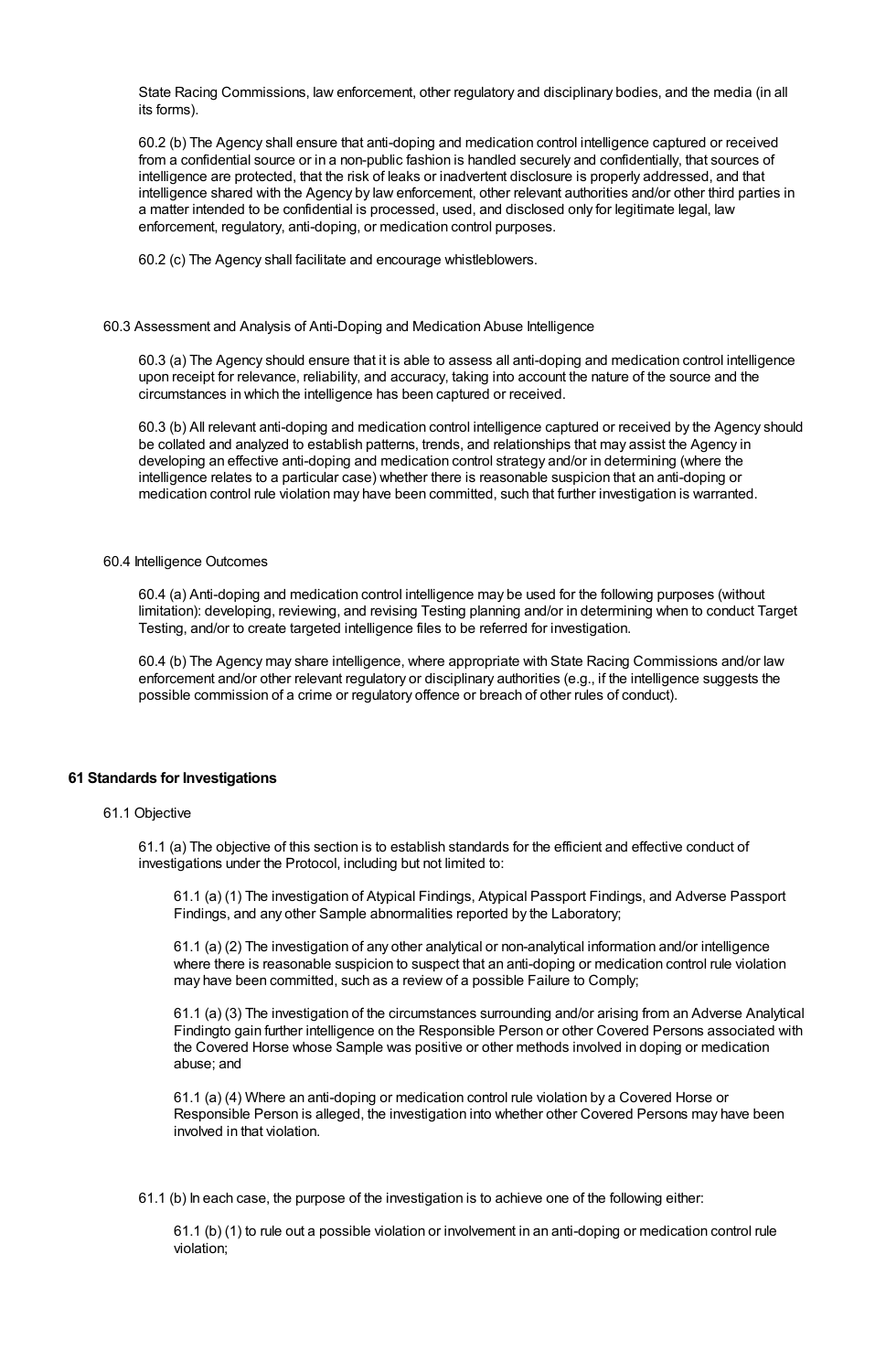State Racing Commissions, law enforcement, other regulatory and disciplinary bodies, and the media (in all its forms).

60.2 (b) The Agency shall ensure that anti-doping and medication control intelligence captured or received from a confidential source or in a non-public fashion is handled securely and confidentially, that sources of intelligence are protected, that the risk of leaks or inadvertent disclosure is properly addressed, and that intelligence shared with the Agency by law enforcement, other relevant authorities and/or other third parties in a matter intended to be confidential is processed, used, and disclosed only for legitimate legal, law enforcement, regulatory, anti-doping, or medication control purposes.

60.2 (c) The Agency shall facilitate and encourage whistleblowers.

60.3 Assessment and Analysis of Anti-Doping and Medication Abuse Intelligence

60.3 (a) The Agency should ensure that it is able to assess all anti-doping and medication control intelligence upon receipt for relevance, reliability, and accuracy, taking into account the nature of the source and the circumstances in which the intelligence has been captured or received.

60.3 (b) All relevant anti-doping and medication control intelligence captured or received by the Agency should be collated and analyzed to establish patterns, trends, and relationships that may assist the Agency in developing an effective anti-doping and medication control strategy and/or in determining (where the intelligence relates to a particular case) whether there is reasonable suspicion that an anti-doping or medication control rule violation may have been committed, such that further investigation is warranted.

60.4 Intelligence Outcomes

60.4 (a) Anti-doping and medication control intelligence may be used for the following purposes (without limitation): developing, reviewing, and revising Testing planning and/or in determining when to conduct Target Testing, and/or to create targeted intelligence files to be referred for investigation.

60.4 (b) The Agency may share intelligence, where appropriate with State Racing Commissions and/or law enforcement and/or other relevant regulatory or disciplinary authorities (e.g., if the intelligence suggests the possible commission of a crime or regulatory offence or breach of other rules of conduct).

**61 Standards for Investigations**

61.1 Objective

61.1 (a) The objective of this section is to establish standards for the efficient and effective conduct of investigations under the Protocol, including but not limited to:

61.1 (a) (1) The investigation of Atypical Findings, Atypical Passport Findings, and Adverse Passport Findings, and any other Sample abnormalities reported by the Laboratory;

61.1 (a) (2) The investigation of any other analytical or non-analytical information and/or intelligence where there is reasonable suspicion to suspect that an anti-doping or medication control rule violation may have been committed, such as a review of a possible Failure to Comply;

61.1 (a) (3) The investigation of the circumstances surrounding and/or arising from an Adverse Analytical Findingto gain further intelligence on the Responsible Person or other Covered Persons associated with the Covered Horse whose Sample was positive or other methods involved in doping or medication abuse; and

61.1 (a) (4) Where an anti-doping or medication control rule violation by a Covered Horse or Responsible Person is alleged, the investigation into whether other Covered Persons may have been involved in that violation.

61.1 (b) In each case, the purpose of the investigation is to achieve one of the following either:

61.1 (b) (1) to rule out a possible violation or involvement in an anti-doping or medication control rule violation;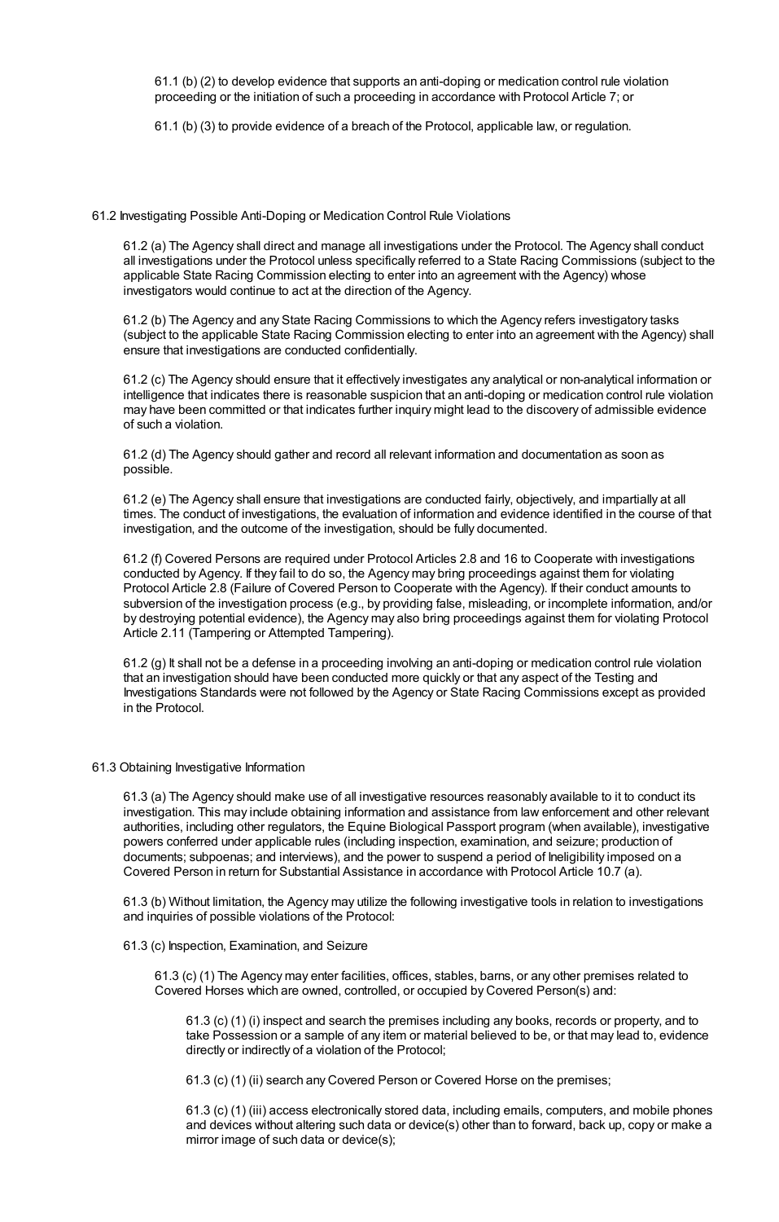61.1 (b) (2) to develop evidence that supports an anti-doping or medication control rule violation proceeding or the initiation of such a proceeding in accordance with Protocol Article 7; or

61.1 (b) (3) to provide evidence of a breach of the Protocol, applicable law, or regulation.

61.2 Investigating Possible Anti-Doping or Medication Control Rule Violations

61.2 (a) The Agency shall direct and manage all investigations under the Protocol. The Agency shall conduct all investigations under the Protocol unless specifically referred to a State Racing Commissions (subject to the applicable State Racing Commission electing to enter into an agreement with the Agency) whose investigators would continue to act at the direction of the Agency.

61.2 (b) The Agency and any State Racing Commissions to which the Agency refers investigatory tasks (subject to the applicable State Racing Commission electing to enter into an agreement with the Agency) shall ensure that investigations are conducted confidentially.

61.2 (c) The Agency should ensure that it effectively investigates any analytical or non-analytical information or intelligence that indicates there is reasonable suspicion that an anti-doping or medication control rule violation may have been committed or that indicates further inquiry might lead to the discovery of admissible evidence of such a violation.

61.2 (d) The Agency should gather and record all relevant information and documentation as soon as possible.

61.2 (e) The Agency shall ensure that investigations are conducted fairly, objectively, and impartially at all times. The conduct of investigations, the evaluation of information and evidence identified in the course of that investigation, and the outcome of the investigation, should be fully documented.

61.2 (f) Covered Persons are required under Protocol Articles 2.8 and 16 to Cooperate with investigations conducted by Agency. If they fail to do so, the Agency may bring proceedings against them for violating Protocol Article 2.8 (Failure of Covered Person to Cooperate with the Agency). If their conduct amounts to subversion of the investigation process (e.g., by providing false, misleading, or incomplete information, and/or by destroying potential evidence), the Agency may also bring proceedings against them for violating Protocol Article 2.11 (Tampering or Attempted Tampering).

61.2 (g) It shall not be a defense in a proceeding involving an anti-doping or medication control rule violation that an investigation should have been conducted more quickly or that any aspect of the Testing and Investigations Standards were not followed by the Agency or State Racing Commissions except as provided in the Protocol.

61.3 Obtaining Investigative Information

61.3 (a) The Agency should make use of all investigative resources reasonably available to it to conduct its investigation. This may include obtaining information and assistance from law enforcement and other relevant authorities, including other regulators, the Equine Biological Passport program (when available), investigative powers conferred under applicable rules (including inspection, examination, and seizure; production of documents; subpoenas; and interviews), and the power to suspend a period of Ineligibility imposed on a Covered Person in return for Substantial Assistance in accordance with Protocol Article 10.7 (a).

61.3 (b) Without limitation, the Agency may utilize the following investigative tools in relation to investigations and inquiries of possible violations of the Protocol:

61.3 (c) Inspection, Examination, and Seizure

61.3 (c) (1) The Agency may enter facilities, offices, stables, barns, or any other premises related to Covered Horses which are owned, controlled, or occupied by Covered Person(s) and:

61.3 (c) (1) (i) inspect and search the premises including any books, records or property, and to take Possession or a sample of any item or material believed to be, or that may lead to, evidence directly or indirectly of a violation of the Protocol;

61.3 (c) (1) (ii) search any Covered Person or Covered Horse on the premises;

61.3 (c) (1) (iii) access electronically stored data, including emails, computers, and mobile phones and devices without altering such data or device(s) other than to forward, back up, copy or make a mirror image of such data or device(s);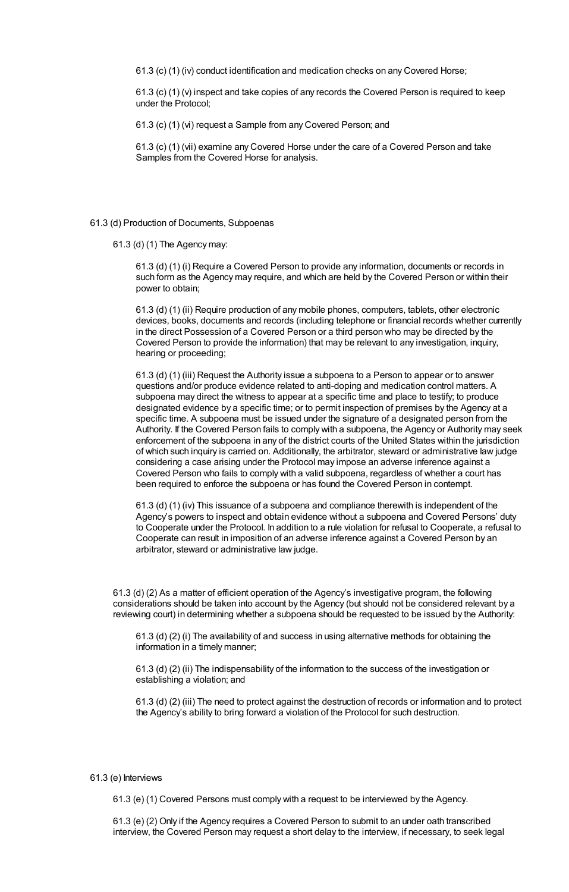61.3 (c) (1) (iv) conduct identification and medication checks on any Covered Horse;

61.3 (c) (1) (v) inspect and take copies of any records the Covered Person is required to keep under the Protocol;

61.3 (c) (1) (vi) request a Sample from any Covered Person; and

61.3 (c) (1) (vii) examine any Covered Horse under the care of a Covered Person and take Samples from the Covered Horse for analysis.

61.3 (d) Production of Documents, Subpoenas

61.3 (d) (1) The Agency may:

61.3 (d) (1) (i) Require a Covered Person to provide any information, documents or records in such form as the Agency may require, and which are held by the Covered Person or within their power to obtain;

61.3 (d) (1) (ii) Require production of any mobile phones, computers, tablets, other electronic devices, books, documents and records (including telephone or financial records whether currently in the direct Possession of a Covered Person or a third person who may be directed by the Covered Person to provide the information) that may be relevant to any investigation, inquiry, hearing or proceeding;

61.3 (d) (1) (iii) Request the Authority issue a subpoena to a Person to appear or to answer questions and/or produce evidence related to anti-doping and medication control matters. A subpoena may direct the witness to appear at a specific time and place to testify; to produce designated evidence by a specific time; or to permit inspection of premises by the Agency at a specific time. A subpoena must be issued under the signature of a designated person from the Authority. If the Covered Person fails to comply with a subpoena, the Agency or Authority may seek enforcement of the subpoena in any of the district courts of the United States within the jurisdiction of which such inquiry is carried on. Additionally, the arbitrator, steward or administrative law judge considering a case arising under the Protocol may impose an adverse inference against a Covered Person who fails to comply with a valid subpoena, regardless of whether a court has been required to enforce the subpoena or has found the Covered Person in contempt.

61.3 (d) (1) (iv) This issuance of a subpoena and compliance therewith is independent of the Agency's powers to inspect and obtain evidence without a subpoena and Covered Persons' duty to Cooperate under the Protocol. In addition to a rule violation for refusal to Cooperate, a refusal to Cooperate can result in imposition of an adverse inference against a Covered Person by an arbitrator, steward or administrative law judge.

61.3 (d) (2) As a matter of efficient operation of the Agency's investigative program, the following considerations should be taken into account by the Agency (but should not be considered relevant by a reviewing court) in determining whether a subpoena should be requested to be issued by the Authority:

61.3 (d) (2) (i) The availability of and success in using alternative methods for obtaining the information in a timely manner;

61.3 (d) (2) (ii) The indispensability of the information to the success of the investigation or establishing a violation; and

61.3 (d) (2) (iii) The need to protect against the destruction of records or information and to protect the Agency's ability to bring forward a violation of the Protocol for such destruction.

61.3 (e) Interviews

61.3 (e) (1) Covered Persons must comply with a request to be interviewed by the Agency.

61.3 (e) (2) Only if the Agency requires a Covered Person to submit to an under oath transcribed interview, the Covered Person may request a short delay to the interview, if necessary, to seek legal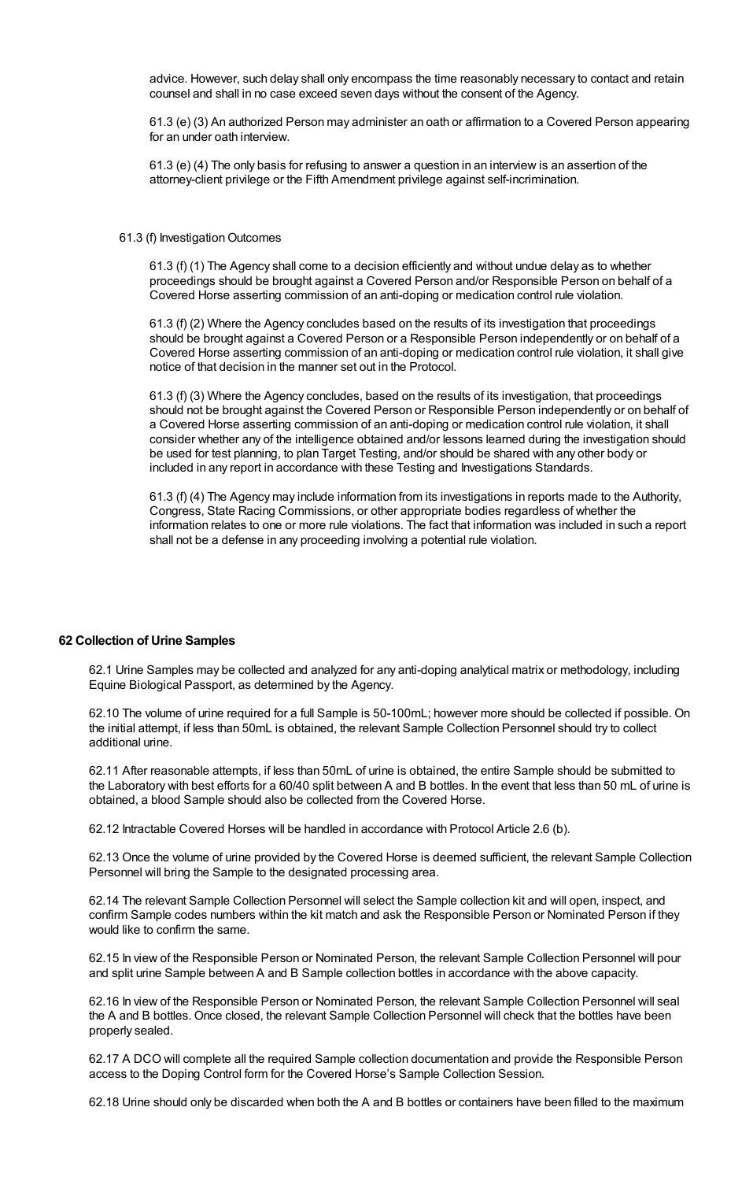advice. However, such delay shall only encompass the time reasonably necessary to contact and retain counsel and shall in no case exceed seven days without the consent of the Agency.

61.3 (e) (3) An authorized Person may administer an oath or affirmation to a Covered Person appearing for an under oath interview.

61.3 (e) (4) The only basis for refusing to answer a question in an interview is an assertion of the attorney-client privilege or the Fifth Amendment privilege against self-incrimination.

61.3 (f) Investigation Outcomes

61.3 (f) (1) The Agency shall come to a decision efficiently and without undue delay as to whether proceedings should be brought against a Covered Person and/or Responsible Person on behalf of a Covered Horse asserting commission of an anti-doping or medication control rule violation.

61.3 (f) (2) Where the Agency concludes based on the results of its investigation that proceedings should be brought against a Covered Person or a Responsible Person independently or on behalf of a Covered Horse asserting commission of an anti-doping or medication control rule violation, it shall give notice of that decision in the manner set out in the Protocol.

61.3 (f) (3) Where the Agency concludes, based on the results of its investigation, that proceedings should not be brought against the Covered Person or Responsible Person independently or on behalf of a Covered Horse asserting commission of an anti-doping or medication control rule violation, it shall consider whether any of the intelligence obtained and/or lessons learned during the investigation should be used for test planning, to plan Target Testing, and/or should be shared with any other body or included in any report in accordance with these Testing and Investigations Standards.

61.3 (f) (4) The Agency may include information from its investigations in reports made to the Authority, Congress, State Racing Commissions, or other appropriate bodies regardless of whether the information relates to one or more rule violations. The fact that information was included in such a report shall not be a defense in any proceeding involving a potential rule violation.

**62 Collection of Urine Samples**

62.1 Urine Samples may be collected and analyzed for any anti-doping analytical matrix or methodology, including Equine Biological Passport, as determined by the Agency.

62.10 The volume of urine required for a full Sample is 50-100mL; however more should be collected if possible. On the initial attempt, if less than 50mL is obtained, the relevant Sample Collection Personnel should try to collect additional urine.

62.11 After reasonable attempts, if less than 50mL of urine is obtained, the entire Sample should be submitted to the Laboratory with best efforts for a 60/40 split between A and B bottles. In the event that less than 50 mL of urine is obtained, a blood Sample should also be collected from the Covered Horse.

62.12 Intractable Covered Horses will be handled in accordance with Protocol Article 2.6 (b).

62.13 Once the volume of urine provided by the Covered Horse is deemed sufficient, the relevant Sample Collection Personnel will bring the Sample to the designated processing area.

62.14 The relevant Sample Collection Personnel will select the Sample collection kit and will open, inspect, and confirm Sample codes numbers within the kit match and ask the Responsible Person or Nominated Person if they would like to confirm the same.

62.15 In view of the Responsible Person or Nominated Person, the relevant Sample Collection Personnel will pour and split urine Sample between A and B Sample collection bottles in accordance with the above capacity.

62.16 In view of the Responsible Person or Nominated Person, the relevant Sample Collection Personnel will seal the A and B bottles. Once closed, the relevant Sample Collection Personnel will check that the bottles have been properly sealed.

62.17 A DCO will complete all the required Sample collection documentation and provide the Responsible Person access to the Doping Control form for the Covered Horse's Sample Collection Session.

62.18 Urine should only be discarded when both the A and B bottles or containers have been filled to the maximum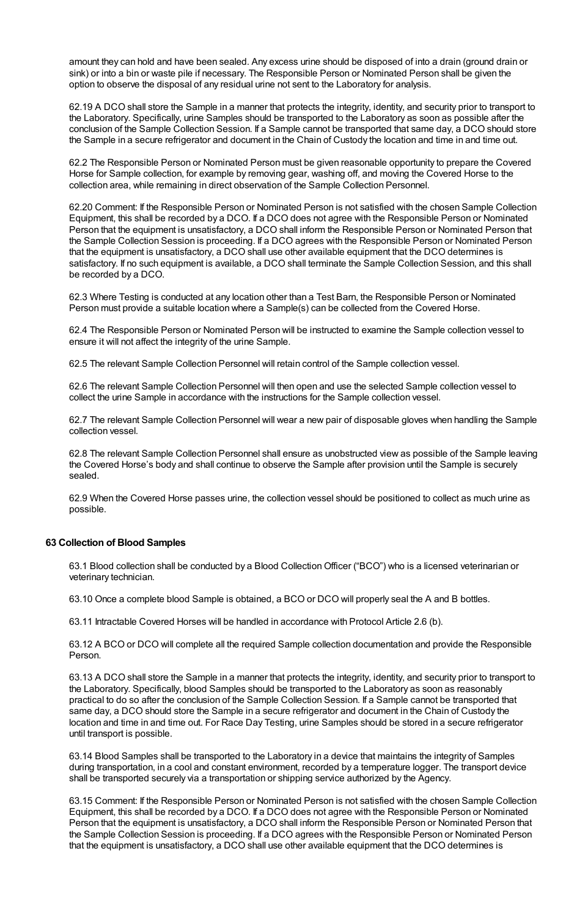amount they can hold and have been sealed. Any excess urine should be disposed of into a drain (ground drain or sink) or into a bin or waste pile if necessary. The Responsible Person or Nominated Person shall be given the option to observe the disposal of any residual urine not sent to the Laboratory for analysis.

62.19 A DCO shall store the Sample in a manner that protects the integrity, identity, and security prior to transport to the Laboratory. Specifically, urine Samples should be transported to the Laboratory as soon as possible after the conclusion of the Sample Collection Session. If a Sample cannot be transported that same day, a DCO should store the Sample in a secure refrigerator and document in the Chain of Custody the location and time in and time out.

62.2 The Responsible Person or Nominated Person must be given reasonable opportunity to prepare the Covered Horse for Sample collection, for example by removing gear, washing off, and moving the Covered Horse to the collection area, while remaining in direct observation of the Sample Collection Personnel.

62.20 Comment: If the Responsible Person or Nominated Person is not satisfied with the chosen Sample Collection Equipment, this shall be recorded by a DCO. If a DCO does not agree with the Responsible Person or Nominated Person that the equipment is unsatisfactory, a DCO shall inform the Responsible Person or Nominated Person that the Sample Collection Session is proceeding. If a DCO agrees with the Responsible Person or Nominated Person that the equipment is unsatisfactory, a DCO shall use other available equipment that the DCO determines is satisfactory. If no such equipment is available, a DCO shall terminate the Sample Collection Session, and this shall be recorded by a DCO.

62.3 Where Testing is conducted at any location other than a Test Barn, the Responsible Person or Nominated Person must provide a suitable location where a Sample(s) can be collected from the Covered Horse.

62.4 The Responsible Person or Nominated Person will be instructed to examine the Sample collection vessel to ensure it will not affect the integrity of the urine Sample.

62.5 The relevant Sample Collection Personnel will retain control of the Sample collection vessel.

62.6 The relevant Sample Collection Personnel will then open and use the selected Sample collection vessel to collect the urine Sample in accordance with the instructions for the Sample collection vessel.

62.7 The relevant Sample Collection Personnel will wear a new pair of disposable gloves when handling the Sample collection vessel.

62.8 The relevant Sample Collection Personnel shall ensure as unobstructed view as possible of the Sample leaving the Covered Horse's body and shall continue to observe the Sample after provision until the Sample is securely sealed.

62.9 When the Covered Horse passes urine, the collection vessel should be positioned to collect as much urine as possible.

### 63 Collection of Blood Samples

63.1 Blood collection shall be conducted by a Blood Collection Officer ("BCO") who is a licensed veterinarian or veterinary technician.

63.10 Once a complete blood Sample is obtained, a BCO or DCO will properly seal the A and B bottles.

63.11 Intractable Covered Horses will be handled in accordance with Protocol Article 2.6 (b).

63.12 A BCO or DCO will complete all the required Sample collection documentation and provide the Responsible Person.

63.13 A DCO shall store the Sample in a manner that protects the integrity, identity, and security prior to transport to the Laboratory. Specifically, blood Samples should be transported to the Laboratory as soon as reasonably practical to do so after the conclusion of the Sample Collection Session. If a Sample cannot be transported that same day, a DCO should store the Sample in a secure refrigerator and document in the Chain of Custody the location and time in and time out. For Race Day Testing, urine Samples should be stored in a secure refrigerator until transport is possible.

63.14 Blood Samples shall be transported to the Laboratory in a device that maintains the integrity of Samples during transportation, in a cool and constant environment, recorded by a temperature logger. The transport device shall be transported securely via a transportation or shipping service authorized by the Agency.

63.15 Comment: If the Responsible Person or Nominated Person is not satisfied with the chosen Sample Collection Equipment, this shall be recorded by a DCO. If a DCO does not agree with the Responsible Person or Nominated Person that the equipment is unsatisfactory, a DCO shall inform the Responsible Person or Nominated Person that the Sample Collection Session is proceeding. If a DCO agrees with the Responsible Person or Nominated Person that the equipment is unsatisfactory, a DCO shall use other available equipment that the DCO determines is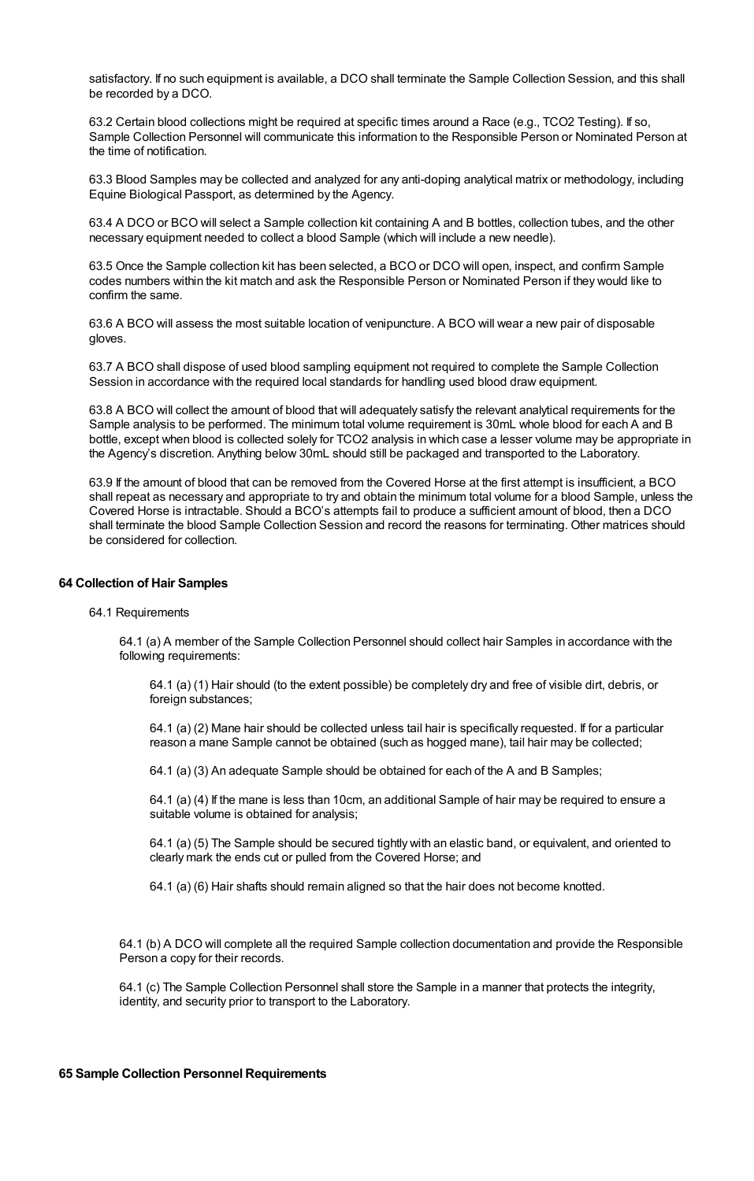satisfactory. If no such equipment is available, a DCO shall terminate the Sample Collection Session, and this shall be recorded by a DCO.

63.2 Certain blood collections might be required at specific times around a Race (e.g., TCO2 Testing). If so, Sample Collection Personnel will communicate this information to the Responsible Person or Nominated Person at the time of notification.

63.3 Blood Samples may be collected and analyzed for any anti-doping analytical matrix or methodology, including Equine Biological Passport, as determined by the Agency.

63.4 A DCO or BCO will select a Sample collection kit containing A and B bottles, collection tubes, and the other necessary equipment needed to collect a blood Sample (which will include a new needle).

63.5 Once the Sample collection kit has been selected, a BCO or DCO will open, inspect, and confirm Sample codes numbers within the kit match and ask the Responsible Person or Nominated Person if they would like to confirm the same.

63.6 A BCO will assess the most suitable location of venipuncture. A BCO will wear a new pair of disposable gloves.

63.7 A BCO shall dispose of used blood sampling equipment not required to complete the Sample Collection Session in accordance with the required local standards for handling used blood draw equipment.

63.8 A BCO will collect the amount of blood that will adequately satisfy the relevant analytical requirements for the Sample analysis to be performed. The minimum total volume requirement is 30mL whole blood for each A and B bottle, except when blood is collected solely for TCO2 analysis in which case a lesser volume may be appropriate in the Agency's discretion. Anything below 30mL should still be packaged and transported to the Laboratory.

63.9 If the amount of blood that can be removed from the Covered Horse at the first attempt is insufficient, a BCO shall repeat as necessary and appropriate to try and obtain the minimum total volume for a blood Sample, unless the Covered Horse is intractable. Should a BCO's attempts fail to produce a sufficient amount of blood, then a DCO shall terminate the blood Sample Collection Session and record the reasons for terminating. Other matrices should be considered for collection.

### 64 Collection of Hair Samples

64.1 Requirements

64.1 (a) A member of the Sample Collection Personnel should collect hair Samples in accordance with the following requirements:

64.1 (a) (1) Hair should (to the extent possible) be completely dry and free of visible dirt, debris, or foreign substances;

64.1 (a) (2) Mane hair should be collected unless tail hair is specifically requested. If for a particular reason a mane Sample cannot be obtained (such as hogged mane), tail hair may be collected;

64.1 (a) (3) An adequate Sample should be obtained for each of the A and B Samples;

64.1 (a) (4) If the mane is less than 10cm, an additional Sample of hair may be required to ensure a suitable volume is obtained for analysis;

64.1 (a) (5) The Sample should be secured tightly with an elastic band, or equivalent, and oriented to clearly mark the ends cut or pulled from the Covered Horse; and

64.1 (a) (6) Hair shafts should remain aligned so that the hair does not become knotted.

64.1 (b) A DCO will complete all the required Sample collection documentation and provide the Responsible Person a copy for their records.

64.1 (c) The Sample Collection Personnel shall store the Sample in a manner that protects the integrity, identity, and security prior to transport to the Laboratory.

### 65 Sample Collection Personnel Requirements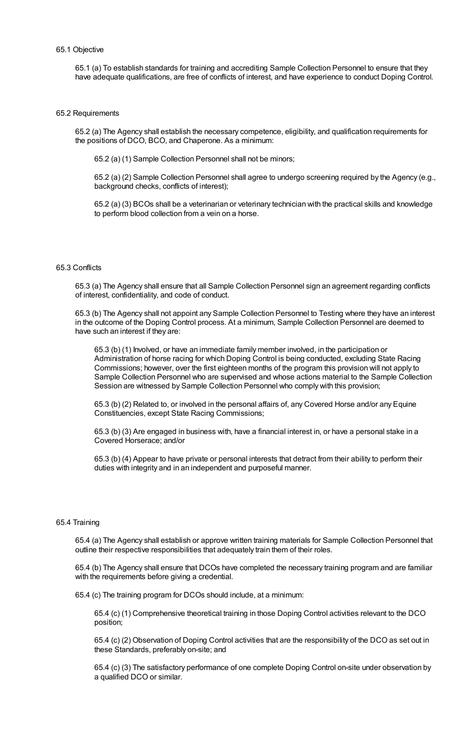65.1 Objective

65.1 (a) To establish standards for training and accrediting Sample Collection Personnel to ensure that they have adequate qualifications, are free of conflicts of interest, and have experience to conduct Doping Control.

65.2 Requirements

65.2 (a) The Agency shall establish the necessary competence, eligibility, and qualification requirements for the positions of DCO, BCO, and Chaperone. As a minimum:

65.2 (a) (1) Sample Collection Personnel shall not be minors;

65.2 (a) (2) Sample Collection Personnel shall agree to undergo screening required by the Agency (e.g., background checks, conflicts of interest);

65.2 (a) (3) BCOs shall be a veterinarian or veterinary technician with the practical skills and knowledge to perform blood collection from a vein on a horse.

65.3 Conflicts

65.3 (a) The Agency shall ensure that all Sample Collection Personnel sign an agreement regarding conflicts of interest, confidentiality, and code of conduct.

65.3 (b) The Agency shall not appoint any Sample Collection Personnel to Testing where they have an interest in the outcome of the Doping Control process. At a minimum, Sample Collection Personnel are deemed to have such an interest if they are:

65.3 (b) (1) Involved, or have an immediate family member involved, in the participation or Administration of horse racing for which Doping Control is being conducted, excluding State Racing Commissions; however, over the first eighteen months of the program this provision will not apply to Sample Collection Personnel who are supervised and whose actions material to the Sample Collection Session are witnessed by Sample Collection Personnel who comply with this provision;

65.3 (b) (2) Related to, or involved in the personal affairs of, any Covered Horse and/or any Equine Constituencies, except State Racing Commissions;

65.3 (b) (3) Are engaged in business with, have a financial interest in, or have a personal stake in a Covered Horserace; and/or

65.3 (b) (4) Appear to have private or personal interests that detract from their ability to perform their duties with integrity and in an independent and purposeful manner.

65.4 Training

65.4 (a) The Agency shall establish or approve written training materials for Sample Collection Personnel that outline their respective responsibilities that adequately train them of their roles.

65.4 (b) The Agency shall ensure that DCOs have completed the necessary training program and are familiar with the requirements before giving a credential.

65.4 (c) The training program for DCOs should include, at a minimum:

65.4 (c) (1) Comprehensive theoretical training in those Doping Control activities relevant to the DCO position;

65.4 (c) (2) Observation of Doping Control activities that are the responsibility of the DCO as set out in these Standards, preferably on-site; and

65.4 (c) (3) The satisfactory performance of one complete Doping Control on-site under observation by a qualified DCO or similar.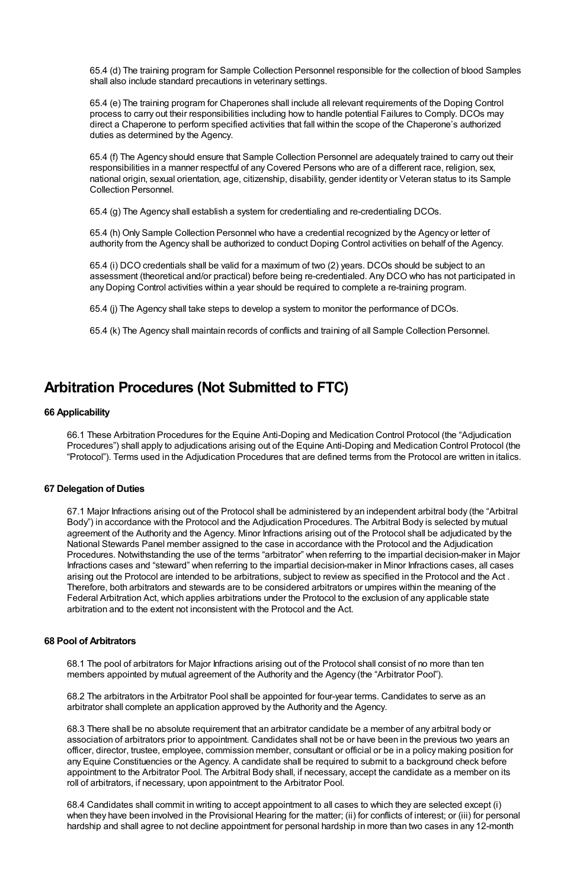65.4 (d) The training program for Sample Collection Personnel responsible for the collection of blood Samples shall also include standard precautions in veterinary settings.

65.4 (e) The training program for Chaperones shall include all relevant requirements of the Doping Control process to carry out their responsibilities including how to handle potential Failures to Comply. DCOs may direct a Chaperone to perform specified activities that fall within the scope of the Chaperone's authorized duties as determined by the Agency.

65.4 (f) The Agency should ensure that Sample Collection Personnel are adequately trained to carry out their responsibilities in a manner respectful of any Covered Persons who are of a different race, religion, sex, national origin, sexual orientation, age, citizenship, disability, gender identity or Veteran status to its Sample Collection Personnel.

65.4 (g) The Agency shall establish a system for credentialing and re-credentialing DCOs.

65.4 (h) Only Sample Collection Personnel who have a credential recognized by the Agency or letter of authority from the Agency shall be authorized to conduct Doping Control activities on behalf of the Agency.

65.4 (i) DCO credentials shall be valid for a maximum of two (2) years. DCOs should be subject to an assessment (theoretical and/or practical) before being re-credentialed. Any DCO who has not participated in any Doping Control activities within a year should be required to complete a re-training program.

65.4 (j) The Agency shall take steps to develop a system to monitor the performance of DCOs.

65.4 (k) The Agency shall maintain records of conflicts and training of all Sample Collection Personnel.

# Arbitration Procedures (Not Submitted to FTC)

### 66 Applicability

66.1 These Arbitration Procedures for the Equine Anti-Doping and Medication Control Protocol (the "Adjudication Procedures") shall apply to adjudications arising out of the Equine Anti-Doping and Medication Control Protocol (the "Protocol"). Terms used in the Adjudication Procedures that are defined terms from the Protocol are written in italics.

### 67 Delegation of Duties

67.1 Major Infractions arising out of the Protocol shall be administered by an independent arbitral body (the "Arbitral Body") in accordance with the Protocol and the Adjudication Procedures. The Arbitral Body is selected by mutual agreement of the Authority and the Agency. Minor Infractions arising out of the Protocol shall be adjudicated by the National Stewards Panel member assigned to the case in accordance with the Protocol and the Adjudication Procedures. Notwithstanding the use of the terms "arbitrator" when referring to the impartial decision-maker in Major Infractions cases and "steward" when referring to the impartial decision-maker in Minor Infractions cases, all cases arising out the Protocol are intended to be arbitrations, subject to review as specified in the Protocol and the Act . Therefore, both arbitrators and stewards are to be considered arbitrators or umpires within the meaning of the Federal Arbitration Act, which applies arbitrations under the Protocol to the exclusion of any applicable state arbitration and to the extent not inconsistent with the Protocol and the Act.

### 68 Pool of Arbitrators

68.1 The pool of arbitrators for Major Infractions arising out of the Protocol shall consist of no more than ten members appointed by mutual agreement of the Authority and the Agency (the "Arbitrator Pool").

68.2 The arbitrators in the Arbitrator Pool shall be appointed for four-year terms. Candidates to serve as an arbitrator shall complete an application approved by the Authority and the Agency.

68.3 There shall be no absolute requirement that an arbitrator candidate be a member of any arbitral body or association of arbitrators prior to appointment. Candidates shall not be or have been in the previous two years an officer, director, trustee, employee, commission member, consultant or official or be in a policy making position for any Equine Constituencies or the Agency. A candidate shall be required to submit to a background check before appointment to the Arbitrator Pool. The Arbitral Body shall, if necessary, accept the candidate as a member on its roll of arbitrators, if necessary, upon appointment to the Arbitrator Pool.

68.4 Candidates shall commit in writing to accept appointment to all cases to which they are selected except (i) when they have been involved in the Provisional Hearing for the matter; (ii) for conflicts of interest; or (iii) for personal hardship and shall agree to not decline appointment for personal hardship in more than two cases in any 12-month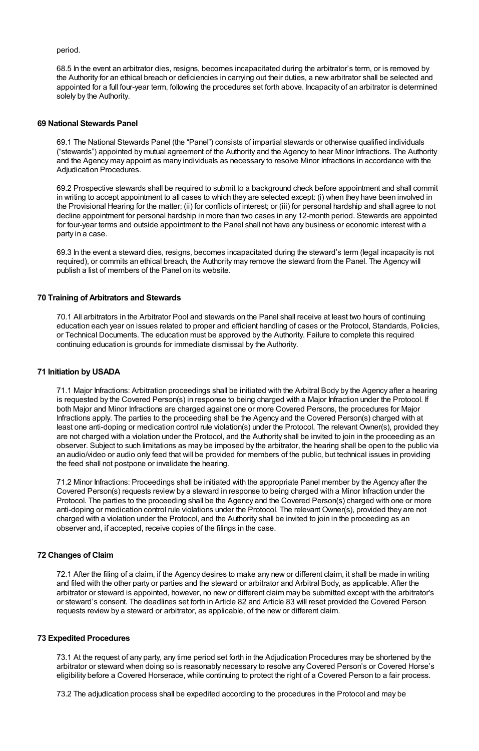period.

68.5 In the event an arbitrator dies, resigns, becomes incapacitated during the arbitrator's term, or is removed by the Authority for an ethical breach or deficiencies in carrying out their duties, a new arbitrator shall be selected and appointed for a full four-year term, following the procedures set forth above. Incapacity of an arbitrator is determined solely by the Authority.

**69 National Stewards Panel**

69.1 The National Stewards Panel (the "Panel") consists of impartial stewards or otherwise qualified individuals ("stewards") appointed by mutual agreement of the Authority and the Agency to hear Minor Infractions. The Authority and the Agency may appoint as many individuals as necessary to resolve Minor Infractions in accordance with the Adjudication Procedures.

69.2 Prospective stewards shall be required to submit to a background check before appointment and shall commit in writing to accept appointment to all cases to which they are selected except: (i) when they have been involved in the Provisional Hearing for the matter; (ii) for conflicts of interest; or (iii) for personal hardship and shall agree to not decline appointment for personal hardship in more than two cases in any 12-month period. Stewards are appointed for four-year terms and outside appointment to the Panel shall not have any business or economic interest with a party in a case.

69.3 In the event a steward dies, resigns, becomes incapacitated during the steward's term (legal incapacity is not required), or commits an ethical breach, the Authority may remove the steward from the Panel. The Agency will publish a list of members of the Panel on its website.

**70 Training of Arbitrators and Stewards**

70.1 All arbitrators in the Arbitrator Pool and stewards on the Panel shall receive at least two hours of continuing education each year on issues related to proper and efficient handling of cases or the Protocol, Standards, Policies, or Technical Documents. The education must be approved by the Authority. Failure to complete this required continuing education is grounds for immediate dismissal by the Authority.

**71 Initiation by USADA**

71.1 Major Infractions: Arbitration proceedings shall be initiated with the Arbitral Body by the Agency after a hearing is requested by the Covered Person(s) in response to being charged with a Major Infraction under the Protocol. If both Major and Minor Infractions are charged against one or more Covered Persons, the procedures for Major Infractions apply. The parties to the proceeding shall be the Agency and the Covered Person(s) charged with at least one anti-doping or medication control rule violation(s) under the Protocol. The relevant Owner(s), provided they are not charged with a violation under the Protocol, and the Authority shall be invited to join in the proceeding as an observer. Subject to such limitations as may be imposed by the arbitrator, the hearing shall be open to the public via an audio/video or audio only feed that will be provided for members of the public, but technical issues in providing the feed shall not postpone or invalidate the hearing.

71.2 Minor Infractions: Proceedings shall be initiated with the appropriate Panel member by the Agency after the Covered Person(s) requests review by a steward in response to being charged with a Minor Infraction under the Protocol. The parties to the proceeding shall be the Agency and the Covered Person(s) charged with one or more anti-doping or medication control rule violations under the Protocol. The relevant Owner(s), provided they are not charged with a violation under the Protocol, and the Authority shall be invited to join in the proceeding as an observer and, if accepted, receive copies of the filings in the case.

**72 Changes of Claim**

72.1 After the filing of a claim, if the Agency desires to make any new or different claim, it shall be made in writing and filed with the other party or parties and the steward or arbitrator and Arbitral Body, as applicable. After the arbitrator or steward is appointed, however, no new or different claim may be submitted except with the arbitrator's or steward's consent. The deadlines set forth in Article 82 and Article 83 will reset provided the Covered Person requests review by a steward or arbitrator, as applicable, of the new or different claim.

**73 Expedited Procedures**

73.1 At the request of any party, any time period set forth in the Adjudication Procedures may be shortened by the arbitrator or steward when doing so is reasonably necessary to resolve any Covered Person's or Covered Horse's eligibility before a Covered Horserace, while continuing to protect the right of a Covered Person to a fair process.

73.2 The adjudication process shall be expedited according to the procedures in the Protocol and may be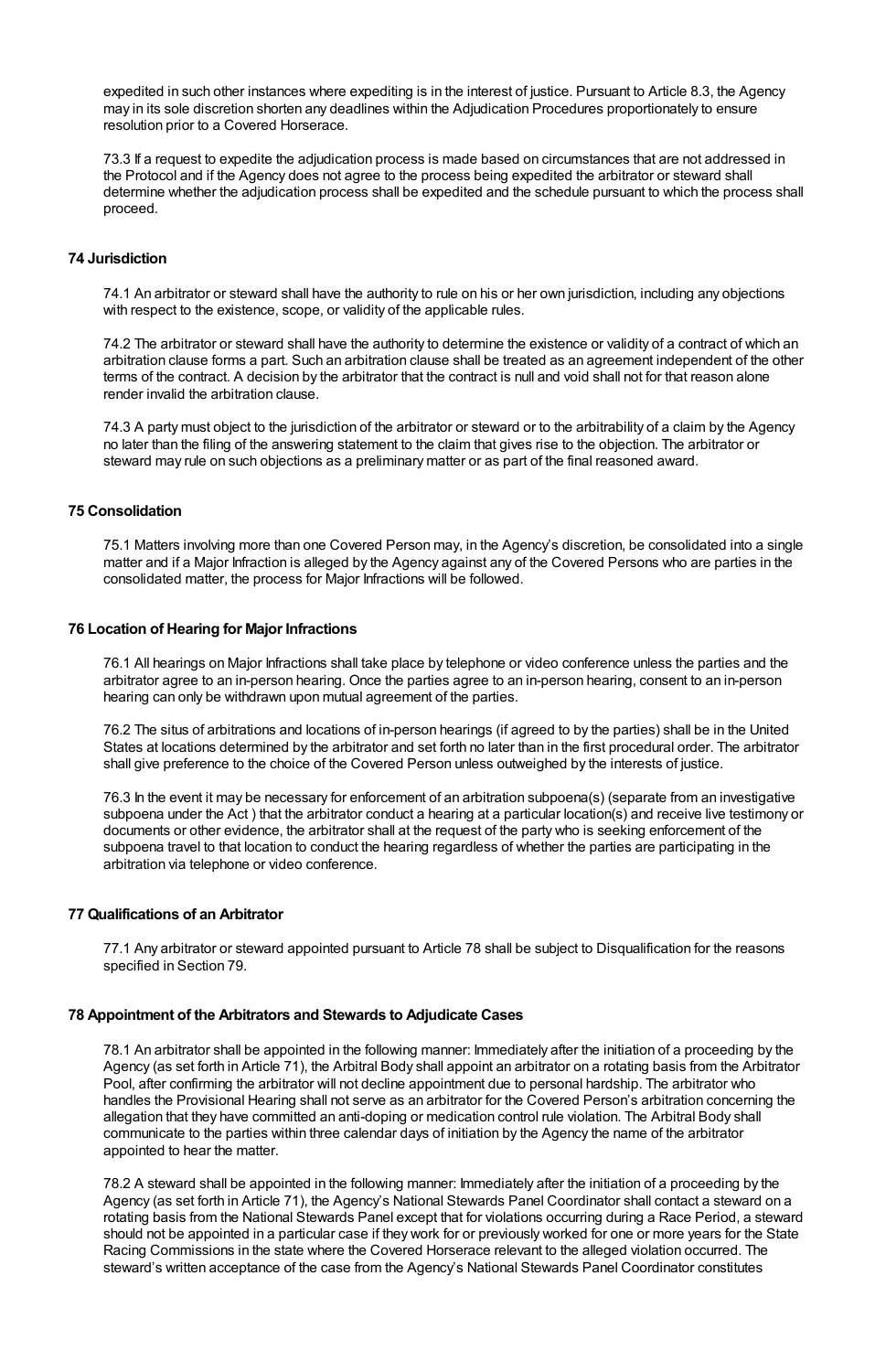expedited in such other instances where expediting is in the interest of justice. Pursuant to Article 8.3, the Agency may in its sole discretion shorten any deadlines within the Adjudication Procedures proportionately to ensure resolution prior to a Covered Horserace.

73.3 If a request to expedite the adjudication process is made based on circumstances that are not addressed in the Protocol and if the Agency does not agree to the process being expedited the arbitrator or steward shall determine whether the adjudication process shall be expedited and the schedule pursuant to which the process shall proceed.

**74 Jurisdiction**

74.1 An arbitrator or steward shall have the authority to rule on his or her own jurisdiction, including any objections with respect to the existence, scope, or validity of the applicable rules.

74.2 The arbitrator or steward shall have the authority to determine the existence or validity of a contract of which an arbitration clause forms a part. Such an arbitration clause shall be treated as an agreement independent of the other terms of the contract. A decision by the arbitrator that the contract is null and void shall not for that reason alone render invalid the arbitration clause.

74.3 A party must object to the jurisdiction of the arbitrator or steward or to the arbitrability of a claim by the Agency no later than the filing of the answering statement to the claim that gives rise to the objection. The arbitrator or steward may rule on such objections as a preliminary matter or as part of the final reasoned award.

**75 Consolidation**

75.1 Matters involving more than one Covered Person may, in the Agency's discretion, be consolidated into a single matter and if a Major Infraction is alleged by the Agency against any of the Covered Persons who are parties in the consolidated matter, the process for Major Infractions will be followed.

**76 Location of Hearing for Major Infractions**

76.1 All hearings on Major Infractions shall take place by telephone or video conference unless the parties and the arbitrator agree to an in-person hearing. Once the parties agree to an in-person hearing, consent to an in-person hearing can only be withdrawn upon mutual agreement of the parties.

76.2 The situs of arbitrations and locations of in-person hearings (if agreed to by the parties) shall be in the United States at locations determined by the arbitrator and set forth no later than in the first procedural order. The arbitrator shall give preference to the choice of the Covered Person unless outweighed by the interests of justice.

76.3 In the event it may be necessary for enforcement of an arbitration subpoena(s) (separate from an investigative subpoena under the Act ) that the arbitrator conduct a hearing at a particular location(s) and receive live testimony or documents or other evidence, the arbitrator shall at the request of the party who is seeking enforcement of the subpoena travel to that location to conduct the hearing regardless of whether the parties are participating in the arbitration via telephone or video conference.

**77 Qualifications of an Arbitrator**

77.1 Any arbitrator or steward appointed pursuant to Article 78 shall be subject to Disqualification for the reasons specified in Section 79.

**78 Appointment of the Arbitrators and Stewards to Adjudicate Cases**

78.1 An arbitrator shall be appointed in the following manner: Immediately after the initiation of a proceeding by the Agency (as set forth in Article 71), the Arbitral Body shall appoint an arbitrator on a rotating basis from the Arbitrator Pool, after confirming the arbitrator will not decline appointment due to personal hardship. The arbitrator who handles the Provisional Hearing shall not serve as an arbitrator for the Covered Person's arbitration concerning the allegation that they have committed an anti-doping or medication control rule violation. The Arbitral Body shall communicate to the parties within three calendar days of initiation by the Agency the name of the arbitrator appointed to hear the matter.

78.2 A steward shall be appointed in the following manner: Immediately after the initiation of a proceeding by the Agency (as set forth in Article 71), the Agency's National Stewards Panel Coordinator shall contact a steward on a rotating basis from the National Stewards Panel except that for violations occurring during a Race Period, a steward should not be appointed in a particular case if they work for or previously worked for one or more years for the State Racing Commissions in the state where the Covered Horserace relevant to the alleged violation occurred. The steward's written acceptance of the case from the Agency's National Stewards Panel Coordinator constitutes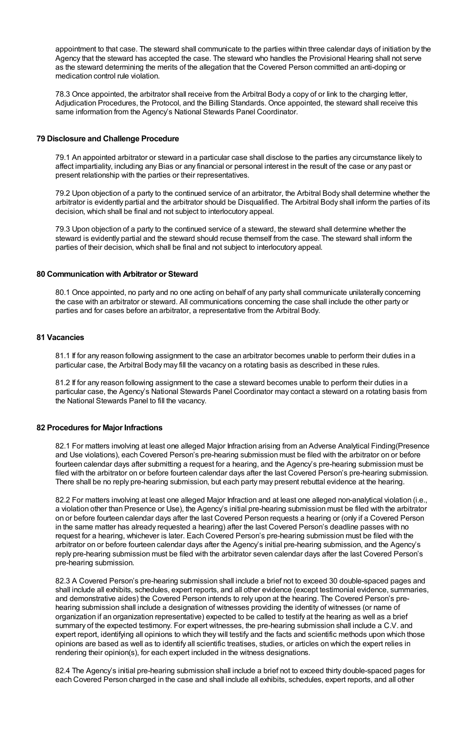appointment to that case. The steward shall communicate to the parties within three calendar days of initiation by the Agency that the steward has accepted the case. The steward who handles the Provisional Hearing shall not serve as the steward determining the merits of the allegation that the Covered Person committed an anti-doping or medication control rule violation.

78.3 Once appointed, the arbitrator shall receive from the Arbitral Body a copy of or link to the charging letter, Adjudication Procedures, the Protocol, and the Billing Standards. Once appointed, the steward shall receive this same information from the Agency's National Stewards Panel Coordinator.

**79 Disclosure and Challenge Procedure**

79.1 An appointed arbitrator or steward in a particular case shall disclose to the parties any circumstance likely to affect impartiality, including any Bias or any financial or personal interest in the result of the case or any past or present relationship with the parties or their representatives.

79.2 Upon objection of a party to the continued service of an arbitrator, the Arbitral Body shall determine whether the arbitrator is evidently partial and the arbitrator should be Disqualified. The Arbitral Body shall inform the parties of its decision, which shall be final and not subject to interlocutory appeal.

79.3 Upon objection of a party to the continued service of a steward, the steward shall determine whether the steward is evidently partial and the steward should recuse themself from the case. The steward shall inform the parties of their decision, which shall be final and not subject to interlocutory appeal.

**80 Communication with Arbitrator or Steward**

80.1 Once appointed, no party and no one acting on behalf of any party shall communicate unilaterally concerning the case with an arbitrator or steward. All communications concerning the case shall include the other party or parties and for cases before an arbitrator, a representative from the Arbitral Body.

**81 Vacancies**

81.1 If for any reason following assignment to the case an arbitrator becomes unable to perform their duties in a particular case, the Arbitral Body may fill the vacancy on a rotating basis as described in these rules.

81.2 If for any reason following assignment to the case a steward becomes unable to perform their duties in a particular case, the Agency's National Stewards Panel Coordinator may contact a steward on a rotating basis from the National Stewards Panel to fill the vacancy.

**82 Procedures for Major Infractions**

82.1 For matters involving at least one alleged Major Infraction arising from an Adverse Analytical Finding(Presence and Use violations), each Covered Person's pre-hearing submission must be filed with the arbitrator on or before fourteen calendar days after submitting a request for a hearing, and the Agency's pre-hearing submission must be filed with the arbitrator on or before fourteen calendar days after the last Covered Person's pre-hearing submission. There shall be no reply pre-hearing submission, but each party may present rebuttal evidence at the hearing.

82.2 For matters involving at least one alleged Major Infraction and at least one alleged non-analytical violation (i.e., a violation other than Presence or Use), the Agency's initial pre-hearing submission must be filed with the arbitrator on or before fourteen calendar days after the last Covered Person requests a hearing or (only if a Covered Person in the same matter has already requested a hearing) after the last Covered Person's deadline passes with no request for a hearing, whichever is later. Each Covered Person's pre-hearing submission must be filed with the arbitrator on or before fourteen calendar days after the Agency's initial pre-hearing submission, and the Agency's reply pre-hearing submission must be filed with the arbitrator seven calendar days after the last Covered Person's pre-hearing submission.

82.3 A Covered Person's pre-hearing submission shall include a brief not to exceed 30 double-spaced pages and shall include all exhibits, schedules, expert reports, and all other evidence (except testimonial evidence, summaries, and demonstrative aides) the Covered Person intends to rely upon at the hearing. The Covered Person's pre-hearing submission shall include a designation of witnesses providing the identity of witnesses (or name of organization if an organization representative) expected to be called to testify at the hearing as well as a brief summary of the expected testimony. For expert witnesses, the pre-hearing submission shall include a C.V. and expert report, identifying all opinions to which they will testify and the facts and scientific methods upon which those opinions are based as well as to identify all scientific treatises, studies, or articles on which the expert relies in rendering their opinion(s), for each expert included in the witness designations.

82.4 The Agency's initial pre-hearing submission shall include a brief not to exceed thirty double-spaced pages for each Covered Person charged in the case and shall include all exhibits, schedules, expert reports, and all other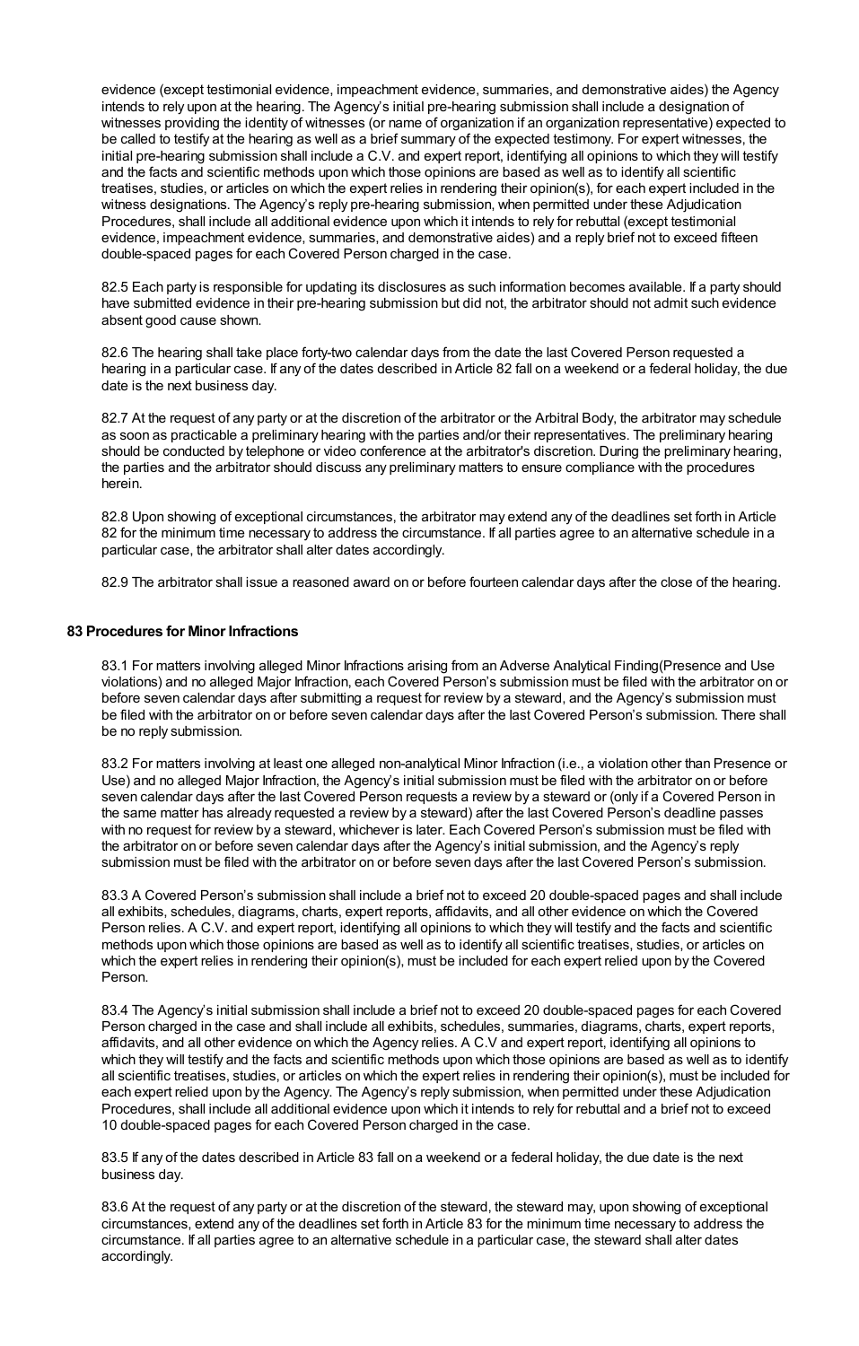evidence (except testimonial evidence, impeachment evidence, summaries, and demonstrative aides) the Agency intends to rely upon at the hearing. The Agency's initial pre-hearing submission shall include a designation of witnesses providing the identity of witnesses (or name of organization if an organization representative) expected to be called to testify at the hearing as well as a brief summary of the expected testimony. For expert witnesses, the initial pre-hearing submission shall include a C.V. and expert report, identifying all opinions to which they will testify and the facts and scientific methods upon which those opinions are based as well as to identify all scientific treatises, studies, or articles on which the expert relies in rendering their opinion(s), for each expert included in the witness designations. The Agency's reply pre-hearing submission, when permitted under these Adjudication Procedures, shall include all additional evidence upon which it intends to rely for rebuttal (except testimonial evidence, impeachment evidence, summaries, and demonstrative aides) and a reply brief not to exceed fifteen double-spaced pages for each Covered Person charged in the case.

82.5 Each party is responsible for updating its disclosures as such information becomes available. If a party should have submitted evidence in their pre-hearing submission but did not, the arbitrator should not admit such evidence absent good cause shown.

82.6 The hearing shall take place forty-two calendar days from the date the last Covered Person requested a hearing in a particular case. If any of the dates described in Article 82 fall on a weekend or a federal holiday, the due date is the next business day.

82.7 At the request of any party or at the discretion of the arbitrator or the Arbitral Body, the arbitrator may schedule as soon as practicable a preliminary hearing with the parties and/or their representatives. The preliminary hearing should be conducted by telephone or video conference at the arbitrator's discretion. During the preliminary hearing, the parties and the arbitrator should discuss any preliminary matters to ensure compliance with the procedures herein.

82.8 Upon showing of exceptional circumstances, the arbitrator may extend any of the deadlines set forth in Article 82 for the minimum time necessary to address the circumstance. If all parties agree to an alternative schedule in a particular case, the arbitrator shall alter dates accordingly.

82.9 The arbitrator shall issue a reasoned award on or before fourteen calendar days after the close of the hearing.

**83 Procedures for Minor Infractions**

83.1 For matters involving alleged Minor Infractions arising from an Adverse Analytical Finding(Presence and Use violations) and no alleged Major Infraction, each Covered Person's submission must be filed with the arbitrator on or before seven calendar days after submitting a request for review by a steward, and the Agency's submission must be filed with the arbitrator on or before seven calendar days after the last Covered Person's submission. There shall be no reply submission.

83.2 For matters involving at least one alleged non-analytical Minor Infraction (i.e., a violation other than Presence or Use) and no alleged Major Infraction, the Agency's initial submission must be filed with the arbitrator on or before seven calendar days after the last Covered Person requests a review by a steward or (only if a Covered Person in the same matter has already requested a review by a steward) after the last Covered Person's deadline passes with no request for review by a steward, whichever is later. Each Covered Person's submission must be filed with the arbitrator on or before seven calendar days after the Agency's initial submission, and the Agency's reply submission must be filed with the arbitrator on or before seven days after the last Covered Person's submission.

83.3 A Covered Person's submission shall include a brief not to exceed 20 double-spaced pages and shall include all exhibits, schedules, diagrams, charts, expert reports, affidavits, and all other evidence on which the Covered Person relies. A C.V. and expert report, identifying all opinions to which they will testify and the facts and scientific methods upon which those opinions are based as well as to identify all scientific treatises, studies, or articles on which the expert relies in rendering their opinion(s), must be included for each expert relied upon by the Covered Person.

83.4 The Agency's initial submission shall include a brief not to exceed 20 double-spaced pages for each Covered Person charged in the case and shall include all exhibits, schedules, summaries, diagrams, charts, expert reports, affidavits, and all other evidence on which the Agency relies. A C.V and expert report, identifying all opinions to which they will testify and the facts and scientific methods upon which those opinions are based as well as to identify all scientific treatises, studies, or articles on which the expert relies in rendering their opinion(s), must be included for each expert relied upon by the Agency. The Agency's reply submission, when permitted under these Adjudication Procedures, shall include all additional evidence upon which it intends to rely for rebuttal and a brief not to exceed 10 double-spaced pages for each Covered Person charged in the case.

83.5 If any of the dates described in Article 83 fall on a weekend or a federal holiday, the due date is the next business day.

83.6 At the request of any party or at the discretion of the steward, the steward may, upon showing of exceptional circumstances, extend any of the deadlines set forth in Article 83 for the minimum time necessary to address the circumstance. If all parties agree to an alternative schedule in a particular case, the steward shall alter dates accordingly.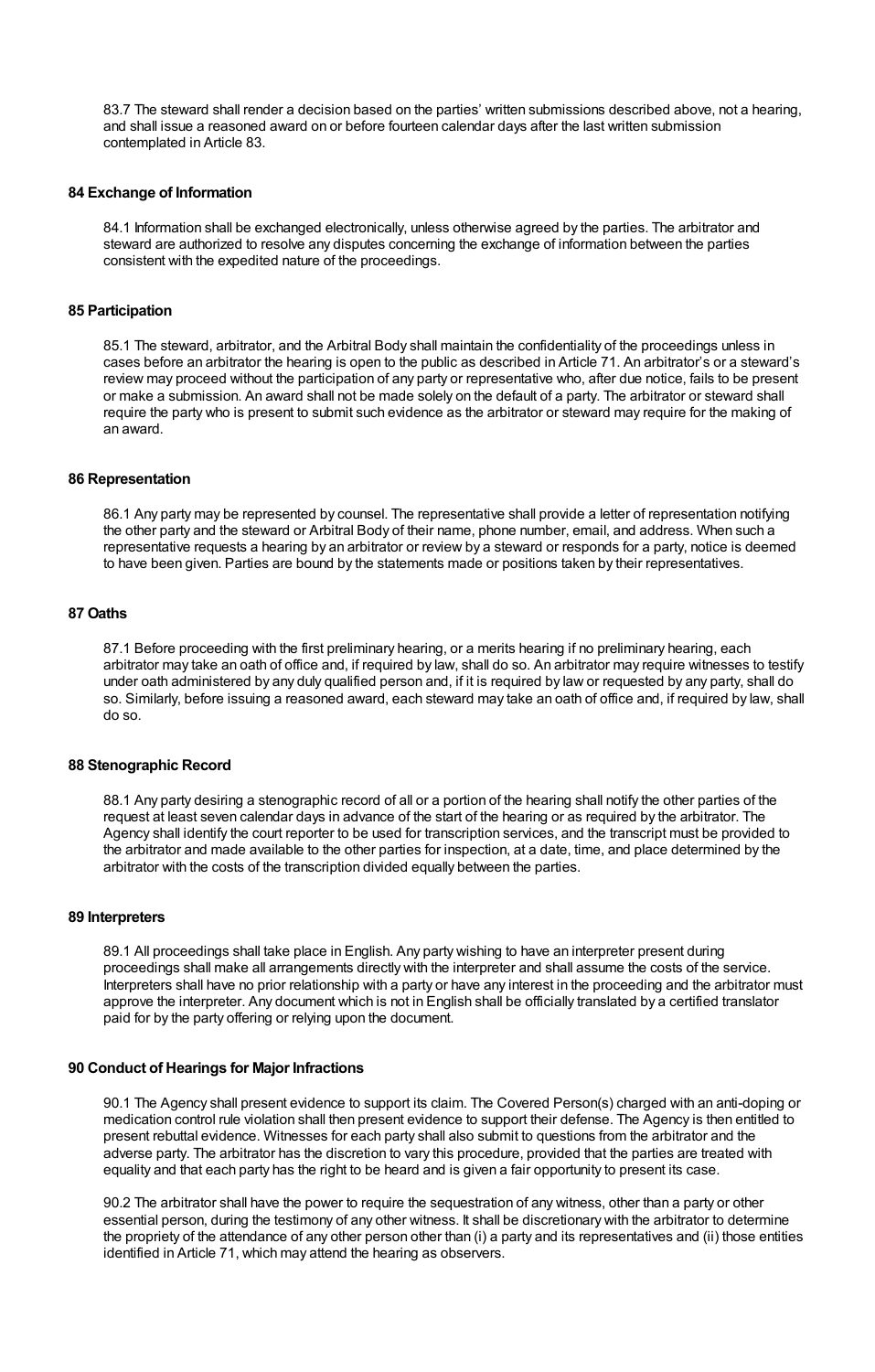83.7 The steward shall render a decision based on the parties' written submissions described above, not a hearing, and shall issue a reasoned award on or before fourteen calendar days after the last written submission contemplated in Article 83.

### 84 Exchange of Information

84.1 Information shall be exchanged electronically, unless otherwise agreed by the parties. The arbitrator and steward are authorized to resolve any disputes concerning the exchange of information between the parties consistent with the expedited nature of the proceedings.

### 85 Participation

85.1 The steward, arbitrator, and the Arbitral Body shall maintain the confidentiality of the proceedings unless in cases before an arbitrator the hearing is open to the public as described in Article 71. An arbitrator's or a steward's review may proceed without the participation of any party or representative who, after due notice, fails to be present or make a submission. An award shall not be made solely on the default of a party. The arbitrator or steward shall require the party who is present to submit such evidence as the arbitrator or steward may require for the making of an award.

### 86 Representation

86.1 Any party may be represented by counsel. The representative shall provide a letter of representation notifying the other party and the steward or Arbitral Body of their name, phone number, email, and address. When such a representative requests a hearing by an arbitrator or review by a steward or responds for a party, notice is deemed to have been given. Parties are bound by the statements made or positions taken by their representatives.

### 87 Oaths

87.1 Before proceeding with the first preliminary hearing, or a merits hearing if no preliminary hearing, each arbitrator may take an oath of office and, if required by law, shall do so. An arbitrator may require witnesses to testify under oath administered by any duly qualified person and, if it is required by law or requested by any party, shall do so. Similarly, before issuing a reasoned award, each steward may take an oath of office and, if required by law, shall do so.

### 88 Stenographic Record

88.1 Any party desiring a stenographic record of all or a portion of the hearing shall notify the other parties of the request at least seven calendar days in advance of the start of the hearing or as required by the arbitrator. The Agency shall identify the court reporter to be used for transcription services, and the transcript must be provided to the arbitrator and made available to the other parties for inspection, at a date, time, and place determined by the arbitrator with the costs of the transcription divided equally between the parties.

### 89 Interpreters

89.1 All proceedings shall take place in English. Any party wishing to have an interpreter present during proceedings shall make all arrangements directly with the interpreter and shall assume the costs of the service. Interpreters shall have no prior relationship with a party or have any interest in the proceeding and the arbitrator must approve the interpreter. Any document which is not in English shall be officially translated by a certified translator paid for by the party offering or relying upon the document.

### 90 Conduct of Hearings for Major Infractions

90.1 The Agency shall present evidence to support its claim. The Covered Person(s) charged with an anti-doping or medication control rule violation shall then present evidence to support their defense. The Agency is then entitled to present rebuttal evidence. Witnesses for each party shall also submit to questions from the arbitrator and the adverse party. The arbitrator has the discretion to vary this procedure, provided that the parties are treated with equality and that each party has the right to be heard and is given a fair opportunity to present its case.

90.2 The arbitrator shall have the power to require the sequestration of any witness, other than a party or other essential person, during the testimony of any other witness. It shall be discretionary with the arbitrator to determine the propriety of the attendance of any other person other than (i) a party and its representatives and (ii) those entities identified in Article 71, which may attend the hearing as observers.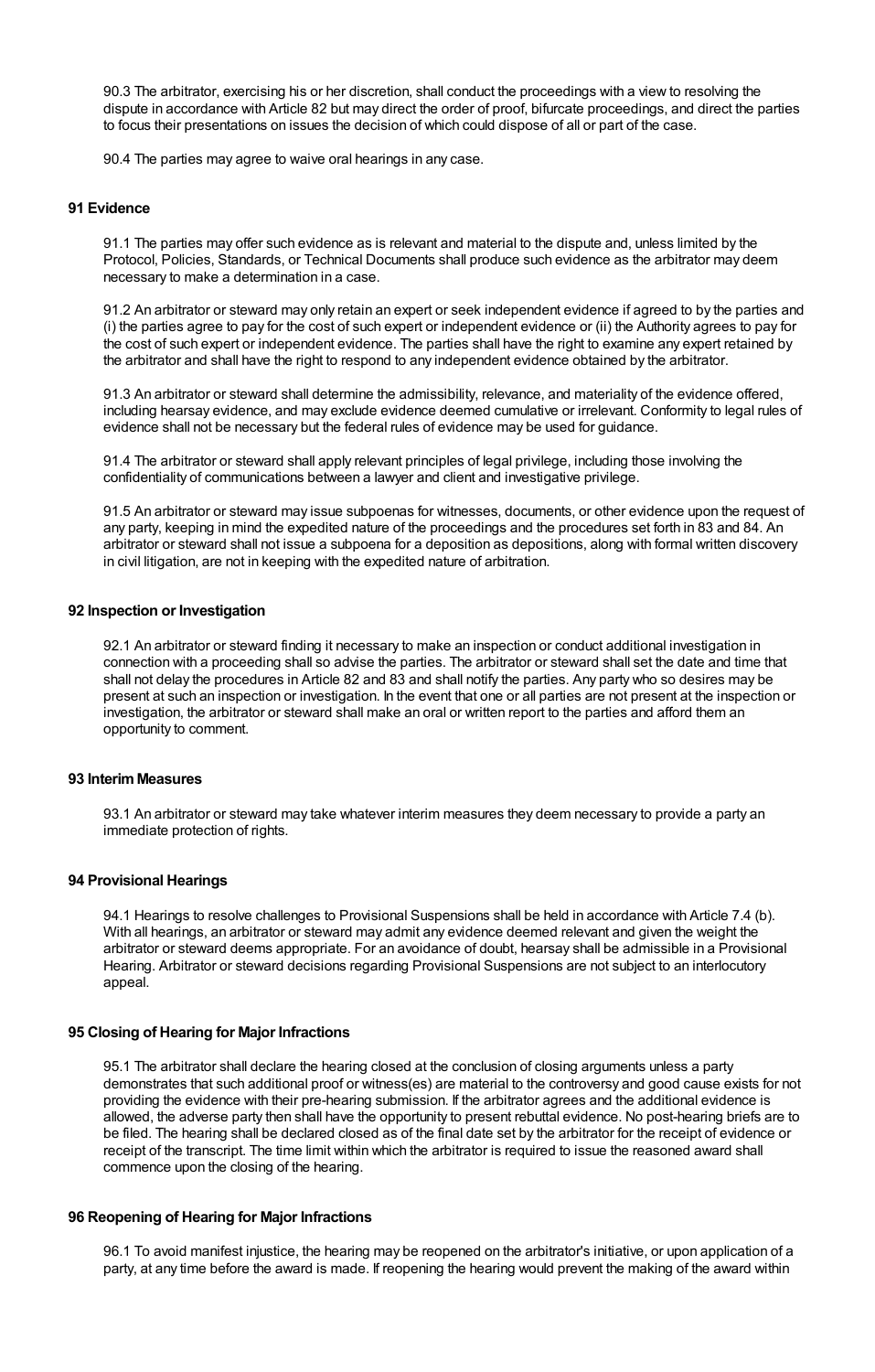90.3 The arbitrator, exercising his or her discretion, shall conduct the proceedings with a view to resolving the dispute in accordance with Article 82 but may direct the order of proof, bifurcate proceedings, and direct the parties to focus their presentations on issues the decision of which could dispose of all or part of the case.

90.4 The parties may agree to waive oral hearings in any case.

### 91 Evidence

91.1 The parties may offer such evidence as is relevant and material to the dispute and, unless limited by the Protocol, Policies, Standards, or Technical Documents shall produce such evidence as the arbitrator may deem necessary to make a determination in a case.

91.2 An arbitrator or steward may only retain an expert or seek independent evidence if agreed to by the parties and (i) the parties agree to pay for the cost of such expert or independent evidence or (ii) the Authority agrees to pay for the cost of such expert or independent evidence. The parties shall have the right to examine any expert retained by the arbitrator and shall have the right to respond to any independent evidence obtained by the arbitrator.

91.3 An arbitrator or steward shall determine the admissibility, relevance, and materiality of the evidence offered, including hearsay evidence, and may exclude evidence deemed cumulative or irrelevant. Conformity to legal rules of evidence shall not be necessary but the federal rules of evidence may be used for guidance.

91.4 The arbitrator or steward shall apply relevant principles of legal privilege, including those involving the confidentiality of communications between a lawyer and client and investigative privilege.

91.5 An arbitrator or steward may issue subpoenas for witnesses, documents, or other evidence upon the request of any party, keeping in mind the expedited nature of the proceedings and the procedures set forth in 83 and 84. An arbitrator or steward shall not issue a subpoena for a deposition as depositions, along with formal written discovery in civil litigation, are not in keeping with the expedited nature of arbitration.

### 92 Inspection or Investigation

92.1 An arbitrator or steward finding it necessary to make an inspection or conduct additional investigation in connection with a proceeding shall so advise the parties. The arbitrator or steward shall set the date and time that shall not delay the procedures in Article 82 and 83 and shall notify the parties. Any party who so desires may be present at such an inspection or investigation. In the event that one or all parties are not present at the inspection or investigation, the arbitrator or steward shall make an oral or written report to the parties and afford them an opportunity to comment.

### 93 Interim Measures

93.1 An arbitrator or steward may take whatever interim measures they deem necessary to provide a party an immediate protection of rights.

### 94 Provisional Hearings

94.1 Hearings to resolve challenges to Provisional Suspensions shall be held in accordance with Article 7.4 (b). With all hearings, an arbitrator or steward may admit any evidence deemed relevant and given the weight the arbitrator or steward deems appropriate. For an avoidance of doubt, hearsay shall be admissible in a Provisional Hearing. Arbitrator or steward decisions regarding Provisional Suspensions are not subject to an interlocutory appeal.

### 95 Closing of Hearing for Major Infractions

95.1 The arbitrator shall declare the hearing closed at the conclusion of closing arguments unless a party demonstrates that such additional proof or witness(es) are material to the controversy and good cause exists for not providing the evidence with their pre-hearing submission. If the arbitrator agrees and the additional evidence is allowed, the adverse party then shall have the opportunity to present rebuttal evidence. No post-hearing briefs are to be filed. The hearing shall be declared closed as of the final date set by the arbitrator for the receipt of evidence or receipt of the transcript. The time limit within which the arbitrator is required to issue the reasoned award shall commence upon the closing of the hearing.

### 96 Reopening of Hearing for Major Infractions

96.1 To avoid manifest injustice, the hearing may be reopened on the arbitrator's initiative, or upon application of a party, at any time before the award is made. If reopening the hearing would prevent the making of the award within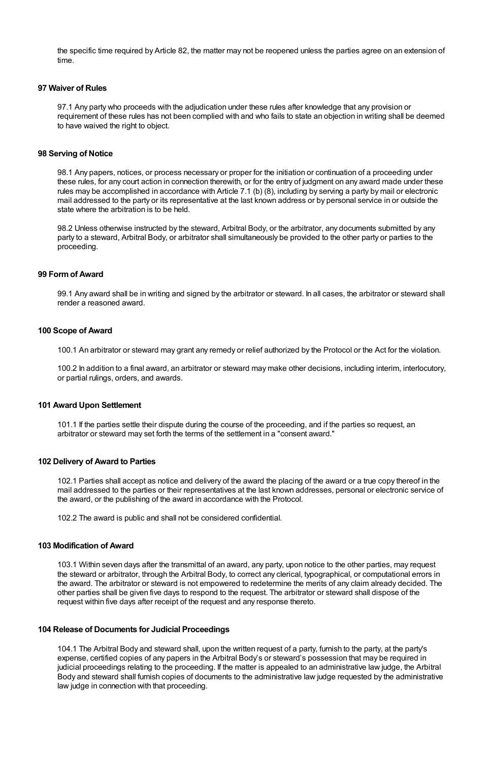the specific time required by Article 82, the matter may not be reopened unless the parties agree on an extension of time.

### 97 Waiver of Rules

97.1 Any party who proceeds with the adjudication under these rules after knowledge that any provision or requirement of these rules has not been complied with and who fails to state an objection in writing shall be deemed to have waived the right to object.

### 98 Serving of Notice

98.1 Any papers, notices, or process necessary or proper for the initiation or continuation of a proceeding under these rules, for any court action in connection therewith, or for the entry of judgment on any award made under these rules may be accomplished in accordance with Article 7.1 (b) (8), including by serving a party by mail or electronic mail addressed to the party or its representative at the last known address or by personal service in or outside the state where the arbitration is to be held.

98.2 Unless otherwise instructed by the steward, Arbitral Body, or the arbitrator, any documents submitted by any party to a steward, Arbitral Body, or arbitrator shall simultaneously be provided to the other party or parties to the proceeding.

### 99 Form of Award

99.1 Any award shall be in writing and signed by the arbitrator or steward. In all cases, the arbitrator or steward shall render a reasoned award.

### 100 Scope of Award

100.1 An arbitrator or steward may grant any remedy or relief authorized by the Protocol or the Act for the violation.

100.2 In addition to a final award, an arbitrator or steward may make other decisions, including interim, interlocutory, or partial rulings, orders, and awards.

### 101 Award Upon Settlement

101.1 If the parties settle their dispute during the course of the proceeding, and if the parties so request, an arbitrator or steward may set forth the terms of the settlement in a "consent award."

### 102 Delivery of Award to Parties

102.1 Parties shall accept as notice and delivery of the award the placing of the award or a true copy thereof in the mail addressed to the parties or their representatives at the last known addresses, personal or electronic service of the award, or the publishing of the award in accordance with the Protocol.

102.2 The award is public and shall not be considered confidential.

### 103 Modification of Award

103.1 Within seven days after the transmittal of an award, any party, upon notice to the other parties, may request the steward or arbitrator, through the Arbitral Body, to correct any clerical, typographical, or computational errors in the award. The arbitrator or steward is not empowered to redetermine the merits of any claim already decided. The other parties shall be given five days to respond to the request. The arbitrator or steward shall dispose of the request within five days after receipt of the request and any response thereto.

### 104 Release of Documents for Judicial Proceedings

104.1 The Arbitral Body and steward shall, upon the written request of a party, furnish to the party, at the party's expense, certified copies of any papers in the Arbitral Body's or steward's possession that may be required in judicial proceedings relating to the proceeding. If the matter is appealed to an administrative law judge, the Arbitral Body and steward shall furnish copies of documents to the administrative law judge requested by the administrative law judge in connection with that proceeding.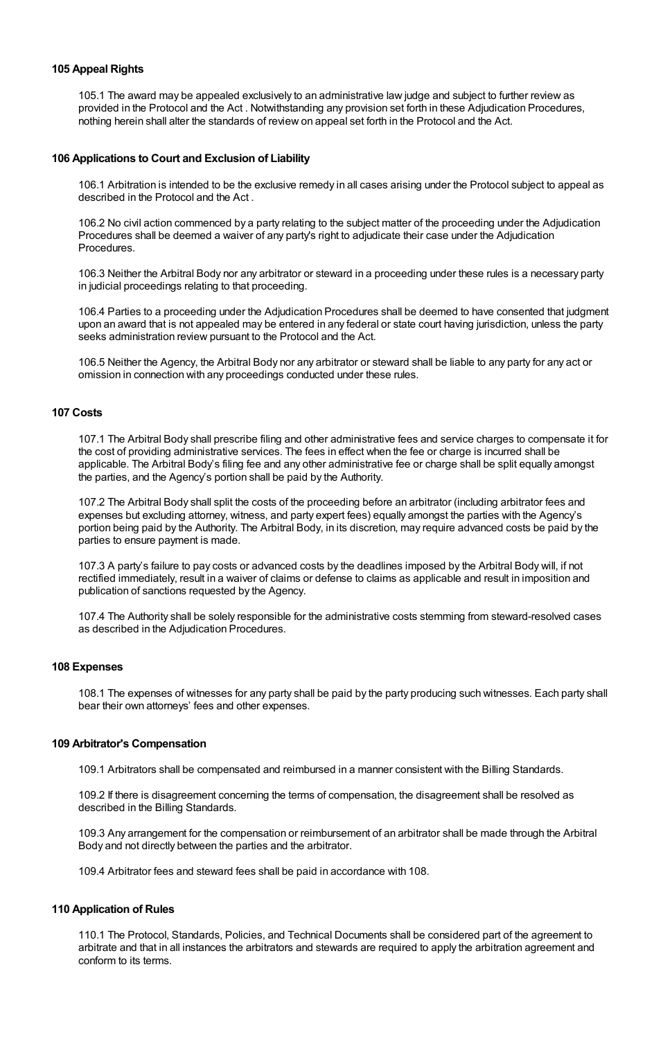### 105 Appeal Rights

105.1 The award may be appealed exclusively to an administrative law judge and subject to further review as provided in the Protocol and the Act . Notwithstanding any provision set forth in these Adjudication Procedures, nothing herein shall alter the standards of review on appeal set forth in the Protocol and the Act.

### 106 Applications to Court and Exclusion of Liability

106.1 Arbitration is intended to be the exclusive remedy in all cases arising under the Protocol subject to appeal as described in the Protocol and the Act .

106.2 No civil action commenced by a party relating to the subject matter of the proceeding under the Adjudication Procedures shall be deemed a waiver of any party's right to adjudicate their case under the Adjudication Procedures.

106.3 Neither the Arbitral Body nor any arbitrator or steward in a proceeding under these rules is a necessary party in judicial proceedings relating to that proceeding.

106.4 Parties to a proceeding under the Adjudication Procedures shall be deemed to have consented that judgment upon an award that is not appealed may be entered in any federal or state court having jurisdiction, unless the party seeks administration review pursuant to the Protocol and the Act.

106.5 Neither the Agency, the Arbitral Body nor any arbitrator or steward shall be liable to any party for any act or omission in connection with any proceedings conducted under these rules.

### 107 Costs

107.1 The Arbitral Body shall prescribe filing and other administrative fees and service charges to compensate it for the cost of providing administrative services. The fees in effect when the fee or charge is incurred shall be applicable. The Arbitral Body's filing fee and any other administrative fee or charge shall be split equally amongst the parties, and the Agency's portion shall be paid by the Authority.

107.2 The Arbitral Body shall split the costs of the proceeding before an arbitrator (including arbitrator fees and expenses but excluding attorney, witness, and party expert fees) equally amongst the parties with the Agency's portion being paid by the Authority. The Arbitral Body, in its discretion, may require advanced costs be paid by the parties to ensure payment is made.

107.3 A party's failure to pay costs or advanced costs by the deadlines imposed by the Arbitral Body will, if not rectified immediately, result in a waiver of claims or defense to claims as applicable and result in imposition and publication of sanctions requested by the Agency.

107.4 The Authority shall be solely responsible for the administrative costs stemming from steward-resolved cases as described in the Adjudication Procedures.

### 108 Expenses

108.1 The expenses of witnesses for any party shall be paid by the party producing such witnesses. Each party shall bear their own attorneys' fees and other expenses.

### 109 Arbitrator's Compensation

109.1 Arbitrators shall be compensated and reimbursed in a manner consistent with the Billing Standards.

109.2 If there is disagreement concerning the terms of compensation, the disagreement shall be resolved as described in the Billing Standards.

109.3 Any arrangement for the compensation or reimbursement of an arbitrator shall be made through the Arbitral Body and not directly between the parties and the arbitrator.

109.4 Arbitrator fees and steward fees shall be paid in accordance with 108.

### 110 Application of Rules

110.1 The Protocol, Standards, Policies, and Technical Documents shall be considered part of the agreement to arbitrate and that in all instances the arbitrators and stewards are required to apply the arbitration agreement and conform to its terms.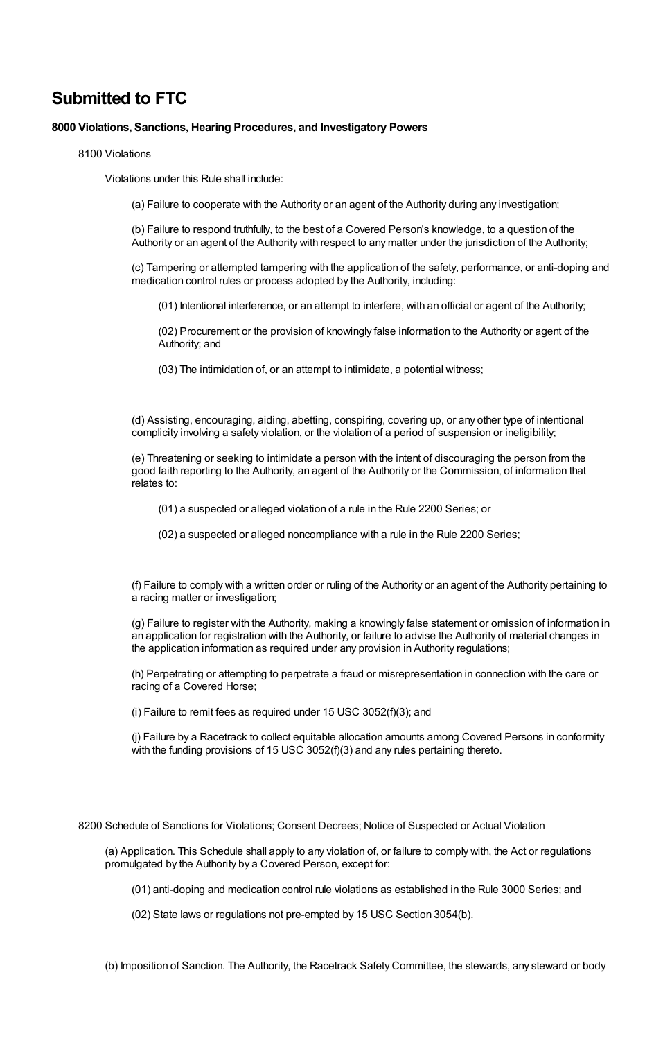# Submitted to FTC

**8000 Violations, Sanctions, Hearing Procedures, and Investigatory Powers**

8100 Violations

Violations under this Rule shall include:

(a) Failure to cooperate with the Authority or an agent of the Authority during any investigation;

(b) Failure to respond truthfully, to the best of a Covered Person's knowledge, to a question of the Authority or an agent of the Authority with respect to any matter under the jurisdiction of the Authority;

(c) Tampering or attempted tampering with the application of the safety, performance, or anti-doping and medication control rules or process adopted by the Authority, including:

(01) Intentional interference, or an attempt to interfere, with an official or agent of the Authority;

(02) Procurement or the provision of knowingly false information to the Authority or agent of the Authority; and

(03) The intimidation of, or an attempt to intimidate, a potential witness;

(d) Assisting, encouraging, aiding, abetting, conspiring, covering up, or any other type of intentional complicity involving a safety violation, or the violation of a period of suspension or ineligibility;

(e) Threatening or seeking to intimidate a person with the intent of discouraging the person from the good faith reporting to the Authority, an agent of the Authority or the Commission, of information that relates to:

(01) a suspected or alleged violation of a rule in the Rule 2200 Series; or

(02) a suspected or alleged noncompliance with a rule in the Rule 2200 Series;

(f) Failure to comply with a written order or ruling of the Authority or an agent of the Authority pertaining to a racing matter or investigation;

(g) Failure to register with the Authority, making a knowingly false statement or omission of information in an application for registration with the Authority, or failure to advise the Authority of material changes in the application information as required under any provision in Authority regulations;

(h) Perpetrating or attempting to perpetrate a fraud or misrepresentation in connection with the care or racing of a Covered Horse;

(i) Failure to remit fees as required under 15 USC 3052(f)(3); and

(j) Failure by a Racetrack to collect equitable allocation amounts among Covered Persons in conformity with the funding provisions of 15 USC 3052(f)(3) and any rules pertaining thereto.

8200 Schedule of Sanctions for Violations; Consent Decrees; Notice of Suspected or Actual Violation

(a) Application. This Schedule shall apply to any violation of, or failure to comply with, the Act or regulations promulgated by the Authority by a Covered Person, except for:

(01) anti-doping and medication control rule violations as established in the Rule 3000 Series; and

(02) State laws or regulations not pre-empted by 15 USC Section 3054(b).

(b) Imposition of Sanction. The Authority, the Racetrack Safety Committee, the stewards, any steward or body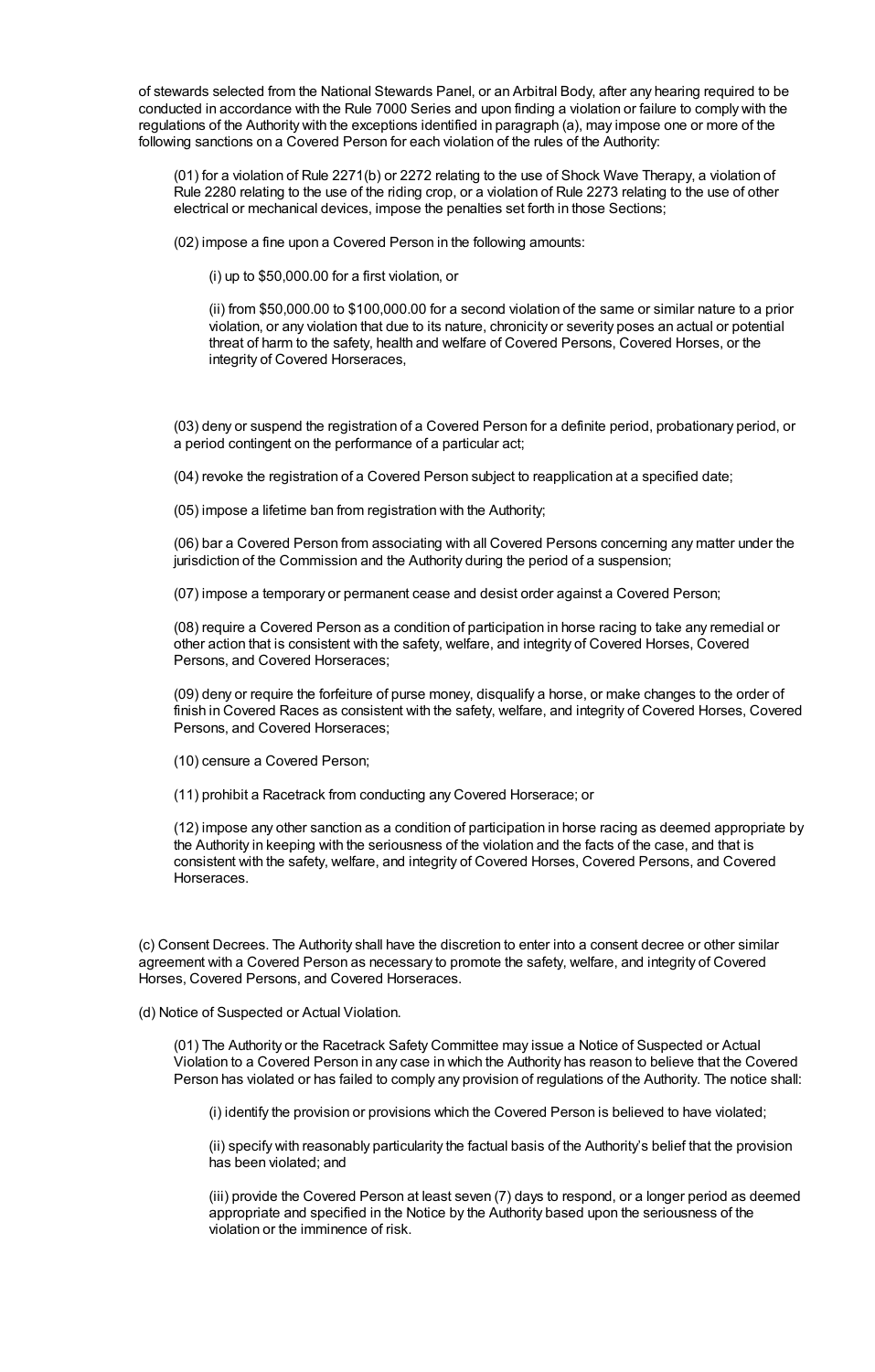of stewards selected from the National Stewards Panel, or an Arbitral Body, after any hearing required to be conducted in accordance with the Rule 7000 Series and upon finding a violation or failure to comply with the regulations of the Authority with the exceptions identified in paragraph (a), may impose one or more of the following sanctions on a Covered Person for each violation of the rules of the Authority:

(01) for a violation of Rule 2271(b) or 2272 relating to the use of Shock Wave Therapy, a violation of Rule 2280 relating to the use of the riding crop, or a violation of Rule 2273 relating to the use of other electrical or mechanical devices, impose the penalties set forth in those Sections;

(02) impose a fine upon a Covered Person in the following amounts:

(i) up to $50,000.00 for a first violation, or

(ii) from $50,000.00 to $100,000.00 for a second violation of the same or similar nature to a prior violation, or any violation that due to its nature, chronicity or severity poses an actual or potential threat of harm to the safety, health and welfare of Covered Persons, Covered Horses, or the integrity of Covered Horseraces,

(03) deny or suspend the registration of a Covered Person for a definite period, probationary period, or a period contingent on the performance of a particular act;

(04) revoke the registration of a Covered Person subject to reapplication at a specified date;

(05) impose a lifetime ban from registration with the Authority;

(06) bar a Covered Person from associating with all Covered Persons concerning any matter under the jurisdiction of the Commission and the Authority during the period of a suspension;

(07) impose a temporary or permanent cease and desist order against a Covered Person;

(08) require a Covered Person as a condition of participation in horse racing to take any remedial or other action that is consistent with the safety, welfare, and integrity of Covered Horses, Covered Persons, and Covered Horseraces;

(09) deny or require the forfeiture of purse money, disqualify a horse, or make changes to the order of finish in Covered Races as consistent with the safety, welfare, and integrity of Covered Horses, Covered Persons, and Covered Horseraces;

(10) censure a Covered Person;

(11) prohibit a Racetrack from conducting any Covered Horserace; or

(12) impose any other sanction as a condition of participation in horse racing as deemed appropriate by the Authority in keeping with the seriousness of the violation and the facts of the case, and that is consistent with the safety, welfare, and integrity of Covered Horses, Covered Persons, and Covered Horseraces.

(c) Consent Decrees. The Authority shall have the discretion to enter into a consent decree or other similar agreement with a Covered Person as necessary to promote the safety, welfare, and integrity of Covered Horses, Covered Persons, and Covered Horseraces.

(d) Notice of Suspected or Actual Violation.

(01) The Authority or the Racetrack Safety Committee may issue a Notice of Suspected or Actual Violation to a Covered Person in any case in which the Authority has reason to believe that the Covered Person has violated or has failed to comply any provision of regulations of the Authority. The notice shall:

(i) identify the provision or provisions which the Covered Person is believed to have violated;

(ii) specify with reasonably particularity the factual basis of the Authority's belief that the provision has been violated; and

(iii) provide the Covered Person at least seven (7) days to respond, or a longer period as deemed appropriate and specified in the Notice by the Authority based upon the seriousness of the violation or the imminence of risk.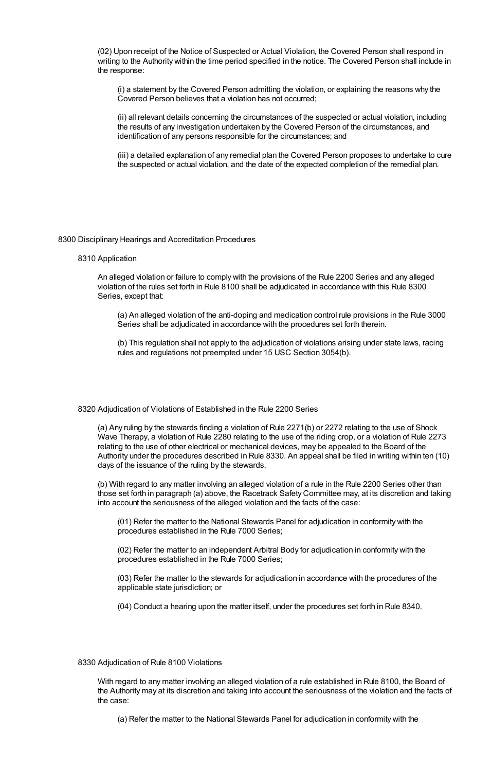(02) Upon receipt of the Notice of Suspected or Actual Violation, the Covered Person shall respond in writing to the Authority within the time period specified in the notice. The Covered Person shall include in the response:

(i) a statement by the Covered Person admitting the violation, or explaining the reasons why the Covered Person believes that a violation has not occurred;

(ii) all relevant details concerning the circumstances of the suspected or actual violation, including the results of any investigation undertaken by the Covered Person of the circumstances, and identification of any persons responsible for the circumstances; and

(iii) a detailed explanation of any remedial plan the Covered Person proposes to undertake to cure the suspected or actual violation, and the date of the expected completion of the remedial plan.

## 8300 Disciplinary Hearings and Accreditation Procedures

### 8310 Application

An alleged violation or failure to comply with the provisions of the Rule 2200 Series and any alleged violation of the rules set forth in Rule 8100 shall be adjudicated in accordance with this Rule 8300 Series, except that:

(a) An alleged violation of the anti-doping and medication control rule provisions in the Rule 3000 Series shall be adjudicated in accordance with the procedures set forth therein.

(b) This regulation shall not apply to the adjudication of violations arising under state laws, racing rules and regulations not preempted under 15 USC Section 3054(b).

### 8320 Adjudication of Violations of Established in the Rule 2200 Series

(a) Any ruling by the stewards finding a violation of Rule 2271(b) or 2272 relating to the use of Shock Wave Therapy, a violation of Rule 2280 relating to the use of the riding crop, or a violation of Rule 2273 relating to the use of other electrical or mechanical devices, may be appealed to the Board of the Authority under the procedures described in Rule 8330. An appeal shall be filed in writing within ten (10) days of the issuance of the ruling by the stewards.

(b) With regard to any matter involving an alleged violation of a rule in the Rule 2200 Series other than those set forth in paragraph (a) above, the Racetrack Safety Committee may, at its discretion and taking into account the seriousness of the alleged violation and the facts of the case:

(01) Refer the matter to the National Stewards Panel for adjudication in conformity with the procedures established in the Rule 7000 Series;

(02) Refer the matter to an independent Arbitral Body for adjudication in conformity with the procedures established in the Rule 7000 Series;

(03) Refer the matter to the stewards for adjudication in accordance with the procedures of the applicable state jurisdiction; or

(04) Conduct a hearing upon the matter itself, under the procedures set forth in Rule 8340.

### 8330 Adjudication of Rule 8100 Violations

With regard to any matter involving an alleged violation of a rule established in Rule 8100, the Board of the Authority may at its discretion and taking into account the seriousness of the violation and the facts of the case:

(a) Refer the matter to the National Stewards Panel for adjudication in conformity with the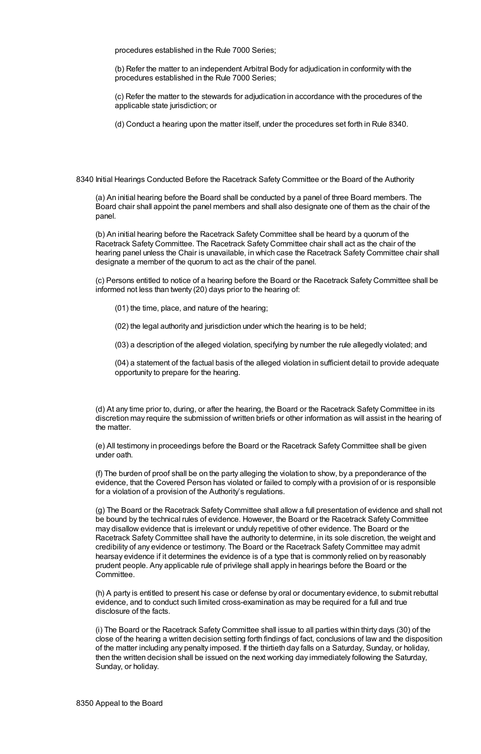procedures established in the Rule 7000 Series;

(b) Refer the matter to an independent Arbitral Body for adjudication in conformity with the procedures established in the Rule 7000 Series;

(c) Refer the matter to the stewards for adjudication in accordance with the procedures of the applicable state jurisdiction; or

(d) Conduct a hearing upon the matter itself, under the procedures set forth in Rule 8340.

8340 Initial Hearings Conducted Before the Racetrack Safety Committee or the Board of the Authority

(a) An initial hearing before the Board shall be conducted by a panel of three Board members. The Board chair shall appoint the panel members and shall also designate one of them as the chair of the panel.

(b) An initial hearing before the Racetrack Safety Committee shall be heard by a quorum of the Racetrack Safety Committee. The Racetrack Safety Committee chair shall act as the chair of the hearing panel unless the Chair is unavailable, in which case the Racetrack Safety Committee chair shall designate a member of the quorum to act as the chair of the panel.

(c) Persons entitled to notice of a hearing before the Board or the Racetrack Safety Committee shall be informed not less than twenty (20) days prior to the hearing of:

(01) the time, place, and nature of the hearing;

(02) the legal authority and jurisdiction under which the hearing is to be held;

(03) a description of the alleged violation, specifying by number the rule allegedly violated; and

(04) a statement of the factual basis of the alleged violation in sufficient detail to provide adequate opportunity to prepare for the hearing.

(d) At any time prior to, during, or after the hearing, the Board or the Racetrack Safety Committee in its discretion may require the submission of written briefs or other information as will assist in the hearing of the matter.

(e) All testimony in proceedings before the Board or the Racetrack Safety Committee shall be given under oath.

(f) The burden of proof shall be on the party alleging the violation to show, by a preponderance of the evidence, that the Covered Person has violated or failed to comply with a provision of or is responsible for a violation of a provision of the Authority's regulations.

(g) The Board or the Racetrack Safety Committee shall allow a full presentation of evidence and shall not be bound by the technical rules of evidence. However, the Board or the Racetrack Safety Committee may disallow evidence that is irrelevant or unduly repetitive of other evidence. The Board or the Racetrack Safety Committee shall have the authority to determine, in its sole discretion, the weight and credibility of any evidence or testimony. The Board or the Racetrack Safety Committee may admit hearsay evidence if it determines the evidence is of a type that is commonly relied on by reasonably prudent people. Any applicable rule of privilege shall apply in hearings before the Board or the Committee.

(h) A party is entitled to present his case or defense by oral or documentary evidence, to submit rebuttal evidence, and to conduct such limited cross-examination as may be required for a full and true disclosure of the facts.

(i) The Board or the Racetrack Safety Committee shall issue to all parties within thirty days (30) of the close of the hearing a written decision setting forth findings of fact, conclusions of law and the disposition of the matter including any penalty imposed. If the thirtieth day falls on a Saturday, Sunday, or holiday, then the written decision shall be issued on the next working day immediately following the Saturday, Sunday, or holiday.

8350 Appeal to the Board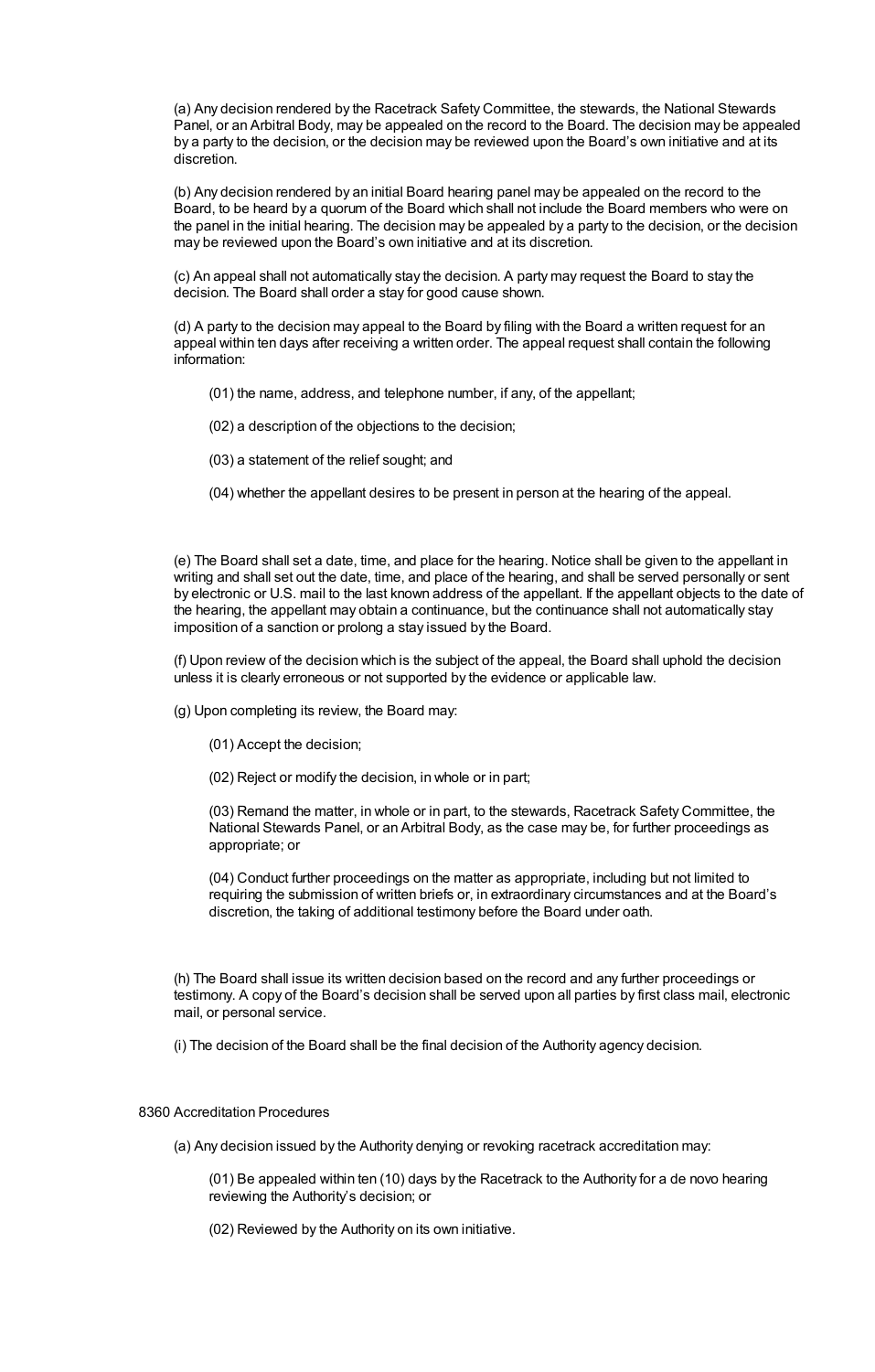(a) Any decision rendered by the Racetrack Safety Committee, the stewards, the National Stewards Panel, or an Arbitral Body, may be appealed on the record to the Board. The decision may be appealed by a party to the decision, or the decision may be reviewed upon the Board's own initiative and at its discretion.

(b) Any decision rendered by an initial Board hearing panel may be appealed on the record to the Board, to be heard by a quorum of the Board which shall not include the Board members who were on the panel in the initial hearing. The decision may be appealed by a party to the decision, or the decision may be reviewed upon the Board's own initiative and at its discretion.

(c) An appeal shall not automatically stay the decision. A party may request the Board to stay the decision. The Board shall order a stay for good cause shown.

(d) A party to the decision may appeal to the Board by filing with the Board a written request for an appeal within ten days after receiving a written order. The appeal request shall contain the following information:

(01) the name, address, and telephone number, if any, of the appellant;

(02) a description of the objections to the decision;

(03) a statement of the relief sought; and

(04) whether the appellant desires to be present in person at the hearing of the appeal.

(e) The Board shall set a date, time, and place for the hearing. Notice shall be given to the appellant in writing and shall set out the date, time, and place of the hearing, and shall be served personally or sent by electronic or U.S. mail to the last known address of the appellant. If the appellant objects to the date of the hearing, the appellant may obtain a continuance, but the continuance shall not automatically stay imposition of a sanction or prolong a stay issued by the Board.

(f) Upon review of the decision which is the subject of the appeal, the Board shall uphold the decision unless it is clearly erroneous or not supported by the evidence or applicable law.

(g) Upon completing its review, the Board may:

(01) Accept the decision;

(02) Reject or modify the decision, in whole or in part;

(03) Remand the matter, in whole or in part, to the stewards, Racetrack Safety Committee, the National Stewards Panel, or an Arbitral Body, as the case may be, for further proceedings as appropriate; or

(04) Conduct further proceedings on the matter as appropriate, including but not limited to requiring the submission of written briefs or, in extraordinary circumstances and at the Board's discretion, the taking of additional testimony before the Board under oath.

(h) The Board shall issue its written decision based on the record and any further proceedings or testimony. A copy of the Board's decision shall be served upon all parties by first class mail, electronic mail, or personal service.

(i) The decision of the Board shall be the final decision of the Authority agency decision.

8360 Accreditation Procedures

(a) Any decision issued by the Authority denying or revoking racetrack accreditation may:

(01) Be appealed within ten (10) days by the Racetrack to the Authority for a de novo hearing reviewing the Authority's decision; or

(02) Reviewed by the Authority on its own initiative.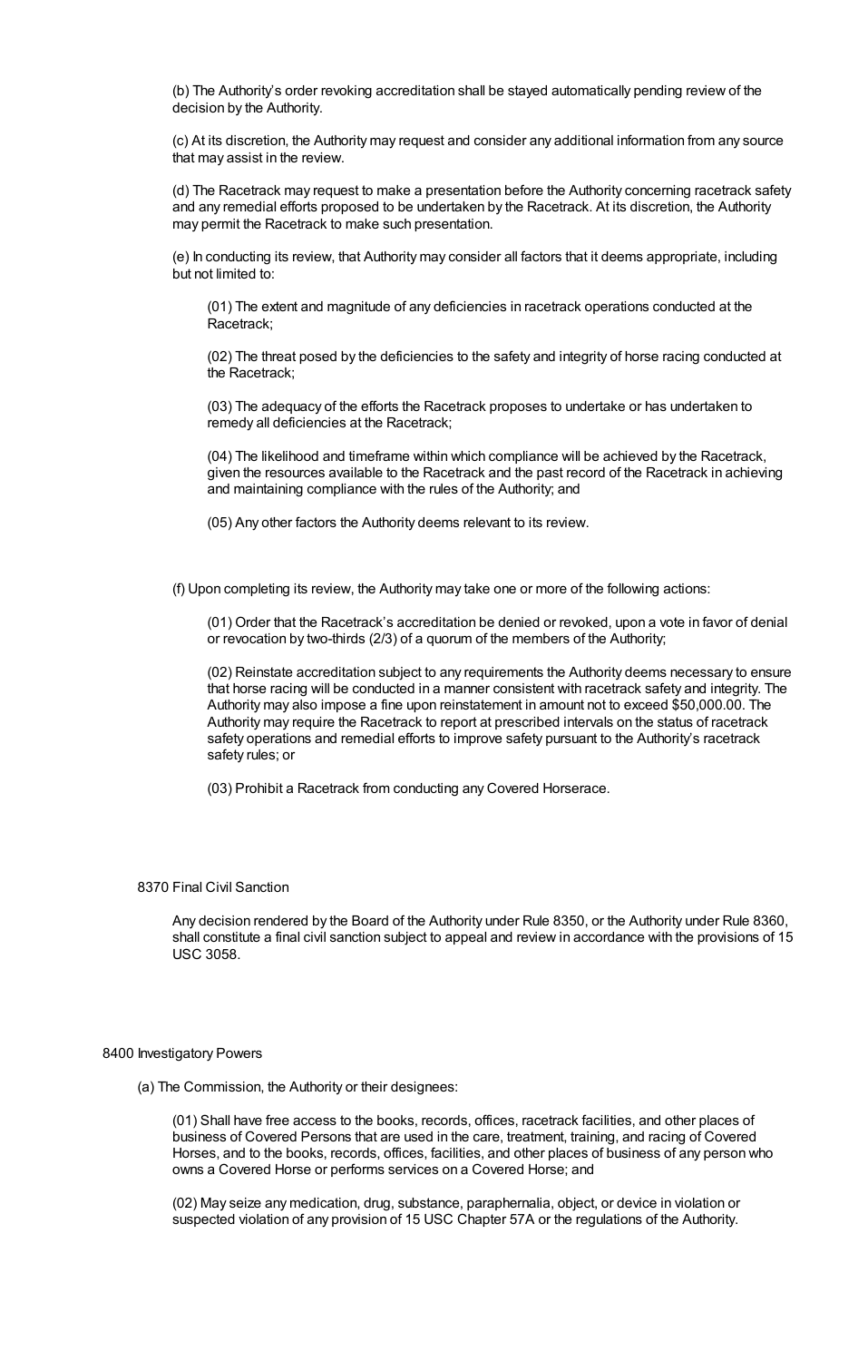(b) The Authority's order revoking accreditation shall be stayed automatically pending review of the decision by the Authority.

(c) At its discretion, the Authority may request and consider any additional information from any source that may assist in the review.

(d) The Racetrack may request to make a presentation before the Authority concerning racetrack safety and any remedial efforts proposed to be undertaken by the Racetrack. At its discretion, the Authority may permit the Racetrack to make such presentation.

(e) In conducting its review, that Authority may consider all factors that it deems appropriate, including but not limited to:

(01) The extent and magnitude of any deficiencies in racetrack operations conducted at the Racetrack;

(02) The threat posed by the deficiencies to the safety and integrity of horse racing conducted at the Racetrack;

(03) The adequacy of the efforts the Racetrack proposes to undertake or has undertaken to remedy all deficiencies at the Racetrack;

(04) The likelihood and timeframe within which compliance will be achieved by the Racetrack, given the resources available to the Racetrack and the past record of the Racetrack in achieving and maintaining compliance with the rules of the Authority; and

(05) Any other factors the Authority deems relevant to its review.

(f) Upon completing its review, the Authority may take one or more of the following actions:

(01) Order that the Racetrack's accreditation be denied or revoked, upon a vote in favor of denial or revocation by two-thirds (2/3) of a quorum of the members of the Authority;

(02) Reinstate accreditation subject to any requirements the Authority deems necessary to ensure that horse racing will be conducted in a manner consistent with racetrack safety and integrity. The Authority may also impose a fine upon reinstatement in amount not to exceed $50,000.00. The Authority may require the Racetrack to report at prescribed intervals on the status of racetrack safety operations and remedial efforts to improve safety pursuant to the Authority's racetrack safety rules; or

(03) Prohibit a Racetrack from conducting any Covered Horserace.

## 8370 Final Civil Sanction

Any decision rendered by the Board of the Authority under Rule 8350, or the Authority under Rule 8360, shall constitute a final civil sanction subject to appeal and review in accordance with the provisions of 15 USC 3058.

# 8400 Investigatory Powers

(a) The Commission, the Authority or their designees:

(01) Shall have free access to the books, records, offices, racetrack facilities, and other places of business of Covered Persons that are used in the care, treatment, training, and racing of Covered Horses, and to the books, records, offices, facilities, and other places of business of any person who owns a Covered Horse or performs services on a Covered Horse; and

(02) May seize any medication, drug, substance, paraphernalia, object, or device in violation or suspected violation of any provision of 15 USC Chapter 57A or the regulations of the Authority.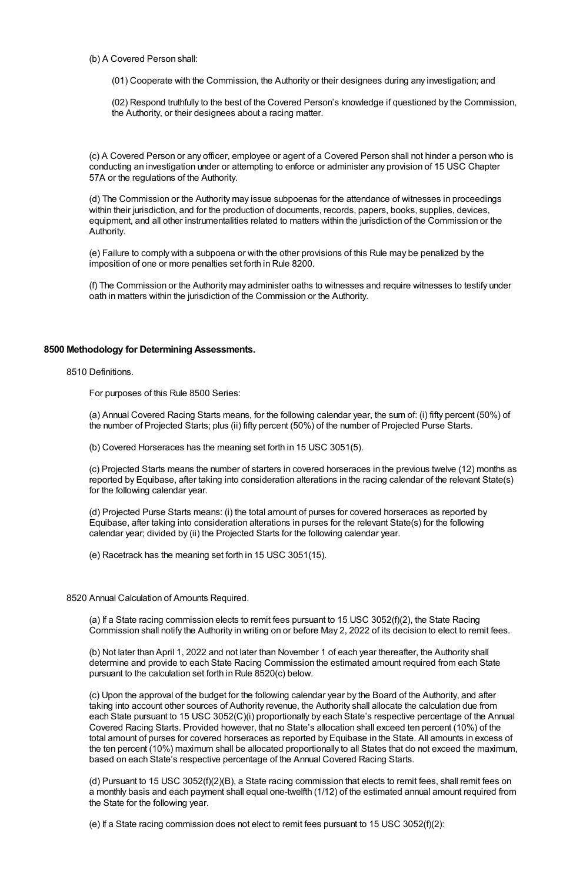(b) A Covered Person shall:

(01) Cooperate with the Commission, the Authority or their designees during any investigation; and

(02) Respond truthfully to the best of the Covered Person's knowledge if questioned by the Commission, the Authority, or their designees about a racing matter.

(c) A Covered Person or any officer, employee or agent of a Covered Person shall not hinder a person who is conducting an investigation under or attempting to enforce or administer any provision of 15 USC Chapter 57A or the regulations of the Authority.

(d) The Commission or the Authority may issue subpoenas for the attendance of witnesses in proceedings within their jurisdiction, and for the production of documents, records, papers, books, supplies, devices, equipment, and all other instrumentalities related to matters within the jurisdiction of the Commission or the Authority.

(e) Failure to comply with a subpoena or with the other provisions of this Rule may be penalized by the imposition of one or more penalties set forth in Rule 8200.

(f) The Commission or the Authority may administer oaths to witnesses and require witnesses to testify under oath in matters within the jurisdiction of the Commission or the Authority.

**8500 Methodology for Determining Assessments.**

8510 Definitions.

For purposes of this Rule 8500 Series:

(a) Annual Covered Racing Starts means, for the following calendar year, the sum of: (i) fifty percent (50%) of the number of Projected Starts; plus (ii) fifty percent (50%) of the number of Projected Purse Starts.

(b) Covered Horseraces has the meaning set forth in 15 USC 3051(5).

(c) Projected Starts means the number of starters in covered horseraces in the previous twelve (12) months as reported by Equibase, after taking into consideration alterations in the racing calendar of the relevant State(s) for the following calendar year.

(d) Projected Purse Starts means: (i) the total amount of purses for covered horseraces as reported by Equibase, after taking into consideration alterations in purses for the relevant State(s) for the following calendar year; divided by (ii) the Projected Starts for the following calendar year.

(e) Racetrack has the meaning set forth in 15 USC 3051(15).

8520 Annual Calculation of Amounts Required.

(a) If a State racing commission elects to remit fees pursuant to 15 USC 3052(f)(2), the State Racing Commission shall notify the Authority in writing on or before May 2, 2022 of its decision to elect to remit fees.

(b) Not later than April 1, 2022 and not later than November 1 of each year thereafter, the Authority shall determine and provide to each State Racing Commission the estimated amount required from each State pursuant to the calculation set forth in Rule 8520(c) below.

(c) Upon the approval of the budget for the following calendar year by the Board of the Authority, and after taking into account other sources of Authority revenue, the Authority shall allocate the calculation due from each State pursuant to 15 USC 3052(C)(i) proportionally by each State's respective percentage of the Annual Covered Racing Starts. Provided however, that no State's allocation shall exceed ten percent (10%) of the total amount of purses for covered horseraces as reported by Equibase in the State. All amounts in excess of the ten percent (10%) maximum shall be allocated proportionally to all States that do not exceed the maximum, based on each State's respective percentage of the Annual Covered Racing Starts.

(d) Pursuant to 15 USC 3052(f)(2)(B), a State racing commission that elects to remit fees, shall remit fees on a monthly basis and each payment shall equal one-twelfth (1/12) of the estimated annual amount required from the State for the following year.

(e) If a State racing commission does not elect to remit fees pursuant to 15 USC 3052(f)(2):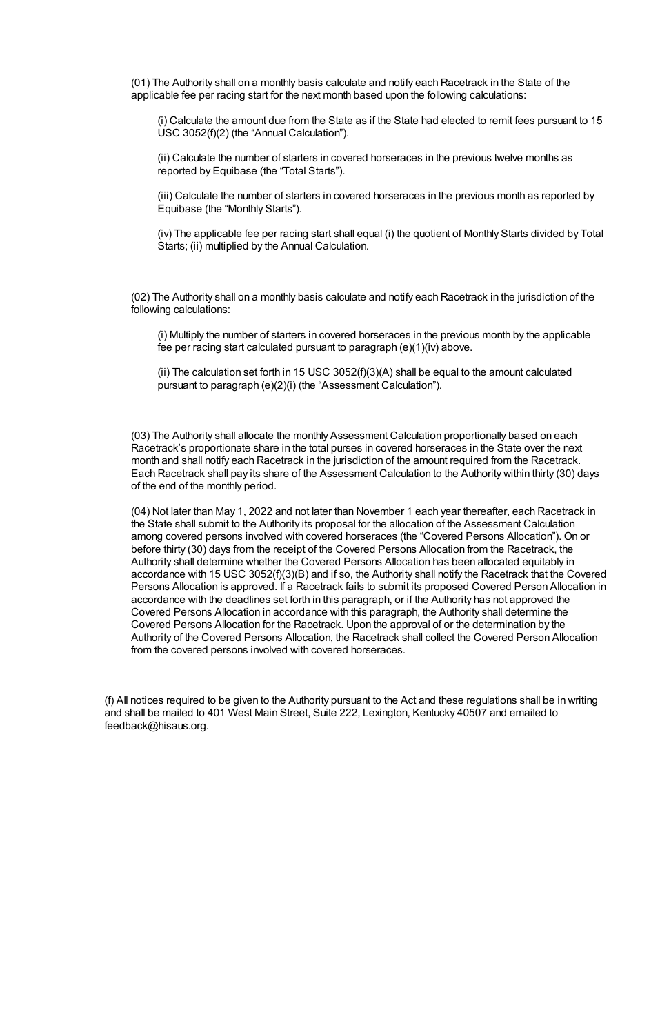(01) The Authority shall on a monthly basis calculate and notify each Racetrack in the State of the applicable fee per racing start for the next month based upon the following calculations:

(i) Calculate the amount due from the State as if the State had elected to remit fees pursuant to 15 USC 3052(f)(2) (the "Annual Calculation").

(ii) Calculate the number of starters in covered horseraces in the previous twelve months as reported by Equibase (the "Total Starts").

(iii) Calculate the number of starters in covered horseraces in the previous month as reported by Equibase (the "Monthly Starts").

(iv) The applicable fee per racing start shall equal (i) the quotient of Monthly Starts divided by Total Starts; (ii) multiplied by the Annual Calculation.

(02) The Authority shall on a monthly basis calculate and notify each Racetrack in the jurisdiction of the following calculations:

(i) Multiply the number of starters in covered horseraces in the previous month by the applicable fee per racing start calculated pursuant to paragraph (e)(1)(iv) above.

(ii) The calculation set forth in 15 USC 3052(f)(3)(A) shall be equal to the amount calculated pursuant to paragraph (e)(2)(i) (the "Assessment Calculation").

(03) The Authority shall allocate the monthly Assessment Calculation proportionally based on each Racetrack's proportionate share in the total purses in covered horseraces in the State over the next month and shall notify each Racetrack in the jurisdiction of the amount required from the Racetrack. Each Racetrack shall pay its share of the Assessment Calculation to the Authority within thirty (30) days of the end of the monthly period.

(04) Not later than May 1, 2022 and not later than November 1 each year thereafter, each Racetrack in the State shall submit to the Authority its proposal for the allocation of the Assessment Calculation among covered persons involved with covered horseraces (the "Covered Persons Allocation"). On or before thirty (30) days from the receipt of the Covered Persons Allocation from the Racetrack, the Authority shall determine whether the Covered Persons Allocation has been allocated equitably in accordance with 15 USC 3052(f)(3)(B) and if so, the Authority shall notify the Racetrack that the Covered Persons Allocation is approved. If a Racetrack fails to submit its proposed Covered Person Allocation in accordance with the deadlines set forth in this paragraph, or if the Authority has not approved the Covered Persons Allocation in accordance with this paragraph, the Authority shall determine the Covered Persons Allocation for the Racetrack. Upon the approval of or the determination by the Authority of the Covered Persons Allocation, the Racetrack shall collect the Covered Person Allocation from the covered persons involved with covered horseraces.

(f) All notices required to be given to the Authority pursuant to the Act and these regulations shall be in writing and shall be mailed to 401 West Main Street, Suite 222, Lexington, Kentucky 40507 and emailed to feedback@hisaus.org.